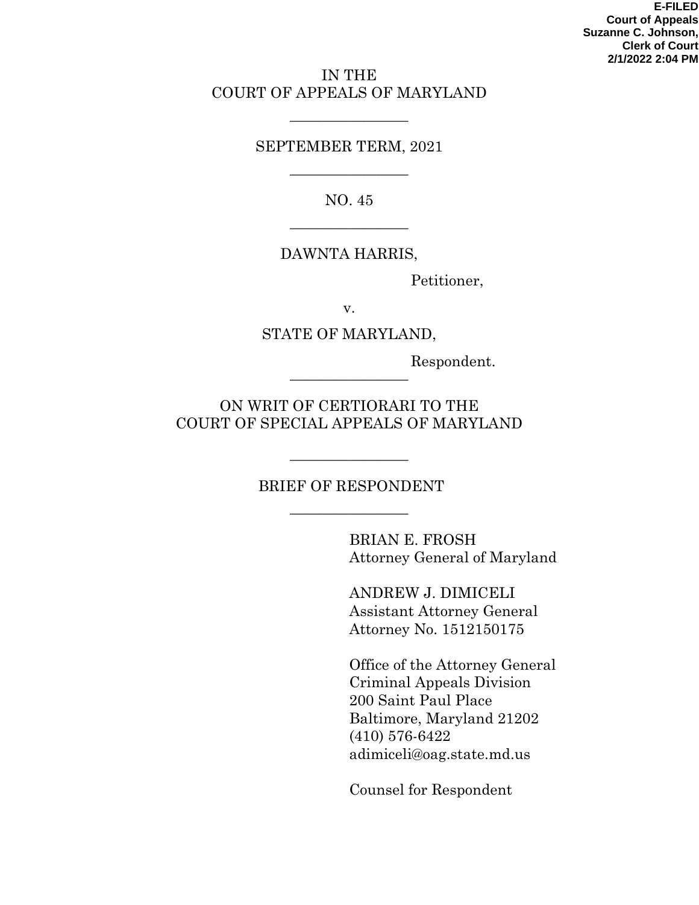**E-FILED**
**Court of Appeals**
**Suzanne C. Johnson,**
**Clerk of Court**
**2/1/2022 2:04 PM**

IN THE
COURT OF APPEALS OF MARYLAND

---

SEPTEMBER TERM, 2021

---

NO. 45

---

DAWNTA HARRIS,

Petitioner,

v.

STATE OF MARYLAND,

Respondent.

---

ON WRIT OF CERTIORARI TO THE
COURT OF SPECIAL APPEALS OF MARYLAND

---

BRIEF OF RESPONDENT

---

BRIAN E. FROSH
Attorney General of Maryland

ANDREW J. DIMICELI
Assistant Attorney General
Attorney No. 1512150175

Office of the Attorney General
Criminal Appeals Division
200 Saint Paul Place
Baltimore, Maryland 21202
(410) 576-6422
adimiceli@oag.state.md.us

Counsel for Respondent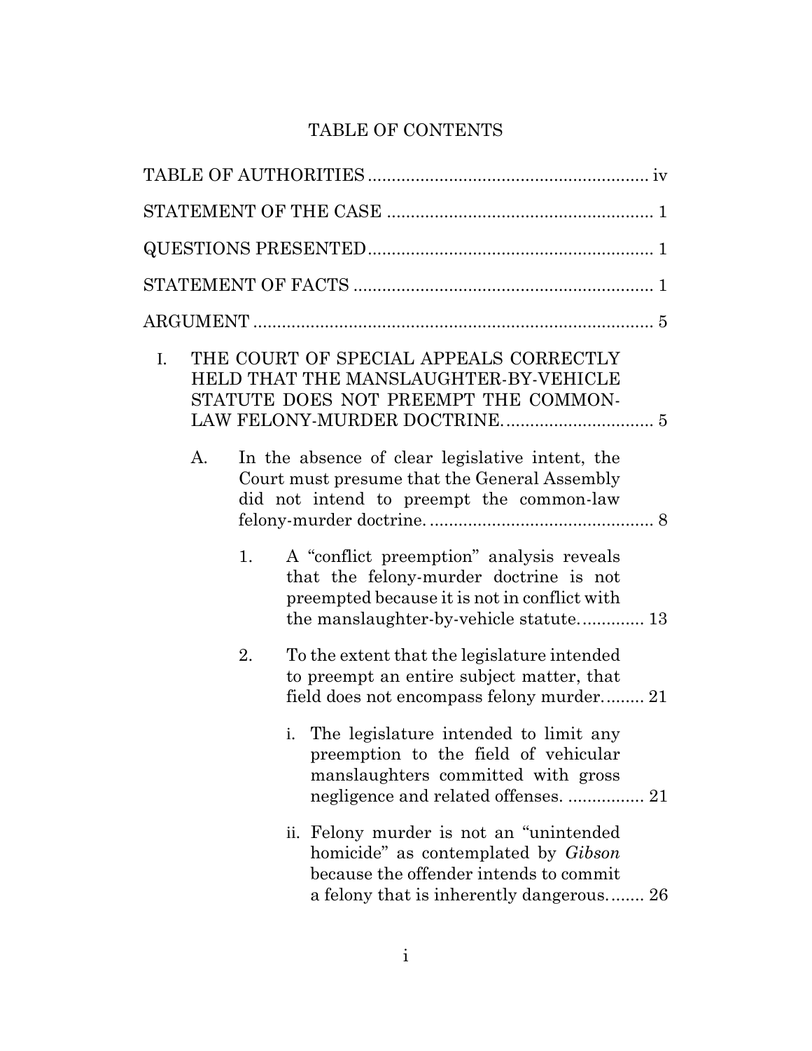# TABLE OF CONTENTS

TABLE OF AUTHORITIES .......................................................... iv

STATEMENT OF THE CASE ....................................................... 1

QUESTIONS PRESENTED........................................................... 1

STATEMENT OF FACTS .............................................................. 1

ARGUMENT ................................................................................... 5

I. THE COURT OF SPECIAL APPEALS CORRECTLY HELD THAT THE MANSLAUGHTER-BY-VEHICLE STATUTE DOES NOT PREEMPT THE COMMON-LAW FELONY-MURDER DOCTRINE. .............................. 5

   A. In the absence of clear legislative intent, the Court must presume that the General Assembly did not intend to preempt the common-law felony-murder doctrine. .............................................. 8

      1. A "conflict preemption" analysis reveals that the felony-murder doctrine is not preempted because it is not in conflict with the manslaughter-by-vehicle statute. ............ 13

      2. To the extent that the legislature intended to preempt an entire subject matter, that field does not encompass felony murder. ........ 21

         i. The legislature intended to limit any preemption to the field of vehicular manslaughters committed with gross negligence and related offenses. ................ 21

         ii. Felony murder is not an "unintended homicide" as contemplated by *Gibson* because the offender intends to commit a felony that is inherently dangerous. ....... 26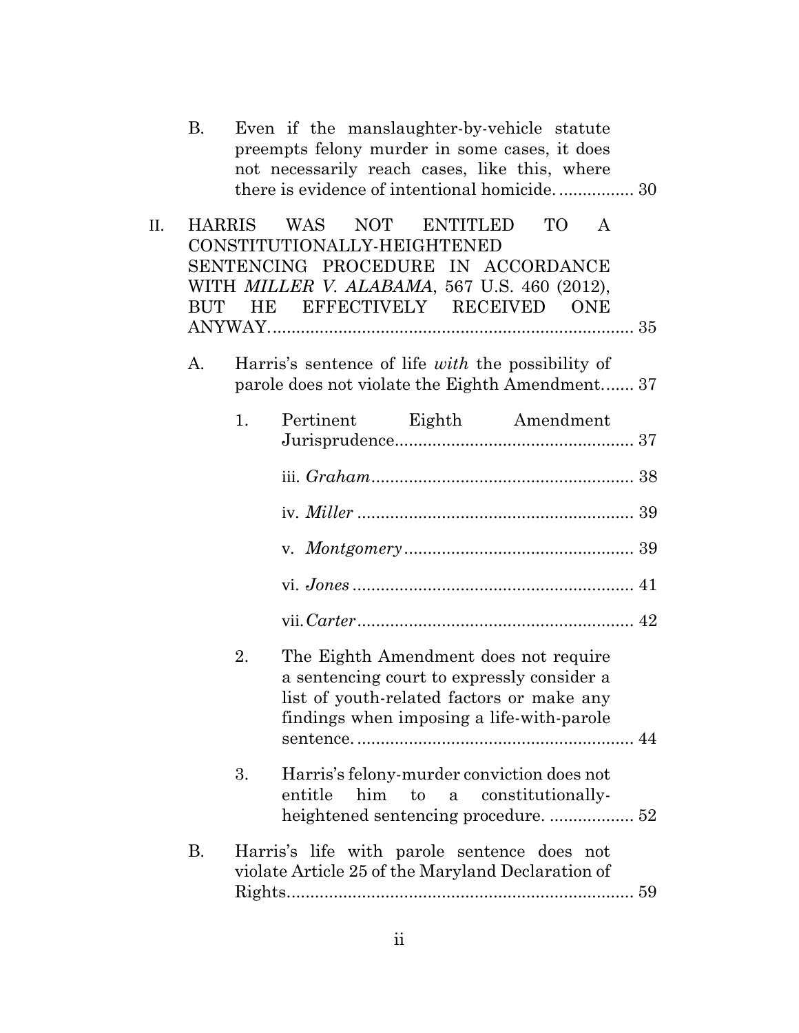B. Even if the manslaughter-by-vehicle statute preempts felony murder in some cases, it does not necessarily reach cases, like this, where there is evidence of intentional homicide. ................ 30

II. HARRIS WAS NOT ENTITLED TO A CONSTITUTIONALLY-HEIGHTENED SENTENCING PROCEDURE IN ACCORDANCE WITH *MILLER V. ALABAMA*, 567 U.S. 460 (2012), BUT HE EFFECTIVELY RECEIVED ONE ANYWAY. ............................................................................ 35

A. Harris's sentence of life *with* the possibility of parole does not violate the Eighth Amendment....... 37

1. Pertinent Eighth Amendment Jurisprudence................................................... 37

iii. *Graham*........................................................ 38

iv. *Miller* ........................................................... 39

v. *Montgomery* ................................................. 39

vi. *Jones* ............................................................ 41

vii. *Carter* ........................................................... 42

2. The Eighth Amendment does not require a sentencing court to expressly consider a list of youth-related factors or make any findings when imposing a life-with-parole sentence. ........................................................... 44

3. Harris's felony-murder conviction does not entitle him to a constitutionally-heightened sentencing procedure. .................. 52

B. Harris's life with parole sentence does not violate Article 25 of the Maryland Declaration of Rights.......................................................................... 59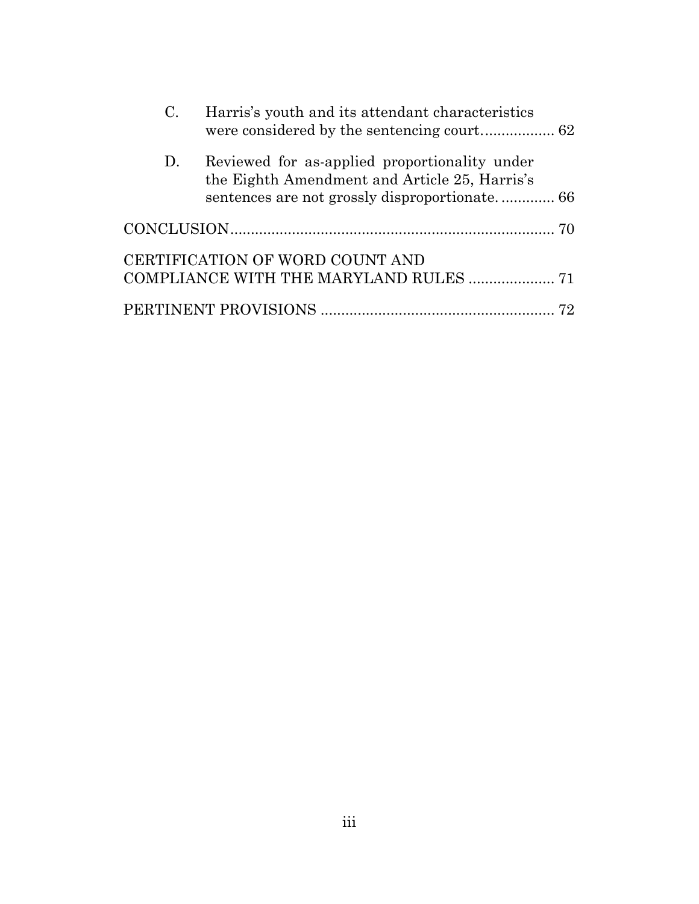C. Harris's youth and its attendant characteristics were considered by the sentencing court.................. 62

D. Reviewed for as-applied proportionality under the Eighth Amendment and Article 25, Harris's sentences are not grossly disproportionate. ............. 66

CONCLUSION................................................................................ 70

CERTIFICATION OF WORD COUNT AND COMPLIANCE WITH THE MARYLAND RULES ..................... 71

PERTINENT PROVISIONS ......................................................... 72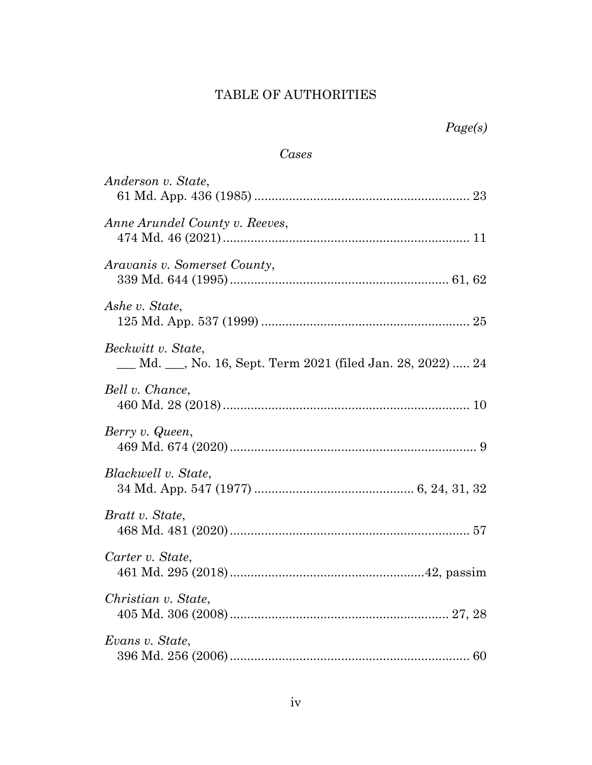# TABLE OF AUTHORITIES

*Page(s)*

*Cases*

*Anderson v. State*,
61 Md. App. 436 (1985) .............................................................. 23

*Anne Arundel County v. Reeves*,
474 Md. 46 (2021) ...................................................................... 11

*Aravanis v. Somerset County*,
339 Md. 644 (1995) .............................................................. 61, 62

*Ashe v. State*,
125 Md. App. 537 (1999) ............................................................ 25

*Beckwitt v. State*,
___ Md. ___, No. 16, Sept. Term 2021 (filed Jan. 28, 2022) ..... 24

*Bell v. Chance*,
460 Md. 28 (2018) ...................................................................... 10

*Berry v. Queen*,
469 Md. 674 (2020) ...................................................................... 9

*Blackwell v. State*,
34 Md. App. 547 (1977) .............................................. 6, 24, 31, 32

*Bratt v. State*,
468 Md. 481 (2020) ..................................................................... 57

*Carter v. State*,
461 Md. 295 (2018) .......................................................42, passim

*Christian v. State*,
405 Md. 306 (2008) .............................................................. 27, 28

*Evans v. State*,
396 Md. 256 (2006) ..................................................................... 60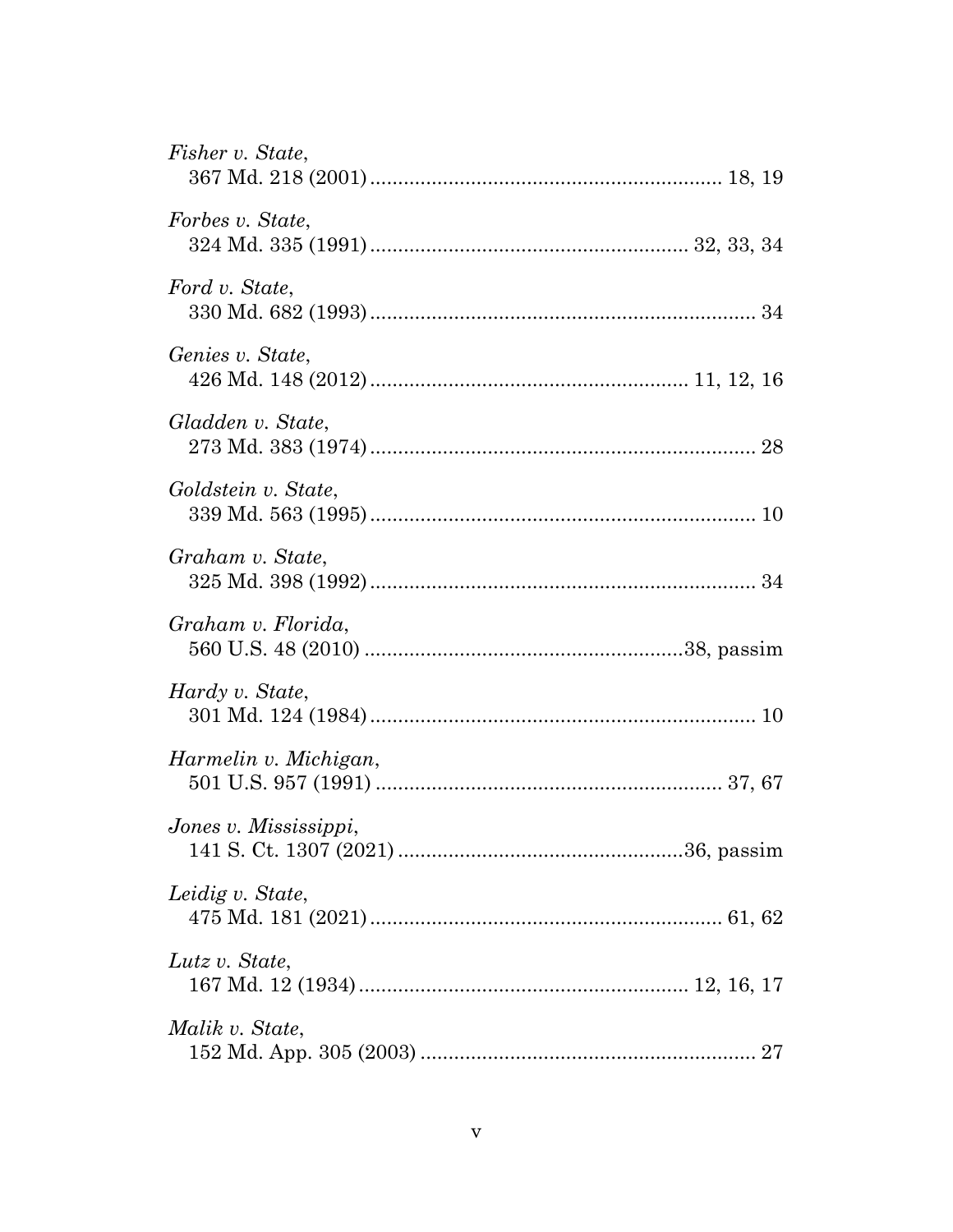*Fisher v. State*,
367 Md. 218 (2001) .............................................................. 18, 19

*Forbes v. State*,
324 Md. 335 (1991) ........................................................ 32, 33, 34

*Ford v. State*,
330 Md. 682 (1993) ..................................................................... 34

*Genies v. State*,
426 Md. 148 (2012) ....................................................... 11, 12, 16

*Gladden v. State*,
273 Md. 383 (1974) ..................................................................... 28

*Goldstein v. State*,
339 Md. 563 (1995) ..................................................................... 10

*Graham v. State*,
325 Md. 398 (1992) ..................................................................... 34

*Graham v. Florida*,
560 U.S. 48 (2010) .........................................................38, passim

*Hardy v. State*,
301 Md. 124 (1984) ..................................................................... 10

*Harmelin v. Michigan*,
501 U.S. 957 (1991) .............................................................. 37, 67

*Jones v. Mississippi*,
141 S. Ct. 1307 (2021) ..................................................36, passim

*Leidig v. State*,
475 Md. 181 (2021) ............................................................... 61, 62

*Lutz v. State*,
167 Md. 12 (1934) ........................................................... 12, 16, 17

*Malik v. State*,
152 Md. App. 305 (2003) ............................................................ 27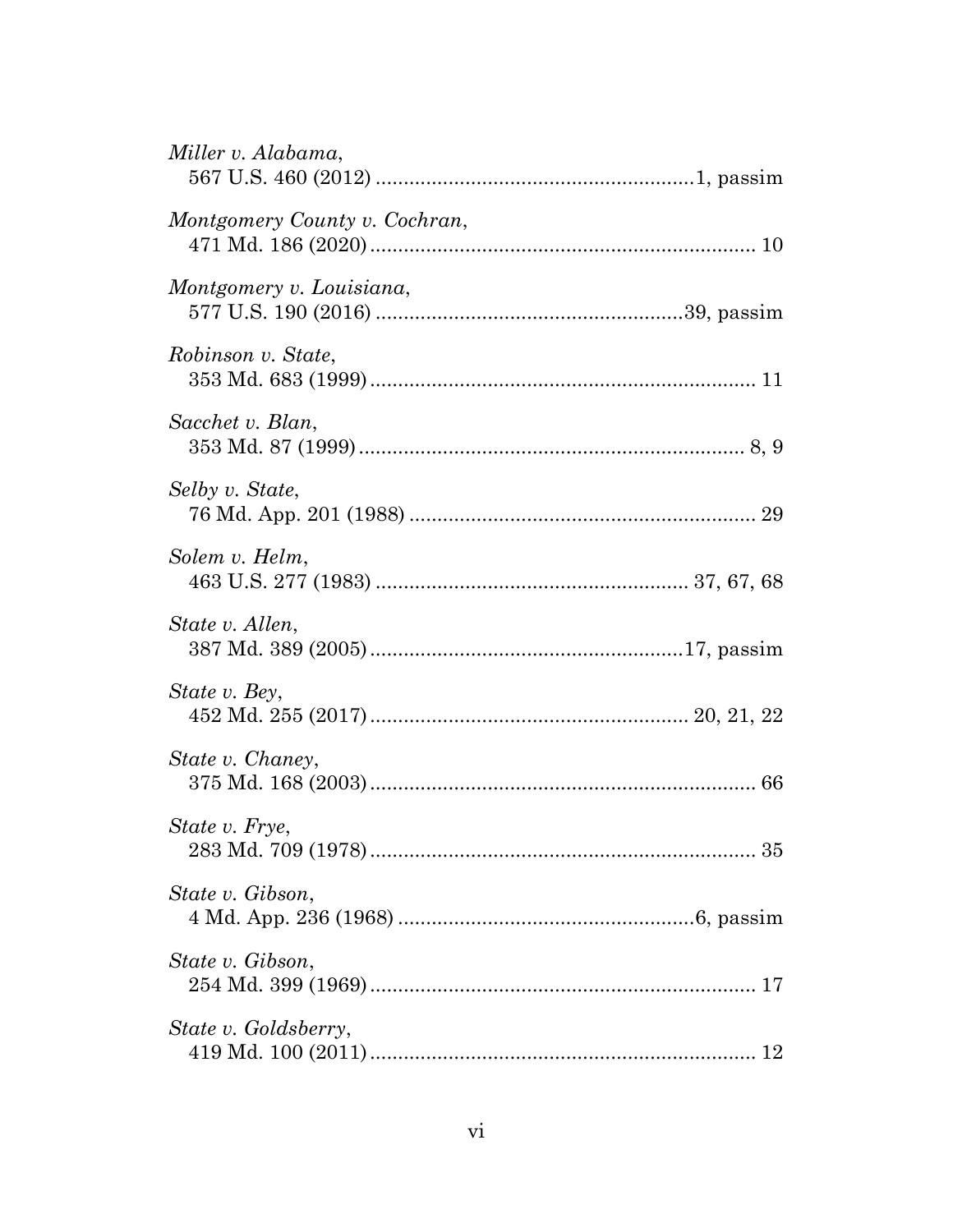*Miller v. Alabama*,
567 U.S. 460 (2012) ........................................................1, passim

*Montgomery County v. Cochran*,
471 Md. 186 (2020) ..................................................................... 10

*Montgomery v. Louisiana*,
577 U.S. 190 (2016) ......................................................39, passim

*Robinson v. State*,
353 Md. 683 (1999) ..................................................................... 11

*Sacchet v. Blan*,
353 Md. 87 (1999) ..................................................................... 8, 9

*Selby v. State*,
76 Md. App. 201 (1988) .............................................................. 29

*Solem v. Helm*,
463 U.S. 277 (1983) ....................................................... 37, 67, 68

*State v. Allen*,
387 Md. 389 (2005) ........................................................17, passim

*State v. Bey*,
452 Md. 255 (2017) ........................................................ 20, 21, 22

*State v. Chaney*,
375 Md. 168 (2003) ..................................................................... 66

*State v. Frye*,
283 Md. 709 (1978) ..................................................................... 35

*State v. Gibson*,
4 Md. App. 236 (1968) ....................................................6, passim

*State v. Gibson*,
254 Md. 399 (1969) ..................................................................... 17

*State v. Goldsberry*,
419 Md. 100 (2011) ..................................................................... 12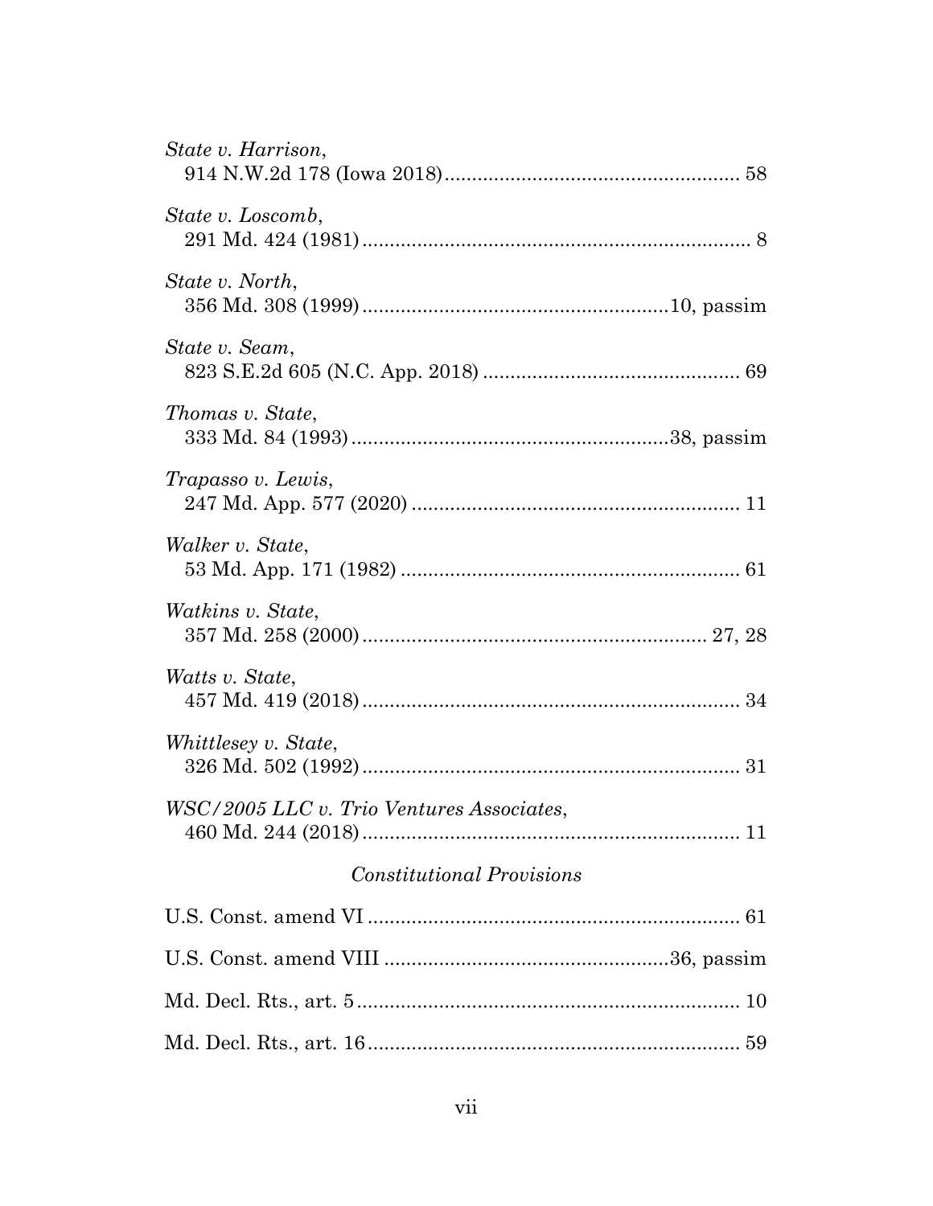*State v. Harrison*,
914 N.W.2d 178 (Iowa 2018) ...................................................... 58

*State v. Loscomb*,
291 Md. 424 (1981) ....................................................................... 8

*State v. North*,
356 Md. 308 (1999) .......................................................10, passim

*State v. Seam*,
823 S.E.2d 605 (N.C. App. 2018) ............................................... 69

*Thomas v. State*,
333 Md. 84 (1993) .........................................................38, passim

*Trapasso v. Lewis*,
247 Md. App. 577 (2020) ............................................................ 11

*Walker v. State*,
53 Md. App. 171 (1982) .............................................................. 61

*Watkins v. State*,
357 Md. 258 (2000) ................................................................ 27, 28

*Watts v. State*,
457 Md. 419 (2018) ..................................................................... 34

*Whittlesey v. State*,
326 Md. 502 (1992) ..................................................................... 31

*WSC/2005 LLC v. Trio Ventures Associates*,
460 Md. 244 (2018) ..................................................................... 11

### *Constitutional Provisions*

U.S. Const. amend VI .................................................................... 61

U.S. Const. amend VIII ...................................................36, passim

Md. Decl. Rts., art. 5 ....................................................................... 10

Md. Decl. Rts., art. 16 ..................................................................... 59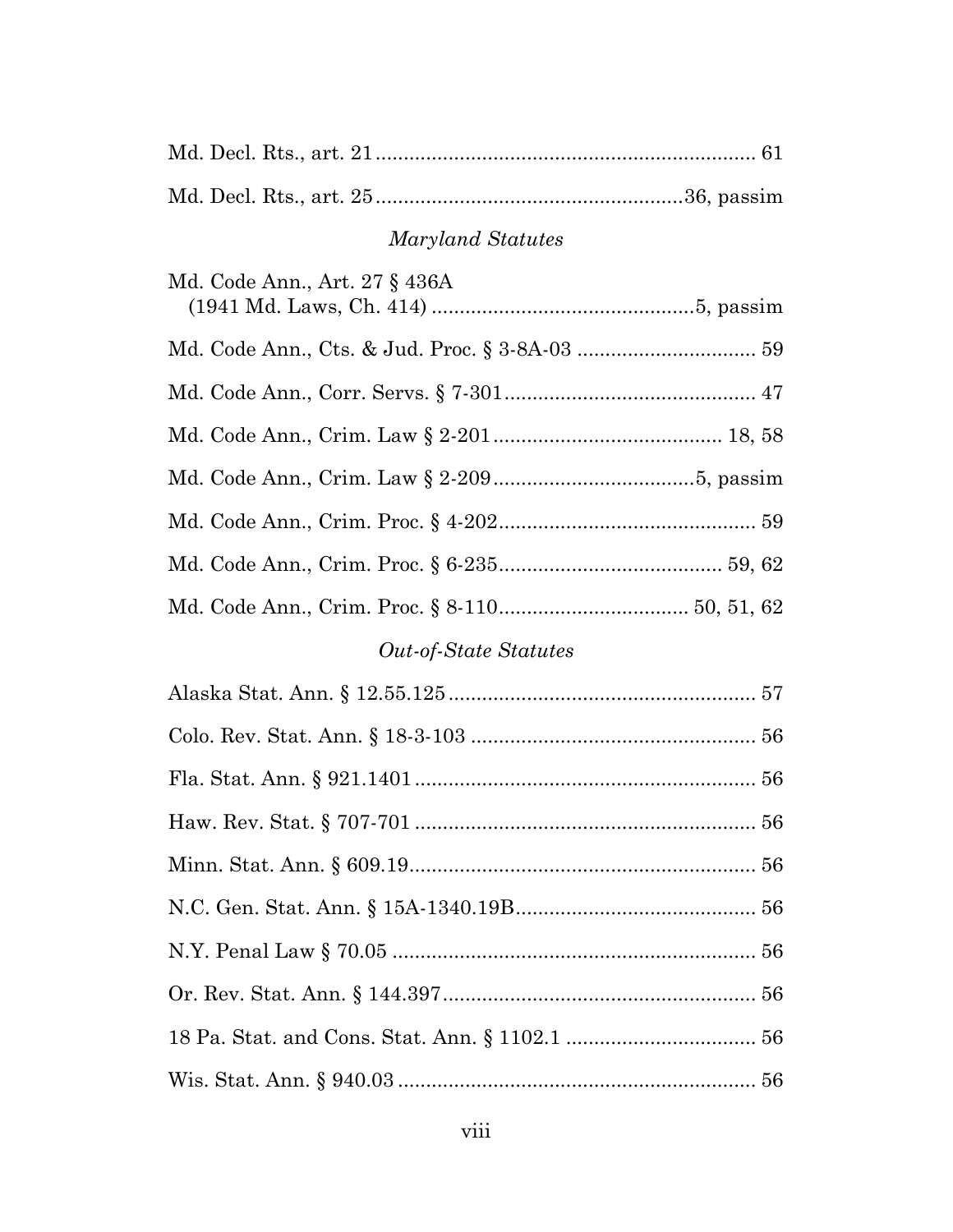Md. Decl. Rts., art. 21 .................................................................... 61

Md. Decl. Rts., art. 25 ......................................................36, passim

*Maryland Statutes*

Md. Code Ann., Art. 27 § 436A
(1941 Md. Laws, Ch. 414) ...............................................5, passim

Md. Code Ann., Cts. & Jud. Proc. § 3-8A-03 ................................ 59

Md. Code Ann., Corr. Servs. § 7-301............................................. 47

Md. Code Ann., Crim. Law § 2-201......................................... 18, 58

Md. Code Ann., Crim. Law § 2-209....................................5, passim

Md. Code Ann., Crim. Proc. § 4-202.............................................. 59

Md. Code Ann., Crim. Proc. § 6-235........................................ 59, 62

Md. Code Ann., Crim. Proc. § 8-110................................. 50, 51, 62

*Out-of-State Statutes*

Alaska Stat. Ann. § 12.55.125....................................................... 57

Colo. Rev. Stat. Ann. § 18-3-103 ................................................... 56

Fla. Stat. Ann. § 921.1401............................................................. 56

Haw. Rev. Stat. § 707-701 ............................................................. 56

Minn. Stat. Ann. § 609.19.............................................................. 56

N.C. Gen. Stat. Ann. § 15A-1340.19B............................................ 56

N.Y. Penal Law § 70.05 ................................................................. 56

Or. Rev. Stat. Ann. § 144.397........................................................ 56

18 Pa. Stat. and Cons. Stat. Ann. § 1102.1 .................................. 56

Wis. Stat. Ann. § 940.03 ................................................................. 56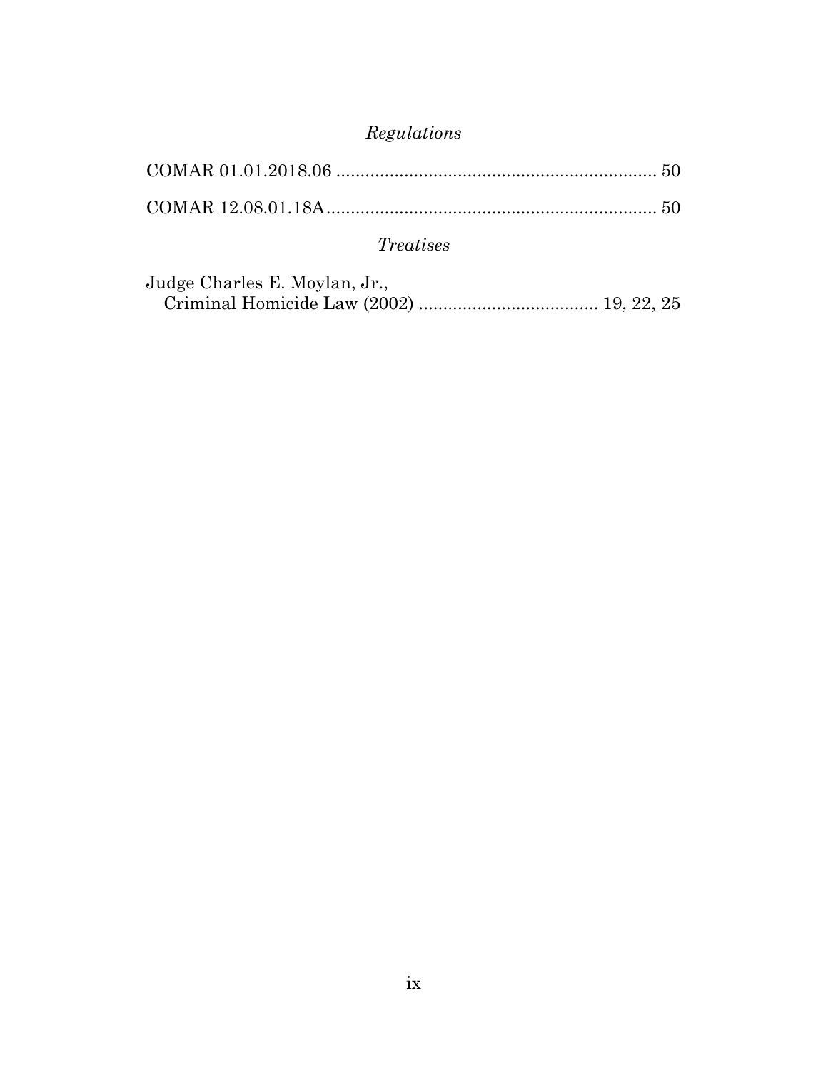*Regulations*

COMAR 01.01.2018.06 .................................................................. 50

COMAR 12.08.01.18A.................................................................... 50

*Treatises*

Judge Charles E. Moylan, Jr.,
Criminal Homicide Law (2002) ..................................... 19, 22, 25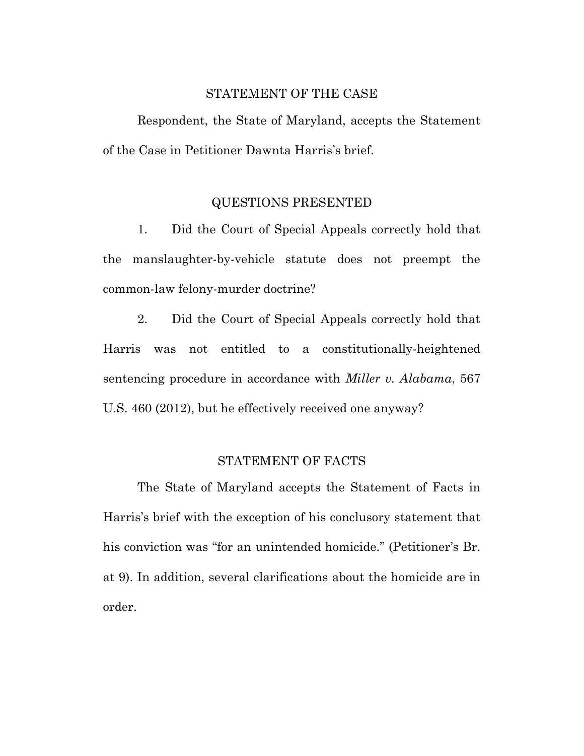## STATEMENT OF THE CASE

Respondent, the State of Maryland, accepts the Statement of the Case in Petitioner Dawnta Harris's brief.

## QUESTIONS PRESENTED

1. Did the Court of Special Appeals correctly hold that the manslaughter-by-vehicle statute does not preempt the common-law felony-murder doctrine?

2. Did the Court of Special Appeals correctly hold that Harris was not entitled to a constitutionally-heightened sentencing procedure in accordance with *Miller v. Alabama*, 567 U.S. 460 (2012), but he effectively received one anyway?

## STATEMENT OF FACTS

The State of Maryland accepts the Statement of Facts in Harris's brief with the exception of his conclusory statement that his conviction was "for an unintended homicide." (Petitioner's Br. at 9). In addition, several clarifications about the homicide are in order.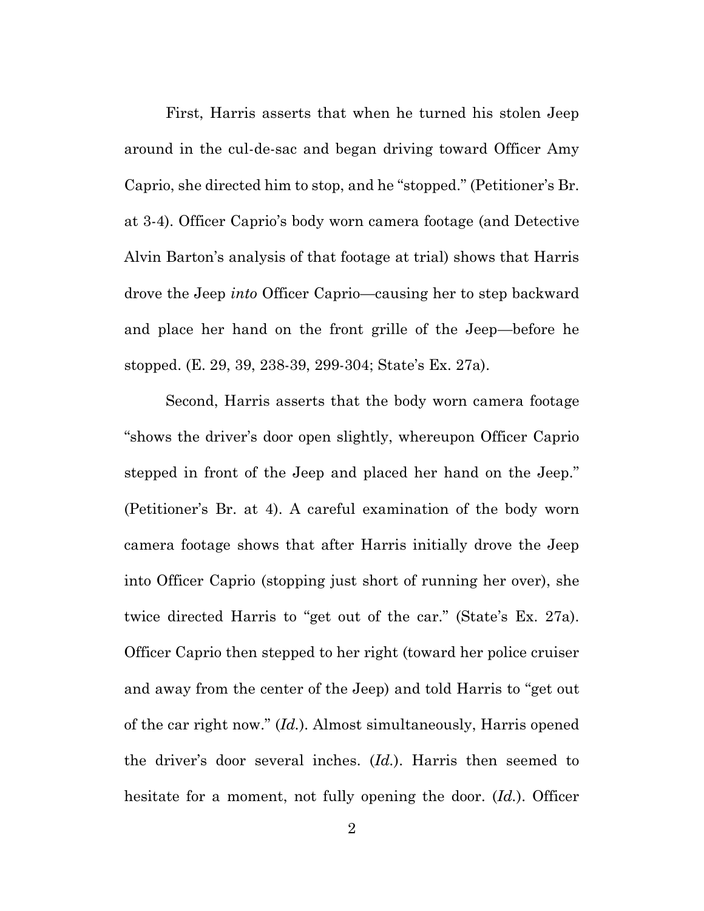First, Harris asserts that when he turned his stolen Jeep around in the cul-de-sac and began driving toward Officer Amy Caprio, she directed him to stop, and he "stopped." (Petitioner's Br. at 3-4). Officer Caprio's body worn camera footage (and Detective Alvin Barton's analysis of that footage at trial) shows that Harris drove the Jeep *into* Officer Caprio—causing her to step backward and place her hand on the front grille of the Jeep—before he stopped. (E. 29, 39, 238-39, 299-304; State's Ex. 27a).

Second, Harris asserts that the body worn camera footage "shows the driver's door open slightly, whereupon Officer Caprio stepped in front of the Jeep and placed her hand on the Jeep." (Petitioner's Br. at 4). A careful examination of the body worn camera footage shows that after Harris initially drove the Jeep into Officer Caprio (stopping just short of running her over), she twice directed Harris to "get out of the car." (State's Ex. 27a). Officer Caprio then stepped to her right (toward her police cruiser and away from the center of the Jeep) and told Harris to "get out of the car right now." (*Id.*). Almost simultaneously, Harris opened the driver's door several inches. (*Id.*). Harris then seemed to hesitate for a moment, not fully opening the door. (*Id.*). Officer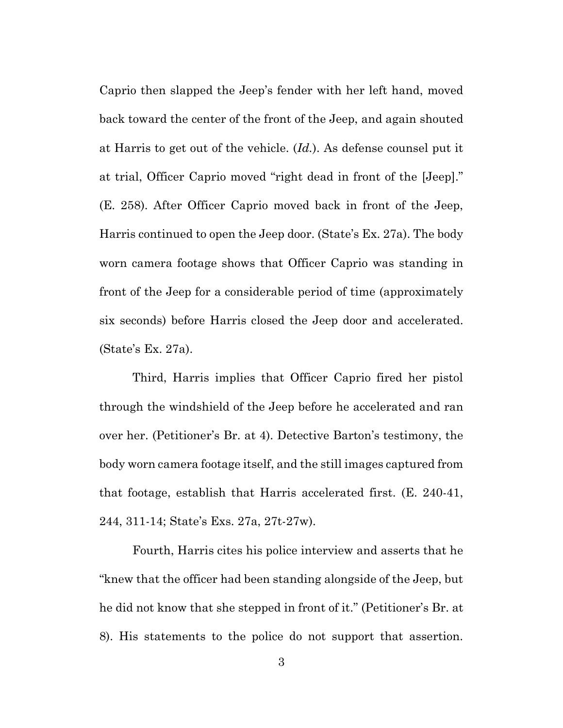Caprio then slapped the Jeep's fender with her left hand, moved back toward the center of the front of the Jeep, and again shouted at Harris to get out of the vehicle. (*Id.*). As defense counsel put it at trial, Officer Caprio moved "right dead in front of the [Jeep]." (E. 258). After Officer Caprio moved back in front of the Jeep, Harris continued to open the Jeep door. (State's Ex. 27a). The body worn camera footage shows that Officer Caprio was standing in front of the Jeep for a considerable period of time (approximately six seconds) before Harris closed the Jeep door and accelerated. (State's Ex. 27a).

Third, Harris implies that Officer Caprio fired her pistol through the windshield of the Jeep before he accelerated and ran over her. (Petitioner's Br. at 4). Detective Barton's testimony, the body worn camera footage itself, and the still images captured from that footage, establish that Harris accelerated first. (E. 240-41, 244, 311-14; State's Exs. 27a, 27t-27w).

Fourth, Harris cites his police interview and asserts that he "knew that the officer had been standing alongside of the Jeep, but he did not know that she stepped in front of it." (Petitioner's Br. at 8). His statements to the police do not support that assertion.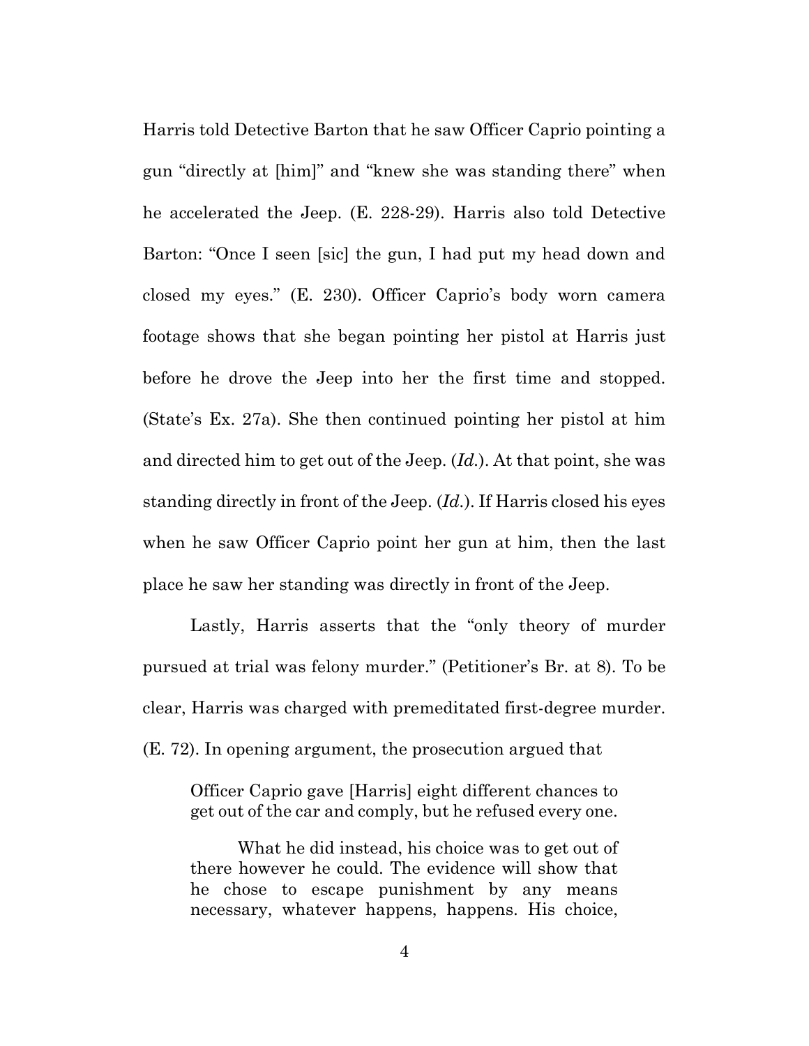Harris told Detective Barton that he saw Officer Caprio pointing a gun "directly at [him]" and "knew she was standing there" when he accelerated the Jeep. (E. 228-29). Harris also told Detective Barton: "Once I seen [sic] the gun, I had put my head down and closed my eyes." (E. 230). Officer Caprio's body worn camera footage shows that she began pointing her pistol at Harris just before he drove the Jeep into her the first time and stopped. (State's Ex. 27a). She then continued pointing her pistol at him and directed him to get out of the Jeep. (*Id.*). At that point, she was standing directly in front of the Jeep. (*Id.*). If Harris closed his eyes when he saw Officer Caprio point her gun at him, then the last place he saw her standing was directly in front of the Jeep.

Lastly, Harris asserts that the "only theory of murder pursued at trial was felony murder." (Petitioner's Br. at 8). To be clear, Harris was charged with premeditated first-degree murder. (E. 72). In opening argument, the prosecution argued that

> Officer Caprio gave [Harris] eight different chances to get out of the car and comply, but he refused every one.
>
> What he did instead, his choice was to get out of there however he could. The evidence will show that he chose to escape punishment by any means necessary, whatever happens, happens. His choice,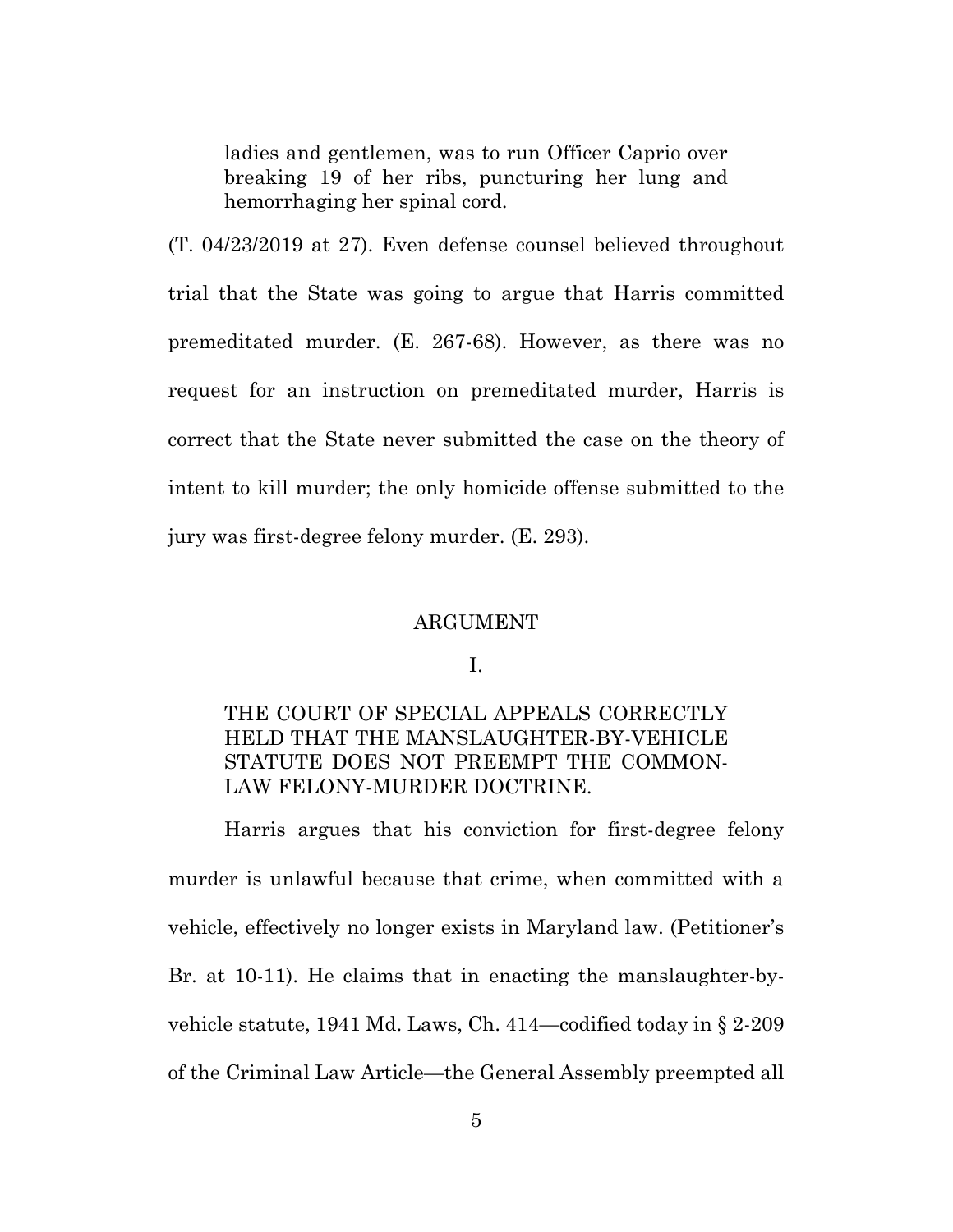> ladies and gentlemen, was to run Officer Caprio over breaking 19 of her ribs, puncturing her lung and hemorrhaging her spinal cord.

(T. 04/23/2019 at 27). Even defense counsel believed throughout trial that the State was going to argue that Harris committed premeditated murder. (E. 267-68). However, as there was no request for an instruction on premeditated murder, Harris is correct that the State never submitted the case on the theory of intent to kill murder; the only homicide offense submitted to the jury was first-degree felony murder. (E. 293).

## ARGUMENT

### I.

### THE COURT OF SPECIAL APPEALS CORRECTLY HELD THAT THE MANSLAUGHTER-BY-VEHICLE STATUTE DOES NOT PREEMPT THE COMMON-LAW FELONY-MURDER DOCTRINE.

Harris argues that his conviction for first-degree felony murder is unlawful because that crime, when committed with a vehicle, effectively no longer exists in Maryland law. (Petitioner's Br. at 10-11). He claims that in enacting the manslaughter-by-vehicle statute, 1941 Md. Laws, Ch. 414—codified today in § 2-209 of the Criminal Law Article—the General Assembly preempted all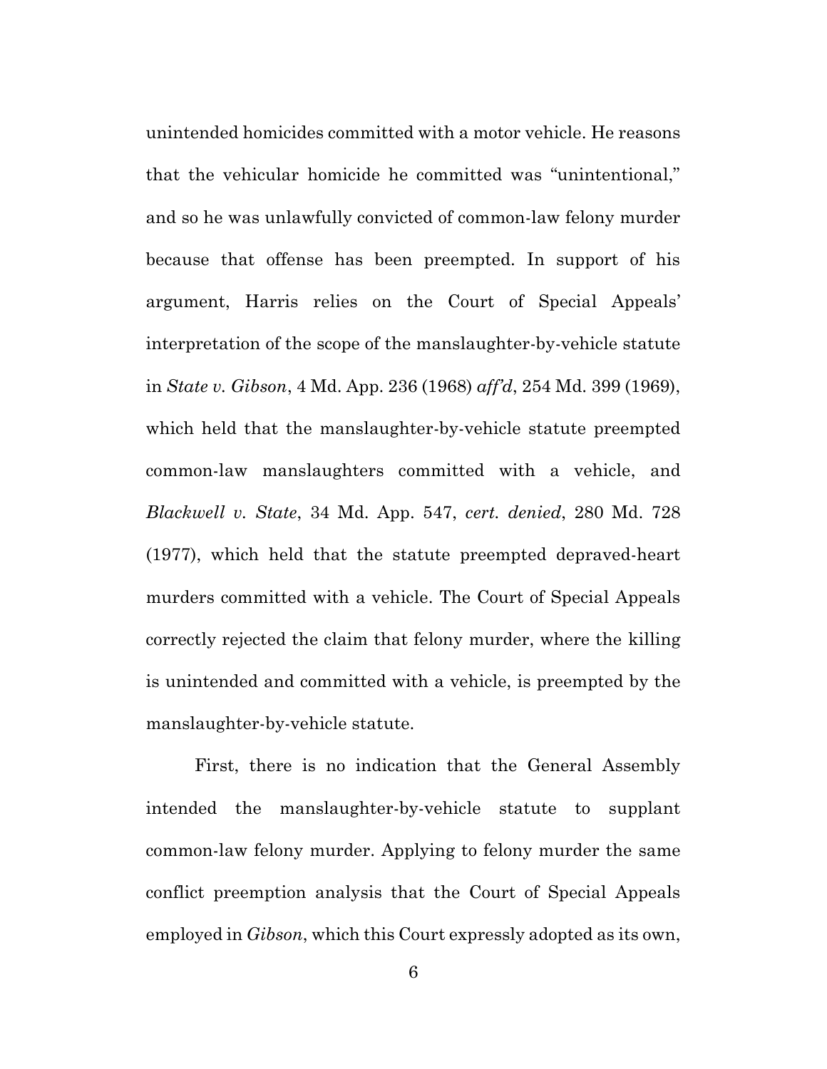unintended homicides committed with a motor vehicle. He reasons that the vehicular homicide he committed was "unintentional," and so he was unlawfully convicted of common-law felony murder because that offense has been preempted. In support of his argument, Harris relies on the Court of Special Appeals' interpretation of the scope of the manslaughter-by-vehicle statute in *State v. Gibson*, 4 Md. App. 236 (1968) *aff'd*, 254 Md. 399 (1969), which held that the manslaughter-by-vehicle statute preempted common-law manslaughters committed with a vehicle, and *Blackwell v. State*, 34 Md. App. 547, *cert. denied*, 280 Md. 728 (1977), which held that the statute preempted depraved-heart murders committed with a vehicle. The Court of Special Appeals correctly rejected the claim that felony murder, where the killing is unintended and committed with a vehicle, is preempted by the manslaughter-by-vehicle statute.

First, there is no indication that the General Assembly intended the manslaughter-by-vehicle statute to supplant common-law felony murder. Applying to felony murder the same conflict preemption analysis that the Court of Special Appeals employed in *Gibson*, which this Court expressly adopted as its own,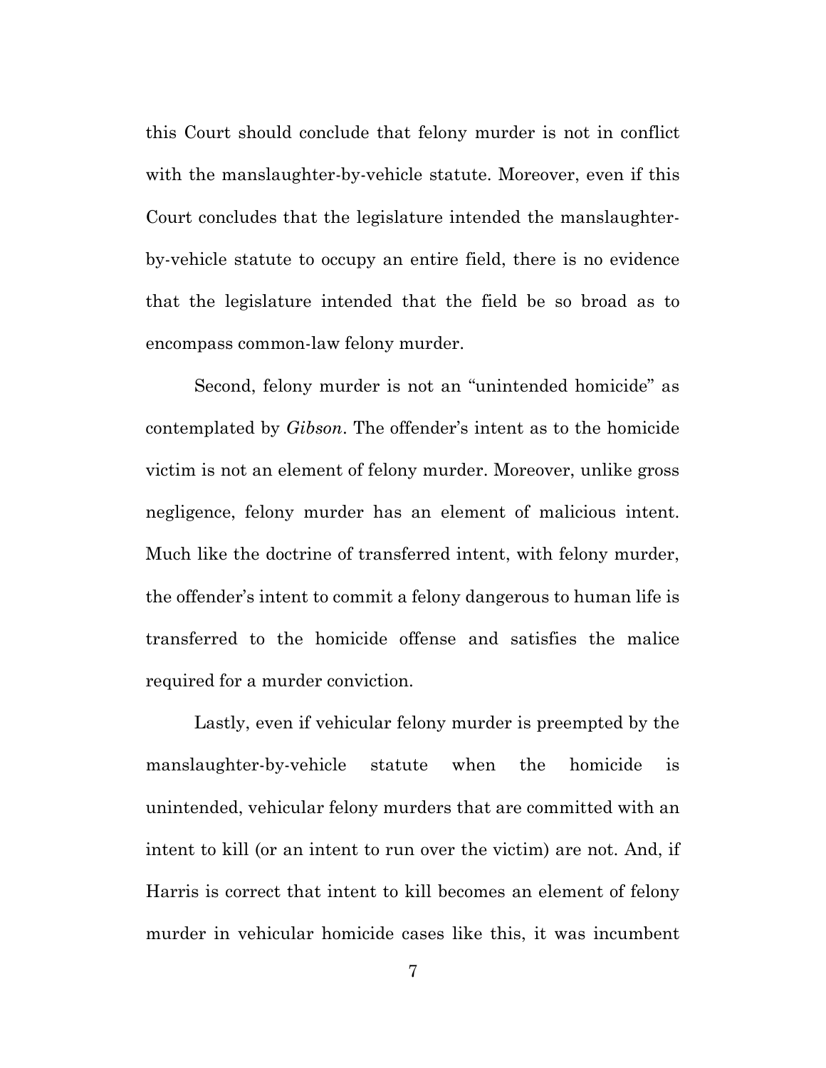this Court should conclude that felony murder is not in conflict with the manslaughter-by-vehicle statute. Moreover, even if this Court concludes that the legislature intended the manslaughter-by-vehicle statute to occupy an entire field, there is no evidence that the legislature intended that the field be so broad as to encompass common-law felony murder.

Second, felony murder is not an "unintended homicide" as contemplated by *Gibson*. The offender's intent as to the homicide victim is not an element of felony murder. Moreover, unlike gross negligence, felony murder has an element of malicious intent. Much like the doctrine of transferred intent, with felony murder, the offender's intent to commit a felony dangerous to human life is transferred to the homicide offense and satisfies the malice required for a murder conviction.

Lastly, even if vehicular felony murder is preempted by the manslaughter-by-vehicle statute when the homicide is unintended, vehicular felony murders that are committed with an intent to kill (or an intent to run over the victim) are not. And, if Harris is correct that intent to kill becomes an element of felony murder in vehicular homicide cases like this, it was incumbent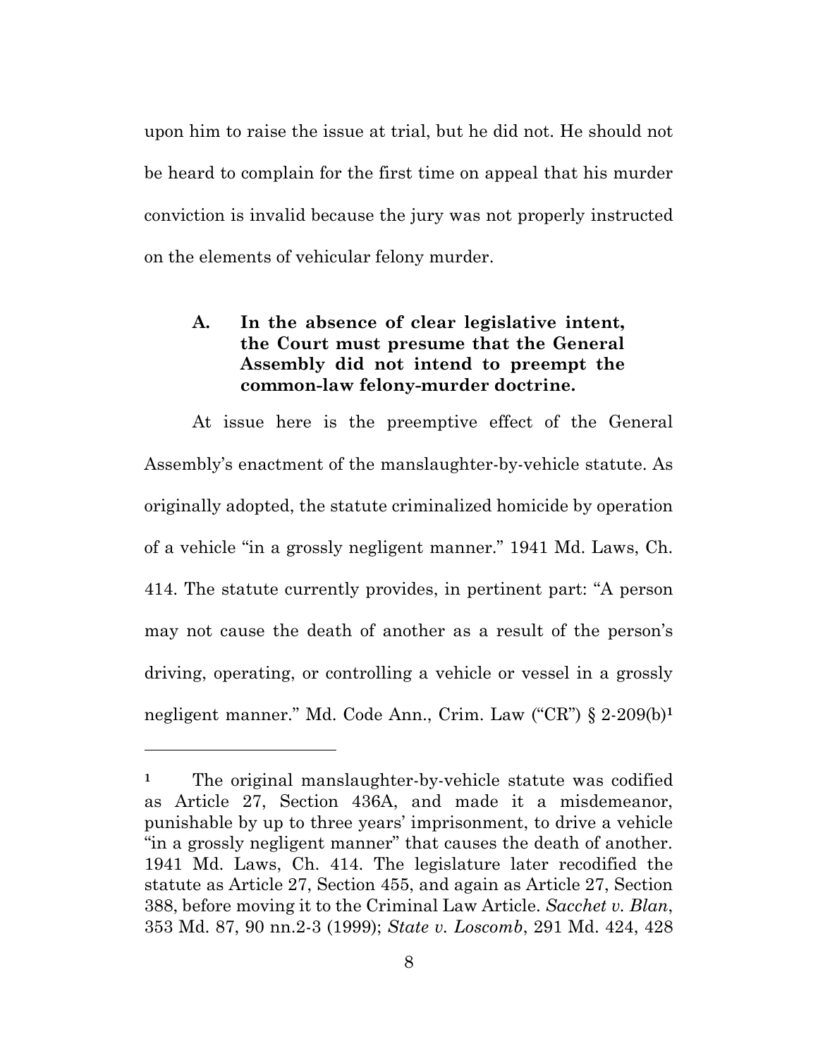upon him to raise the issue at trial, but he did not. He should not be heard to complain for the first time on appeal that his murder conviction is invalid because the jury was not properly instructed on the elements of vehicular felony murder.

### A. In the absence of clear legislative intent, the Court must presume that the General Assembly did not intend to preempt the common-law felony-murder doctrine.

At issue here is the preemptive effect of the General Assembly's enactment of the manslaughter-by-vehicle statute. As originally adopted, the statute criminalized homicide by operation of a vehicle "in a grossly negligent manner." 1941 Md. Laws, Ch. 414. The statute currently provides, in pertinent part: "A person may not cause the death of another as a result of the person's driving, operating, or controlling a vehicle or vessel in a grossly negligent manner." Md. Code Ann., Crim. Law ("CR") § 2-209(b)[1]

---

[1] The original manslaughter-by-vehicle statute was codified as Article 27, Section 436A, and made it a misdemeanor, punishable by up to three years' imprisonment, to drive a vehicle "in a grossly negligent manner" that causes the death of another. 1941 Md. Laws, Ch. 414. The legislature later recodified the statute as Article 27, Section 455, and again as Article 27, Section 388, before moving it to the Criminal Law Article. *Sacchet v. Blan*, 353 Md. 87, 90 nn.2-3 (1999); *State v. Loscomb*, 291 Md. 424, 428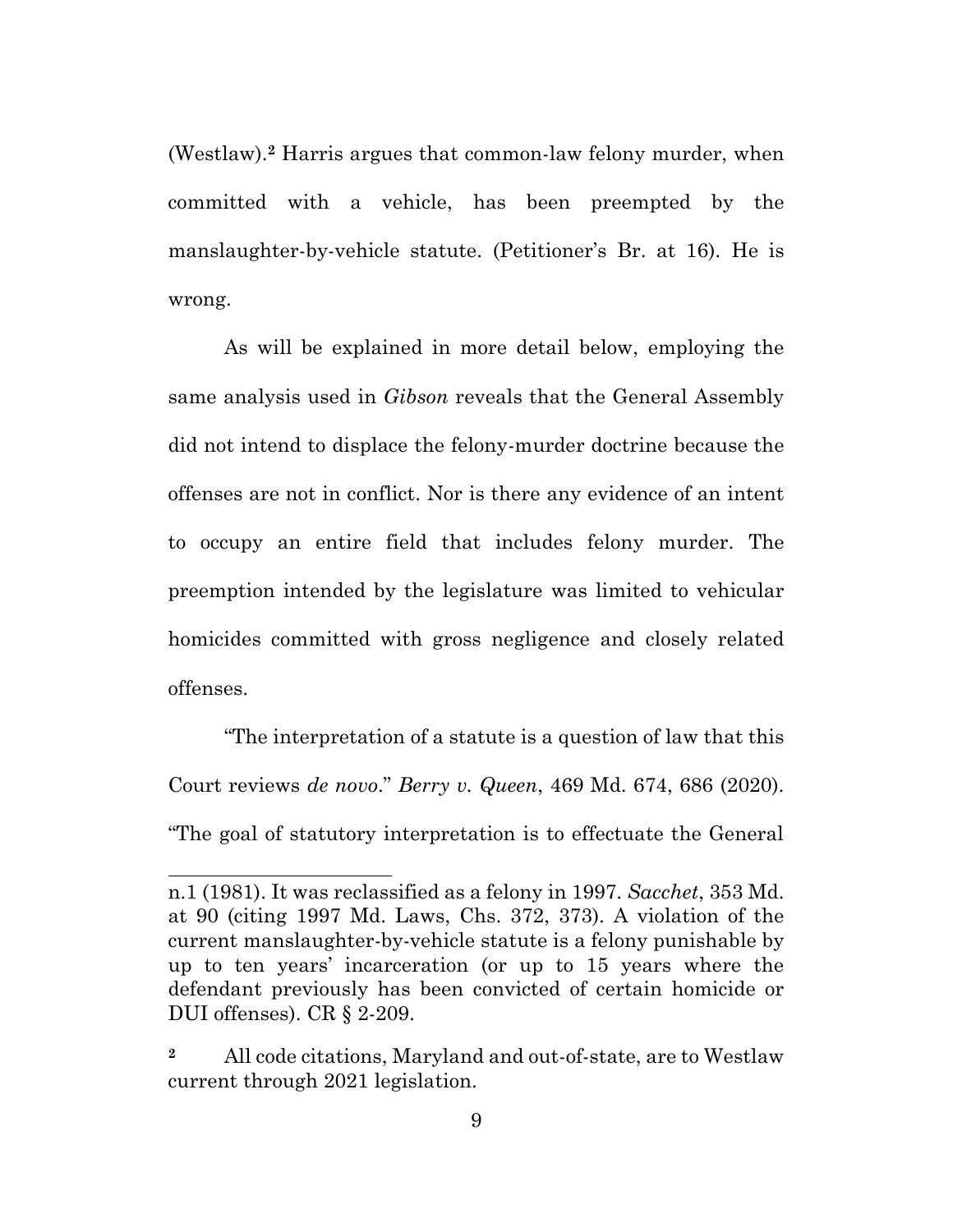(Westlaw).[2] Harris argues that common-law felony murder, when committed with a vehicle, has been preempted by the manslaughter-by-vehicle statute. (Petitioner's Br. at 16). He is wrong.

As will be explained in more detail below, employing the same analysis used in *Gibson* reveals that the General Assembly did not intend to displace the felony-murder doctrine because the offenses are not in conflict. Nor is there any evidence of an intent to occupy an entire field that includes felony murder. The preemption intended by the legislature was limited to vehicular homicides committed with gross negligence and closely related offenses.

"The interpretation of a statute is a question of law that this Court reviews *de novo*." *Berry v. Queen*, 469 Md. 674, 686 (2020). "The goal of statutory interpretation is to effectuate the General

---

n.1 (1981). It was reclassified as a felony in 1997. *Sacchet*, 353 Md. at 90 (citing 1997 Md. Laws, Chs. 372, 373). A violation of the current manslaughter-by-vehicle statute is a felony punishable by up to ten years' incarceration (or up to 15 years where the defendant previously has been convicted of certain homicide or DUI offenses). CR § 2-209.

[2] All code citations, Maryland and out-of-state, are to Westlaw current through 2021 legislation.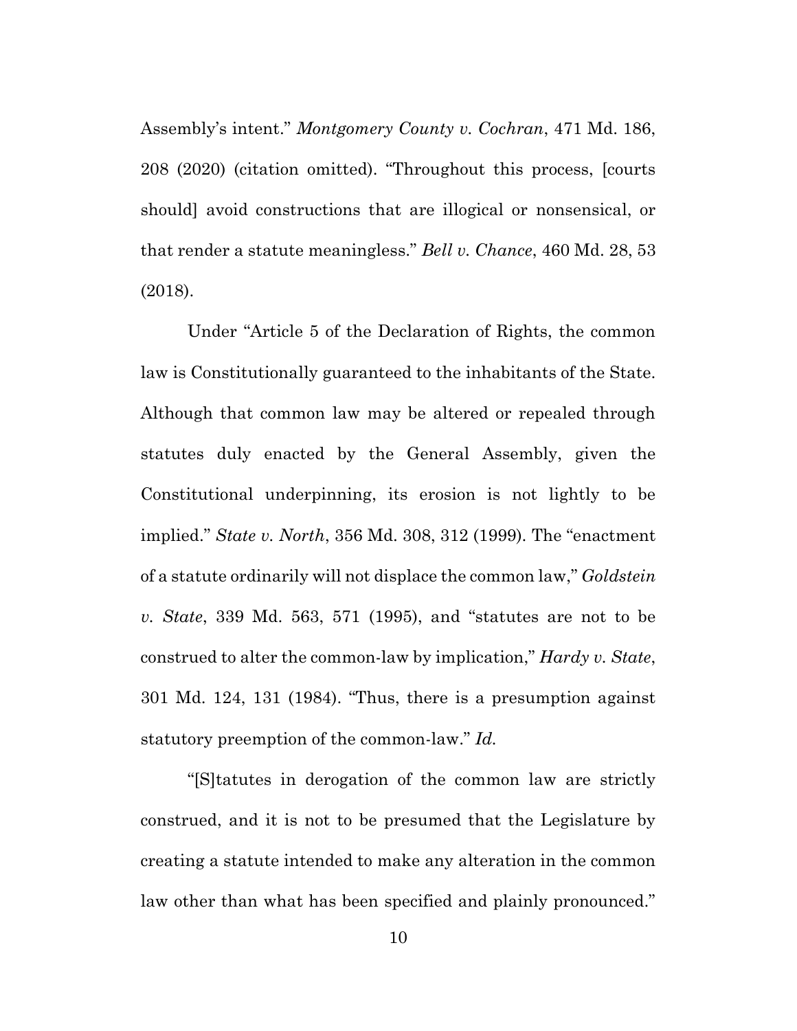Assembly's intent." *Montgomery County v. Cochran*, 471 Md. 186, 208 (2020) (citation omitted). "Throughout this process, [courts should] avoid constructions that are illogical or nonsensical, or that render a statute meaningless." *Bell v. Chance*, 460 Md. 28, 53 (2018).

Under "Article 5 of the Declaration of Rights, the common law is Constitutionally guaranteed to the inhabitants of the State. Although that common law may be altered or repealed through statutes duly enacted by the General Assembly, given the Constitutional underpinning, its erosion is not lightly to be implied." *State v. North*, 356 Md. 308, 312 (1999). The "enactment of a statute ordinarily will not displace the common law," *Goldstein v. State*, 339 Md. 563, 571 (1995), and "statutes are not to be construed to alter the common-law by implication," *Hardy v. State*, 301 Md. 124, 131 (1984). "Thus, there is a presumption against statutory preemption of the common-law." *Id.*

"[S]tatutes in derogation of the common law are strictly construed, and it is not to be presumed that the Legislature by creating a statute intended to make any alteration in the common law other than what has been specified and plainly pronounced."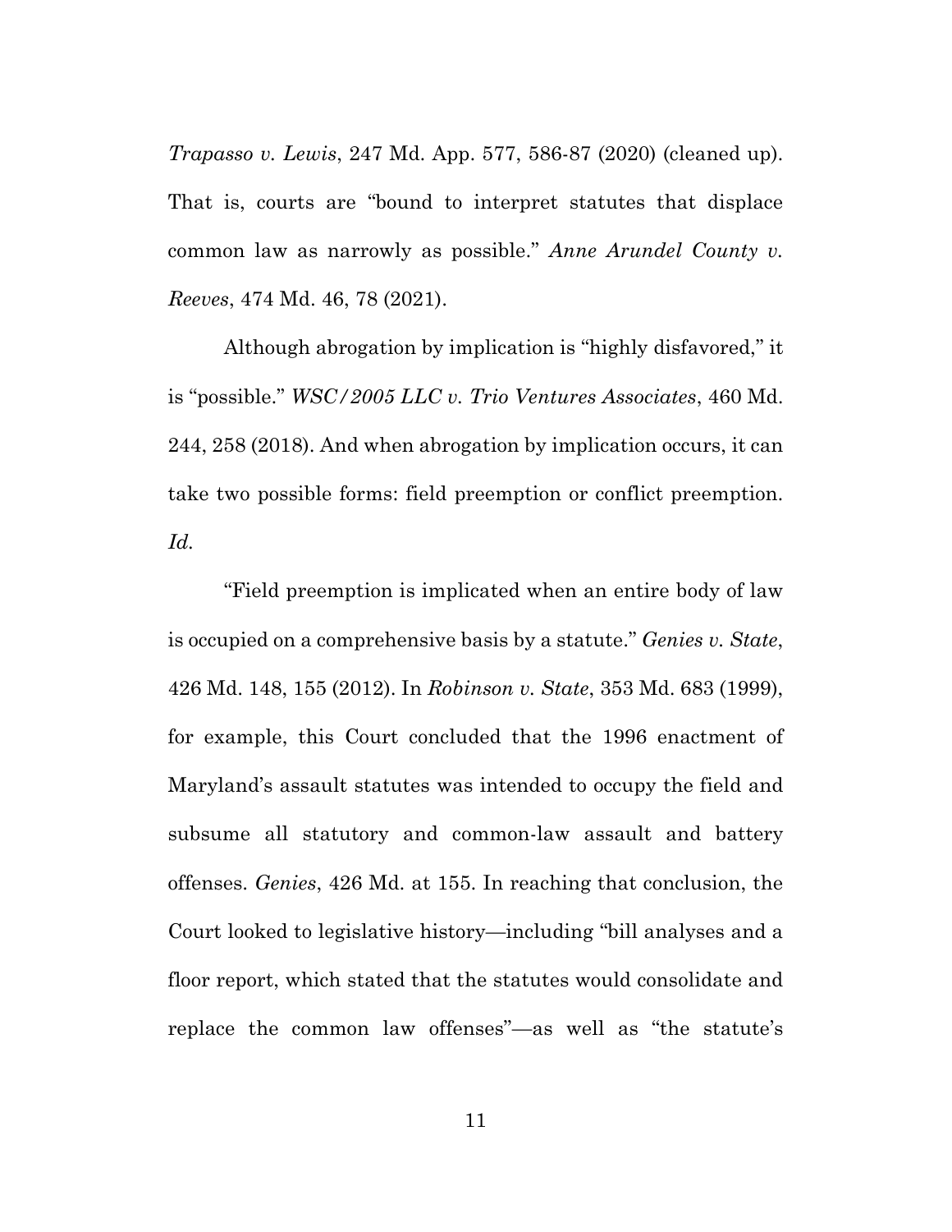*Trapasso v. Lewis*, 247 Md. App. 577, 586-87 (2020) (cleaned up). That is, courts are "bound to interpret statutes that displace common law as narrowly as possible." *Anne Arundel County v. Reeves*, 474 Md. 46, 78 (2021).

Although abrogation by implication is "highly disfavored," it is "possible." *WSC/2005 LLC v. Trio Ventures Associates*, 460 Md. 244, 258 (2018). And when abrogation by implication occurs, it can take two possible forms: field preemption or conflict preemption. *Id.*

"Field preemption is implicated when an entire body of law is occupied on a comprehensive basis by a statute." *Genies v. State*, 426 Md. 148, 155 (2012). In *Robinson v. State*, 353 Md. 683 (1999), for example, this Court concluded that the 1996 enactment of Maryland's assault statutes was intended to occupy the field and subsume all statutory and common-law assault and battery offenses. *Genies*, 426 Md. at 155. In reaching that conclusion, the Court looked to legislative history—including "bill analyses and a floor report, which stated that the statutes would consolidate and replace the common law offenses"—as well as "the statute's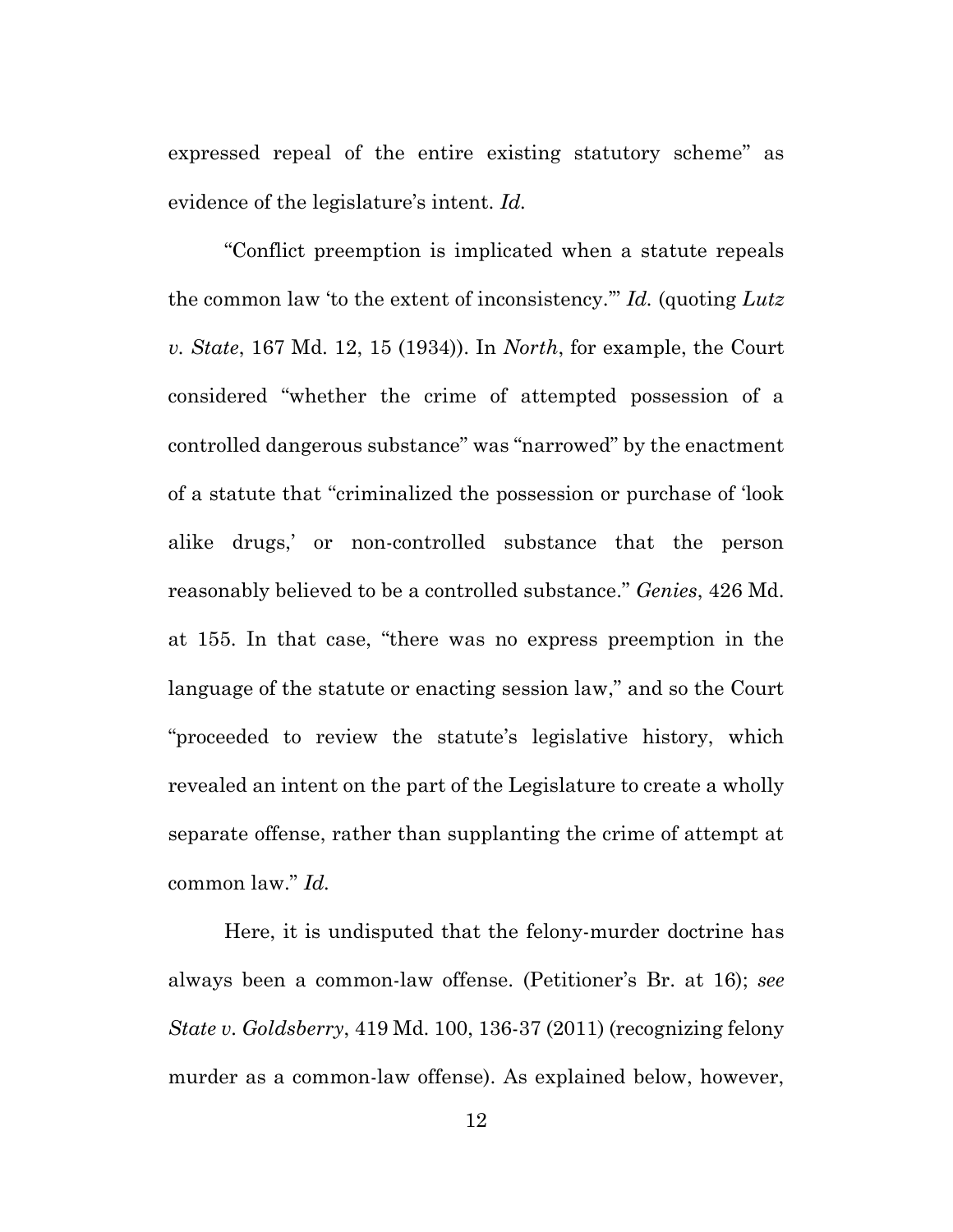expressed repeal of the entire existing statutory scheme" as evidence of the legislature's intent. *Id.*

"Conflict preemption is implicated when a statute repeals the common law 'to the extent of inconsistency.'" *Id.* (quoting *Lutz v. State*, 167 Md. 12, 15 (1934)). In *North*, for example, the Court considered "whether the crime of attempted possession of a controlled dangerous substance" was "narrowed" by the enactment of a statute that "criminalized the possession or purchase of 'look alike drugs,' or non-controlled substance that the person reasonably believed to be a controlled substance." *Genies*, 426 Md. at 155. In that case, "there was no express preemption in the language of the statute or enacting session law," and so the Court "proceeded to review the statute's legislative history, which revealed an intent on the part of the Legislature to create a wholly separate offense, rather than supplanting the crime of attempt at common law." *Id.*

Here, it is undisputed that the felony-murder doctrine has always been a common-law offense. (Petitioner's Br. at 16); *see State v. Goldsberry*, 419 Md. 100, 136-37 (2011) (recognizing felony murder as a common-law offense). As explained below, however,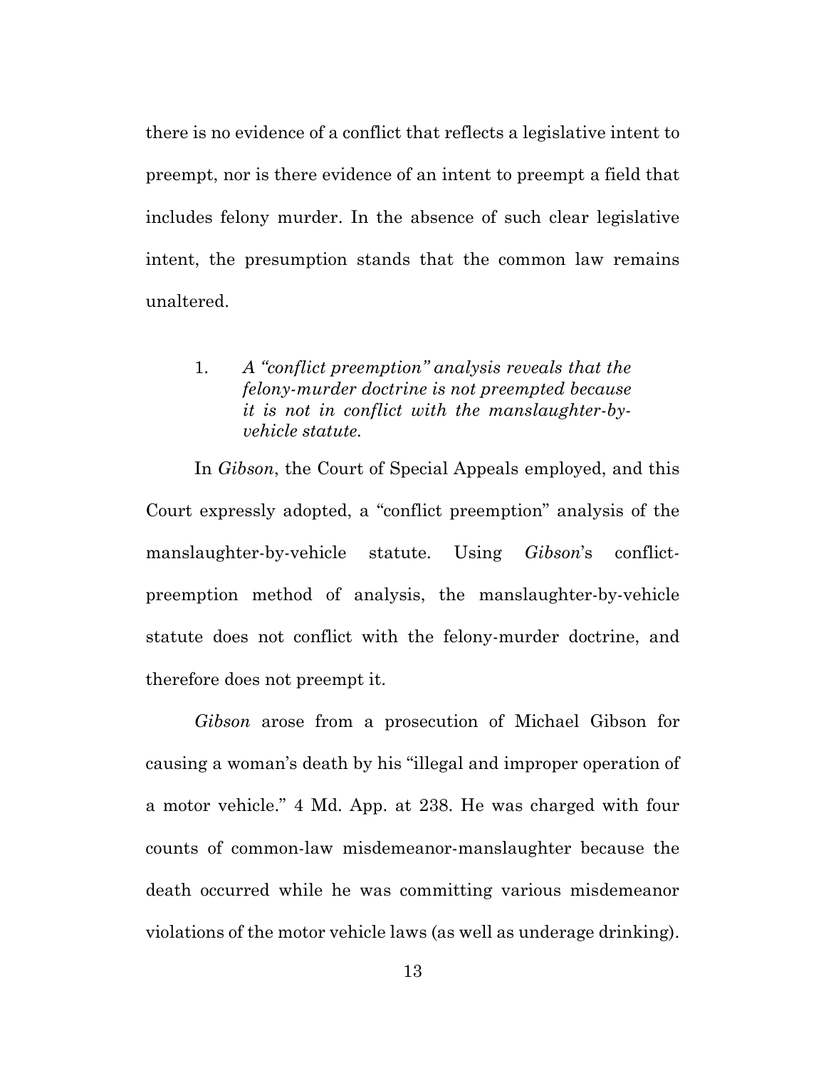there is no evidence of a conflict that reflects a legislative intent to preempt, nor is there evidence of an intent to preempt a field that includes felony murder. In the absence of such clear legislative intent, the presumption stands that the common law remains unaltered.

1. *A "conflict preemption" analysis reveals that the felony-murder doctrine is not preempted because it is not in conflict with the manslaughter-by-vehicle statute.*

In *Gibson*, the Court of Special Appeals employed, and this Court expressly adopted, a "conflict preemption" analysis of the manslaughter-by-vehicle statute. Using *Gibson*'s conflict-preemption method of analysis, the manslaughter-by-vehicle statute does not conflict with the felony-murder doctrine, and therefore does not preempt it.

*Gibson* arose from a prosecution of Michael Gibson for causing a woman's death by his "illegal and improper operation of a motor vehicle." 4 Md. App. at 238. He was charged with four counts of common-law misdemeanor-manslaughter because the death occurred while he was committing various misdemeanor violations of the motor vehicle laws (as well as underage drinking).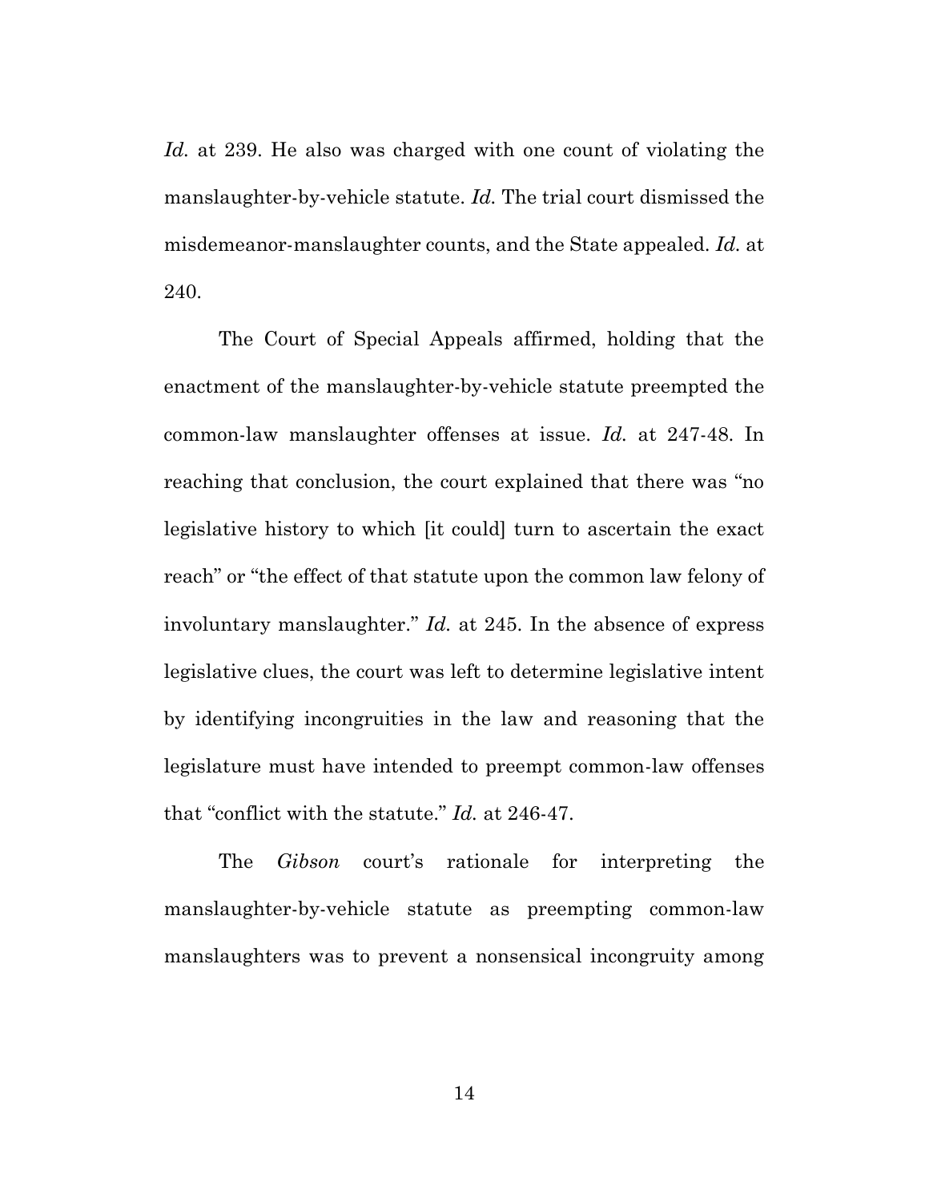*Id.* at 239. He also was charged with one count of violating the manslaughter-by-vehicle statute. *Id.* The trial court dismissed the misdemeanor-manslaughter counts, and the State appealed. *Id.* at 240.

The Court of Special Appeals affirmed, holding that the enactment of the manslaughter-by-vehicle statute preempted the common-law manslaughter offenses at issue. *Id.* at 247-48. In reaching that conclusion, the court explained that there was "no legislative history to which [it could] turn to ascertain the exact reach" or "the effect of that statute upon the common law felony of involuntary manslaughter." *Id.* at 245. In the absence of express legislative clues, the court was left to determine legislative intent by identifying incongruities in the law and reasoning that the legislature must have intended to preempt common-law offenses that "conflict with the statute." *Id.* at 246-47.

The *Gibson* court's rationale for interpreting the manslaughter-by-vehicle statute as preempting common-law manslaughters was to prevent a nonsensical incongruity among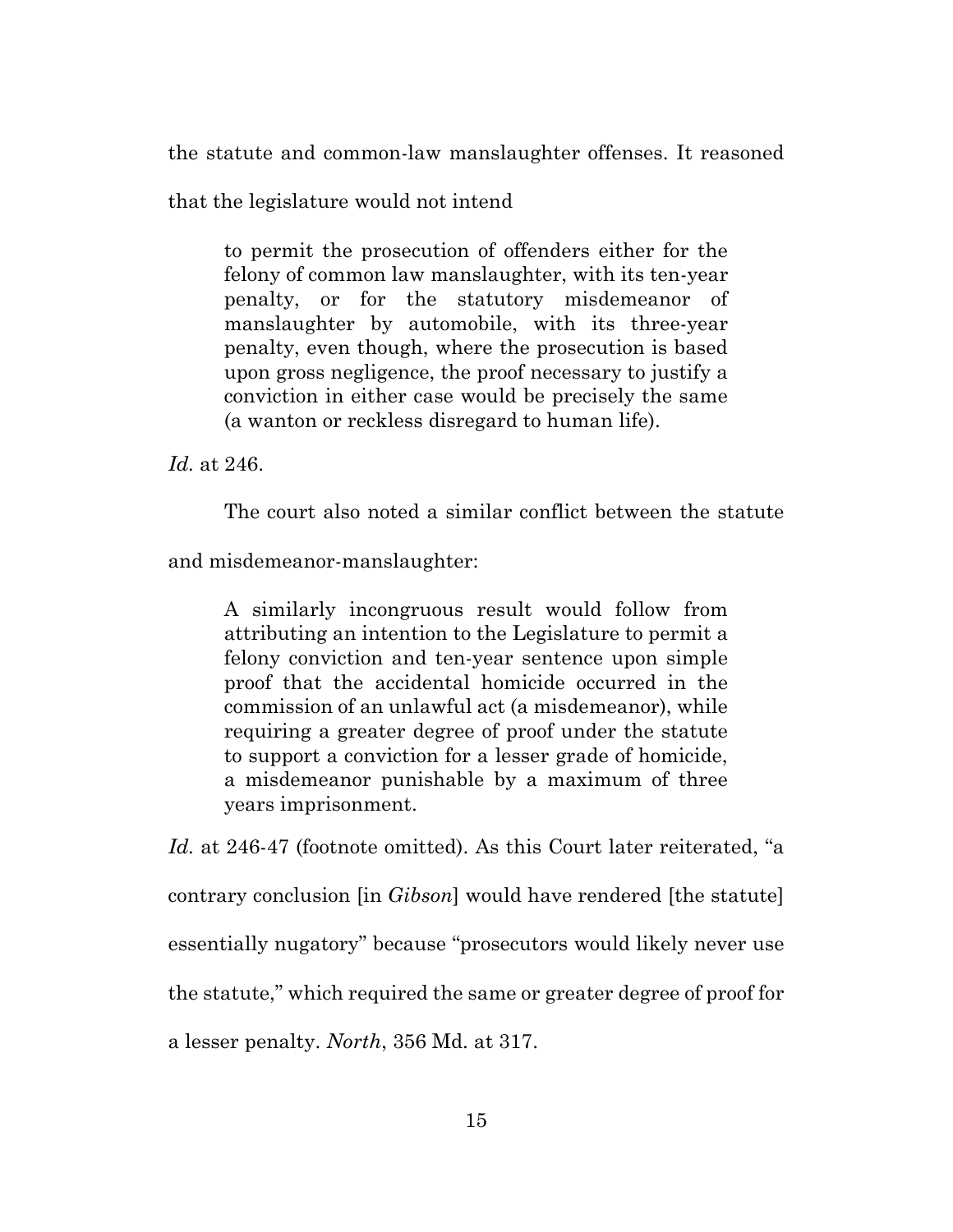the statute and common-law manslaughter offenses. It reasoned that the legislature would not intend

> to permit the prosecution of offenders either for the felony of common law manslaughter, with its ten-year penalty, or for the statutory misdemeanor of manslaughter by automobile, with its three-year penalty, even though, where the prosecution is based upon gross negligence, the proof necessary to justify a conviction in either case would be precisely the same (a wanton or reckless disregard to human life).

*Id.* at 246.

The court also noted a similar conflict between the statute and misdemeanor-manslaughter:

> A similarly incongruous result would follow from attributing an intention to the Legislature to permit a felony conviction and ten-year sentence upon simple proof that the accidental homicide occurred in the commission of an unlawful act (a misdemeanor), while requiring a greater degree of proof under the statute to support a conviction for a lesser grade of homicide, a misdemeanor punishable by a maximum of three years imprisonment.

*Id.* at 246-47 (footnote omitted). As this Court later reiterated, "a contrary conclusion [in *Gibson*] would have rendered [the statute] essentially nugatory" because "prosecutors would likely never use the statute," which required the same or greater degree of proof for a lesser penalty. *North*, 356 Md. at 317.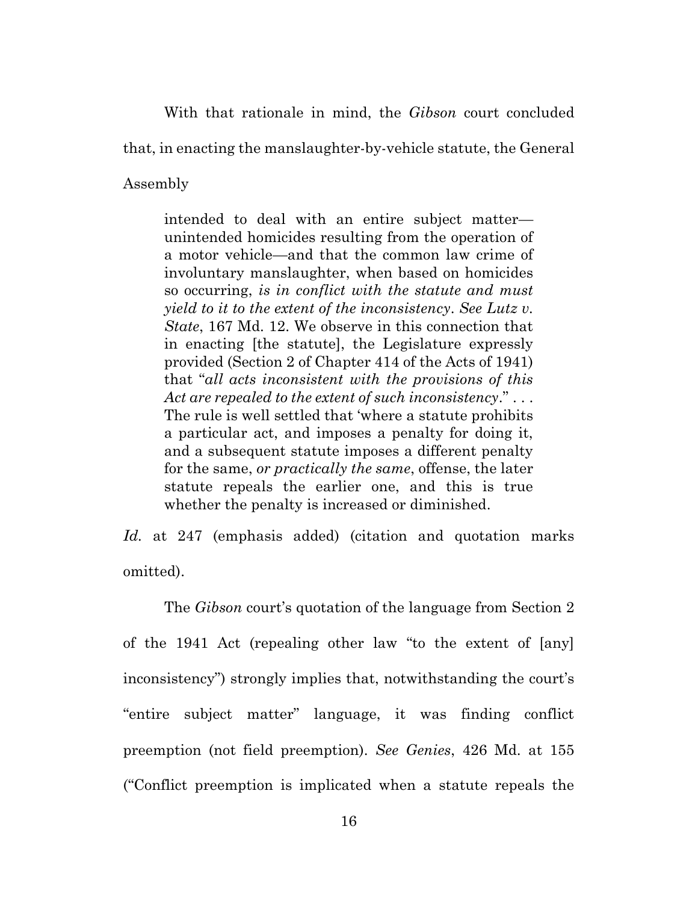With that rationale in mind, the *Gibson* court concluded that, in enacting the manslaughter-by-vehicle statute, the General Assembly

> intended to deal with an entire subject matter—unintended homicides resulting from the operation of a motor vehicle—and that the common law crime of involuntary manslaughter, when based on homicides so occurring, *is in conflict with the statute and must yield to it to the extent of the inconsistency*. *See Lutz v. State*, 167 Md. 12. We observe in this connection that in enacting [the statute], the Legislature expressly provided (Section 2 of Chapter 414 of the Acts of 1941) that "*all acts inconsistent with the provisions of this Act are repealed to the extent of such inconsistency*." . . . The rule is well settled that 'where a statute prohibits a particular act, and imposes a penalty for doing it, and a subsequent statute imposes a different penalty for the same, *or practically the same*, offense, the later statute repeals the earlier one, and this is true whether the penalty is increased or diminished.

*Id.* at 247 (emphasis added) (citation and quotation marks omitted).

The *Gibson* court's quotation of the language from Section 2 of the 1941 Act (repealing other law "to the extent of [any] inconsistency") strongly implies that, notwithstanding the court's "entire subject matter" language, it was finding conflict preemption (not field preemption). *See Genies*, 426 Md. at 155 ("Conflict preemption is implicated when a statute repeals the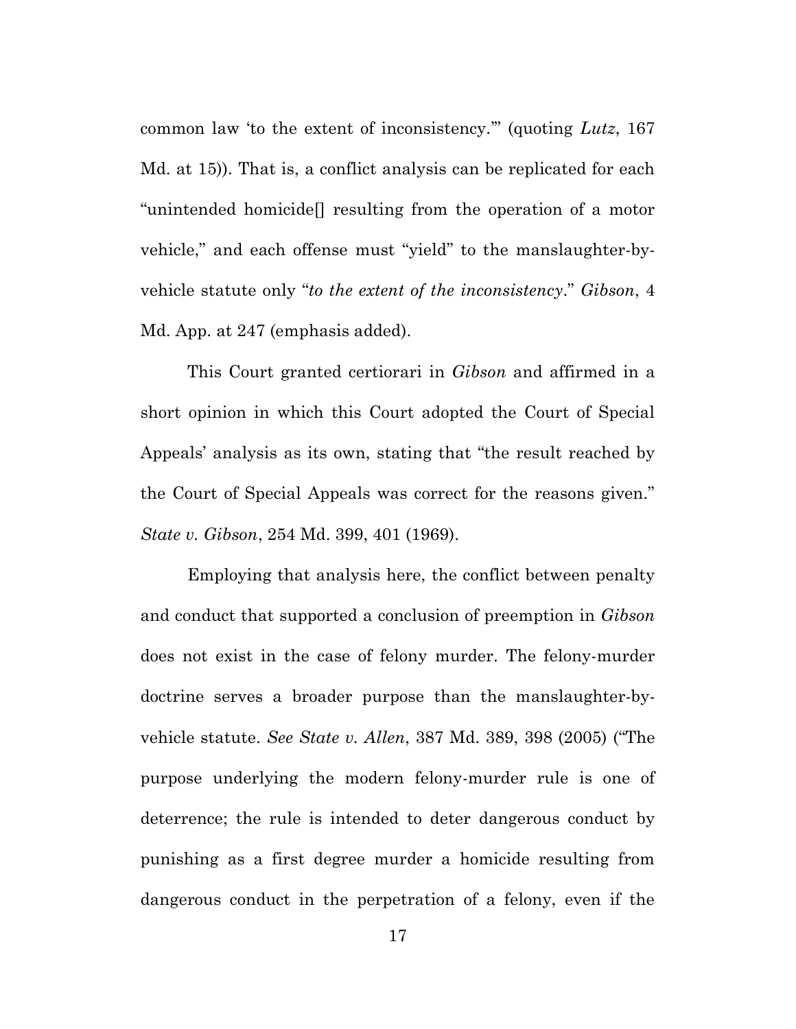common law 'to the extent of inconsistency.'" (quoting *Lutz*, 167 Md. at 15)). That is, a conflict analysis can be replicated for each "unintended homicide[] resulting from the operation of a motor vehicle," and each offense must "yield" to the manslaughter-by-vehicle statute only "*to the extent of the inconsistency*." *Gibson*, 4 Md. App. at 247 (emphasis added).

This Court granted certiorari in *Gibson* and affirmed in a short opinion in which this Court adopted the Court of Special Appeals' analysis as its own, stating that "the result reached by the Court of Special Appeals was correct for the reasons given." *State v. Gibson*, 254 Md. 399, 401 (1969).

Employing that analysis here, the conflict between penalty and conduct that supported a conclusion of preemption in *Gibson* does not exist in the case of felony murder. The felony-murder doctrine serves a broader purpose than the manslaughter-by-vehicle statute. *See State v. Allen*, 387 Md. 389, 398 (2005) ("The purpose underlying the modern felony-murder rule is one of deterrence; the rule is intended to deter dangerous conduct by punishing as a first degree murder a homicide resulting from dangerous conduct in the perpetration of a felony, even if the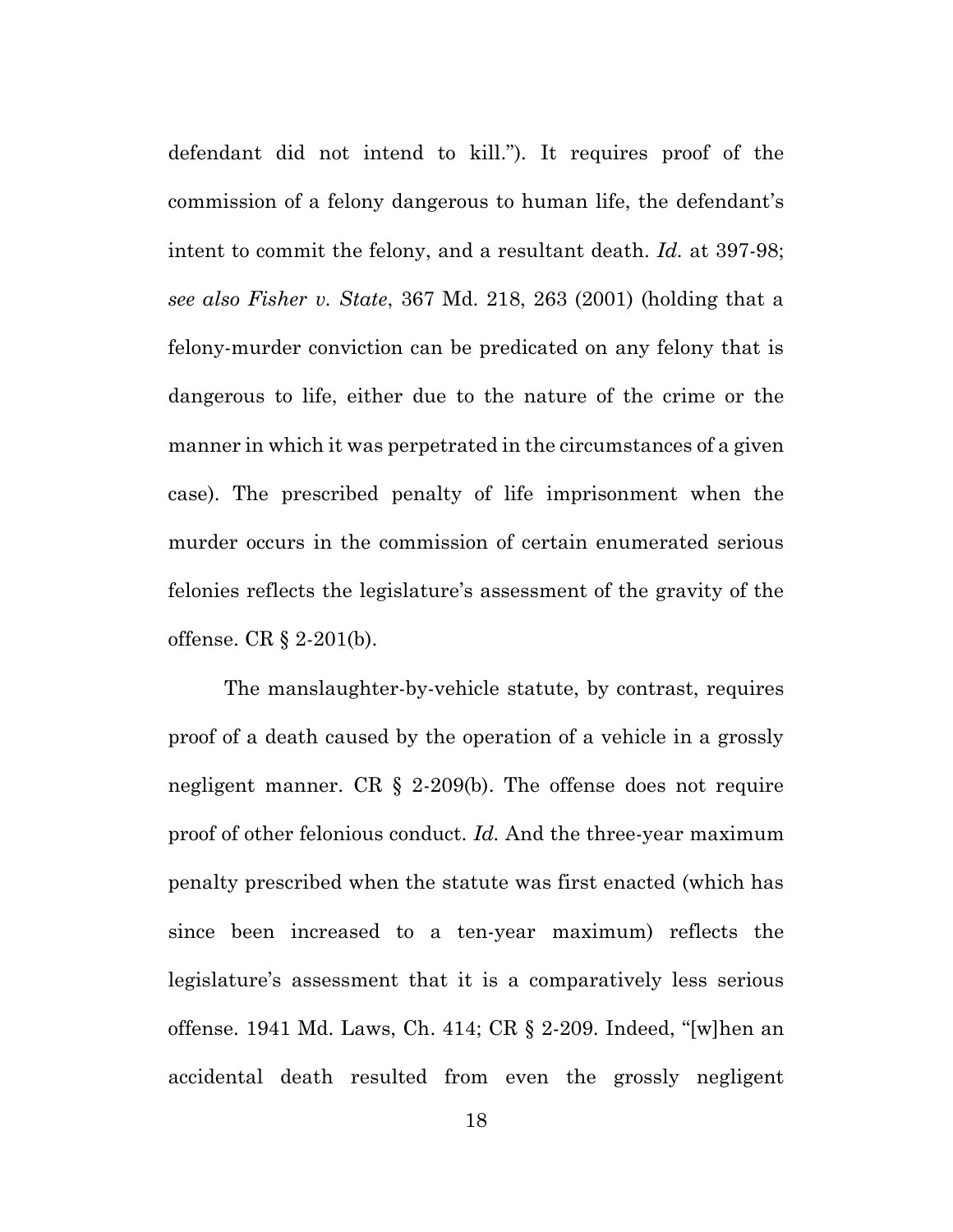defendant did not intend to kill."). It requires proof of the commission of a felony dangerous to human life, the defendant's intent to commit the felony, and a resultant death. *Id.* at 397-98; *see also Fisher v. State*, 367 Md. 218, 263 (2001) (holding that a felony-murder conviction can be predicated on any felony that is dangerous to life, either due to the nature of the crime or the manner in which it was perpetrated in the circumstances of a given case). The prescribed penalty of life imprisonment when the murder occurs in the commission of certain enumerated serious felonies reflects the legislature's assessment of the gravity of the offense. CR § 2-201(b).

The manslaughter-by-vehicle statute, by contrast, requires proof of a death caused by the operation of a vehicle in a grossly negligent manner. CR § 2-209(b). The offense does not require proof of other felonious conduct. *Id.* And the three-year maximum penalty prescribed when the statute was first enacted (which has since been increased to a ten-year maximum) reflects the legislature's assessment that it is a comparatively less serious offense. 1941 Md. Laws, Ch. 414; CR § 2-209. Indeed, "[w]hen an accidental death resulted from even the grossly negligent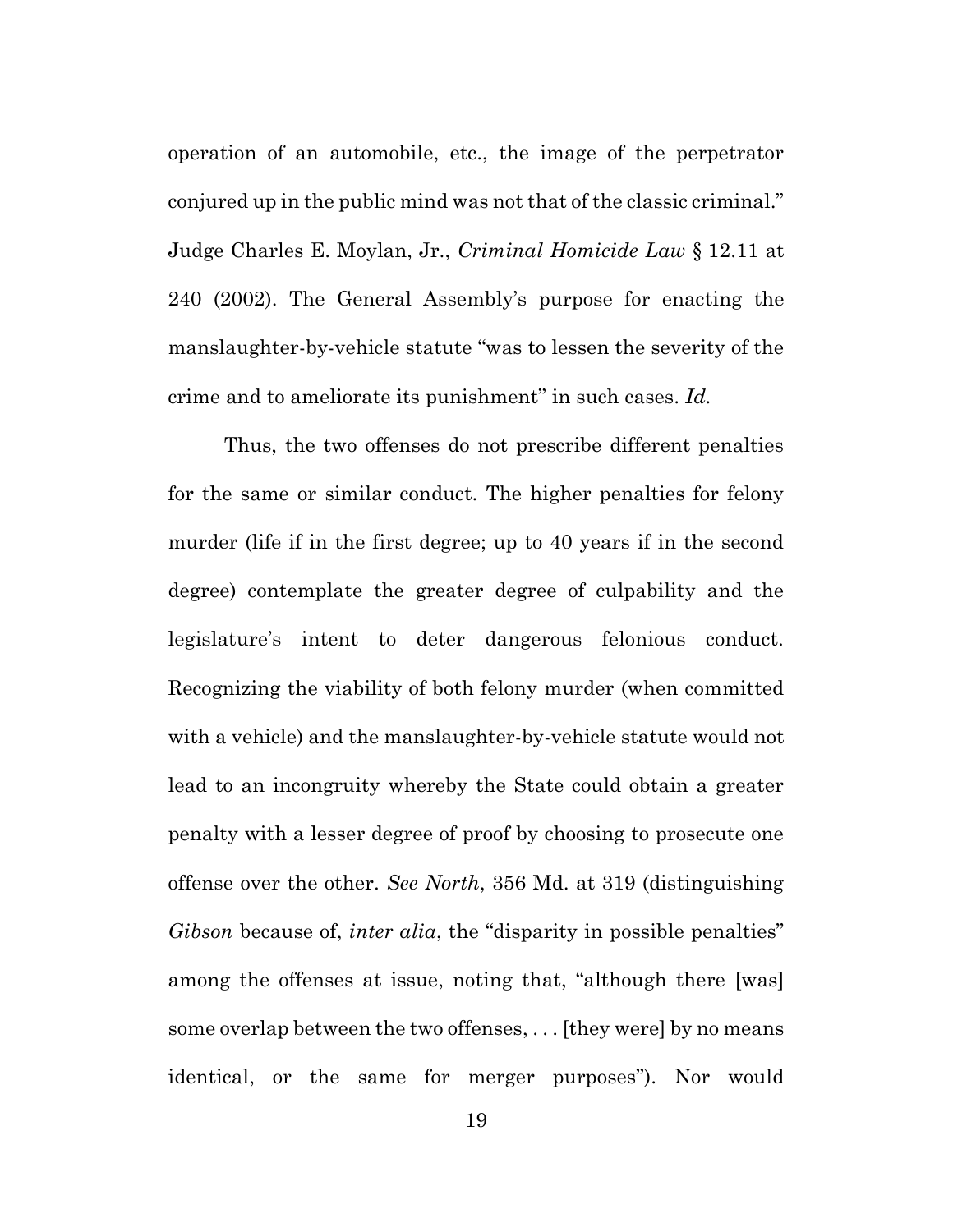operation of an automobile, etc., the image of the perpetrator conjured up in the public mind was not that of the classic criminal." Judge Charles E. Moylan, Jr., *Criminal Homicide Law* § 12.11 at 240 (2002). The General Assembly's purpose for enacting the manslaughter-by-vehicle statute "was to lessen the severity of the crime and to ameliorate its punishment" in such cases. *Id.*

Thus, the two offenses do not prescribe different penalties for the same or similar conduct. The higher penalties for felony murder (life if in the first degree; up to 40 years if in the second degree) contemplate the greater degree of culpability and the legislature's intent to deter dangerous felonious conduct. Recognizing the viability of both felony murder (when committed with a vehicle) and the manslaughter-by-vehicle statute would not lead to an incongruity whereby the State could obtain a greater penalty with a lesser degree of proof by choosing to prosecute one offense over the other. *See North*, 356 Md. at 319 (distinguishing *Gibson* because of, *inter alia*, the "disparity in possible penalties" among the offenses at issue, noting that, "although there [was] some overlap between the two offenses, . . . [they were] by no means identical, or the same for merger purposes"). Nor would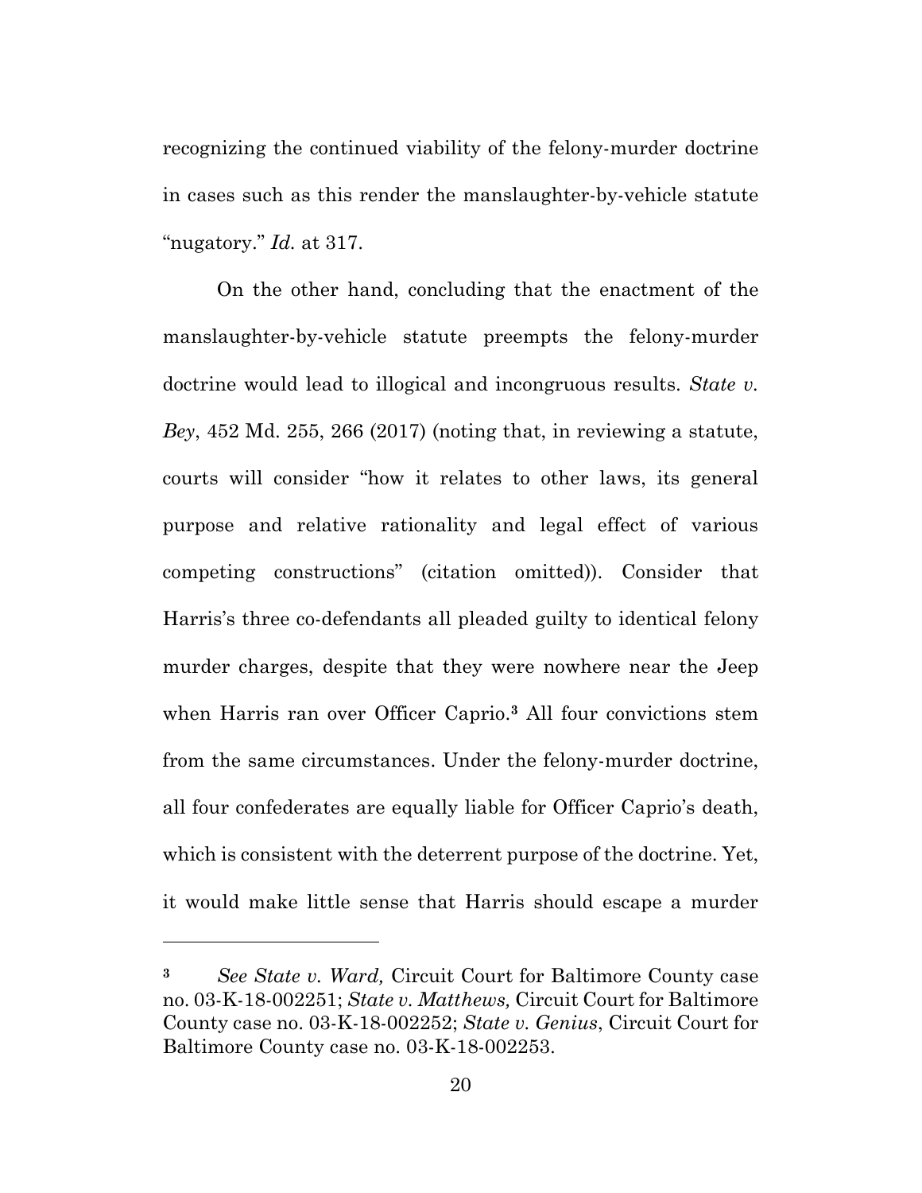recognizing the continued viability of the felony-murder doctrine in cases such as this render the manslaughter-by-vehicle statute "nugatory." *Id.* at 317.

On the other hand, concluding that the enactment of the manslaughter-by-vehicle statute preempts the felony-murder doctrine would lead to illogical and incongruous results. *State v. Bey*, 452 Md. 255, 266 (2017) (noting that, in reviewing a statute, courts will consider "how it relates to other laws, its general purpose and relative rationality and legal effect of various competing constructions" (citation omitted)). Consider that Harris's three co-defendants all pleaded guilty to identical felony murder charges, despite that they were nowhere near the Jeep when Harris ran over Officer Caprio.[3] All four convictions stem from the same circumstances. Under the felony-murder doctrine, all four confederates are equally liable for Officer Caprio's death, which is consistent with the deterrent purpose of the doctrine. Yet, it would make little sense that Harris should escape a murder

[3] *See State v. Ward,* Circuit Court for Baltimore County case no. 03-K-18-002251; *State v. Matthews,* Circuit Court for Baltimore County case no. 03-K-18-002252; *State v. Genius*, Circuit Court for Baltimore County case no. 03-K-18-002253.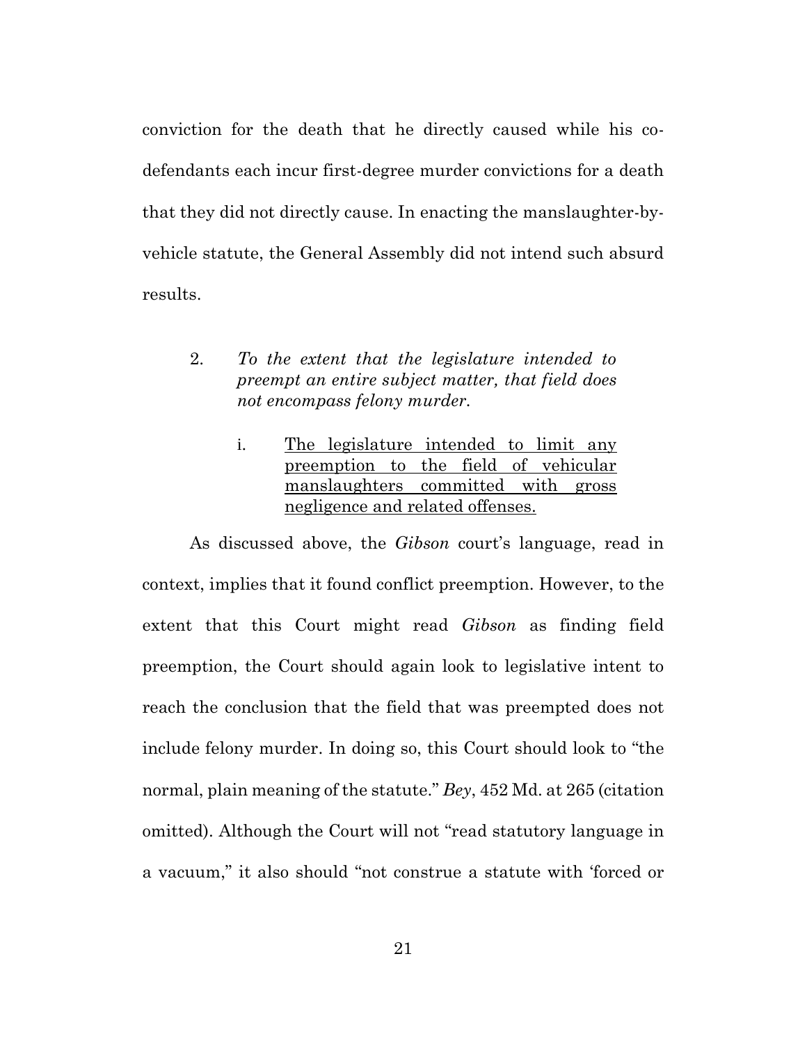conviction for the death that he directly caused while his co-defendants each incur first-degree murder convictions for a death that they did not directly cause. In enacting the manslaughter-by-vehicle statute, the General Assembly did not intend such absurd results.

2. *To the extent that the legislature intended to preempt an entire subject matter, that field does not encompass felony murder.*

i. <u>The legislature intended to limit any preemption to the field of vehicular manslaughters committed with gross negligence and related offenses.</u>

As discussed above, the *Gibson* court's language, read in context, implies that it found conflict preemption. However, to the extent that this Court might read *Gibson* as finding field preemption, the Court should again look to legislative intent to reach the conclusion that the field that was preempted does not include felony murder. In doing so, this Court should look to "the normal, plain meaning of the statute." *Bey*, 452 Md. at 265 (citation omitted). Although the Court will not "read statutory language in a vacuum," it also should "not construe a statute with 'forced or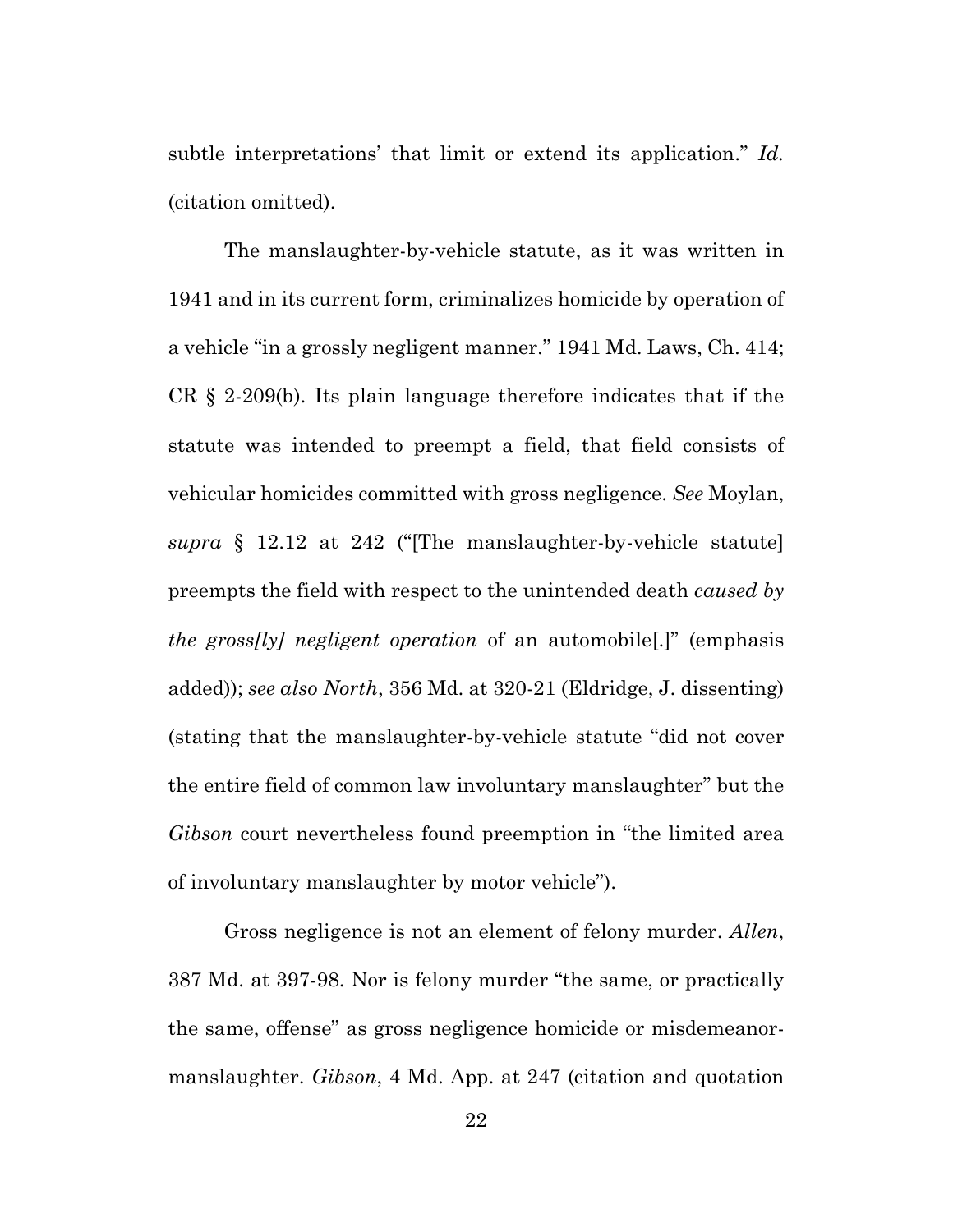subtle interpretations' that limit or extend its application." *Id.* (citation omitted).

The manslaughter-by-vehicle statute, as it was written in 1941 and in its current form, criminalizes homicide by operation of a vehicle "in a grossly negligent manner." 1941 Md. Laws, Ch. 414; CR § 2-209(b). Its plain language therefore indicates that if the statute was intended to preempt a field, that field consists of vehicular homicides committed with gross negligence. *See* Moylan, *supra* § 12.12 at 242 ("[The manslaughter-by-vehicle statute] preempts the field with respect to the unintended death *caused by the gross[ly] negligent operation* of an automobile[.]" (emphasis added)); *see also North*, 356 Md. at 320-21 (Eldridge, J. dissenting) (stating that the manslaughter-by-vehicle statute "did not cover the entire field of common law involuntary manslaughter" but the *Gibson* court nevertheless found preemption in "the limited area of involuntary manslaughter by motor vehicle").

Gross negligence is not an element of felony murder. *Allen*, 387 Md. at 397-98. Nor is felony murder "the same, or practically the same, offense" as gross negligence homicide or misdemeanor-manslaughter. *Gibson*, 4 Md. App. at 247 (citation and quotation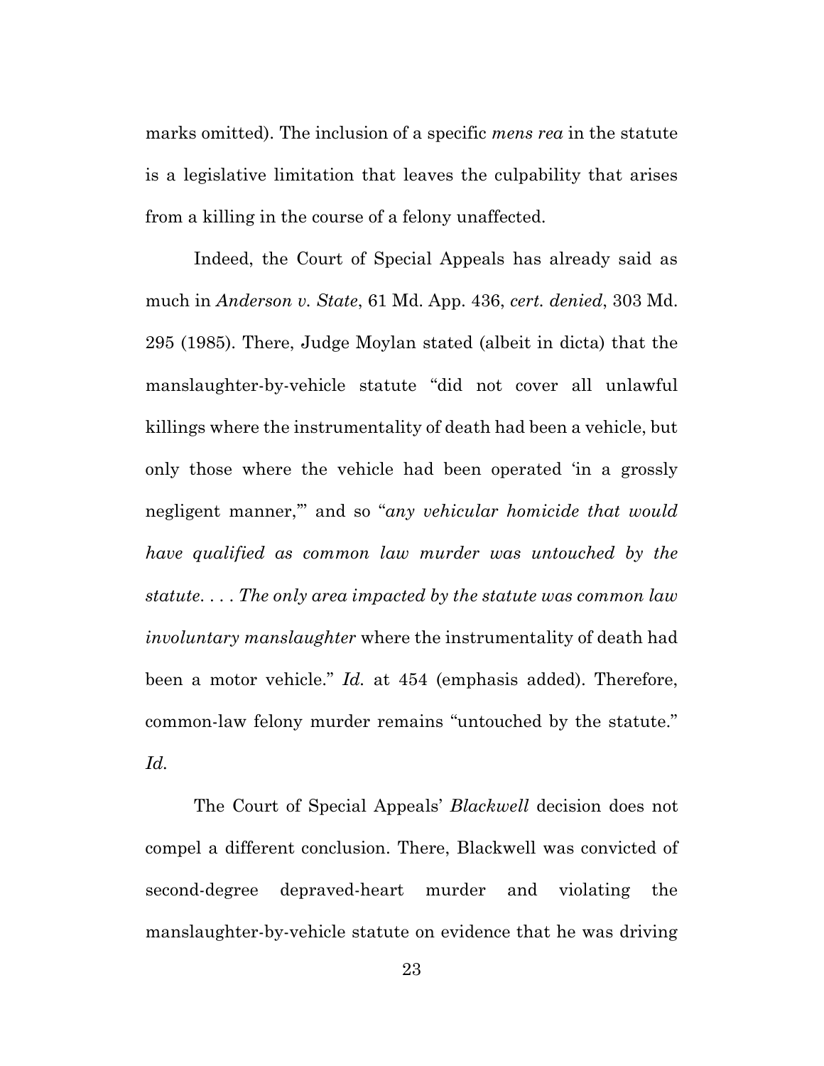marks omitted). The inclusion of a specific *mens rea* in the statute is a legislative limitation that leaves the culpability that arises from a killing in the course of a felony unaffected.

Indeed, the Court of Special Appeals has already said as much in *Anderson v. State*, 61 Md. App. 436, *cert. denied*, 303 Md. 295 (1985). There, Judge Moylan stated (albeit in dicta) that the manslaughter-by-vehicle statute "did not cover all unlawful killings where the instrumentality of death had been a vehicle, but only those where the vehicle had been operated 'in a grossly negligent manner,'" and so "*any vehicular homicide that would have qualified as common law murder was untouched by the statute. . . . The only area impacted by the statute was common law involuntary manslaughter* where the instrumentality of death had been a motor vehicle." *Id.* at 454 (emphasis added). Therefore, common-law felony murder remains "untouched by the statute." *Id.*

The Court of Special Appeals' *Blackwell* decision does not compel a different conclusion. There, Blackwell was convicted of second-degree depraved-heart murder and violating the manslaughter-by-vehicle statute on evidence that he was driving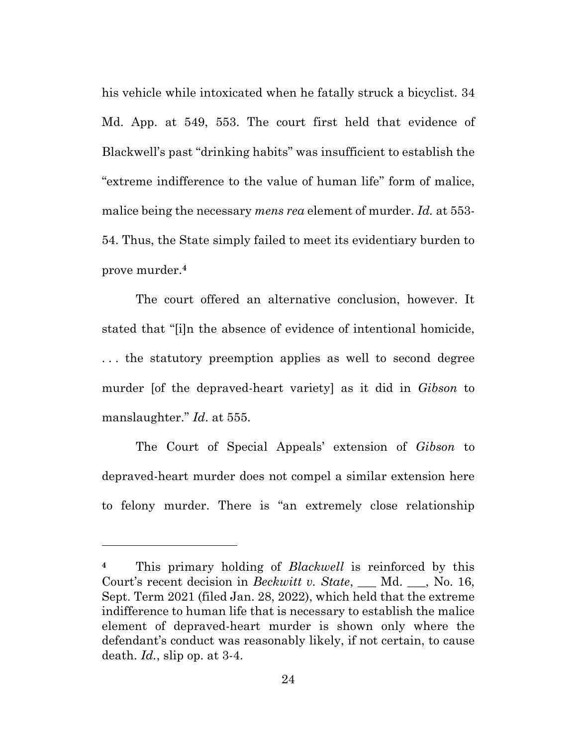his vehicle while intoxicated when he fatally struck a bicyclist. 34 Md. App. at 549, 553. The court first held that evidence of Blackwell's past "drinking habits" was insufficient to establish the "extreme indifference to the value of human life" form of malice, malice being the necessary *mens rea* element of murder. *Id.* at 553-54. Thus, the State simply failed to meet its evidentiary burden to prove murder.[4]

The court offered an alternative conclusion, however. It stated that "[i]n the absence of evidence of intentional homicide, . . . the statutory preemption applies as well to second degree murder [of the depraved-heart variety] as it did in *Gibson* to manslaughter." *Id*. at 555.

The Court of Special Appeals' extension of *Gibson* to depraved-heart murder does not compel a similar extension here to felony murder. There is "an extremely close relationship

---

[4] This primary holding of *Blackwell* is reinforced by this Court's recent decision in *Beckwitt v. State*, ___ Md. ___, No. 16, Sept. Term 2021 (filed Jan. 28, 2022), which held that the extreme indifference to human life that is necessary to establish the malice element of depraved-heart murder is shown only where the defendant's conduct was reasonably likely, if not certain, to cause death. *Id.*, slip op. at 3-4.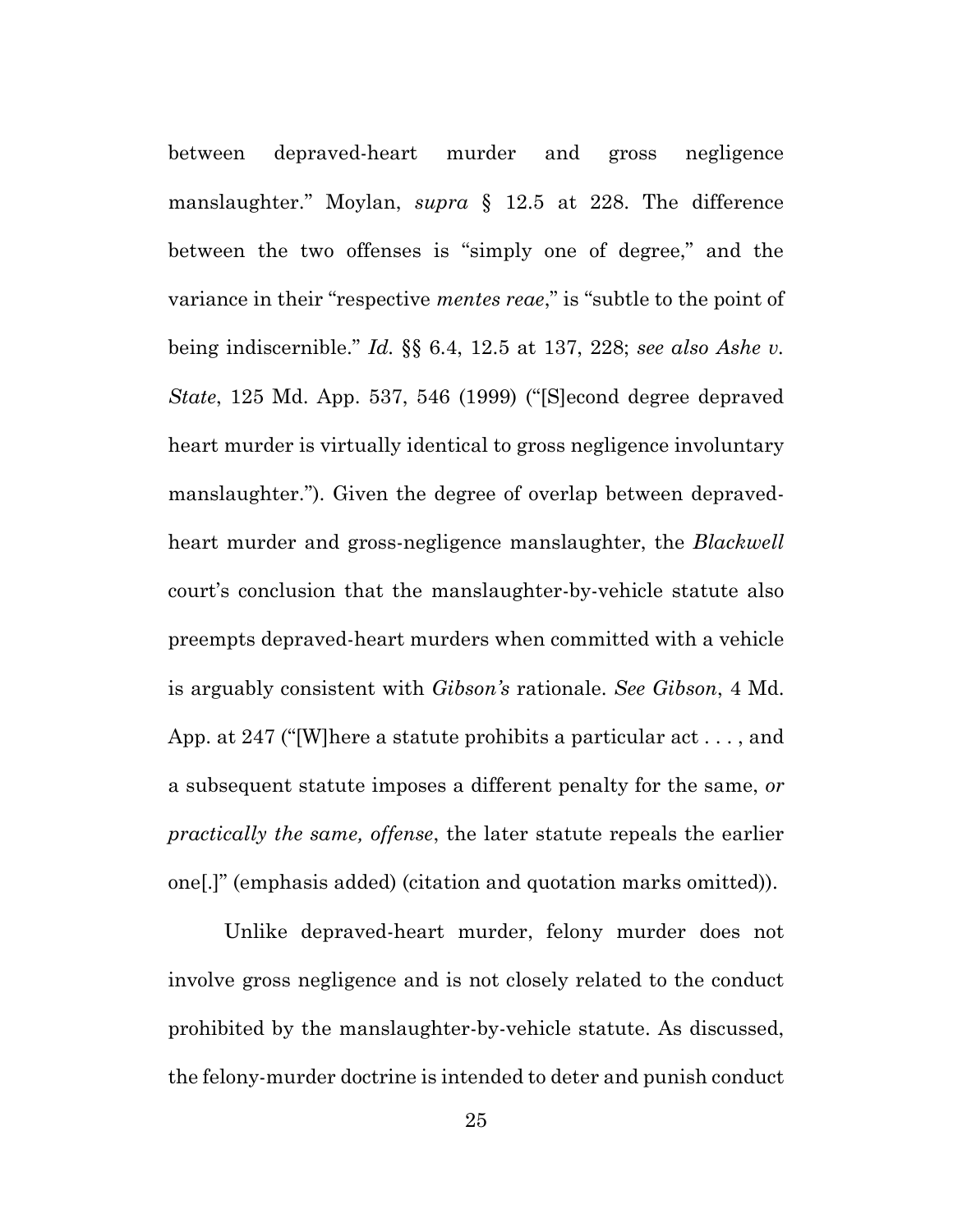between depraved-heart murder and gross negligence manslaughter." Moylan, *supra* § 12.5 at 228. The difference between the two offenses is "simply one of degree," and the variance in their "respective *mentes reae*," is "subtle to the point of being indiscernible." *Id.* §§ 6.4, 12.5 at 137, 228; *see also Ashe v. State*, 125 Md. App. 537, 546 (1999) ("[S]econd degree depraved heart murder is virtually identical to gross negligence involuntary manslaughter."). Given the degree of overlap between depraved-heart murder and gross-negligence manslaughter, the *Blackwell* court's conclusion that the manslaughter-by-vehicle statute also preempts depraved-heart murders when committed with a vehicle is arguably consistent with *Gibson's* rationale. *See Gibson*, 4 Md. App. at 247 ("[W]here a statute prohibits a particular act . . . , and a subsequent statute imposes a different penalty for the same, *or practically the same, offense*, the later statute repeals the earlier one[.]" (emphasis added) (citation and quotation marks omitted)).

Unlike depraved-heart murder, felony murder does not involve gross negligence and is not closely related to the conduct prohibited by the manslaughter-by-vehicle statute. As discussed, the felony-murder doctrine is intended to deter and punish conduct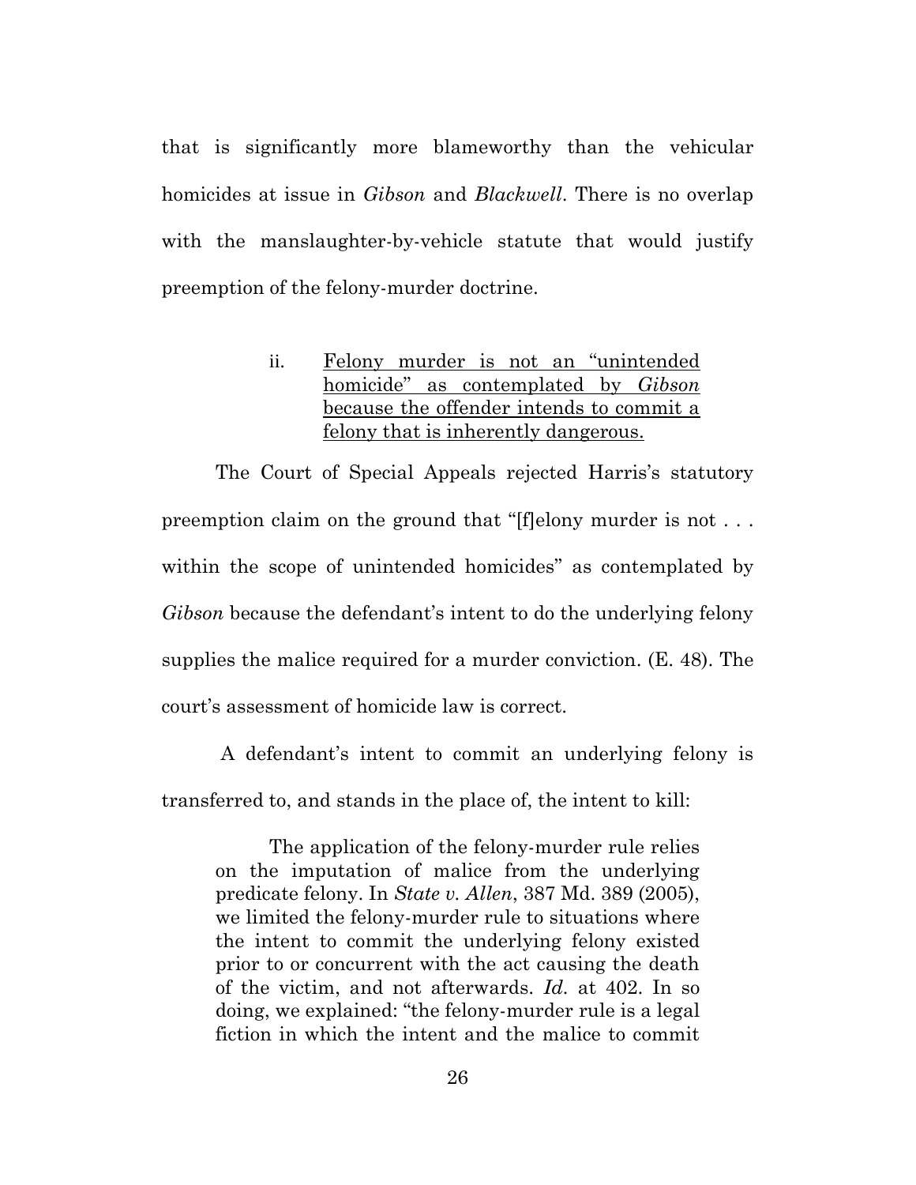that is significantly more blameworthy than the vehicular homicides at issue in *Gibson* and *Blackwell*. There is no overlap with the manslaughter-by-vehicle statute that would justify preemption of the felony-murder doctrine.

ii. <u>Felony murder is not an "unintended homicide" as contemplated by *Gibson* because the offender intends to commit a felony that is inherently dangerous.</u>

The Court of Special Appeals rejected Harris's statutory preemption claim on the ground that "[f]elony murder is not . . . within the scope of unintended homicides" as contemplated by *Gibson* because the defendant's intent to do the underlying felony supplies the malice required for a murder conviction. (E. 48). The court's assessment of homicide law is correct.

A defendant's intent to commit an underlying felony is transferred to, and stands in the place of, the intent to kill:

> The application of the felony-murder rule relies on the imputation of malice from the underlying predicate felony. In *State v. Allen*, 387 Md. 389 (2005), we limited the felony-murder rule to situations where the intent to commit the underlying felony existed prior to or concurrent with the act causing the death of the victim, and not afterwards. *Id.* at 402. In so doing, we explained: "the felony-murder rule is a legal fiction in which the intent and the malice to commit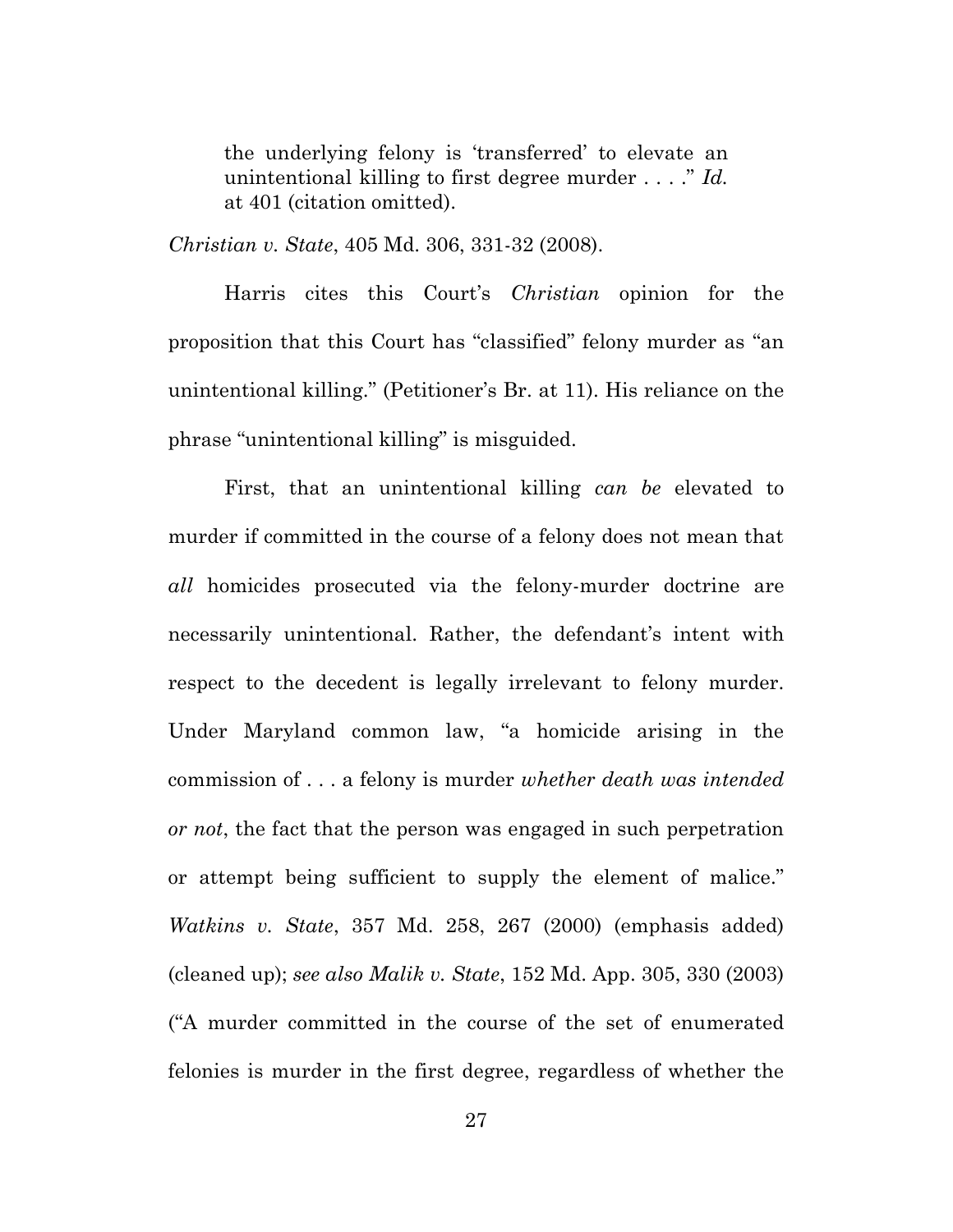> the underlying felony is 'transferred' to elevate an unintentional killing to first degree murder . . . ." *Id.* at 401 (citation omitted).

*Christian v. State*, 405 Md. 306, 331-32 (2008).

Harris cites this Court's *Christian* opinion for the proposition that this Court has "classified" felony murder as "an unintentional killing." (Petitioner's Br. at 11). His reliance on the phrase "unintentional killing" is misguided.

First, that an unintentional killing *can be* elevated to murder if committed in the course of a felony does not mean that *all* homicides prosecuted via the felony-murder doctrine are necessarily unintentional. Rather, the defendant's intent with respect to the decedent is legally irrelevant to felony murder. Under Maryland common law, "a homicide arising in the commission of . . . a felony is murder *whether death was intended or not*, the fact that the person was engaged in such perpetration or attempt being sufficient to supply the element of malice." *Watkins v. State*, 357 Md. 258, 267 (2000) (emphasis added) (cleaned up); *see also Malik v. State*, 152 Md. App. 305, 330 (2003) ("A murder committed in the course of the set of enumerated felonies is murder in the first degree, regardless of whether the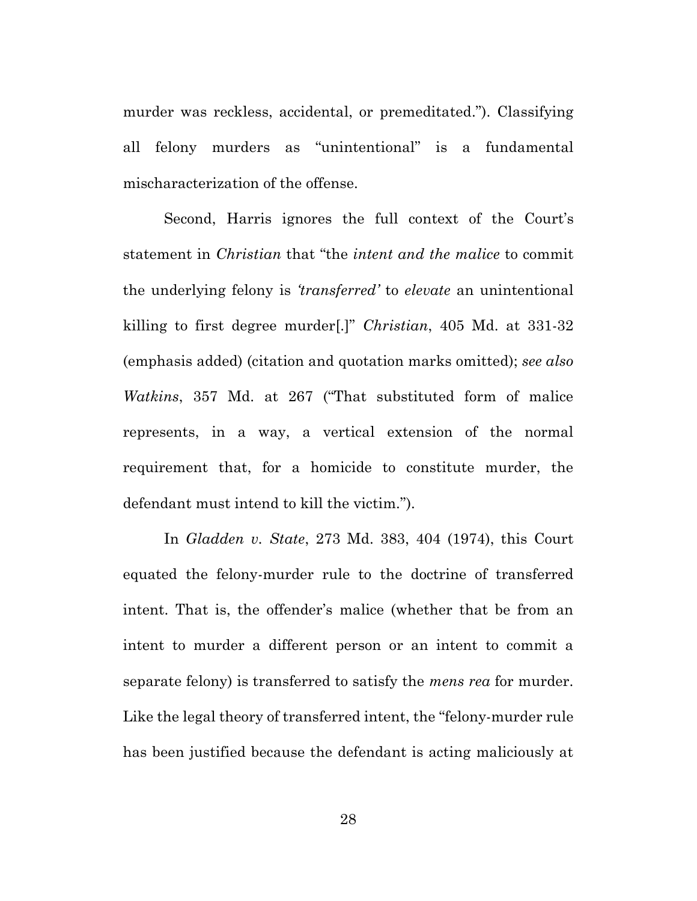murder was reckless, accidental, or premeditated."). Classifying all felony murders as "unintentional" is a fundamental mischaracterization of the offense.

Second, Harris ignores the full context of the Court's statement in *Christian* that "the *intent and the malice* to commit the underlying felony is *'transferred'* to *elevate* an unintentional killing to first degree murder[.]" *Christian*, 405 Md. at 331-32 (emphasis added) (citation and quotation marks omitted); *see also Watkins*, 357 Md. at 267 ("That substituted form of malice represents, in a way, a vertical extension of the normal requirement that, for a homicide to constitute murder, the defendant must intend to kill the victim.").

In *Gladden v. State*, 273 Md. 383, 404 (1974), this Court equated the felony-murder rule to the doctrine of transferred intent. That is, the offender's malice (whether that be from an intent to murder a different person or an intent to commit a separate felony) is transferred to satisfy the *mens rea* for murder. Like the legal theory of transferred intent, the "felony-murder rule has been justified because the defendant is acting maliciously at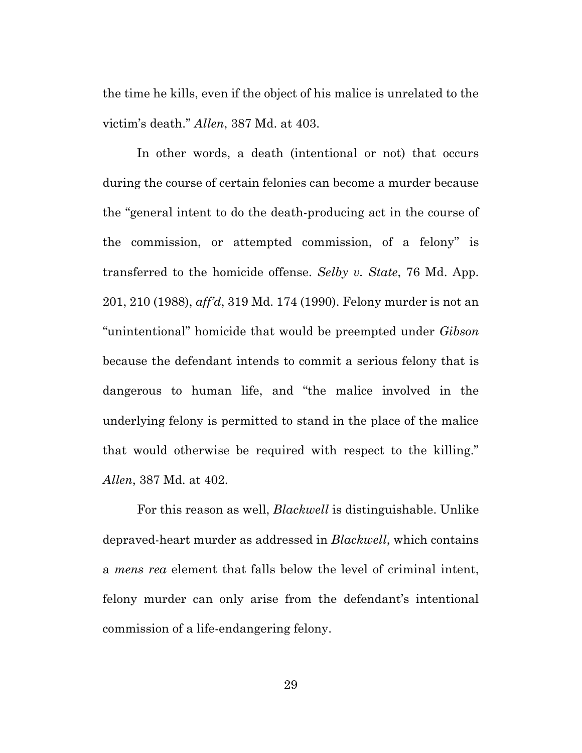the time he kills, even if the object of his malice is unrelated to the victim's death." *Allen*, 387 Md. at 403.

In other words, a death (intentional or not) that occurs during the course of certain felonies can become a murder because the "general intent to do the death-producing act in the course of the commission, or attempted commission, of a felony" is transferred to the homicide offense. *Selby v. State*, 76 Md. App. 201, 210 (1988), *aff'd*, 319 Md. 174 (1990). Felony murder is not an "unintentional" homicide that would be preempted under *Gibson* because the defendant intends to commit a serious felony that is dangerous to human life, and "the malice involved in the underlying felony is permitted to stand in the place of the malice that would otherwise be required with respect to the killing." *Allen*, 387 Md. at 402.

For this reason as well, *Blackwell* is distinguishable. Unlike depraved-heart murder as addressed in *Blackwell*, which contains a *mens rea* element that falls below the level of criminal intent, felony murder can only arise from the defendant's intentional commission of a life-endangering felony.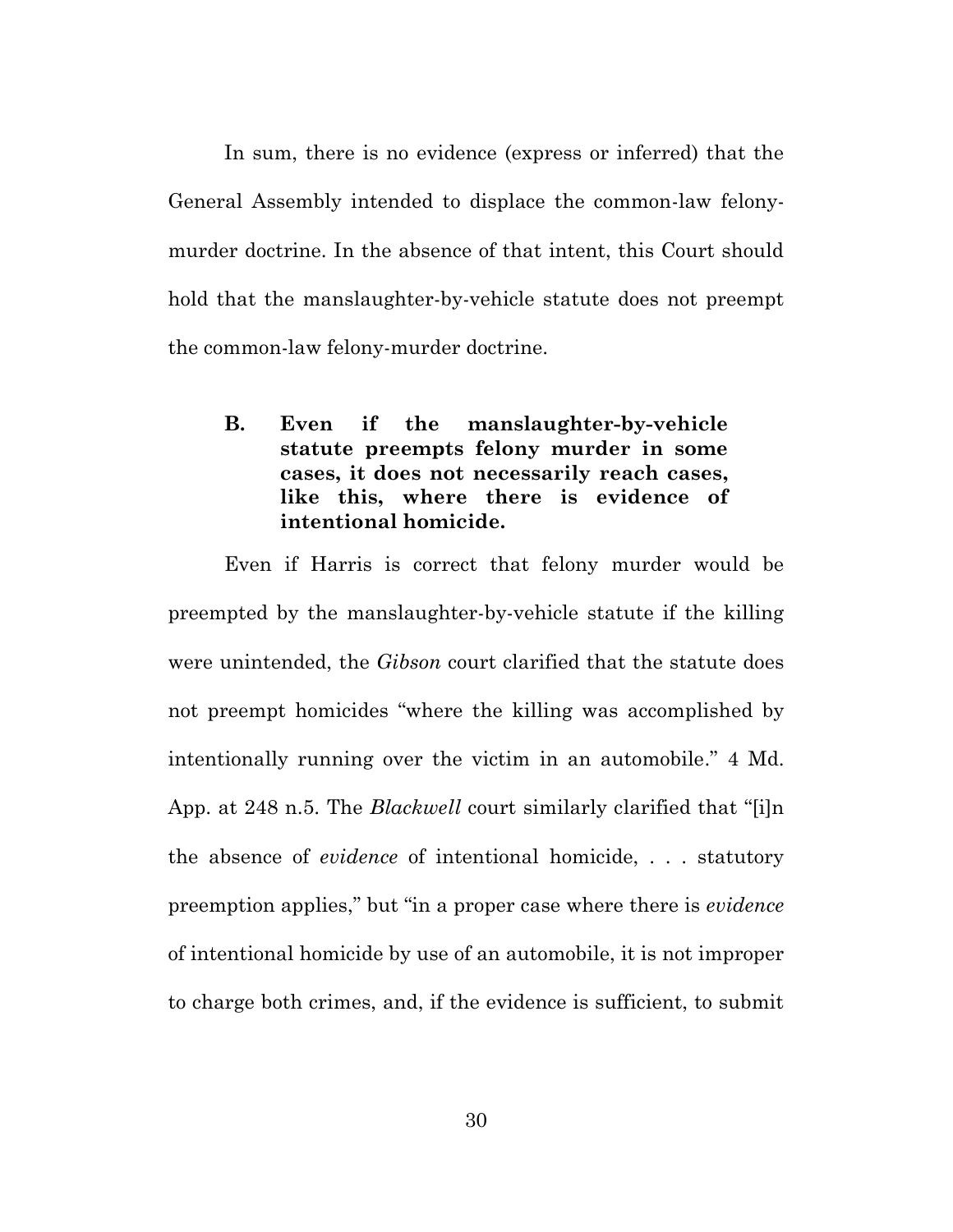In sum, there is no evidence (express or inferred) that the General Assembly intended to displace the common-law felony-murder doctrine. In the absence of that intent, this Court should hold that the manslaughter-by-vehicle statute does not preempt the common-law felony-murder doctrine.

### B. Even if the manslaughter-by-vehicle statute preempts felony murder in some cases, it does not necessarily reach cases, like this, where there is evidence of intentional homicide.

Even if Harris is correct that felony murder would be preempted by the manslaughter-by-vehicle statute if the killing were unintended, the *Gibson* court clarified that the statute does not preempt homicides "where the killing was accomplished by intentionally running over the victim in an automobile." 4 Md. App. at 248 n.5. The *Blackwell* court similarly clarified that "[i]n the absence of *evidence* of intentional homicide, . . . statutory preemption applies," but "in a proper case where there is *evidence* of intentional homicide by use of an automobile, it is not improper to charge both crimes, and, if the evidence is sufficient, to submit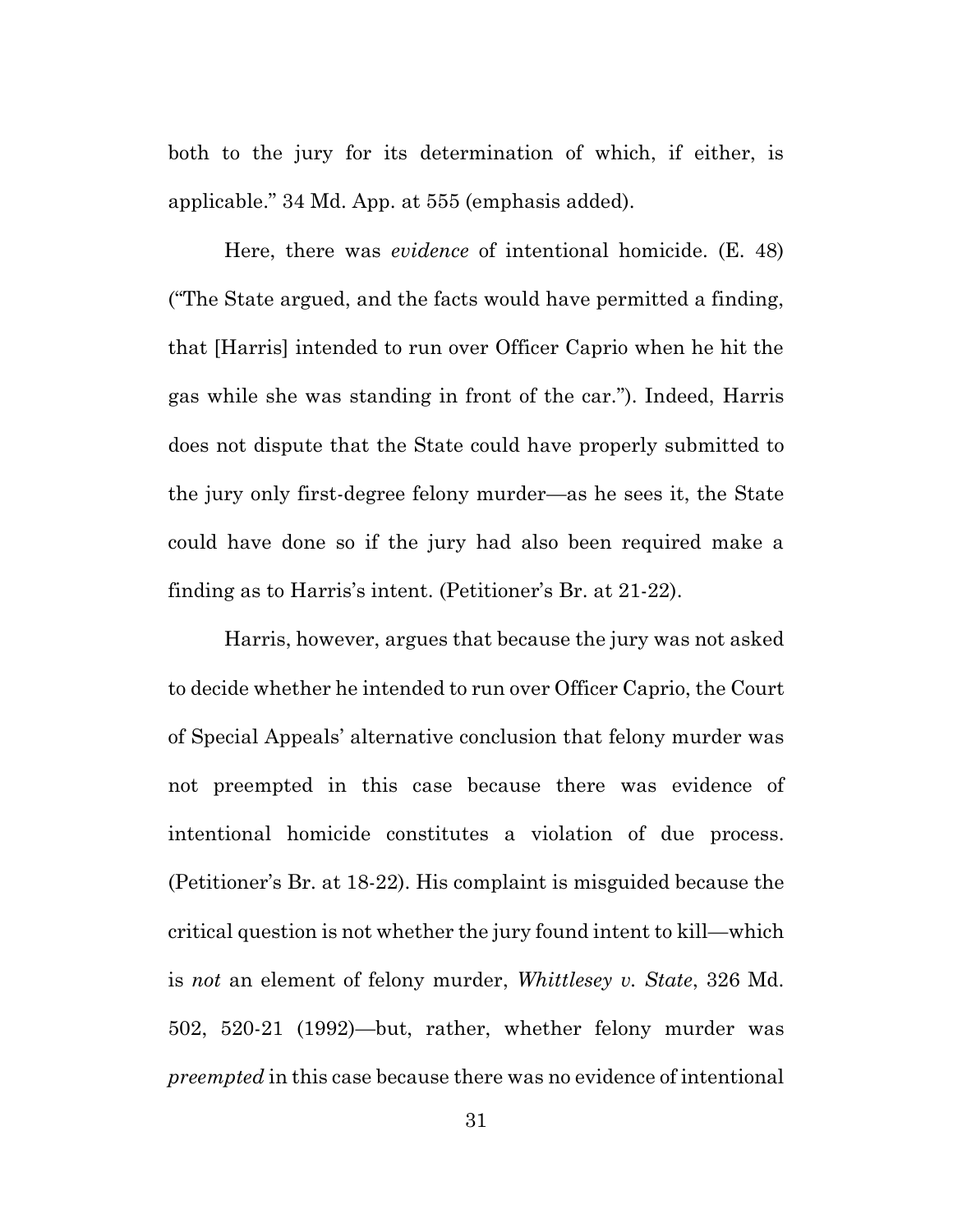both to the jury for its determination of which, if either, is applicable." 34 Md. App. at 555 (emphasis added).

Here, there was *evidence* of intentional homicide. (E. 48) ("The State argued, and the facts would have permitted a finding, that [Harris] intended to run over Officer Caprio when he hit the gas while she was standing in front of the car."). Indeed, Harris does not dispute that the State could have properly submitted to the jury only first-degree felony murder—as he sees it, the State could have done so if the jury had also been required make a finding as to Harris's intent. (Petitioner's Br. at 21-22).

Harris, however, argues that because the jury was not asked to decide whether he intended to run over Officer Caprio, the Court of Special Appeals' alternative conclusion that felony murder was not preempted in this case because there was evidence of intentional homicide constitutes a violation of due process. (Petitioner's Br. at 18-22). His complaint is misguided because the critical question is not whether the jury found intent to kill—which is *not* an element of felony murder, *Whittlesey v. State*, 326 Md. 502, 520-21 (1992)—but, rather, whether felony murder was *preempted* in this case because there was no evidence of intentional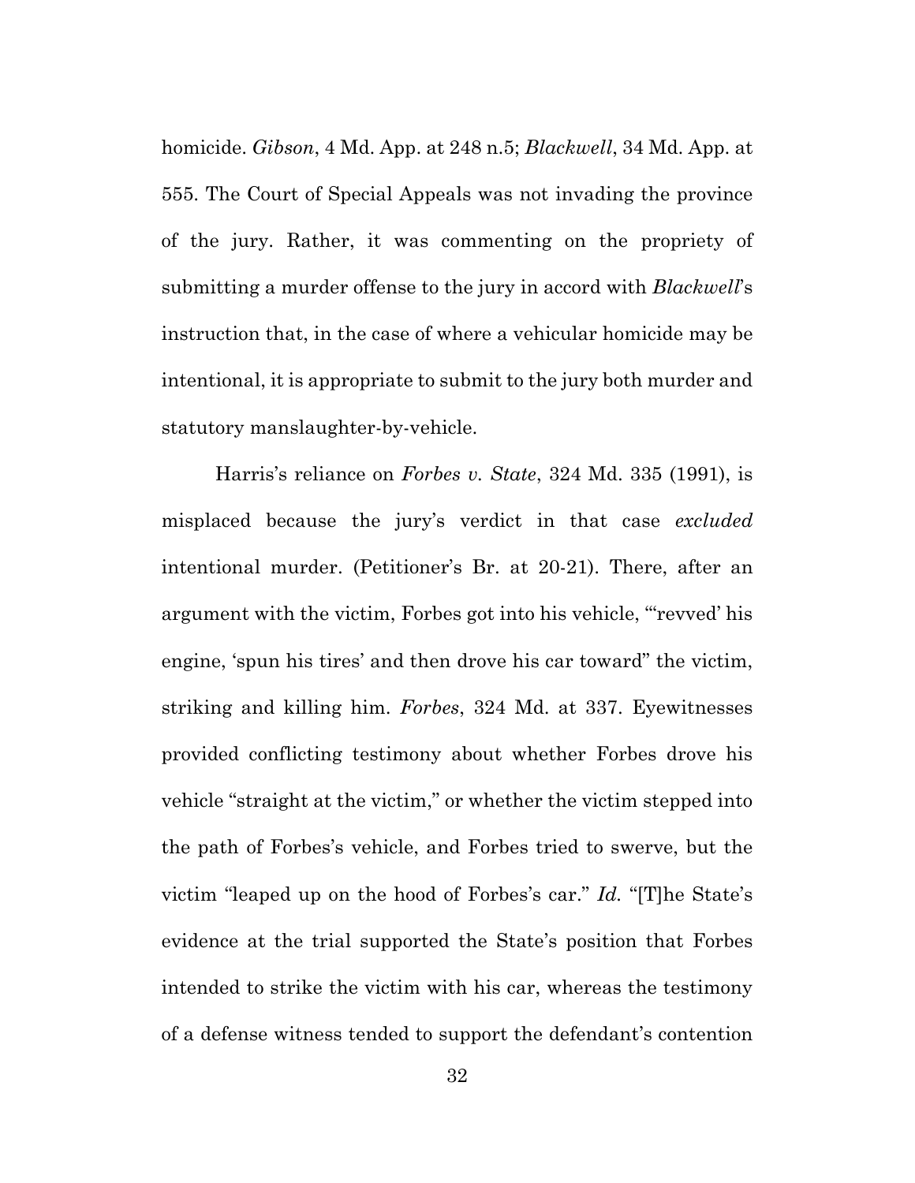homicide. *Gibson*, 4 Md. App. at 248 n.5; *Blackwell*, 34 Md. App. at 555. The Court of Special Appeals was not invading the province of the jury. Rather, it was commenting on the propriety of submitting a murder offense to the jury in accord with *Blackwell*'s instruction that, in the case of where a vehicular homicide may be intentional, it is appropriate to submit to the jury both murder and statutory manslaughter-by-vehicle.

Harris's reliance on *Forbes v. State*, 324 Md. 335 (1991), is misplaced because the jury's verdict in that case *excluded* intentional murder. (Petitioner's Br. at 20-21). There, after an argument with the victim, Forbes got into his vehicle, "'revved' his engine, 'spun his tires' and then drove his car toward" the victim, striking and killing him. *Forbes*, 324 Md. at 337. Eyewitnesses provided conflicting testimony about whether Forbes drove his vehicle "straight at the victim," or whether the victim stepped into the path of Forbes's vehicle, and Forbes tried to swerve, but the victim "leaped up on the hood of Forbes's car." *Id.* "[T]he State's evidence at the trial supported the State's position that Forbes intended to strike the victim with his car, whereas the testimony of a defense witness tended to support the defendant's contention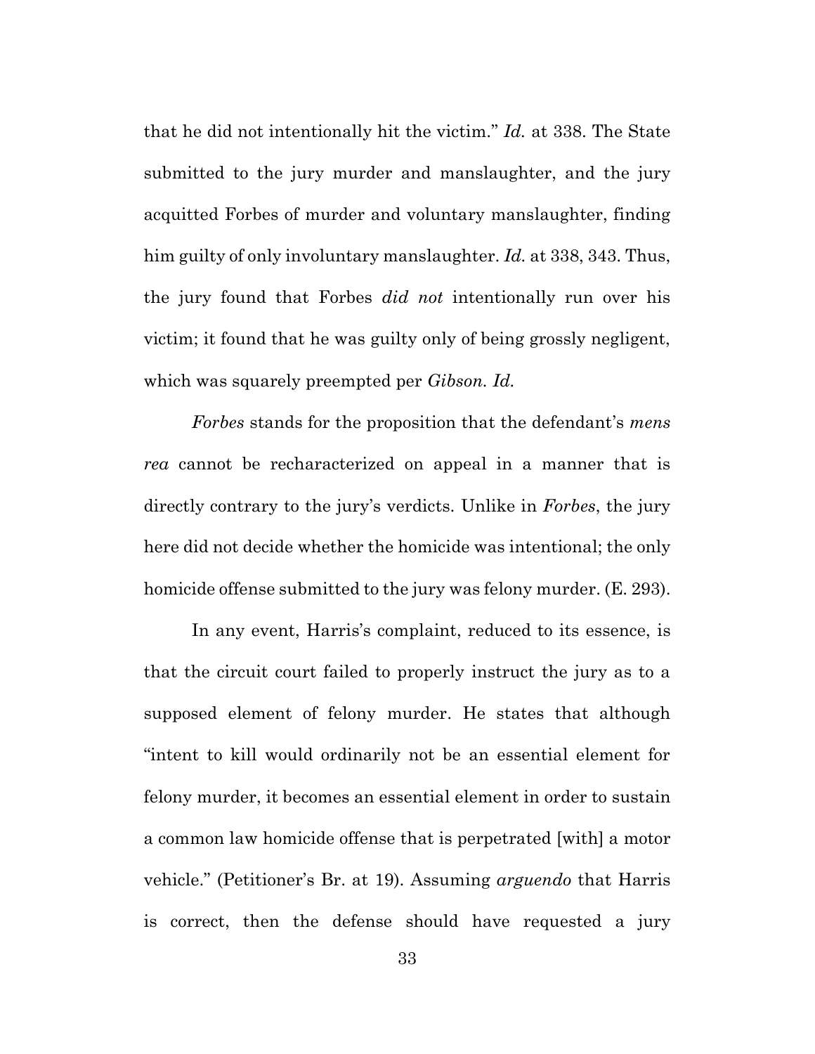that he did not intentionally hit the victim." *Id.* at 338. The State submitted to the jury murder and manslaughter, and the jury acquitted Forbes of murder and voluntary manslaughter, finding him guilty of only involuntary manslaughter. *Id.* at 338, 343. Thus, the jury found that Forbes *did not* intentionally run over his victim; it found that he was guilty only of being grossly negligent, which was squarely preempted per *Gibson*. *Id.*

*Forbes* stands for the proposition that the defendant's *mens rea* cannot be recharacterized on appeal in a manner that is directly contrary to the jury's verdicts. Unlike in *Forbes*, the jury here did not decide whether the homicide was intentional; the only homicide offense submitted to the jury was felony murder. (E. 293).

In any event, Harris's complaint, reduced to its essence, is that the circuit court failed to properly instruct the jury as to a supposed element of felony murder. He states that although "intent to kill would ordinarily not be an essential element for felony murder, it becomes an essential element in order to sustain a common law homicide offense that is perpetrated [with] a motor vehicle." (Petitioner's Br. at 19). Assuming *arguendo* that Harris is correct, then the defense should have requested a jury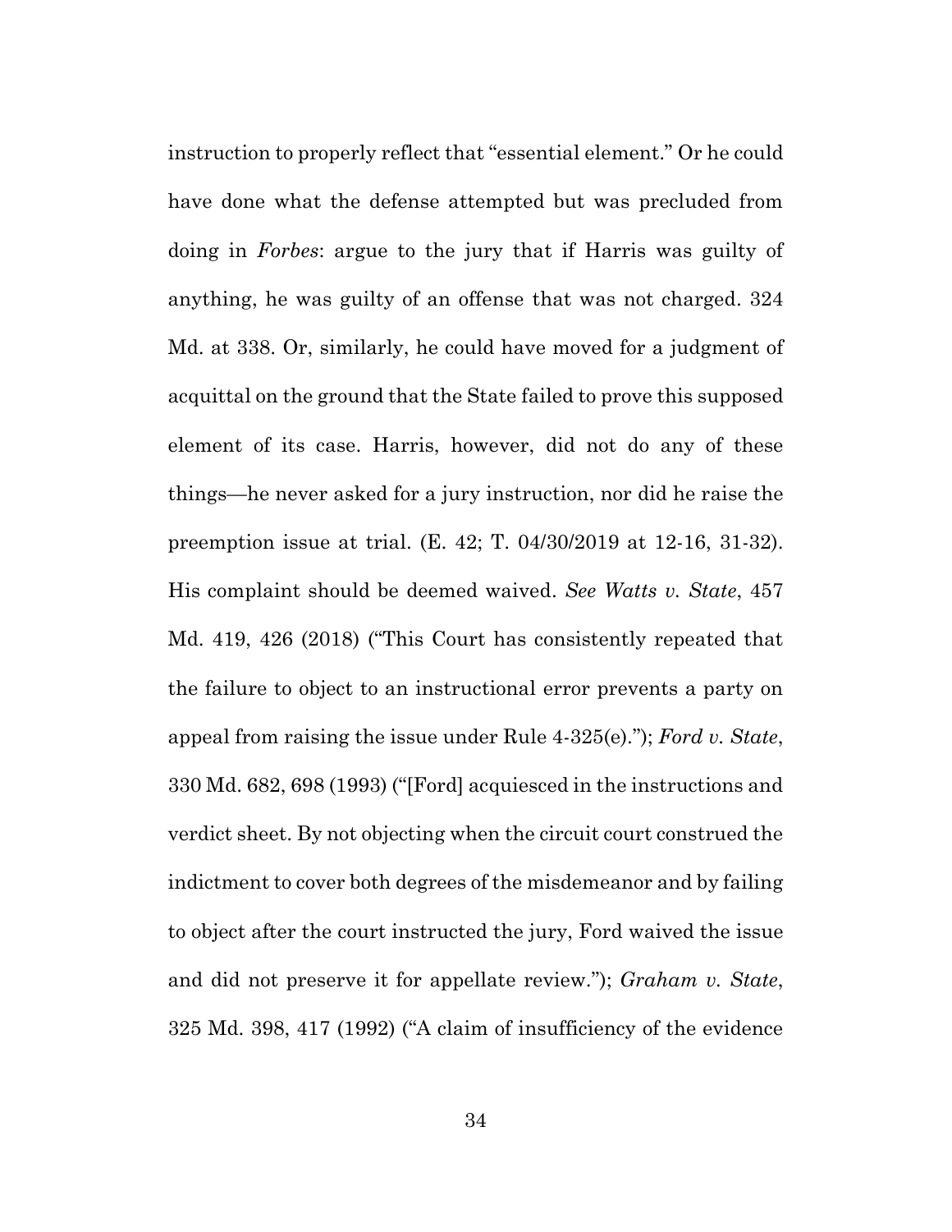instruction to properly reflect that "essential element." Or he could have done what the defense attempted but was precluded from doing in *Forbes*: argue to the jury that if Harris was guilty of anything, he was guilty of an offense that was not charged. 324 Md. at 338. Or, similarly, he could have moved for a judgment of acquittal on the ground that the State failed to prove this supposed element of its case. Harris, however, did not do any of these things—he never asked for a jury instruction, nor did he raise the preemption issue at trial. (E. 42; T. 04/30/2019 at 12-16, 31-32). His complaint should be deemed waived. *See Watts v. State*, 457 Md. 419, 426 (2018) ("This Court has consistently repeated that the failure to object to an instructional error prevents a party on appeal from raising the issue under Rule 4-325(e)."); *Ford v. State*, 330 Md. 682, 698 (1993) ("[Ford] acquiesced in the instructions and verdict sheet. By not objecting when the circuit court construed the indictment to cover both degrees of the misdemeanor and by failing to object after the court instructed the jury, Ford waived the issue and did not preserve it for appellate review."); *Graham v. State*, 325 Md. 398, 417 (1992) ("A claim of insufficiency of the evidence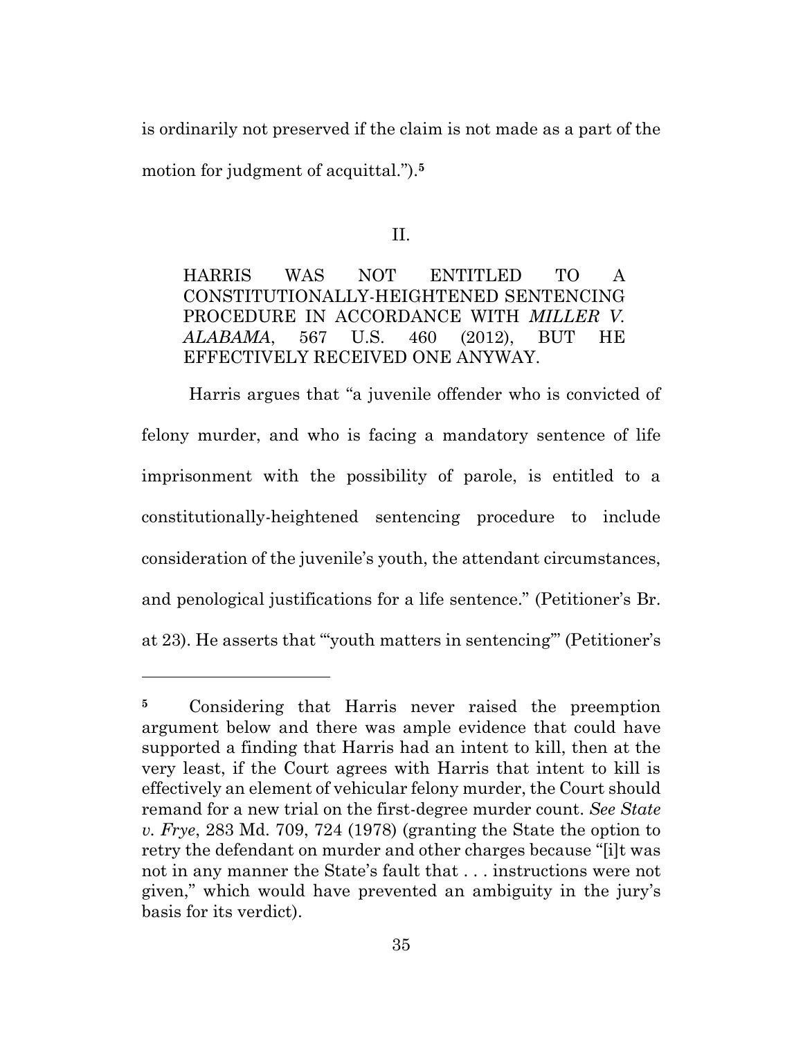is ordinarily not preserved if the claim is not made as a part of the motion for judgment of acquittal.").[5]

## II.

### HARRIS WAS NOT ENTITLED TO A CONSTITUTIONALLY-HEIGHTENED SENTENCING PROCEDURE IN ACCORDANCE WITH *MILLER V. ALABAMA*, 567 U.S. 460 (2012), BUT HE EFFECTIVELY RECEIVED ONE ANYWAY.

Harris argues that "a juvenile offender who is convicted of felony murder, and who is facing a mandatory sentence of life imprisonment with the possibility of parole, is entitled to a constitutionally-heightened sentencing procedure to include consideration of the juvenile's youth, the attendant circumstances, and penological justifications for a life sentence." (Petitioner's Br. at 23). He asserts that "'youth matters in sentencing'" (Petitioner's

---

[5] Considering that Harris never raised the preemption argument below and there was ample evidence that could have supported a finding that Harris had an intent to kill, then at the very least, if the Court agrees with Harris that intent to kill is effectively an element of vehicular felony murder, the Court should remand for a new trial on the first-degree murder count. *See State v. Frye*, 283 Md. 709, 724 (1978) (granting the State the option to retry the defendant on murder and other charges because "[i]t was not in any manner the State's fault that . . . instructions were not given," which would have prevented an ambiguity in the jury's basis for its verdict).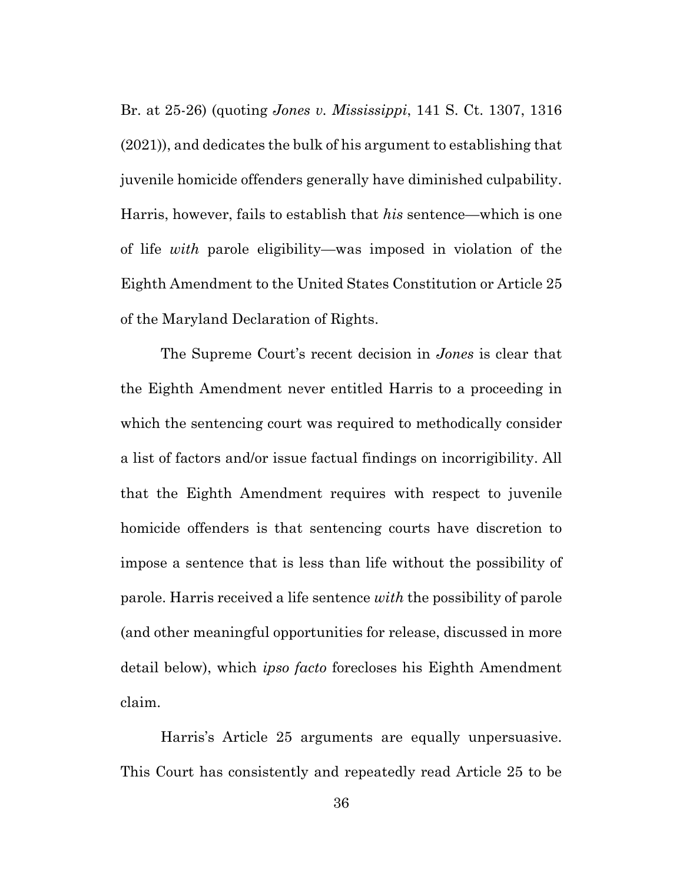Br. at 25-26) (quoting *Jones v. Mississippi*, 141 S. Ct. 1307, 1316 (2021)), and dedicates the bulk of his argument to establishing that juvenile homicide offenders generally have diminished culpability. Harris, however, fails to establish that *his* sentence—which is one of life *with* parole eligibility—was imposed in violation of the Eighth Amendment to the United States Constitution or Article 25 of the Maryland Declaration of Rights.

The Supreme Court's recent decision in *Jones* is clear that the Eighth Amendment never entitled Harris to a proceeding in which the sentencing court was required to methodically consider a list of factors and/or issue factual findings on incorrigibility. All that the Eighth Amendment requires with respect to juvenile homicide offenders is that sentencing courts have discretion to impose a sentence that is less than life without the possibility of parole. Harris received a life sentence *with* the possibility of parole (and other meaningful opportunities for release, discussed in more detail below), which *ipso facto* forecloses his Eighth Amendment claim.

Harris's Article 25 arguments are equally unpersuasive. This Court has consistently and repeatedly read Article 25 to be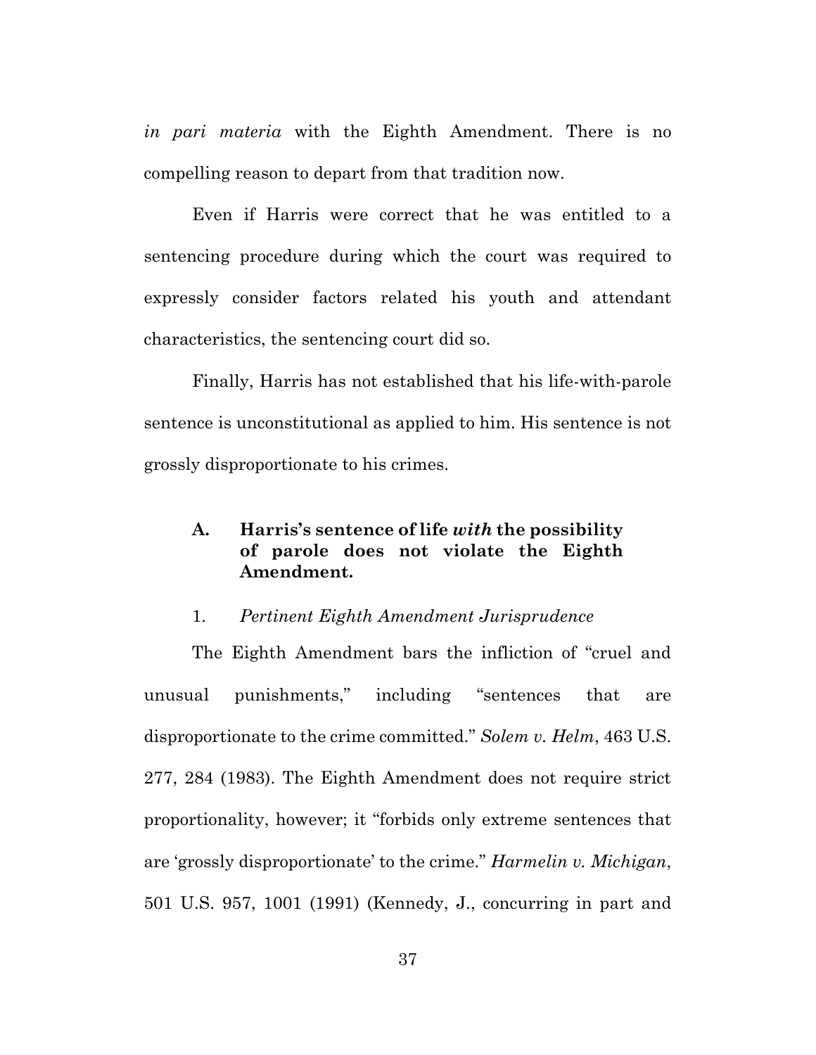*in pari materia* with the Eighth Amendment. There is no compelling reason to depart from that tradition now.

Even if Harris were correct that he was entitled to a sentencing procedure during which the court was required to expressly consider factors related his youth and attendant characteristics, the sentencing court did so.

Finally, Harris has not established that his life-with-parole sentence is unconstitutional as applied to him. His sentence is not grossly disproportionate to his crimes.

### A. Harris's sentence of life *with* the possibility of parole does not violate the Eighth Amendment.

#### 1. *Pertinent Eighth Amendment Jurisprudence*

The Eighth Amendment bars the infliction of "cruel and unusual punishments," including "sentences that are disproportionate to the crime committed." *Solem v. Helm*, 463 U.S. 277, 284 (1983). The Eighth Amendment does not require strict proportionality, however; it "forbids only extreme sentences that are 'grossly disproportionate' to the crime." *Harmelin v. Michigan*, 501 U.S. 957, 1001 (1991) (Kennedy, J., concurring in part and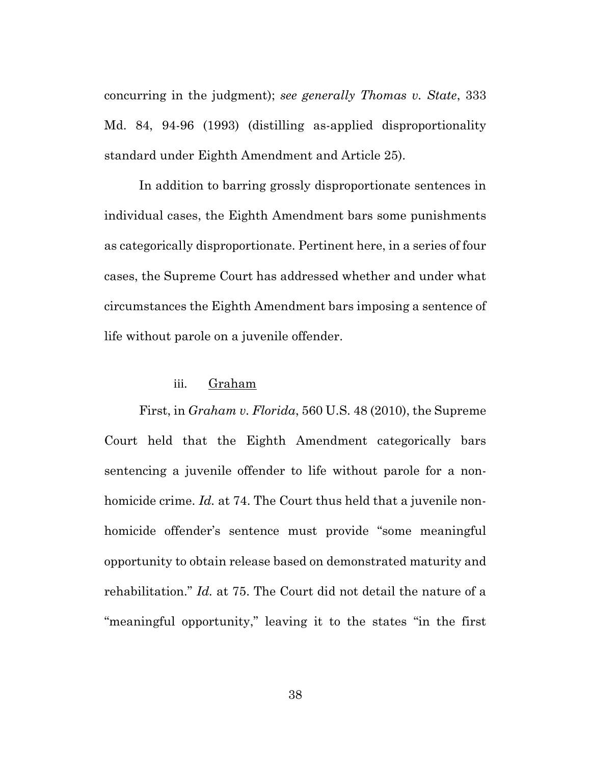concurring in the judgment); *see generally Thomas v. State*, 333 Md. 84, 94-96 (1993) (distilling as-applied disproportionality standard under Eighth Amendment and Article 25).

In addition to barring grossly disproportionate sentences in individual cases, the Eighth Amendment bars some punishments as categorically disproportionate. Pertinent here, in a series of four cases, the Supreme Court has addressed whether and under what circumstances the Eighth Amendment bars imposing a sentence of life without parole on a juvenile offender.

#### iii. Graham

First, in *Graham v. Florida*, 560 U.S. 48 (2010), the Supreme Court held that the Eighth Amendment categorically bars sentencing a juvenile offender to life without parole for a non-homicide crime. *Id.* at 74. The Court thus held that a juvenile non-homicide offender's sentence must provide "some meaningful opportunity to obtain release based on demonstrated maturity and rehabilitation." *Id.* at 75. The Court did not detail the nature of a "meaningful opportunity," leaving it to the states "in the first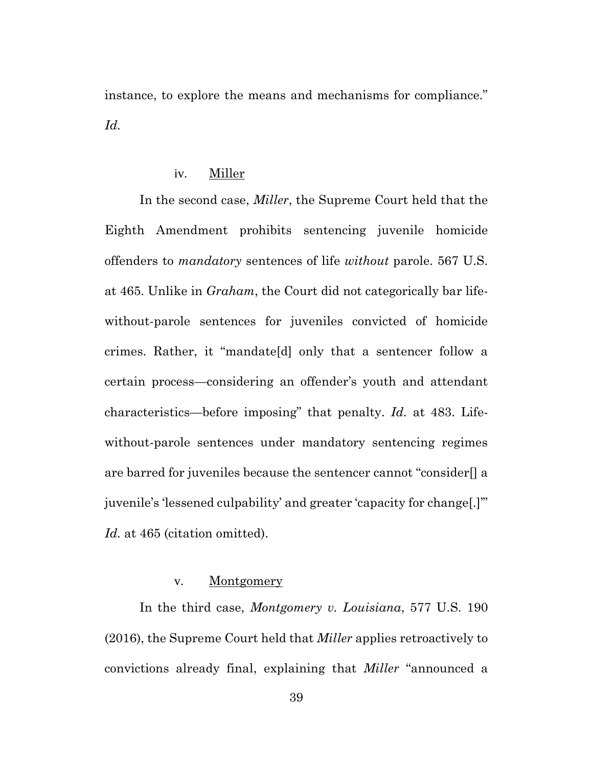instance, to explore the means and mechanisms for compliance." *Id.*

#### iv. Miller

In the second case, *Miller*, the Supreme Court held that the Eighth Amendment prohibits sentencing juvenile homicide offenders to *mandatory* sentences of life *without* parole. 567 U.S. at 465. Unlike in *Graham*, the Court did not categorically bar life-without-parole sentences for juveniles convicted of homicide crimes. Rather, it "mandate[d] only that a sentencer follow a certain process—considering an offender's youth and attendant characteristics—before imposing" that penalty. *Id.* at 483. Life-without-parole sentences under mandatory sentencing regimes are barred for juveniles because the sentencer cannot "consider[] a juvenile's 'lessened culpability' and greater 'capacity for change[.]'" *Id.* at 465 (citation omitted).

#### v. Montgomery

In the third case, *Montgomery v. Louisiana*, 577 U.S. 190 (2016), the Supreme Court held that *Miller* applies retroactively to convictions already final, explaining that *Miller* "announced a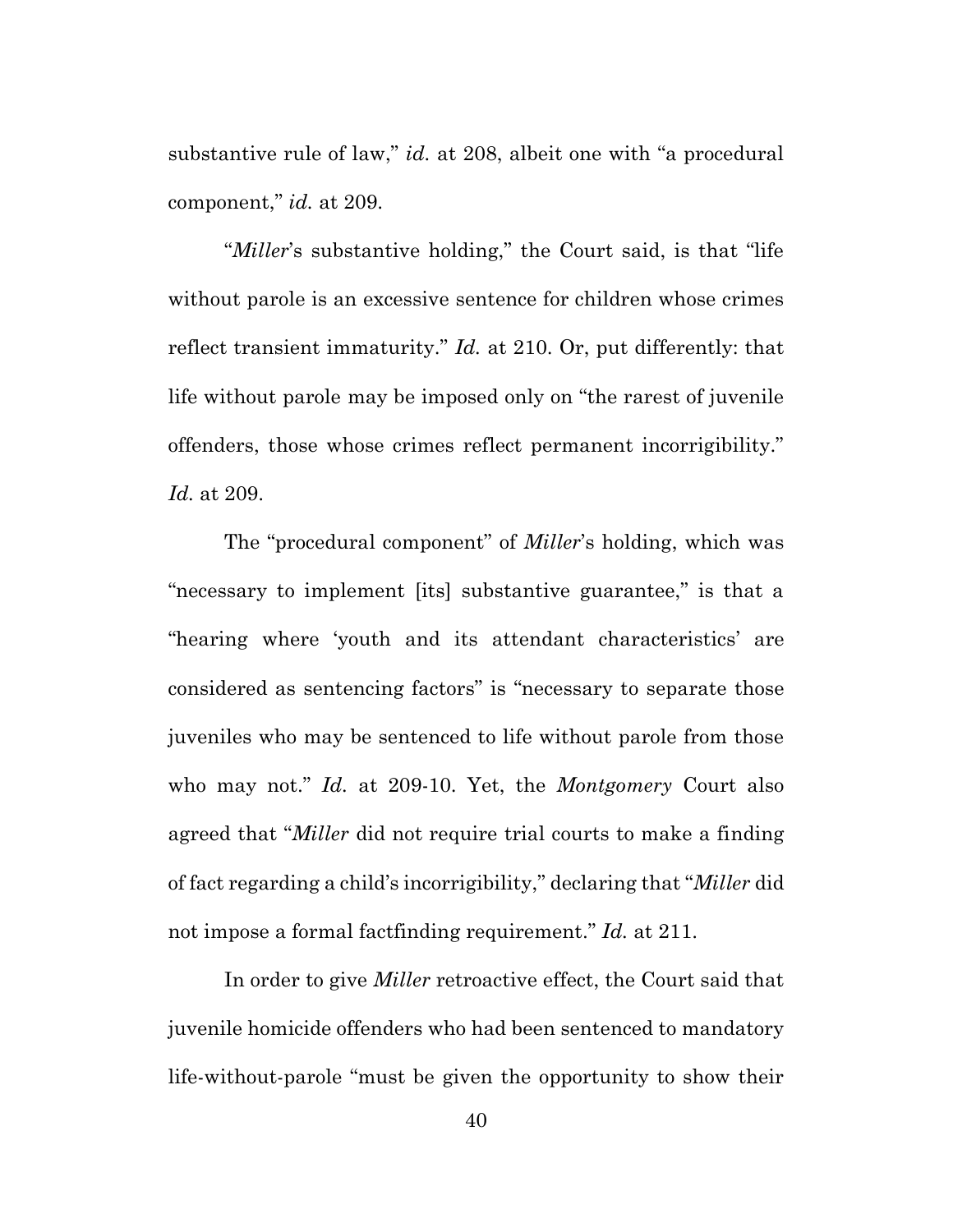substantive rule of law," *id.* at 208, albeit one with "a procedural component," *id.* at 209.

"*Miller*'s substantive holding," the Court said, is that "life without parole is an excessive sentence for children whose crimes reflect transient immaturity." *Id.* at 210. Or, put differently: that life without parole may be imposed only on "the rarest of juvenile offenders, those whose crimes reflect permanent incorrigibility." *Id.* at 209.

The "procedural component" of *Miller*'s holding, which was "necessary to implement [its] substantive guarantee," is that a "hearing where 'youth and its attendant characteristics' are considered as sentencing factors" is "necessary to separate those juveniles who may be sentenced to life without parole from those who may not." *Id.* at 209-10. Yet, the *Montgomery* Court also agreed that "*Miller* did not require trial courts to make a finding of fact regarding a child's incorrigibility," declaring that "*Miller* did not impose a formal factfinding requirement." *Id.* at 211.

In order to give *Miller* retroactive effect, the Court said that juvenile homicide offenders who had been sentenced to mandatory life-without-parole "must be given the opportunity to show their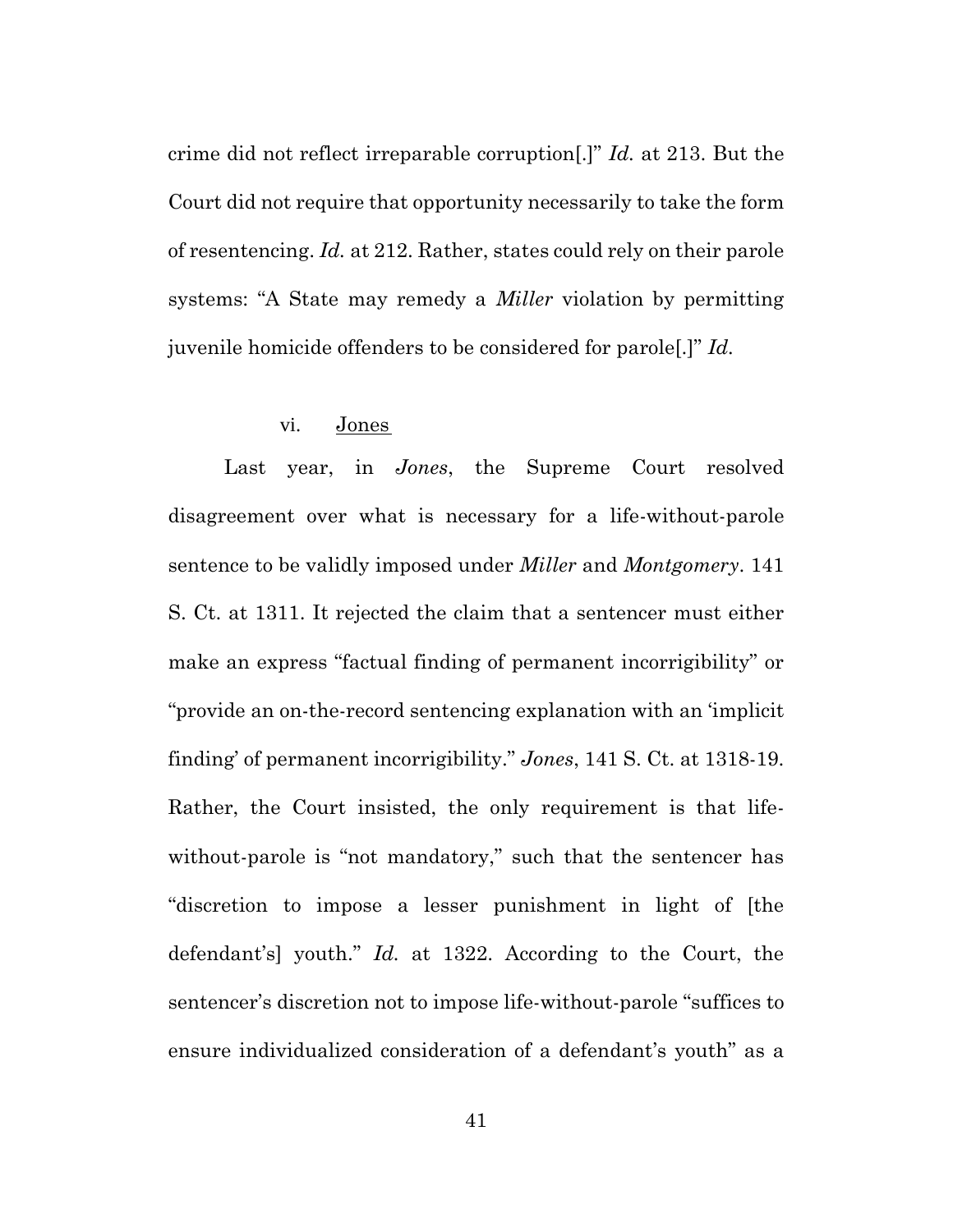crime did not reflect irreparable corruption[.]" *Id.* at 213. But the Court did not require that opportunity necessarily to take the form of resentencing. *Id.* at 212. Rather, states could rely on their parole systems: "A State may remedy a *Miller* violation by permitting juvenile homicide offenders to be considered for parole[.]" *Id.*

#### vi. Jones

Last year, in *Jones*, the Supreme Court resolved disagreement over what is necessary for a life-without-parole sentence to be validly imposed under *Miller* and *Montgomery*. 141 S. Ct. at 1311. It rejected the claim that a sentencer must either make an express "factual finding of permanent incorrigibility" or "provide an on-the-record sentencing explanation with an 'implicit finding' of permanent incorrigibility." *Jones*, 141 S. Ct. at 1318-19. Rather, the Court insisted, the only requirement is that life-without-parole is "not mandatory," such that the sentencer has "discretion to impose a lesser punishment in light of [the defendant's] youth." *Id.* at 1322. According to the Court, the sentencer's discretion not to impose life-without-parole "suffices to ensure individualized consideration of a defendant's youth" as a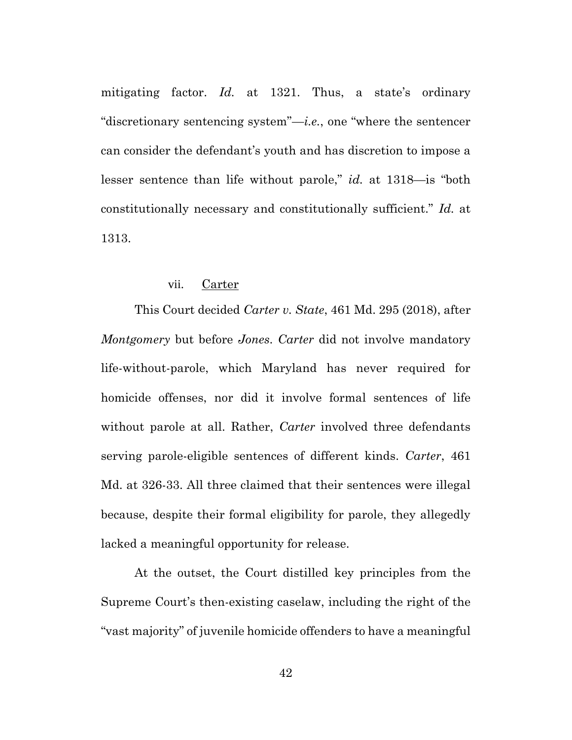mitigating factor. *Id.* at 1321. Thus, a state's ordinary "discretionary sentencing system"—*i.e.*, one "where the sentencer can consider the defendant's youth and has discretion to impose a lesser sentence than life without parole," *id.* at 1318—is "both constitutionally necessary and constitutionally sufficient." *Id.* at 1313.

#### vii. Carter

This Court decided *Carter v. State*, 461 Md. 295 (2018), after *Montgomery* but before *Jones*. *Carter* did not involve mandatory life-without-parole, which Maryland has never required for homicide offenses, nor did it involve formal sentences of life without parole at all. Rather, *Carter* involved three defendants serving parole-eligible sentences of different kinds. *Carter*, 461 Md. at 326-33. All three claimed that their sentences were illegal because, despite their formal eligibility for parole, they allegedly lacked a meaningful opportunity for release.

At the outset, the Court distilled key principles from the Supreme Court's then-existing caselaw, including the right of the "vast majority" of juvenile homicide offenders to have a meaningful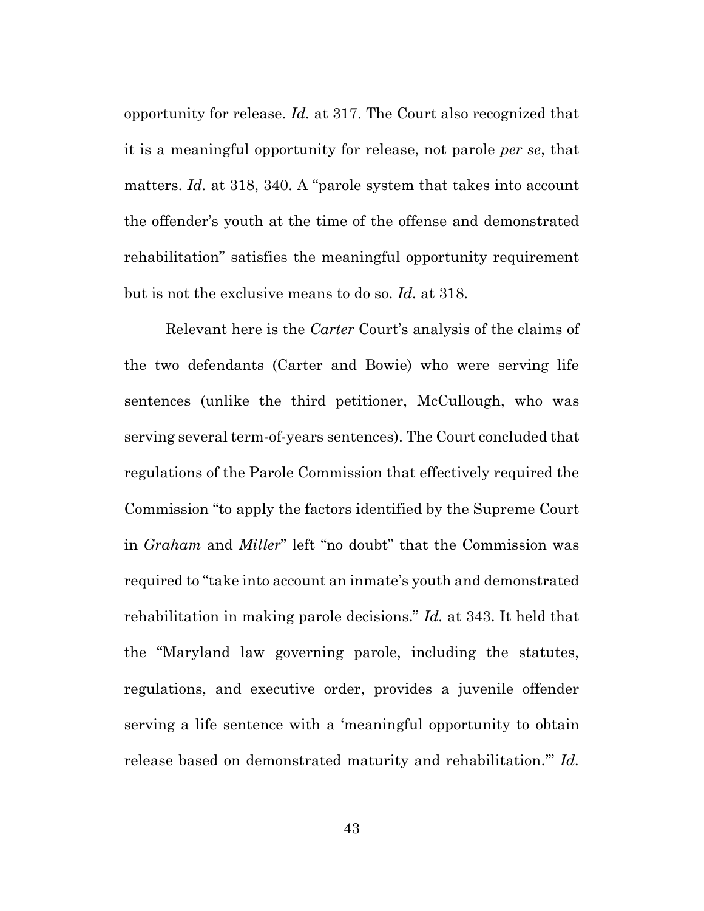opportunity for release. *Id.* at 317. The Court also recognized that it is a meaningful opportunity for release, not parole *per se*, that matters. *Id.* at 318, 340. A "parole system that takes into account the offender's youth at the time of the offense and demonstrated rehabilitation" satisfies the meaningful opportunity requirement but is not the exclusive means to do so. *Id.* at 318.

Relevant here is the *Carter* Court's analysis of the claims of the two defendants (Carter and Bowie) who were serving life sentences (unlike the third petitioner, McCullough, who was serving several term-of-years sentences). The Court concluded that regulations of the Parole Commission that effectively required the Commission "to apply the factors identified by the Supreme Court in *Graham* and *Miller*" left "no doubt" that the Commission was required to "take into account an inmate's youth and demonstrated rehabilitation in making parole decisions." *Id.* at 343. It held that the "Maryland law governing parole, including the statutes, regulations, and executive order, provides a juvenile offender serving a life sentence with a 'meaningful opportunity to obtain release based on demonstrated maturity and rehabilitation.'" *Id.*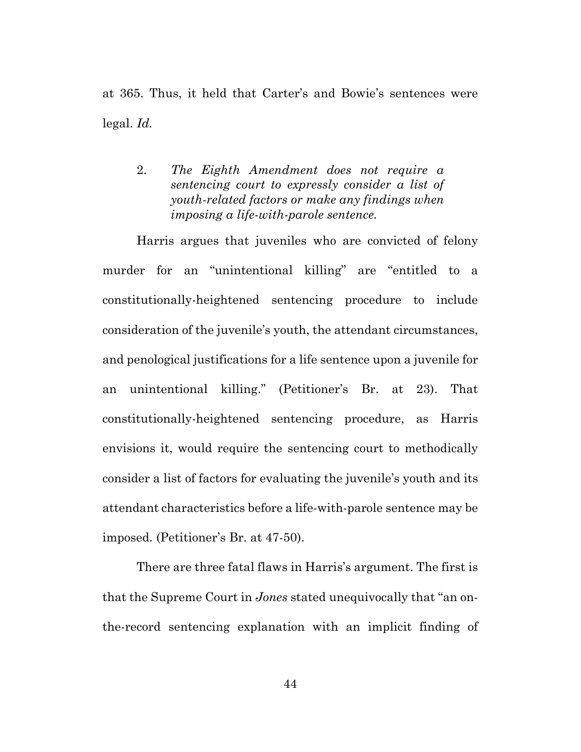at 365. Thus, it held that Carter's and Bowie's sentences were legal. *Id.*

2. *The Eighth Amendment does not require a sentencing court to expressly consider a list of youth-related factors or make any findings when imposing a life-with-parole sentence.*

Harris argues that juveniles who are convicted of felony murder for an "unintentional killing" are "entitled to a constitutionally-heightened sentencing procedure to include consideration of the juvenile's youth, the attendant circumstances, and penological justifications for a life sentence upon a juvenile for an unintentional killing." (Petitioner's Br. at 23). That constitutionally-heightened sentencing procedure, as Harris envisions it, would require the sentencing court to methodically consider a list of factors for evaluating the juvenile's youth and its attendant characteristics before a life-with-parole sentence may be imposed. (Petitioner's Br. at 47-50).

There are three fatal flaws in Harris's argument. The first is that the Supreme Court in *Jones* stated unequivocally that "an on-the-record sentencing explanation with an implicit finding of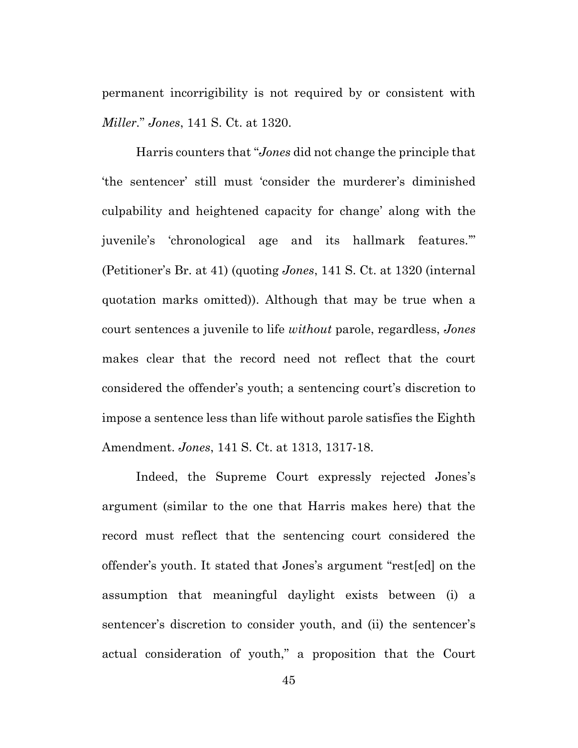permanent incorrigibility is not required by or consistent with *Miller*." *Jones*, 141 S. Ct. at 1320.

Harris counters that "*Jones* did not change the principle that 'the sentencer' still must 'consider the murderer's diminished culpability and heightened capacity for change' along with the juvenile's 'chronological age and its hallmark features.'" (Petitioner's Br. at 41) (quoting *Jones*, 141 S. Ct. at 1320 (internal quotation marks omitted)). Although that may be true when a court sentences a juvenile to life *without* parole, regardless, *Jones* makes clear that the record need not reflect that the court considered the offender's youth; a sentencing court's discretion to impose a sentence less than life without parole satisfies the Eighth Amendment. *Jones*, 141 S. Ct. at 1313, 1317-18.

Indeed, the Supreme Court expressly rejected Jones's argument (similar to the one that Harris makes here) that the record must reflect that the sentencing court considered the offender's youth. It stated that Jones's argument "rest[ed] on the assumption that meaningful daylight exists between (i) a sentencer's discretion to consider youth, and (ii) the sentencer's actual consideration of youth," a proposition that the Court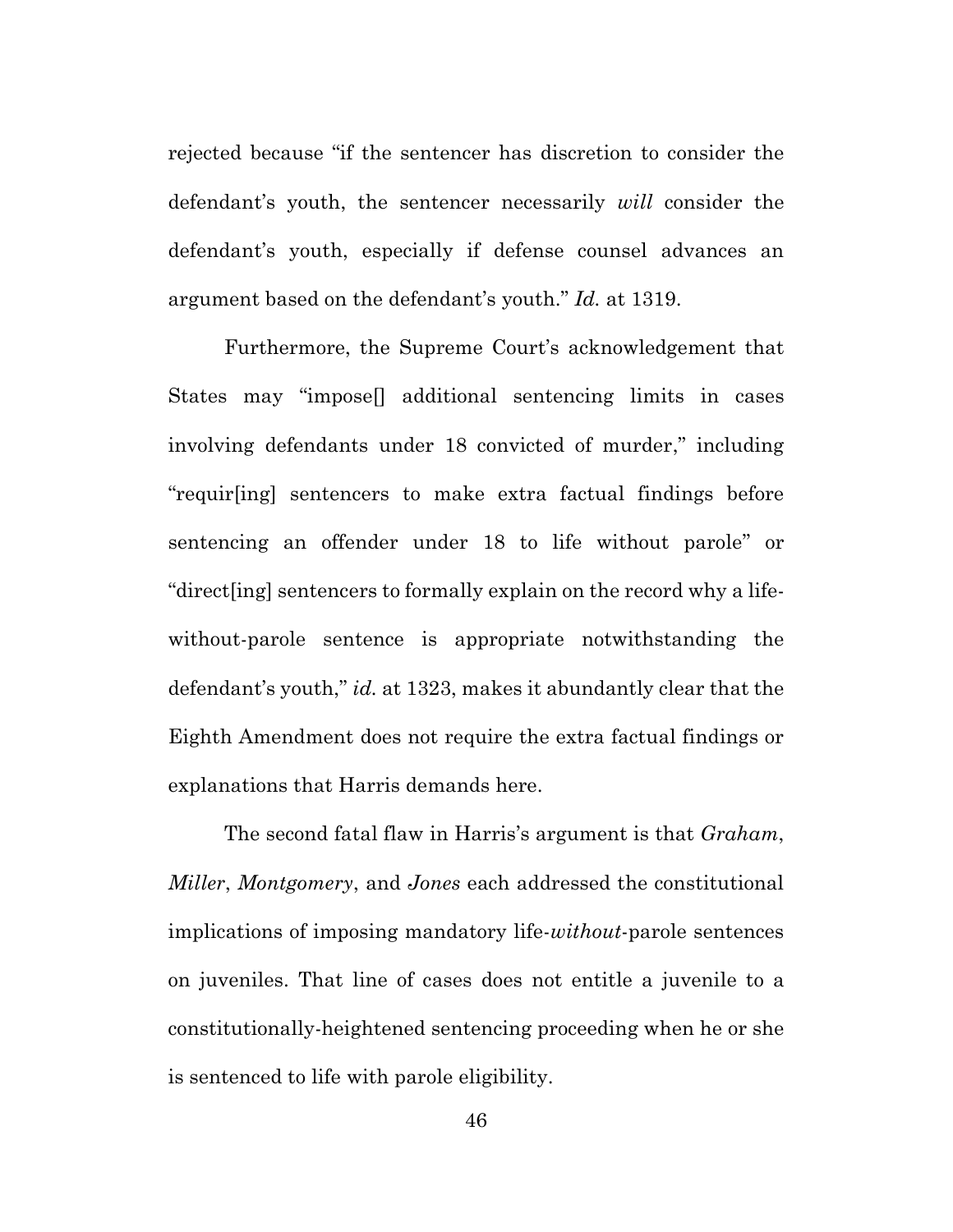rejected because "if the sentencer has discretion to consider the defendant's youth, the sentencer necessarily *will* consider the defendant's youth, especially if defense counsel advances an argument based on the defendant's youth." *Id.* at 1319.

Furthermore, the Supreme Court's acknowledgement that States may "impose[] additional sentencing limits in cases involving defendants under 18 convicted of murder," including "requir[ing] sentencers to make extra factual findings before sentencing an offender under 18 to life without parole" or "direct[ing] sentencers to formally explain on the record why a life-without-parole sentence is appropriate notwithstanding the defendant's youth," *id.* at 1323, makes it abundantly clear that the Eighth Amendment does not require the extra factual findings or explanations that Harris demands here.

The second fatal flaw in Harris's argument is that *Graham*, *Miller*, *Montgomery*, and *Jones* each addressed the constitutional implications of imposing mandatory life-*without*-parole sentences on juveniles. That line of cases does not entitle a juvenile to a constitutionally-heightened sentencing proceeding when he or she is sentenced to life with parole eligibility.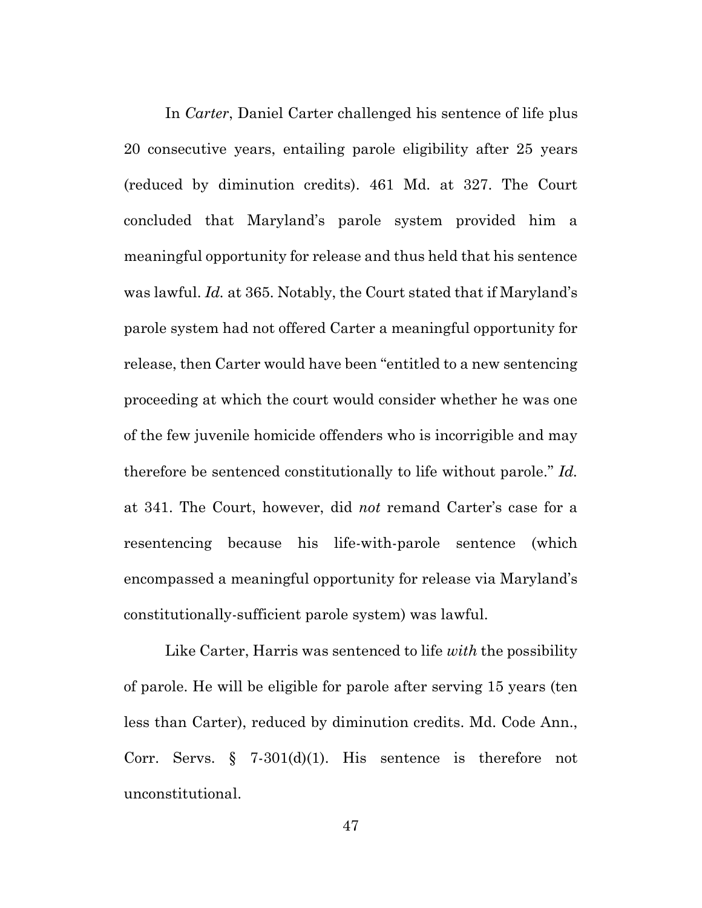In *Carter*, Daniel Carter challenged his sentence of life plus 20 consecutive years, entailing parole eligibility after 25 years (reduced by diminution credits). 461 Md. at 327. The Court concluded that Maryland's parole system provided him a meaningful opportunity for release and thus held that his sentence was lawful. *Id.* at 365. Notably, the Court stated that if Maryland's parole system had not offered Carter a meaningful opportunity for release, then Carter would have been "entitled to a new sentencing proceeding at which the court would consider whether he was one of the few juvenile homicide offenders who is incorrigible and may therefore be sentenced constitutionally to life without parole." *Id.* at 341. The Court, however, did *not* remand Carter's case for a resentencing because his life-with-parole sentence (which encompassed a meaningful opportunity for release via Maryland's constitutionally-sufficient parole system) was lawful.

Like Carter, Harris was sentenced to life *with* the possibility of parole. He will be eligible for parole after serving 15 years (ten less than Carter), reduced by diminution credits. Md. Code Ann., Corr. Servs. § 7-301(d)(1). His sentence is therefore not unconstitutional.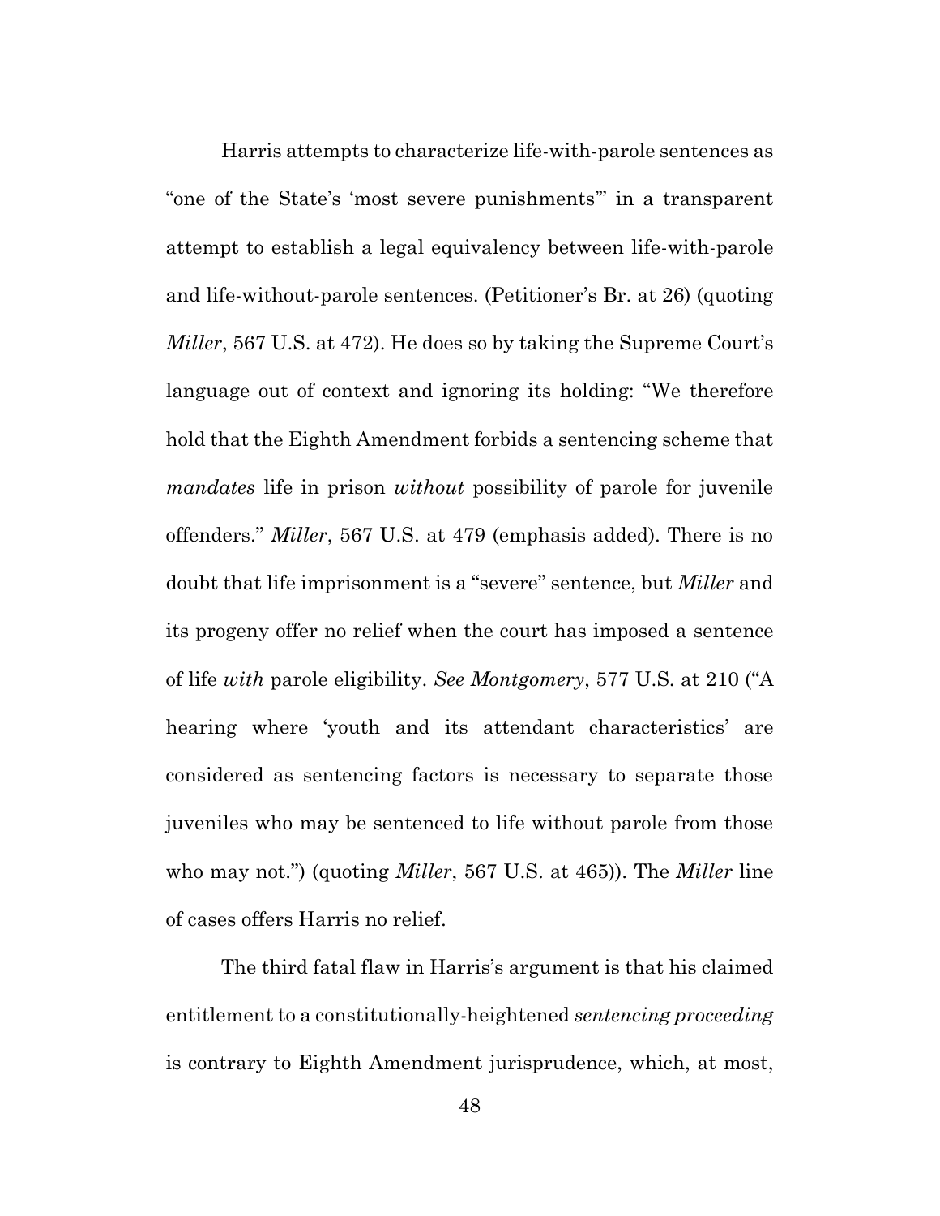Harris attempts to characterize life-with-parole sentences as "one of the State's 'most severe punishments'" in a transparent attempt to establish a legal equivalency between life-with-parole and life-without-parole sentences. (Petitioner's Br. at 26) (quoting *Miller*, 567 U.S. at 472). He does so by taking the Supreme Court's language out of context and ignoring its holding: "We therefore hold that the Eighth Amendment forbids a sentencing scheme that *mandates* life in prison *without* possibility of parole for juvenile offenders." *Miller*, 567 U.S. at 479 (emphasis added). There is no doubt that life imprisonment is a "severe" sentence, but *Miller* and its progeny offer no relief when the court has imposed a sentence of life *with* parole eligibility. *See Montgomery*, 577 U.S. at 210 ("A hearing where 'youth and its attendant characteristics' are considered as sentencing factors is necessary to separate those juveniles who may be sentenced to life without parole from those who may not.") (quoting *Miller*, 567 U.S. at 465)). The *Miller* line of cases offers Harris no relief.

The third fatal flaw in Harris's argument is that his claimed entitlement to a constitutionally-heightened *sentencing proceeding* is contrary to Eighth Amendment jurisprudence, which, at most,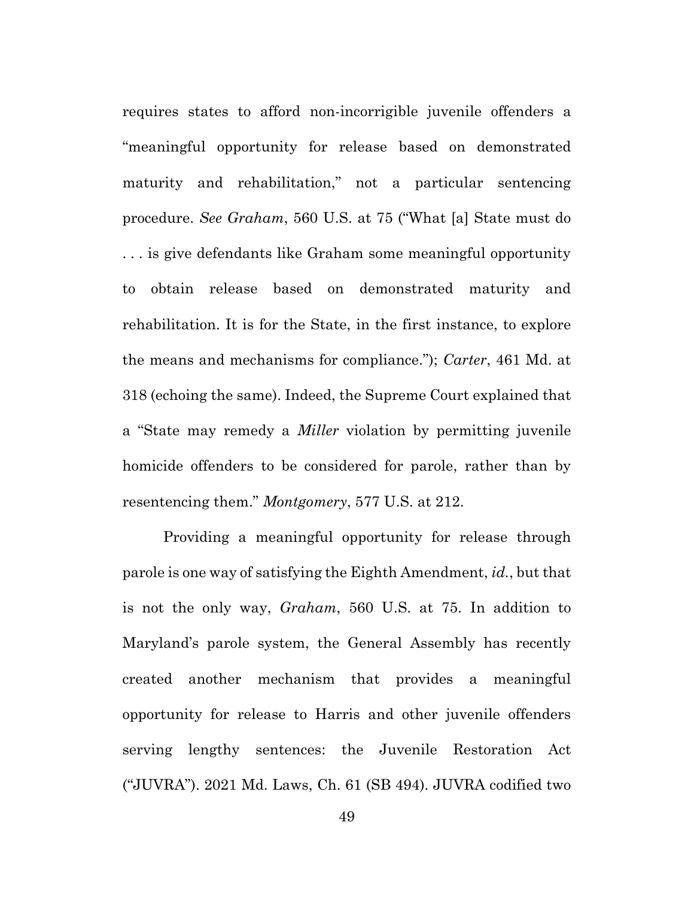requires states to afford non-incorrigible juvenile offenders a "meaningful opportunity for release based on demonstrated maturity and rehabilitation," not a particular sentencing procedure. *See Graham*, 560 U.S. at 75 ("What [a] State must do . . . is give defendants like Graham some meaningful opportunity to obtain release based on demonstrated maturity and rehabilitation. It is for the State, in the first instance, to explore the means and mechanisms for compliance."); *Carter*, 461 Md. at 318 (echoing the same). Indeed, the Supreme Court explained that a "State may remedy a *Miller* violation by permitting juvenile homicide offenders to be considered for parole, rather than by resentencing them." *Montgomery*, 577 U.S. at 212.

Providing a meaningful opportunity for release through parole is one way of satisfying the Eighth Amendment, *id.*, but that is not the only way, *Graham*, 560 U.S. at 75. In addition to Maryland's parole system, the General Assembly has recently created another mechanism that provides a meaningful opportunity for release to Harris and other juvenile offenders serving lengthy sentences: the Juvenile Restoration Act ("JUVRA"). 2021 Md. Laws, Ch. 61 (SB 494). JUVRA codified two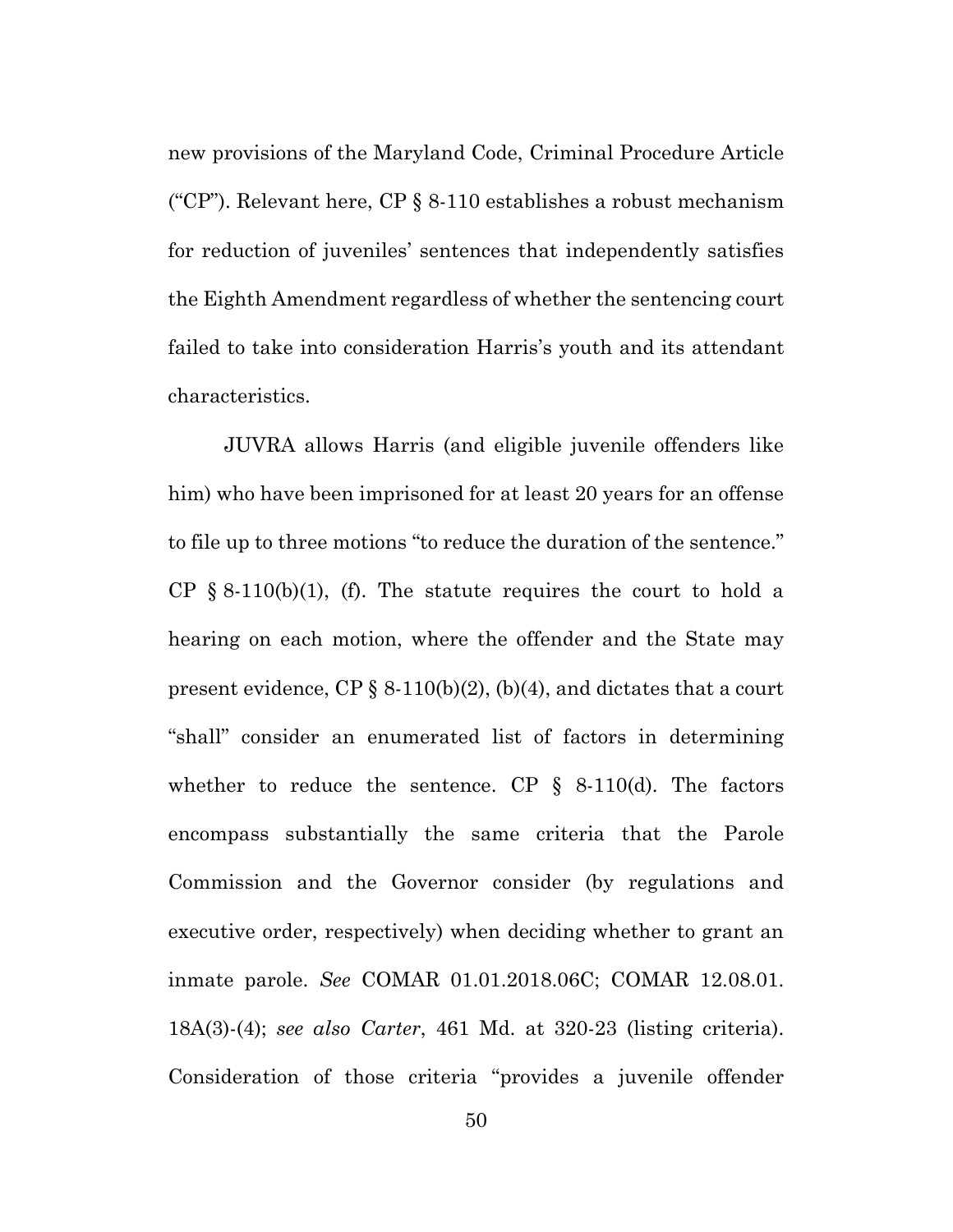new provisions of the Maryland Code, Criminal Procedure Article ("CP"). Relevant here, CP § 8-110 establishes a robust mechanism for reduction of juveniles' sentences that independently satisfies the Eighth Amendment regardless of whether the sentencing court failed to take into consideration Harris's youth and its attendant characteristics.

JUVRA allows Harris (and eligible juvenile offenders like him) who have been imprisoned for at least 20 years for an offense to file up to three motions "to reduce the duration of the sentence." CP § 8-110(b)(1), (f). The statute requires the court to hold a hearing on each motion, where the offender and the State may present evidence, CP § 8-110(b)(2), (b)(4), and dictates that a court "shall" consider an enumerated list of factors in determining whether to reduce the sentence. CP § 8-110(d). The factors encompass substantially the same criteria that the Parole Commission and the Governor consider (by regulations and executive order, respectively) when deciding whether to grant an inmate parole. *See* COMAR 01.01.2018.06C; COMAR 12.08.01. 18A(3)-(4); *see also Carter*, 461 Md. at 320-23 (listing criteria). Consideration of those criteria "provides a juvenile offender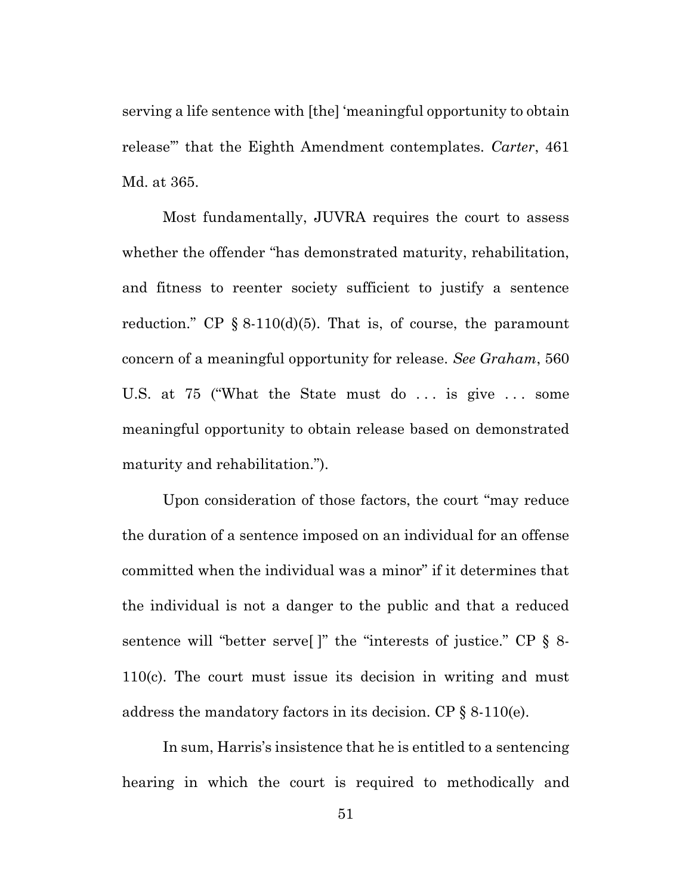serving a life sentence with [the] 'meaningful opportunity to obtain release'" that the Eighth Amendment contemplates. *Carter*, 461 Md. at 365.

Most fundamentally, JUVRA requires the court to assess whether the offender "has demonstrated maturity, rehabilitation, and fitness to reenter society sufficient to justify a sentence reduction." CP § 8-110(d)(5). That is, of course, the paramount concern of a meaningful opportunity for release. *See Graham*, 560 U.S. at 75 ("What the State must do . . . is give . . . some meaningful opportunity to obtain release based on demonstrated maturity and rehabilitation.").

Upon consideration of those factors, the court "may reduce the duration of a sentence imposed on an individual for an offense committed when the individual was a minor" if it determines that the individual is not a danger to the public and that a reduced sentence will "better serve[ ]" the "interests of justice." CP § 8-110(c). The court must issue its decision in writing and must address the mandatory factors in its decision. CP § 8-110(e).

In sum, Harris's insistence that he is entitled to a sentencing hearing in which the court is required to methodically and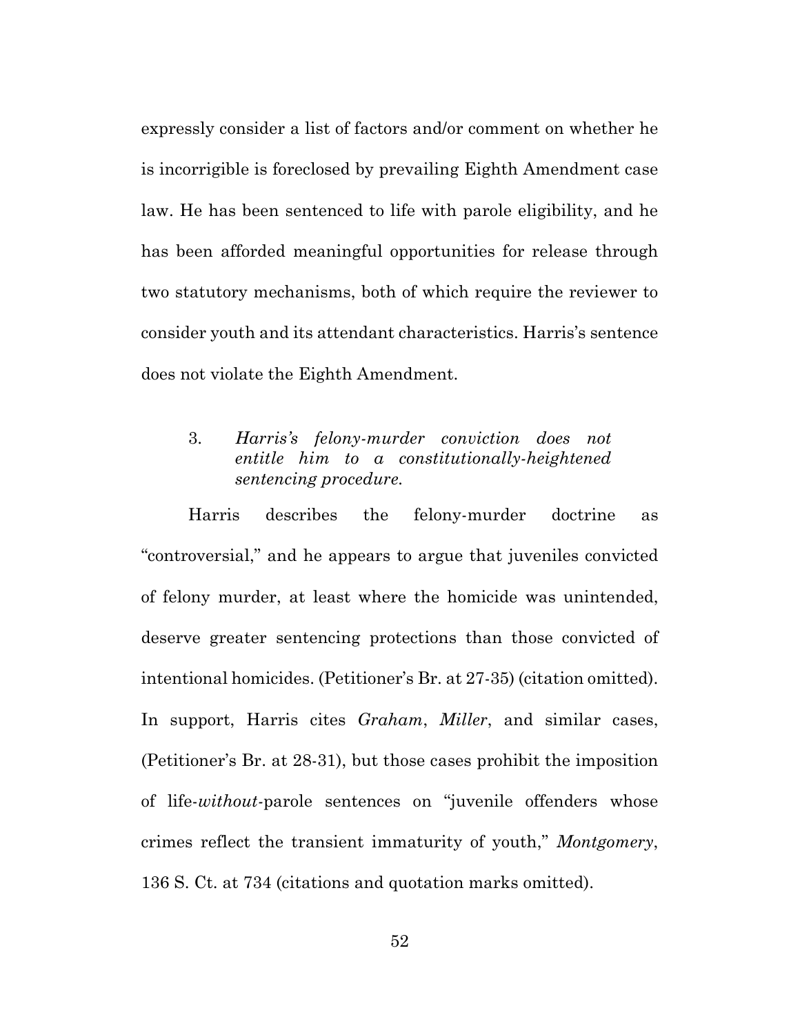expressly consider a list of factors and/or comment on whether he is incorrigible is foreclosed by prevailing Eighth Amendment case law. He has been sentenced to life with parole eligibility, and he has been afforded meaningful opportunities for release through two statutory mechanisms, both of which require the reviewer to consider youth and its attendant characteristics. Harris's sentence does not violate the Eighth Amendment.

### 3. *Harris's felony-murder conviction does not entitle him to a constitutionally-heightened sentencing procedure.*

Harris describes the felony-murder doctrine as "controversial," and he appears to argue that juveniles convicted of felony murder, at least where the homicide was unintended, deserve greater sentencing protections than those convicted of intentional homicides. (Petitioner's Br. at 27-35) (citation omitted). In support, Harris cites *Graham*, *Miller*, and similar cases, (Petitioner's Br. at 28-31), but those cases prohibit the imposition of life-*without*-parole sentences on "juvenile offenders whose crimes reflect the transient immaturity of youth," *Montgomery*, 136 S. Ct. at 734 (citations and quotation marks omitted).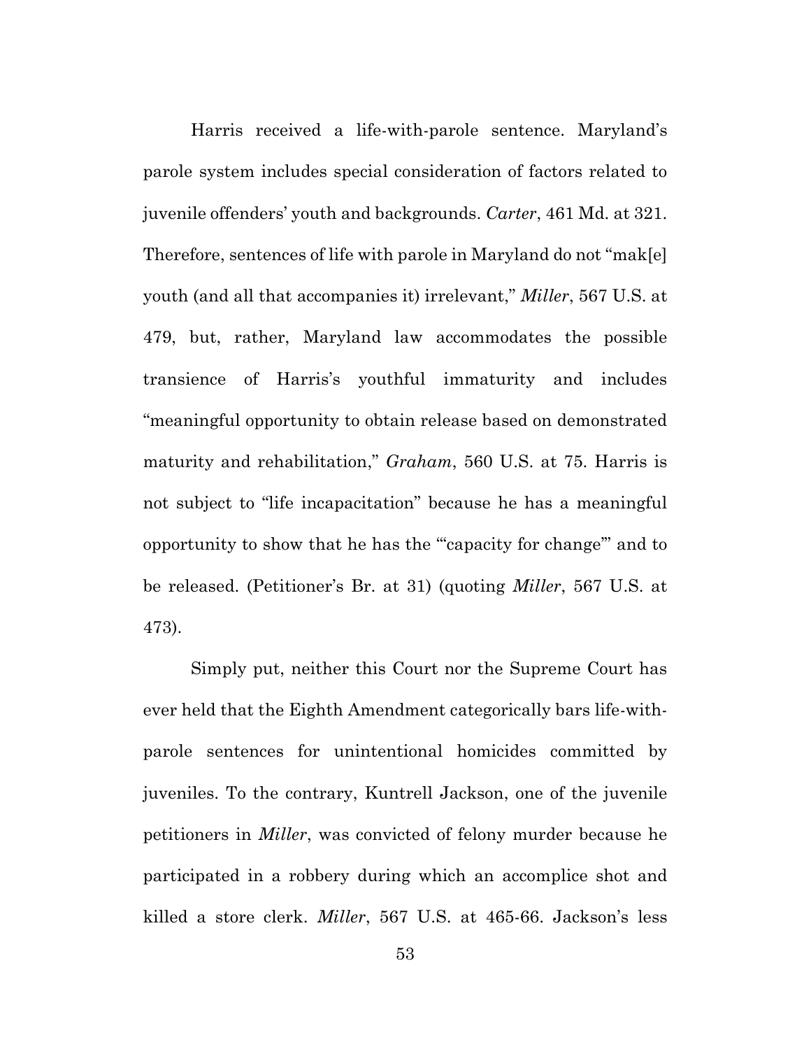Harris received a life-with-parole sentence. Maryland's parole system includes special consideration of factors related to juvenile offenders' youth and backgrounds. *Carter*, 461 Md. at 321. Therefore, sentences of life with parole in Maryland do not "mak[e] youth (and all that accompanies it) irrelevant," *Miller*, 567 U.S. at 479, but, rather, Maryland law accommodates the possible transience of Harris's youthful immaturity and includes "meaningful opportunity to obtain release based on demonstrated maturity and rehabilitation," *Graham*, 560 U.S. at 75. Harris is not subject to "life incapacitation" because he has a meaningful opportunity to show that he has the "'capacity for change'" and to be released. (Petitioner's Br. at 31) (quoting *Miller*, 567 U.S. at 473).

Simply put, neither this Court nor the Supreme Court has ever held that the Eighth Amendment categorically bars life-with-parole sentences for unintentional homicides committed by juveniles. To the contrary, Kuntrell Jackson, one of the juvenile petitioners in *Miller*, was convicted of felony murder because he participated in a robbery during which an accomplice shot and killed a store clerk. *Miller*, 567 U.S. at 465-66. Jackson's less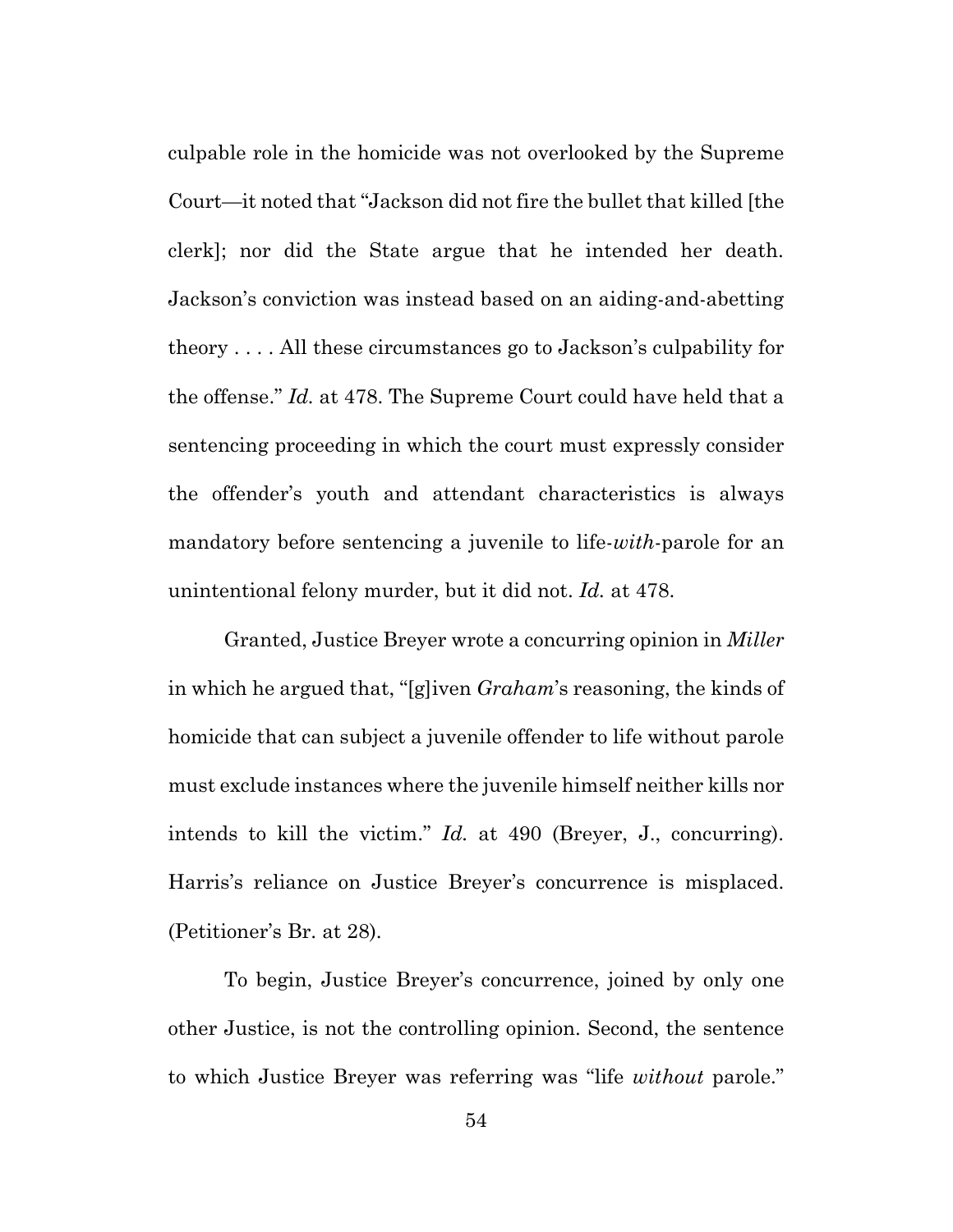culpable role in the homicide was not overlooked by the Supreme Court—it noted that "Jackson did not fire the bullet that killed [the clerk]; nor did the State argue that he intended her death. Jackson's conviction was instead based on an aiding-and-abetting theory . . . . All these circumstances go to Jackson's culpability for the offense." *Id.* at 478. The Supreme Court could have held that a sentencing proceeding in which the court must expressly consider the offender's youth and attendant characteristics is always mandatory before sentencing a juvenile to life-*with*-parole for an unintentional felony murder, but it did not. *Id.* at 478.

Granted, Justice Breyer wrote a concurring opinion in *Miller* in which he argued that, "[g]iven *Graham*'s reasoning, the kinds of homicide that can subject a juvenile offender to life without parole must exclude instances where the juvenile himself neither kills nor intends to kill the victim." *Id.* at 490 (Breyer, J., concurring). Harris's reliance on Justice Breyer's concurrence is misplaced. (Petitioner's Br. at 28).

To begin, Justice Breyer's concurrence, joined by only one other Justice, is not the controlling opinion. Second, the sentence to which Justice Breyer was referring was "life *without* parole."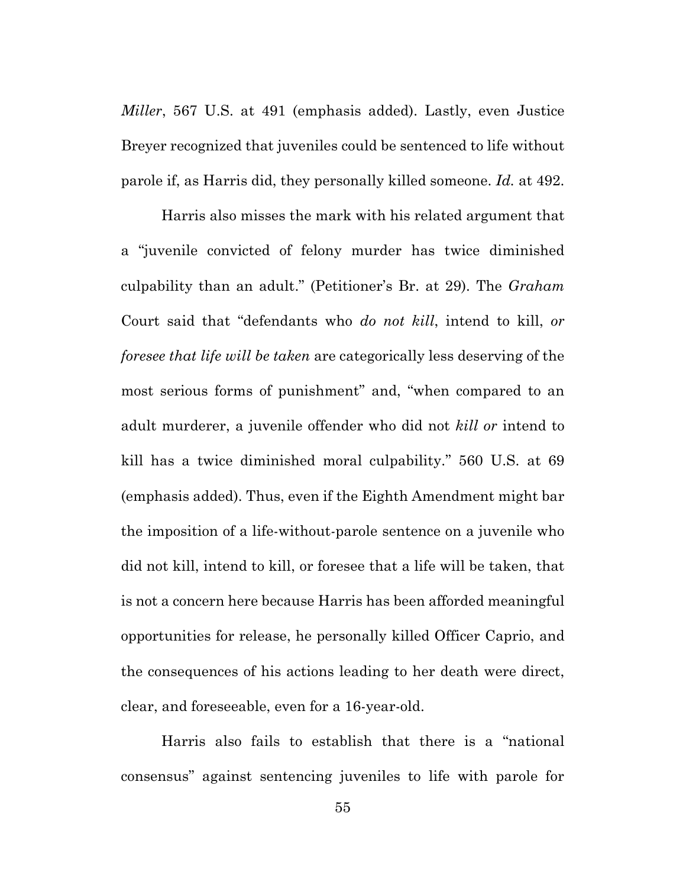*Miller*, 567 U.S. at 491 (emphasis added). Lastly, even Justice Breyer recognized that juveniles could be sentenced to life without parole if, as Harris did, they personally killed someone. *Id.* at 492.

Harris also misses the mark with his related argument that a "juvenile convicted of felony murder has twice diminished culpability than an adult." (Petitioner's Br. at 29). The *Graham* Court said that "defendants who *do not kill*, intend to kill, *or foresee that life will be taken* are categorically less deserving of the most serious forms of punishment" and, "when compared to an adult murderer, a juvenile offender who did not *kill or* intend to kill has a twice diminished moral culpability." 560 U.S. at 69 (emphasis added). Thus, even if the Eighth Amendment might bar the imposition of a life-without-parole sentence on a juvenile who did not kill, intend to kill, or foresee that a life will be taken, that is not a concern here because Harris has been afforded meaningful opportunities for release, he personally killed Officer Caprio, and the consequences of his actions leading to her death were direct, clear, and foreseeable, even for a 16-year-old.

Harris also fails to establish that there is a "national consensus" against sentencing juveniles to life with parole for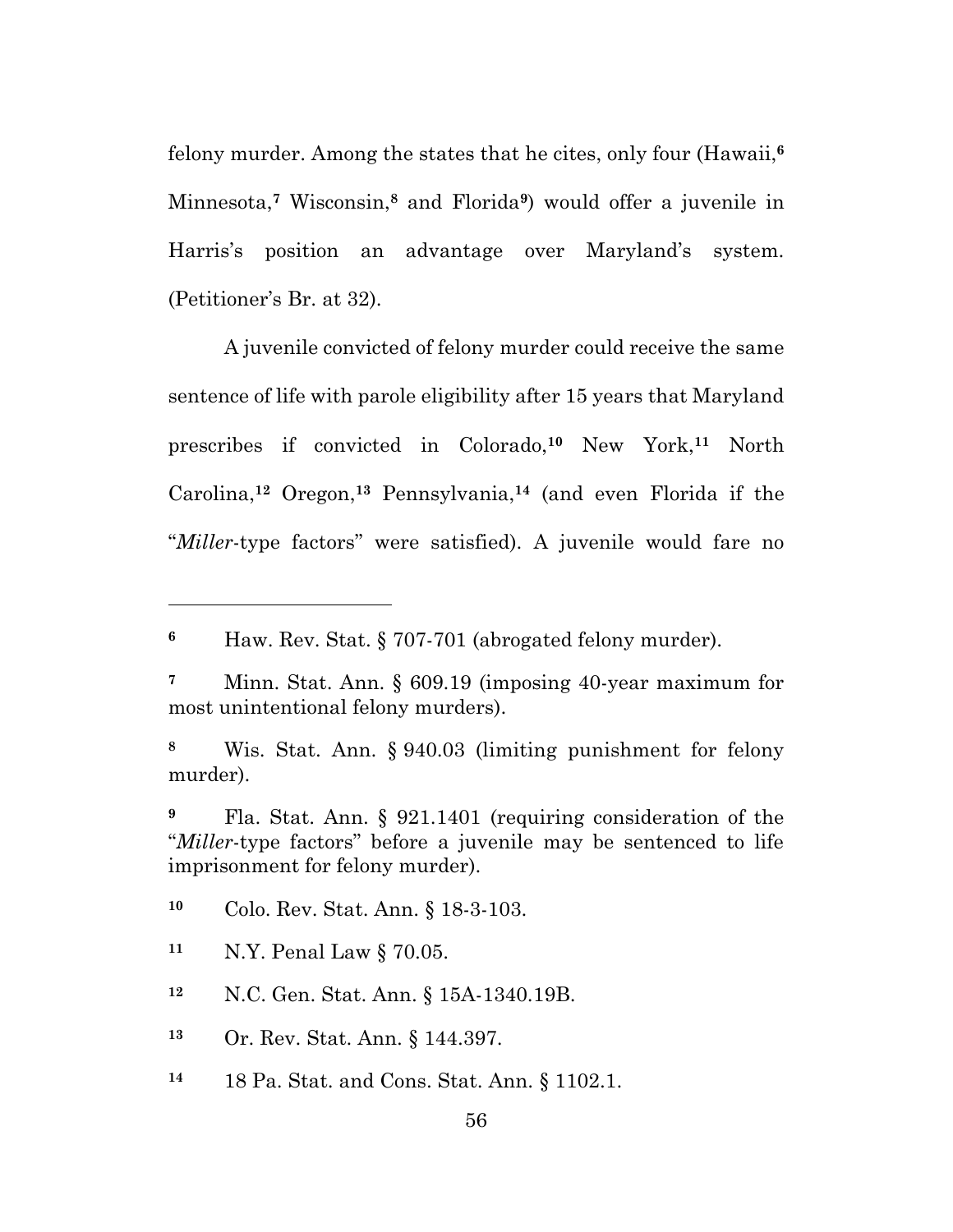felony murder. Among the states that he cites, only four (Hawaii,[6] Minnesota,[7] Wisconsin,[8] and Florida[9]) would offer a juvenile in Harris's position an advantage over Maryland's system. (Petitioner's Br. at 32).

A juvenile convicted of felony murder could receive the same sentence of life with parole eligibility after 15 years that Maryland prescribes if convicted in Colorado,[10] New York,[11] North Carolina,[12] Oregon,[13] Pennsylvania,[14] (and even Florida if the "*Miller*-type factors" were satisfied). A juvenile would fare no

---

[6] Haw. Rev. Stat. § 707-701 (abrogated felony murder).

[7] Minn. Stat. Ann. § 609.19 (imposing 40-year maximum for most unintentional felony murders).

[8] Wis. Stat. Ann. § 940.03 (limiting punishment for felony murder).

[9] Fla. Stat. Ann. § 921.1401 (requiring consideration of the "*Miller*-type factors" before a juvenile may be sentenced to life imprisonment for felony murder).

[10] Colo. Rev. Stat. Ann. § 18-3-103.

[11] N.Y. Penal Law § 70.05.

[12] N.C. Gen. Stat. Ann. § 15A-1340.19B.

[13] Or. Rev. Stat. Ann. § 144.397.

[14] 18 Pa. Stat. and Cons. Stat. Ann. § 1102.1.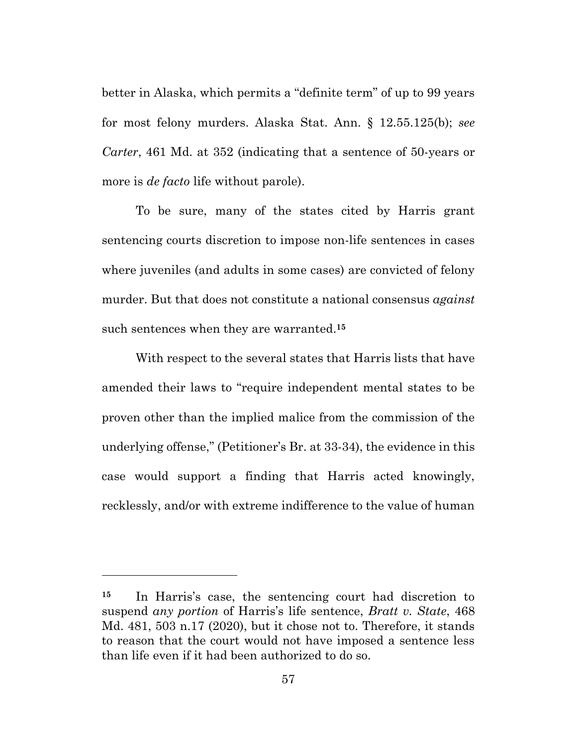better in Alaska, which permits a "definite term" of up to 99 years for most felony murders. Alaska Stat. Ann. § 12.55.125(b); *see Carter*, 461 Md. at 352 (indicating that a sentence of 50-years or more is *de facto* life without parole).

To be sure, many of the states cited by Harris grant sentencing courts discretion to impose non-life sentences in cases where juveniles (and adults in some cases) are convicted of felony murder. But that does not constitute a national consensus *against* such sentences when they are warranted.[15]

With respect to the several states that Harris lists that have amended their laws to "require independent mental states to be proven other than the implied malice from the commission of the underlying offense," (Petitioner's Br. at 33-34), the evidence in this case would support a finding that Harris acted knowingly, recklessly, and/or with extreme indifference to the value of human

---

[15] In Harris's case, the sentencing court had discretion to suspend *any portion* of Harris's life sentence, *Bratt v. State*, 468 Md. 481, 503 n.17 (2020), but it chose not to. Therefore, it stands to reason that the court would not have imposed a sentence less than life even if it had been authorized to do so.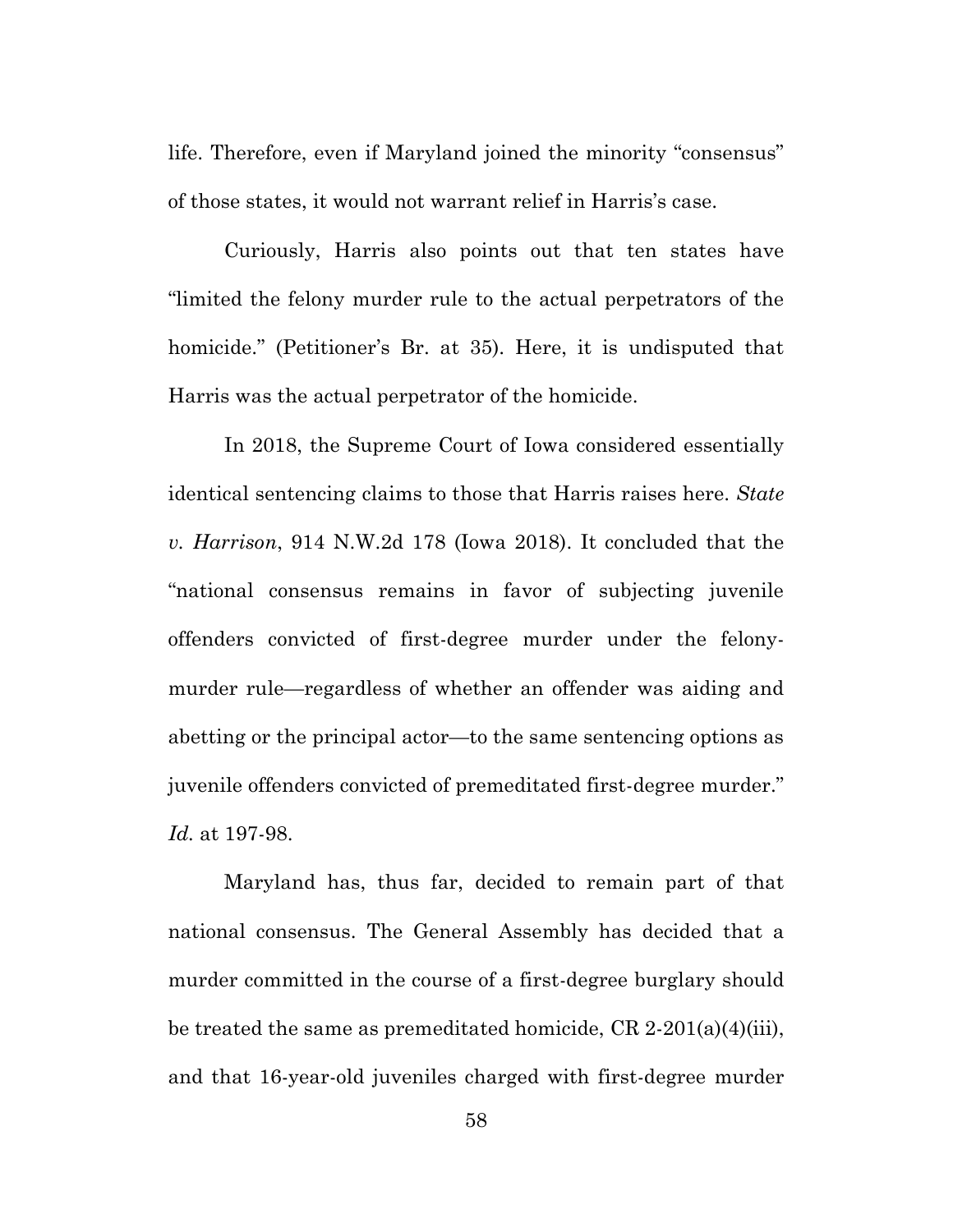life. Therefore, even if Maryland joined the minority "consensus" of those states, it would not warrant relief in Harris's case.

Curiously, Harris also points out that ten states have "limited the felony murder rule to the actual perpetrators of the homicide." (Petitioner's Br. at 35). Here, it is undisputed that Harris was the actual perpetrator of the homicide.

In 2018, the Supreme Court of Iowa considered essentially identical sentencing claims to those that Harris raises here. *State v. Harrison*, 914 N.W.2d 178 (Iowa 2018). It concluded that the "national consensus remains in favor of subjecting juvenile offenders convicted of first-degree murder under the felony-murder rule—regardless of whether an offender was aiding and abetting or the principal actor—to the same sentencing options as juvenile offenders convicted of premeditated first-degree murder." *Id.* at 197-98.

Maryland has, thus far, decided to remain part of that national consensus. The General Assembly has decided that a murder committed in the course of a first-degree burglary should be treated the same as premeditated homicide, CR 2-201(a)(4)(iii), and that 16-year-old juveniles charged with first-degree murder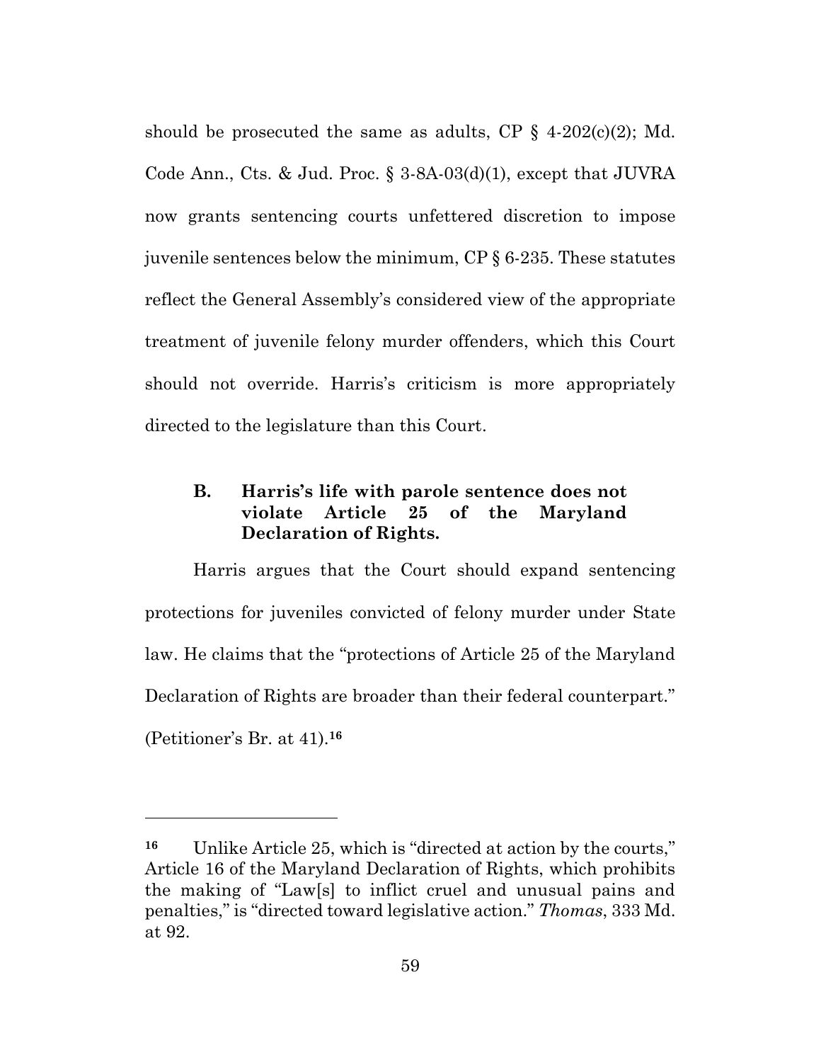should be prosecuted the same as adults, CP § 4-202(c)(2); Md. Code Ann., Cts. & Jud. Proc. § 3-8A-03(d)(1), except that JUVRA now grants sentencing courts unfettered discretion to impose juvenile sentences below the minimum, CP § 6-235. These statutes reflect the General Assembly's considered view of the appropriate treatment of juvenile felony murder offenders, which this Court should not override. Harris's criticism is more appropriately directed to the legislature than this Court.

### B. Harris's life with parole sentence does not violate Article 25 of the Maryland Declaration of Rights.

Harris argues that the Court should expand sentencing protections for juveniles convicted of felony murder under State law. He claims that the "protections of Article 25 of the Maryland Declaration of Rights are broader than their federal counterpart." (Petitioner's Br. at 41).[16]

---

[16] Unlike Article 25, which is "directed at action by the courts," Article 16 of the Maryland Declaration of Rights, which prohibits the making of "Law[s] to inflict cruel and unusual pains and penalties," is "directed toward legislative action." *Thomas*, 333 Md. at 92.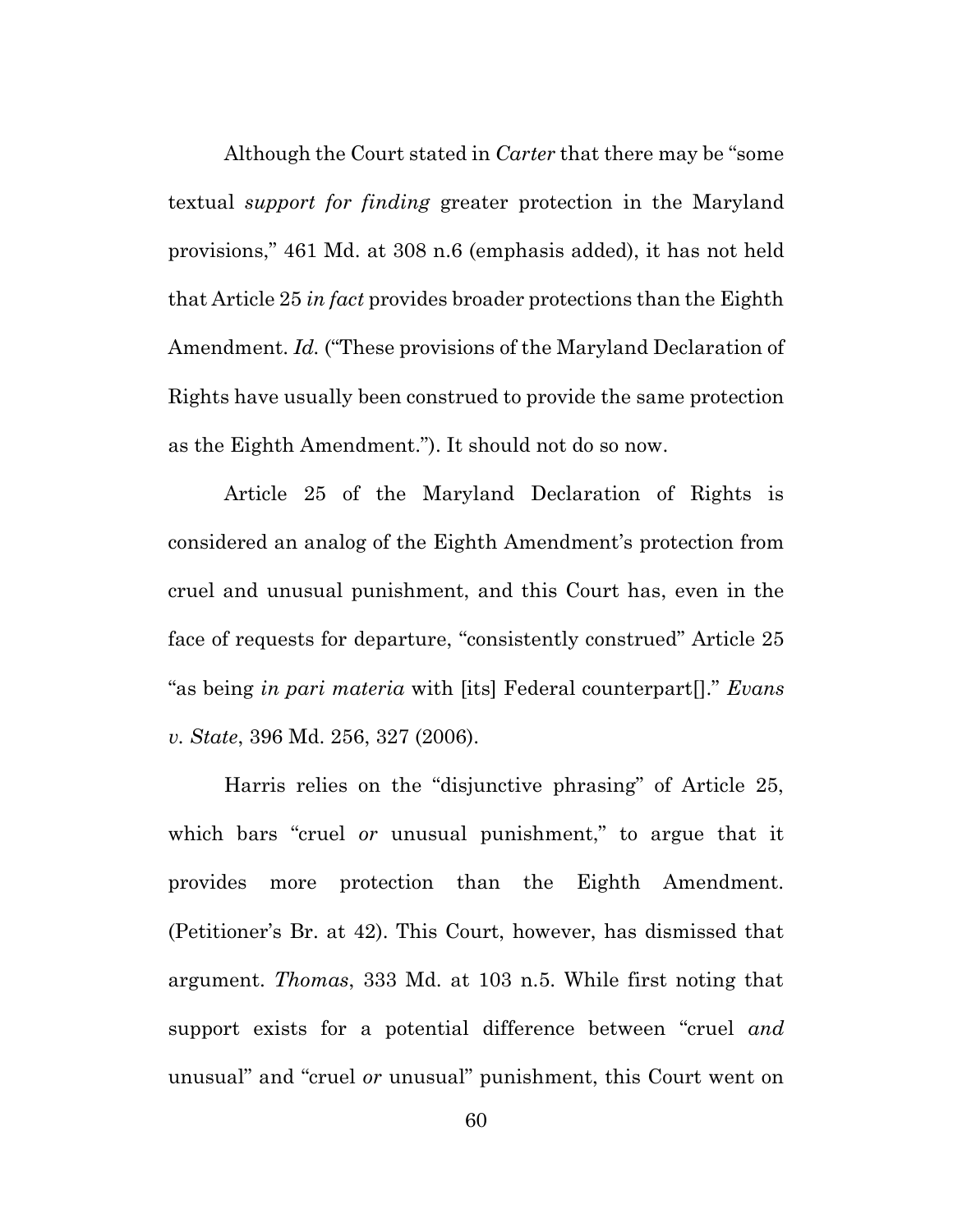Although the Court stated in *Carter* that there may be "some textual *support for finding* greater protection in the Maryland provisions," 461 Md. at 308 n.6 (emphasis added), it has not held that Article 25 *in fact* provides broader protections than the Eighth Amendment. *Id.* ("These provisions of the Maryland Declaration of Rights have usually been construed to provide the same protection as the Eighth Amendment."). It should not do so now.

Article 25 of the Maryland Declaration of Rights is considered an analog of the Eighth Amendment's protection from cruel and unusual punishment, and this Court has, even in the face of requests for departure, "consistently construed" Article 25 "as being *in pari materia* with [its] Federal counterpart[]." *Evans v. State*, 396 Md. 256, 327 (2006).

Harris relies on the "disjunctive phrasing" of Article 25, which bars "cruel *or* unusual punishment," to argue that it provides more protection than the Eighth Amendment. (Petitioner's Br. at 42). This Court, however, has dismissed that argument. *Thomas*, 333 Md. at 103 n.5. While first noting that support exists for a potential difference between "cruel *and* unusual" and "cruel *or* unusual" punishment, this Court went on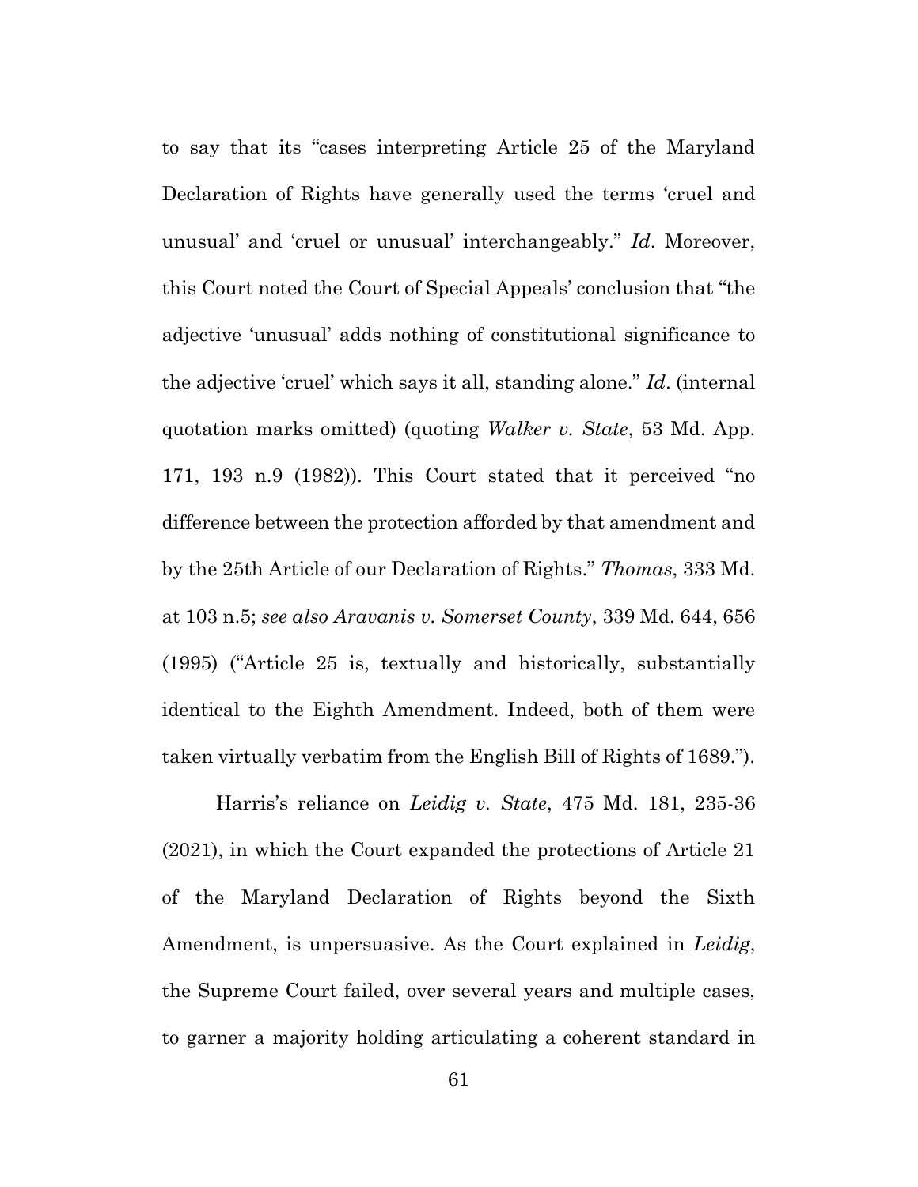to say that its "cases interpreting Article 25 of the Maryland Declaration of Rights have generally used the terms 'cruel and unusual' and 'cruel or unusual' interchangeably." *Id*. Moreover, this Court noted the Court of Special Appeals' conclusion that "the adjective 'unusual' adds nothing of constitutional significance to the adjective 'cruel' which says it all, standing alone." *Id*. (internal quotation marks omitted) (quoting *Walker v. State*, 53 Md. App. 171, 193 n.9 (1982)). This Court stated that it perceived "no difference between the protection afforded by that amendment and by the 25th Article of our Declaration of Rights." *Thomas*, 333 Md. at 103 n.5; *see also Aravanis v. Somerset County*, 339 Md. 644, 656 (1995) ("Article 25 is, textually and historically, substantially identical to the Eighth Amendment. Indeed, both of them were taken virtually verbatim from the English Bill of Rights of 1689.").

Harris's reliance on *Leidig v. State*, 475 Md. 181, 235-36 (2021), in which the Court expanded the protections of Article 21 of the Maryland Declaration of Rights beyond the Sixth Amendment, is unpersuasive. As the Court explained in *Leidig*, the Supreme Court failed, over several years and multiple cases, to garner a majority holding articulating a coherent standard in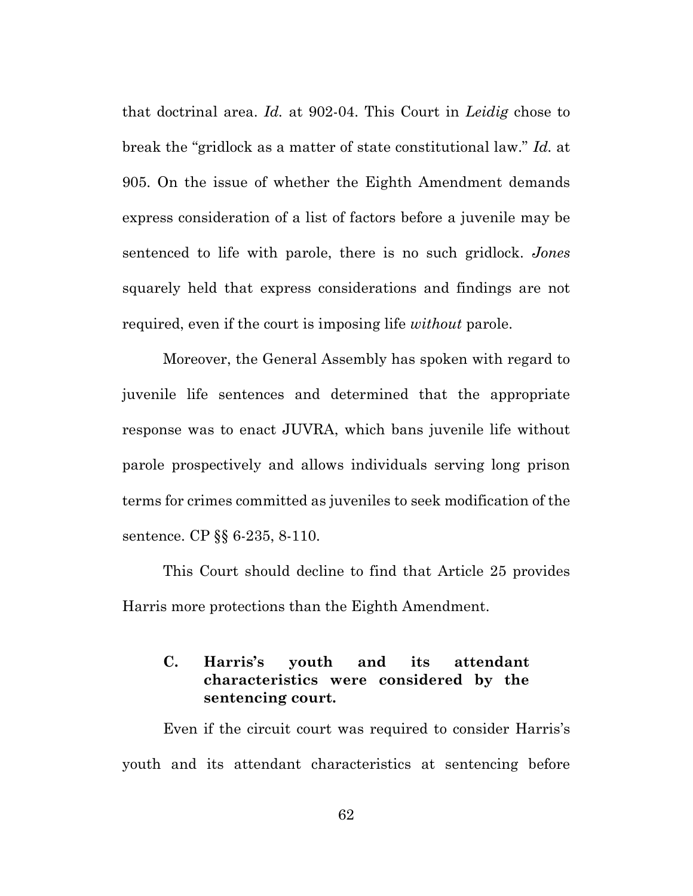that doctrinal area. *Id.* at 902-04. This Court in *Leidig* chose to break the "gridlock as a matter of state constitutional law." *Id.* at 905. On the issue of whether the Eighth Amendment demands express consideration of a list of factors before a juvenile may be sentenced to life with parole, there is no such gridlock. *Jones* squarely held that express considerations and findings are not required, even if the court is imposing life *without* parole.

Moreover, the General Assembly has spoken with regard to juvenile life sentences and determined that the appropriate response was to enact JUVRA, which bans juvenile life without parole prospectively and allows individuals serving long prison terms for crimes committed as juveniles to seek modification of the sentence. CP §§ 6-235, 8-110.

This Court should decline to find that Article 25 provides Harris more protections than the Eighth Amendment.

### C. Harris's youth and its attendant characteristics were considered by the sentencing court.

Even if the circuit court was required to consider Harris's youth and its attendant characteristics at sentencing before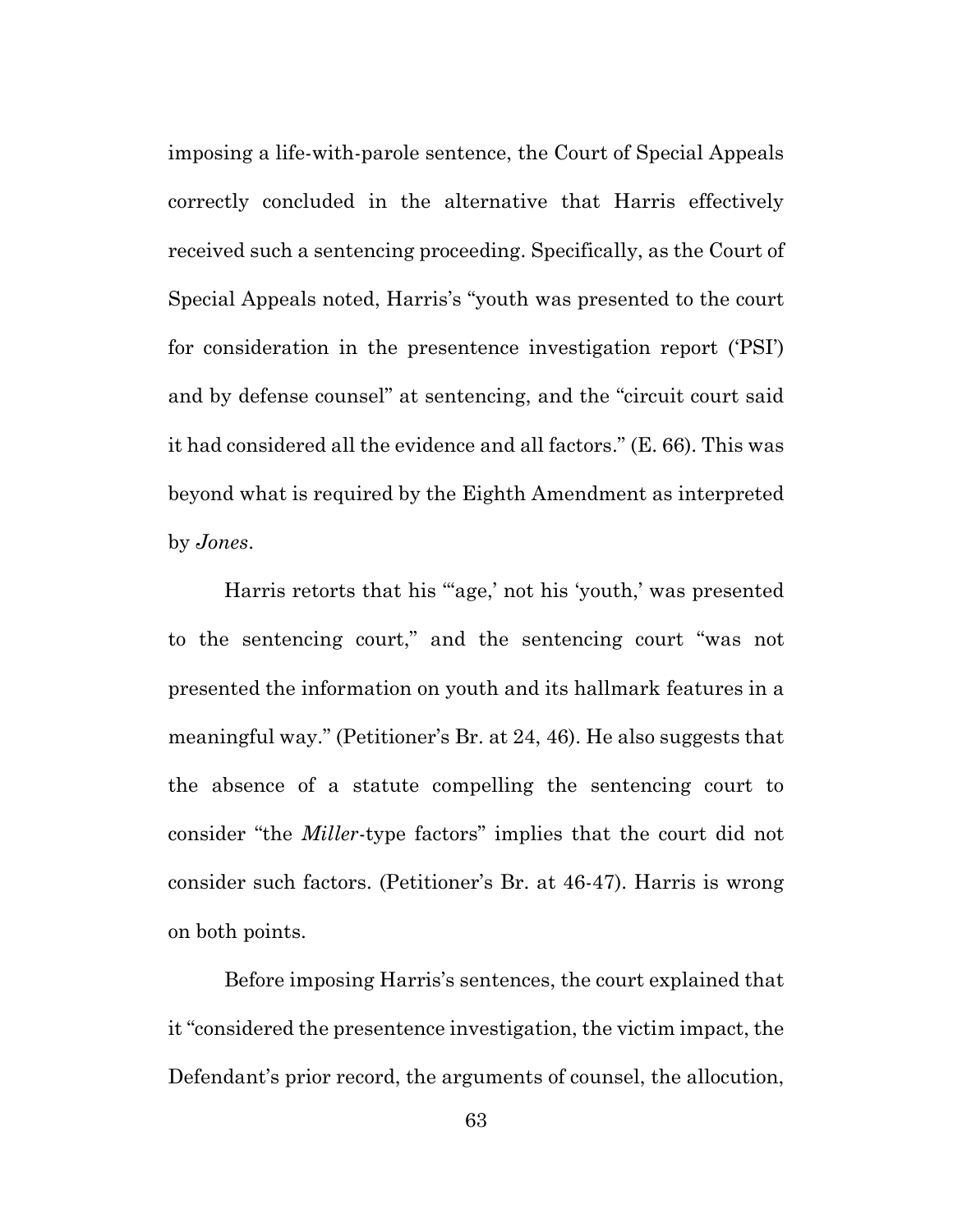imposing a life-with-parole sentence, the Court of Special Appeals correctly concluded in the alternative that Harris effectively received such a sentencing proceeding. Specifically, as the Court of Special Appeals noted, Harris's "youth was presented to the court for consideration in the presentence investigation report ('PSI') and by defense counsel" at sentencing, and the "circuit court said it had considered all the evidence and all factors." (E. 66). This was beyond what is required by the Eighth Amendment as interpreted by *Jones*.

Harris retorts that his "'age,' not his 'youth,' was presented to the sentencing court," and the sentencing court "was not presented the information on youth and its hallmark features in a meaningful way." (Petitioner's Br. at 24, 46). He also suggests that the absence of a statute compelling the sentencing court to consider "the *Miller*-type factors" implies that the court did not consider such factors. (Petitioner's Br. at 46-47). Harris is wrong on both points.

Before imposing Harris's sentences, the court explained that it "considered the presentence investigation, the victim impact, the Defendant's prior record, the arguments of counsel, the allocution,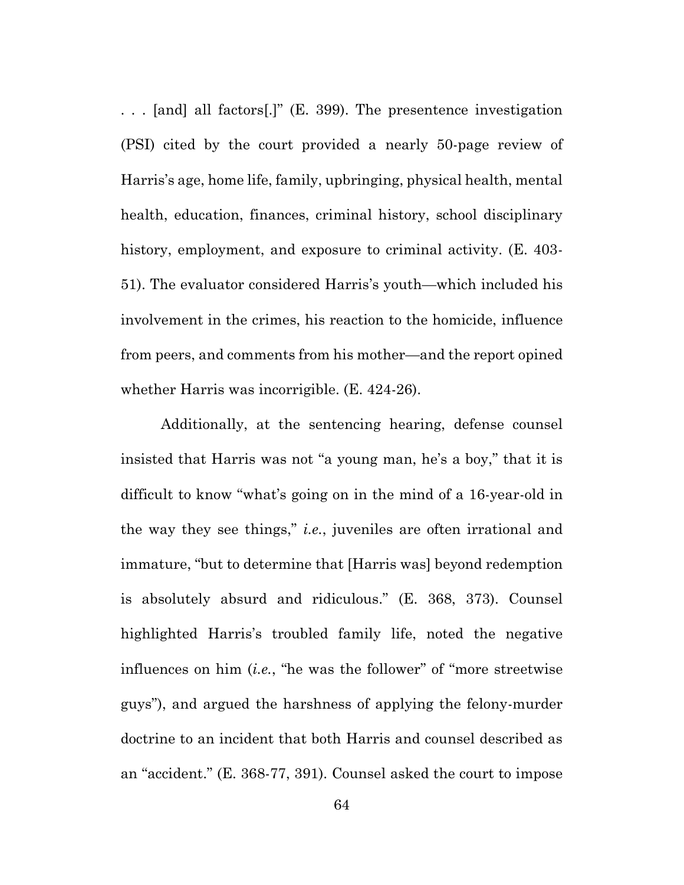. . . [and] all factors[.]" (E. 399). The presentence investigation (PSI) cited by the court provided a nearly 50-page review of Harris's age, home life, family, upbringing, physical health, mental health, education, finances, criminal history, school disciplinary history, employment, and exposure to criminal activity. (E. 403-51). The evaluator considered Harris's youth—which included his involvement in the crimes, his reaction to the homicide, influence from peers, and comments from his mother—and the report opined whether Harris was incorrigible. (E. 424-26).

Additionally, at the sentencing hearing, defense counsel insisted that Harris was not "a young man, he's a boy," that it is difficult to know "what's going on in the mind of a 16-year-old in the way they see things," *i.e.*, juveniles are often irrational and immature, "but to determine that [Harris was] beyond redemption is absolutely absurd and ridiculous." (E. 368, 373). Counsel highlighted Harris's troubled family life, noted the negative influences on him (*i.e.*, "he was the follower" of "more streetwise guys"), and argued the harshness of applying the felony-murder doctrine to an incident that both Harris and counsel described as an "accident." (E. 368-77, 391). Counsel asked the court to impose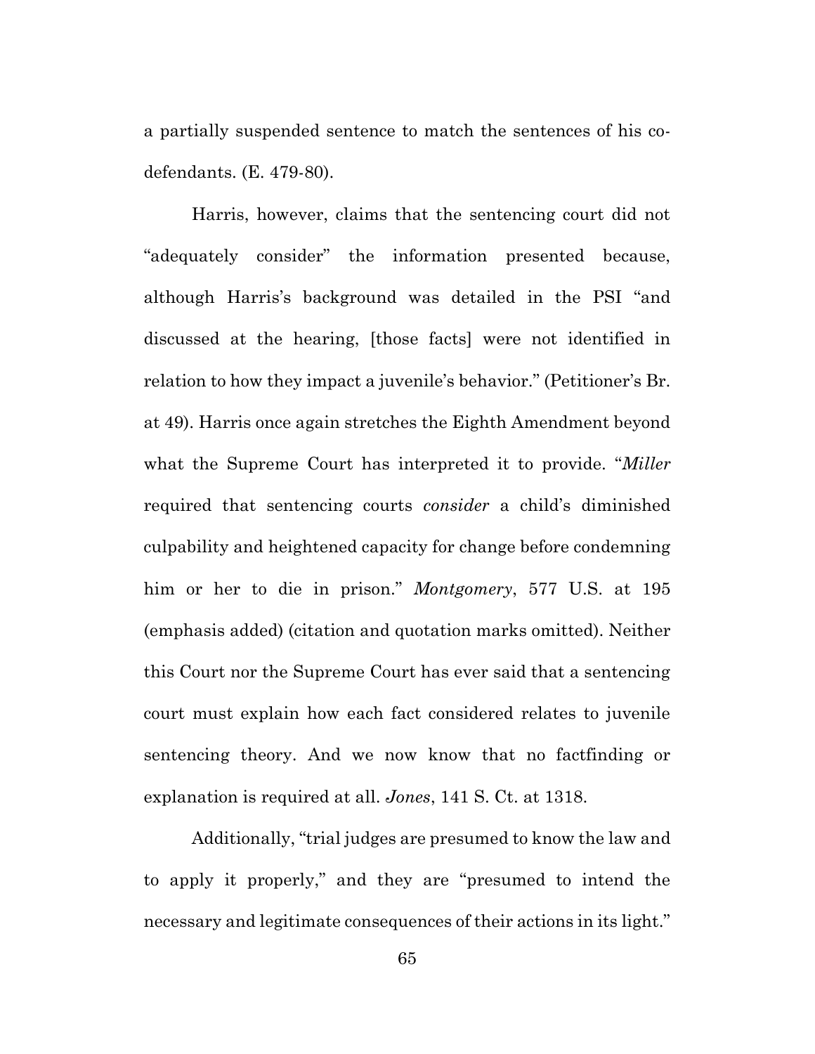a partially suspended sentence to match the sentences of his co-defendants. (E. 479-80).

Harris, however, claims that the sentencing court did not "adequately consider" the information presented because, although Harris's background was detailed in the PSI "and discussed at the hearing, [those facts] were not identified in relation to how they impact a juvenile's behavior." (Petitioner's Br. at 49). Harris once again stretches the Eighth Amendment beyond what the Supreme Court has interpreted it to provide. "*Miller* required that sentencing courts *consider* a child's diminished culpability and heightened capacity for change before condemning him or her to die in prison." *Montgomery*, 577 U.S. at 195 (emphasis added) (citation and quotation marks omitted). Neither this Court nor the Supreme Court has ever said that a sentencing court must explain how each fact considered relates to juvenile sentencing theory. And we now know that no factfinding or explanation is required at all. *Jones*, 141 S. Ct. at 1318.

Additionally, "trial judges are presumed to know the law and to apply it properly," and they are "presumed to intend the necessary and legitimate consequences of their actions in its light."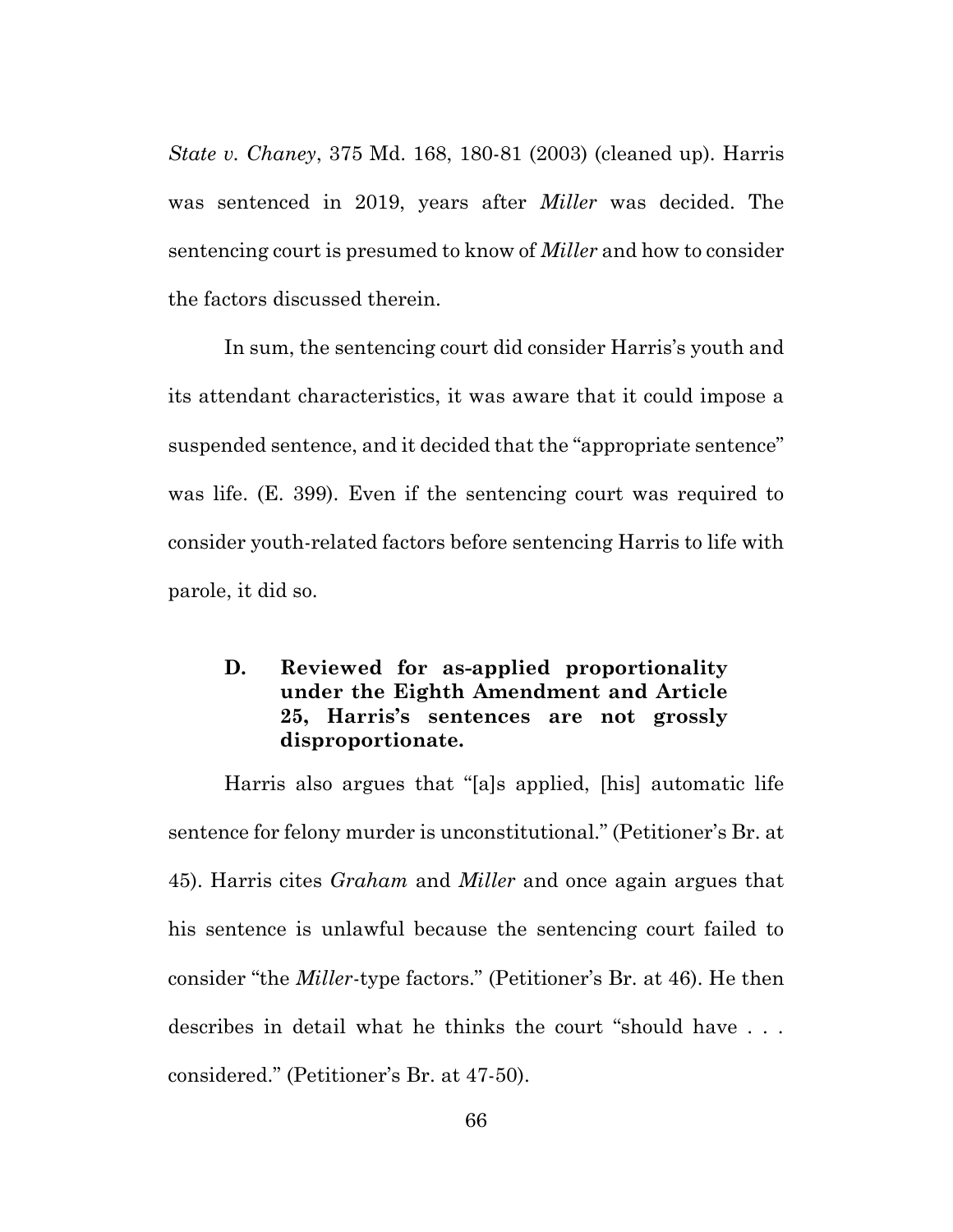*State v. Chaney*, 375 Md. 168, 180-81 (2003) (cleaned up). Harris was sentenced in 2019, years after *Miller* was decided. The sentencing court is presumed to know of *Miller* and how to consider the factors discussed therein.

In sum, the sentencing court did consider Harris's youth and its attendant characteristics, it was aware that it could impose a suspended sentence, and it decided that the "appropriate sentence" was life. (E. 399). Even if the sentencing court was required to consider youth-related factors before sentencing Harris to life with parole, it did so.

### D. Reviewed for as-applied proportionality under the Eighth Amendment and Article 25, Harris's sentences are not grossly disproportionate.

Harris also argues that "[a]s applied, [his] automatic life sentence for felony murder is unconstitutional." (Petitioner's Br. at 45). Harris cites *Graham* and *Miller* and once again argues that his sentence is unlawful because the sentencing court failed to consider "the *Miller*-type factors." (Petitioner's Br. at 46). He then describes in detail what he thinks the court "should have . . . considered." (Petitioner's Br. at 47-50).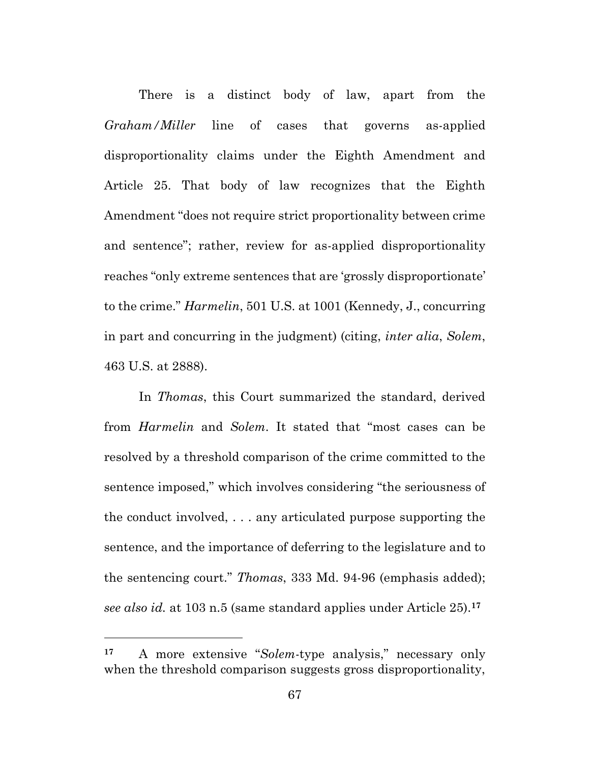There is a distinct body of law, apart from the *Graham/Miller* line of cases that governs as-applied disproportionality claims under the Eighth Amendment and Article 25. That body of law recognizes that the Eighth Amendment "does not require strict proportionality between crime and sentence"; rather, review for as-applied disproportionality reaches "only extreme sentences that are 'grossly disproportionate' to the crime." *Harmelin*, 501 U.S. at 1001 (Kennedy, J., concurring in part and concurring in the judgment) (citing, *inter alia*, *Solem*, 463 U.S. at 2888).

In *Thomas*, this Court summarized the standard, derived from *Harmelin* and *Solem*. It stated that "most cases can be resolved by a threshold comparison of the crime committed to the sentence imposed," which involves considering "the seriousness of the conduct involved, . . . any articulated purpose supporting the sentence, and the importance of deferring to the legislature and to the sentencing court." *Thomas*, 333 Md. 94-96 (emphasis added); *see also id.* at 103 n.5 (same standard applies under Article 25).[17]

---

[17] A more extensive "*Solem*-type analysis," necessary only when the threshold comparison suggests gross disproportionality,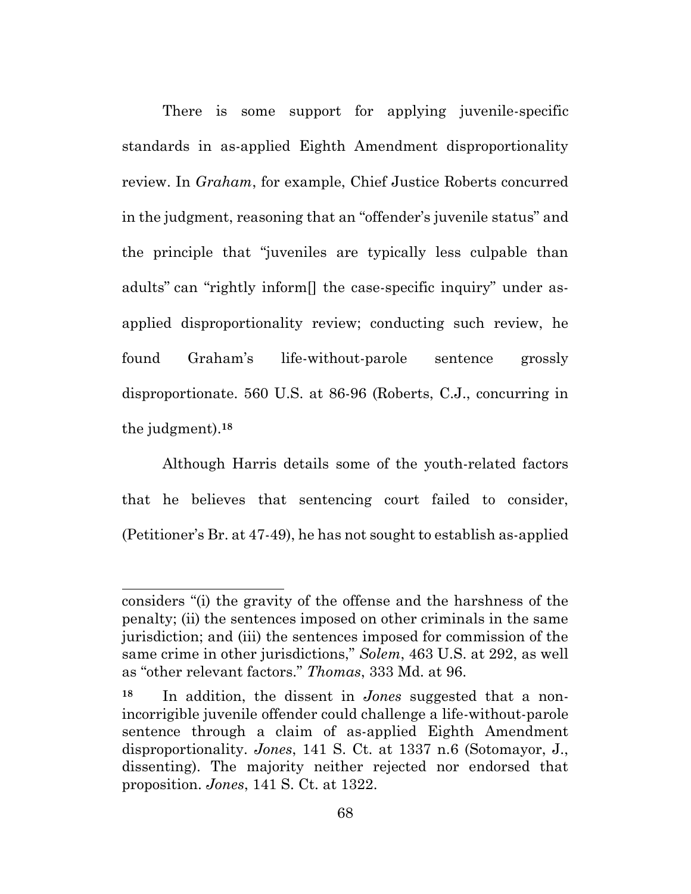There is some support for applying juvenile-specific standards in as-applied Eighth Amendment disproportionality review. In *Graham*, for example, Chief Justice Roberts concurred in the judgment, reasoning that an "offender's juvenile status" and the principle that "juveniles are typically less culpable than adults" can "rightly inform[] the case-specific inquiry" under as-applied disproportionality review; conducting such review, he found Graham's life-without-parole sentence grossly disproportionate. 560 U.S. at 86-96 (Roberts, C.J., concurring in the judgment).[18]

Although Harris details some of the youth-related factors that he believes that sentencing court failed to consider, (Petitioner's Br. at 47-49), he has not sought to establish as-applied

---

considers "(i) the gravity of the offense and the harshness of the penalty; (ii) the sentences imposed on other criminals in the same jurisdiction; and (iii) the sentences imposed for commission of the same crime in other jurisdictions," *Solem*, 463 U.S. at 292, as well as "other relevant factors." *Thomas*, 333 Md. at 96.

[18] In addition, the dissent in *Jones* suggested that a non-incorrigible juvenile offender could challenge a life-without-parole sentence through a claim of as-applied Eighth Amendment disproportionality. *Jones*, 141 S. Ct. at 1337 n.6 (Sotomayor, J., dissenting). The majority neither rejected nor endorsed that proposition. *Jones*, 141 S. Ct. at 1322.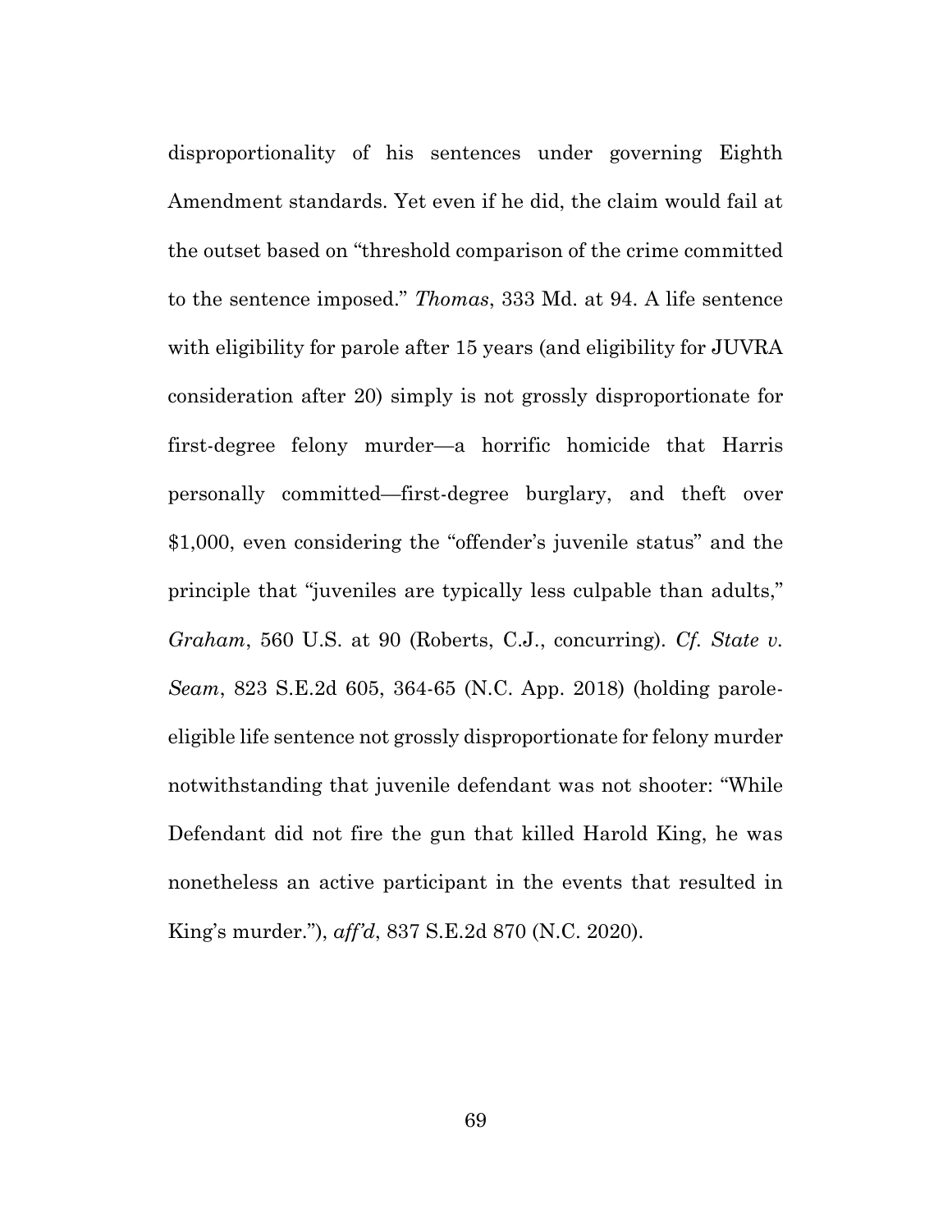disproportionality of his sentences under governing Eighth Amendment standards. Yet even if he did, the claim would fail at the outset based on "threshold comparison of the crime committed to the sentence imposed." *Thomas*, 333 Md. at 94. A life sentence with eligibility for parole after 15 years (and eligibility for JUVRA consideration after 20) simply is not grossly disproportionate for first-degree felony murder—a horrific homicide that Harris personally committed—first-degree burglary, and theft over $1,000, even considering the "offender's juvenile status" and the principle that "juveniles are typically less culpable than adults," *Graham*, 560 U.S. at 90 (Roberts, C.J., concurring). *Cf. State v. Seam*, 823 S.E.2d 605, 364-65 (N.C. App. 2018) (holding parole-eligible life sentence not grossly disproportionate for felony murder notwithstanding that juvenile defendant was not shooter: "While Defendant did not fire the gun that killed Harold King, he was nonetheless an active participant in the events that resulted in King's murder."), *aff'd*, 837 S.E.2d 870 (N.C. 2020).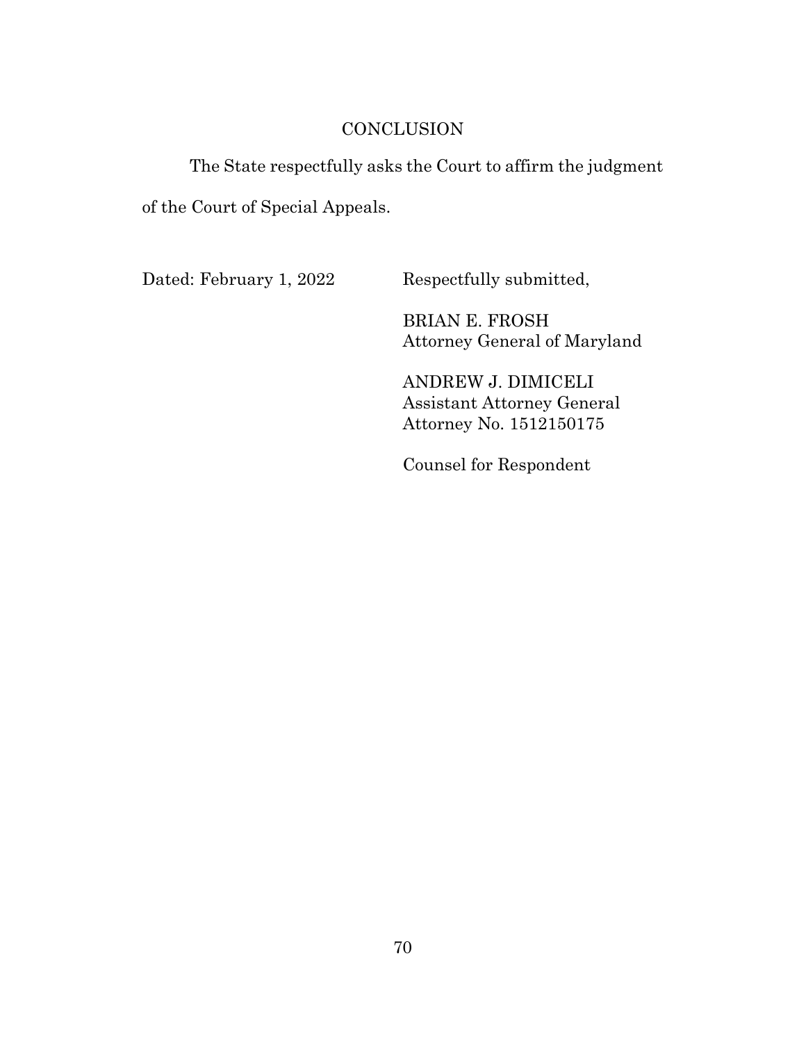# CONCLUSION

The State respectfully asks the Court to affirm the judgment of the Court of Special Appeals.

Dated: February 1, 2022

Respectfully submitted,

BRIAN E. FROSH
Attorney General of Maryland

ANDREW J. DIMICELI
Assistant Attorney General
Attorney No. 1512150175

Counsel for Respondent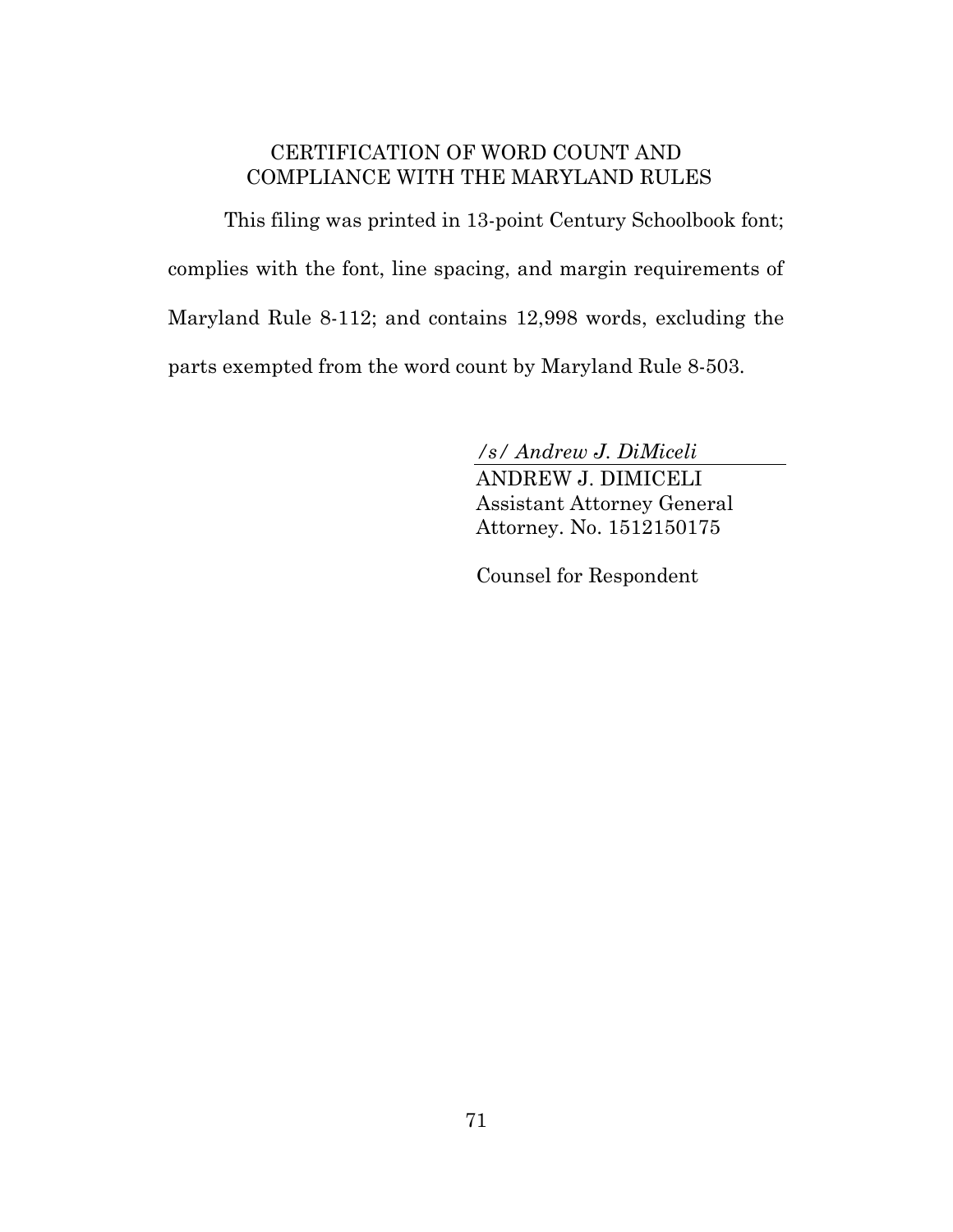## CERTIFICATION OF WORD COUNT AND COMPLIANCE WITH THE MARYLAND RULES

This filing was printed in 13-point Century Schoolbook font; complies with the font, line spacing, and margin requirements of Maryland Rule 8-112; and contains 12,998 words, excluding the parts exempted from the word count by Maryland Rule 8-503.

*/s/ Andrew J. DiMiceli*
ANDREW J. DIMICELI
Assistant Attorney General
Attorney. No. 1512150175

Counsel for Respondent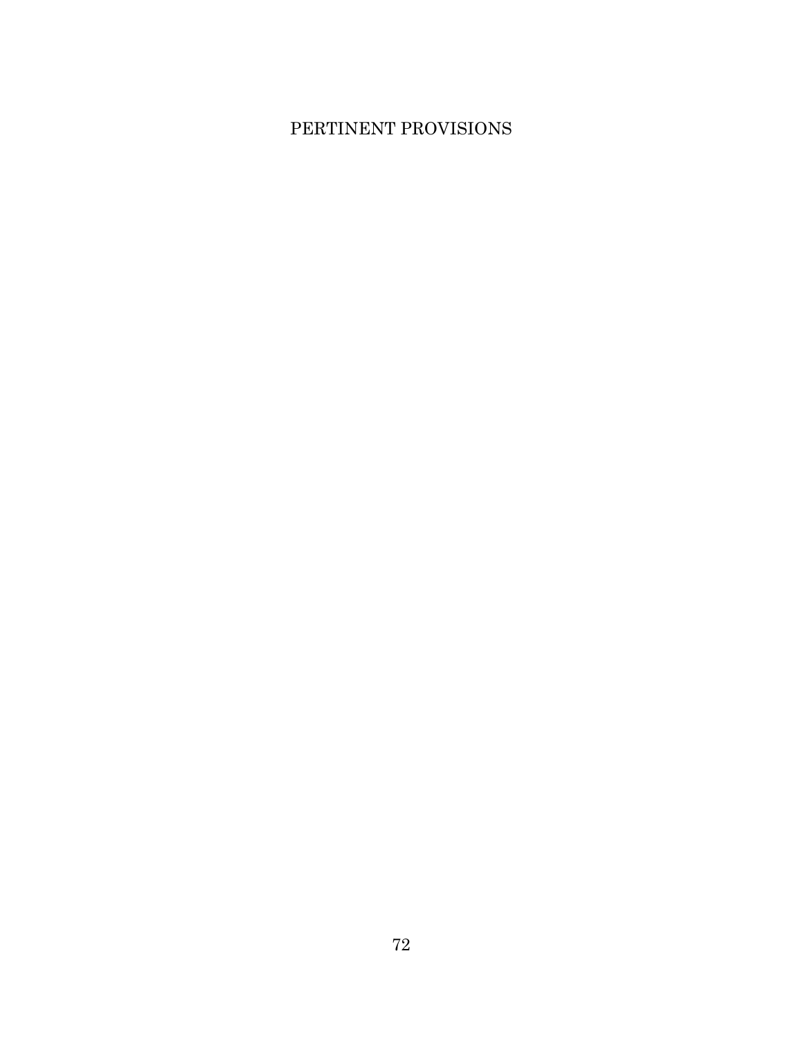# PERTINENT PROVISIONS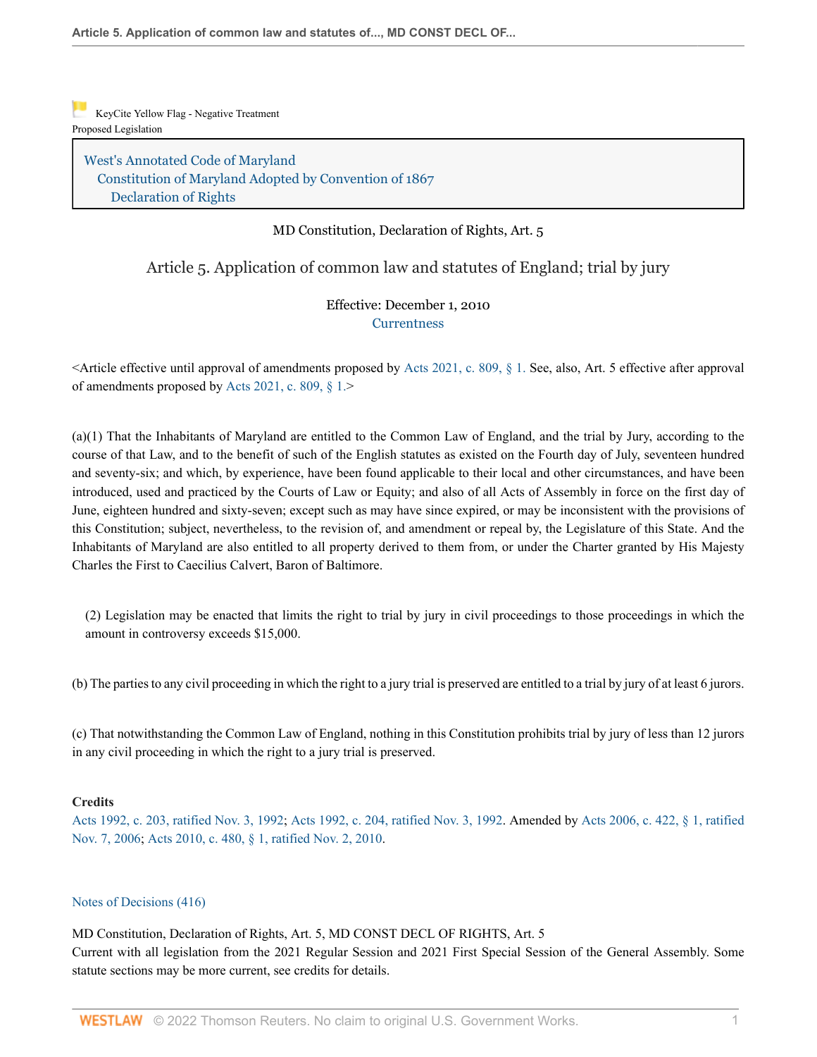KeyCite Yellow Flag - Negative Treatment
Proposed Legislation

West's Annotated Code of Maryland
Constitution of Maryland Adopted by Convention of 1867
Declaration of Rights

MD Constitution, Declaration of Rights, Art. 5

# Article 5. Application of common law and statutes of England; trial by jury

Effective: December 1, 2010
Currentness

<Article effective until approval of amendments proposed by Acts 2021, c. 809, § 1. See, also, Art. 5 effective after approval of amendments proposed by Acts 2021, c. 809, § 1.>

(a)(1) That the Inhabitants of Maryland are entitled to the Common Law of England, and the trial by Jury, according to the course of that Law, and to the benefit of such of the English statutes as existed on the Fourth day of July, seventeen hundred and seventy-six; and which, by experience, have been found applicable to their local and other circumstances, and have been introduced, used and practiced by the Courts of Law or Equity; and also of all Acts of Assembly in force on the first day of June, eighteen hundred and sixty-seven; except such as may have since expired, or may be inconsistent with the provisions of this Constitution; subject, nevertheless, to the revision of, and amendment or repeal by, the Legislature of this State. And the Inhabitants of Maryland are also entitled to all property derived to them from, or under the Charter granted by His Majesty Charles the First to Caecilius Calvert, Baron of Baltimore.

(2) Legislation may be enacted that limits the right to trial by jury in civil proceedings to those proceedings in which the amount in controversy exceeds $15,000.

(b) The parties to any civil proceeding in which the right to a jury trial is preserved are entitled to a trial by jury of at least 6 jurors.

(c) That notwithstanding the Common Law of England, nothing in this Constitution prohibits trial by jury of less than 12 jurors in any civil proceeding in which the right to a jury trial is preserved.

**Credits**
Acts 1992, c. 203, ratified Nov. 3, 1992; Acts 1992, c. 204, ratified Nov. 3, 1992. Amended by Acts 2006, c. 422, § 1, ratified Nov. 7, 2006; Acts 2010, c. 480, § 1, ratified Nov. 2, 2010.

Notes of Decisions (416)

MD Constitution, Declaration of Rights, Art. 5, MD CONST DECL OF RIGHTS, Art. 5
Current with all legislation from the 2021 Regular Session and 2021 First Special Session of the General Assembly. Some statute sections may be more current, see credits for details.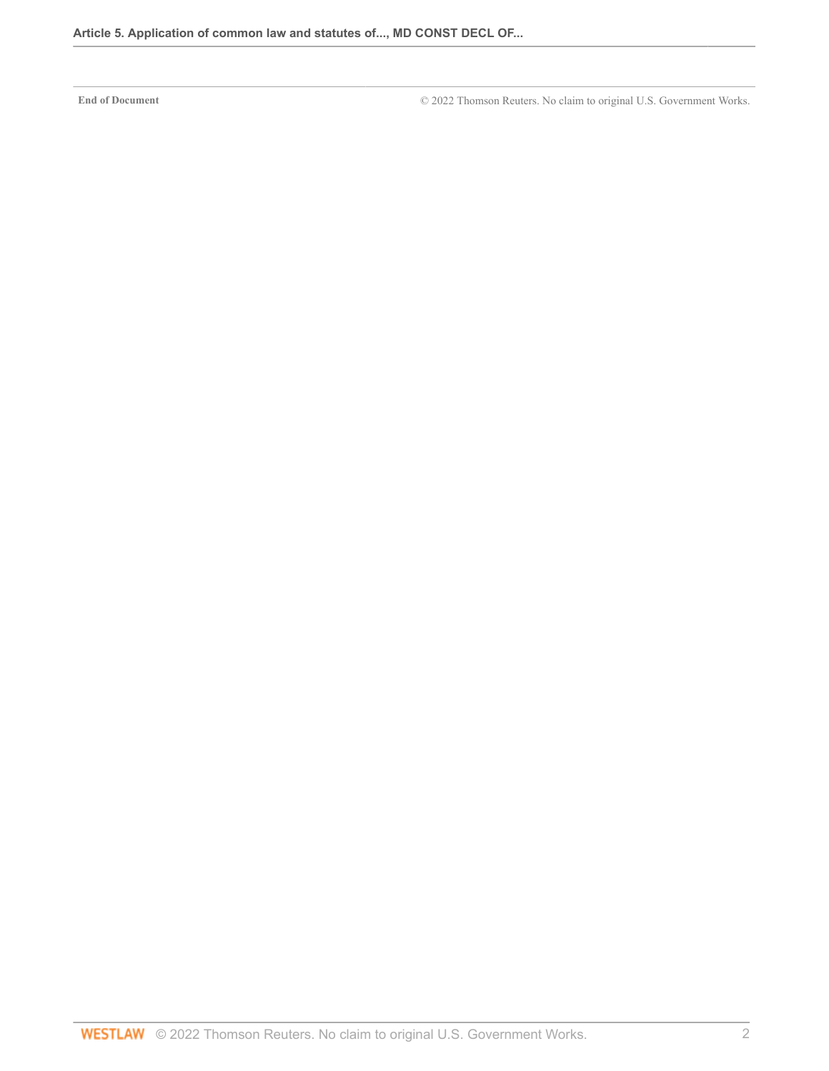End of Document © 2022 Thomson Reuters. No claim to original U.S. Government Works.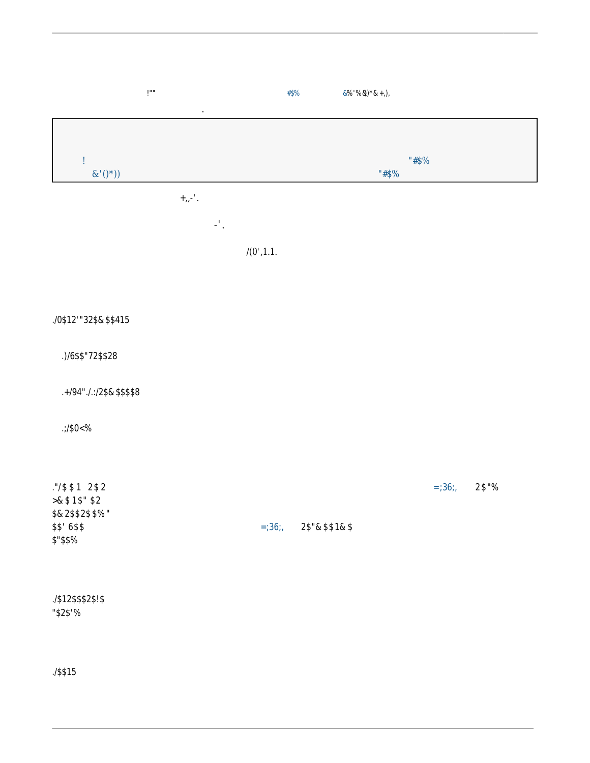!"" #$% &%'%&)*& +,),

-

| |
|---|
| ! "#$% |
| &'()*)) "#$% |

+,,-'.

-'.

/(0',1.1.

./0$12'"32$& $$415

.)/6$$"72$$28

.+/94"./.:/2$& $$$$8

.;/$0<%

."/$ $ 1 2$ 2 =;36;, 2$"%
>& $ 1$" $2
$& 2$$2$ $%"
$$' 6$$ =;36;, 2$"& $$1& $
$"$$%

./$12$$$2$!$
"$2$'%

./$$15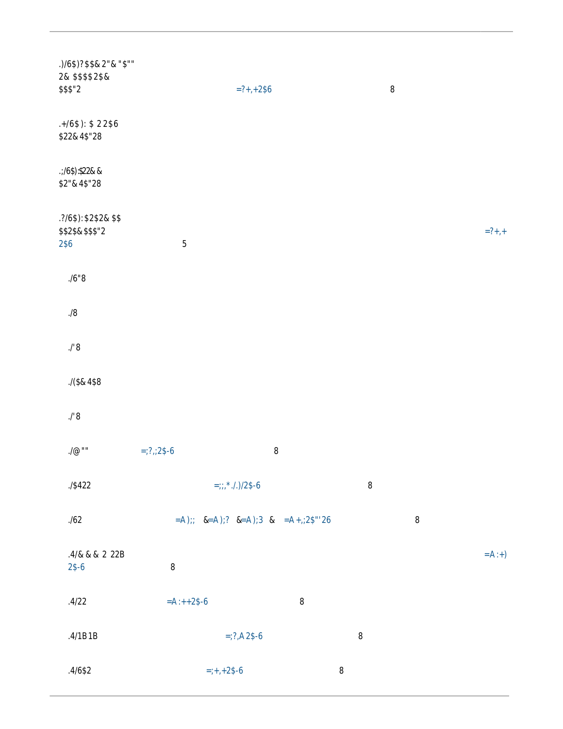.)/6$)?$$&2"&"$""
2& $$$$2$&
$$$"2 =?+,+2$6 8

.+/6$): $ 2 2$6
$22&4$"28

.;/6$):$22&&
$2"&4$"28

.?/6$):$2$2& $$
$$2$&$$$"2 =?+,+
2$6 5

./6"8

./8

./'8

./($&4$8

./'8

./@"" =;?,;2$-6 8

./$422 =;;,*./.)/2$-6 8

./62 =A);; &=A);? &=A);3 & =A+,;2$"'26 8

.4/& & & 2 22B =A:+)
2$-6 8

.4/22 =A:++2$-6 8

.4/1B1B =;?,A2$-6 8

.4/6$2 =;+,+2$-6 8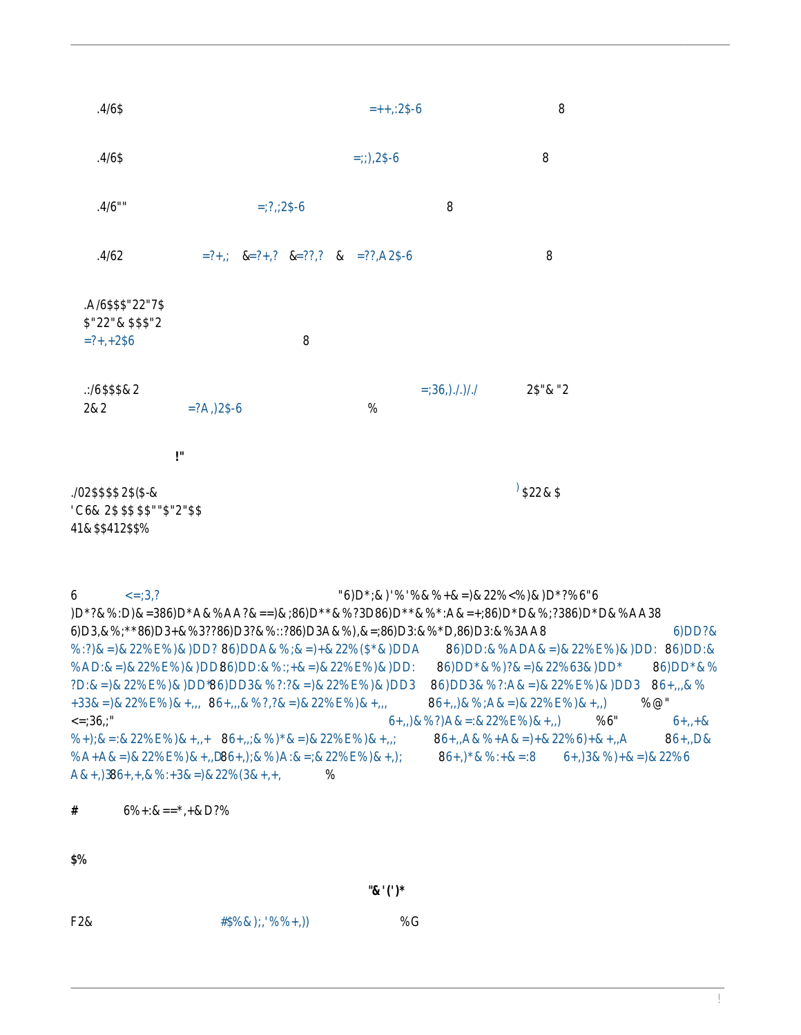.4/6$ =++,:2$-6 8

.4/6$ =;;),2$-6 8

.4/6"" =;?,;2$-6 8

.4/62 =?+,; &=?+,? &=??,? & =??,A 2$-6 8

.A /6$$$"22"7$
$"22"& $$$"2
=?+,+2$6 8

.:/6$$$& 2 =;36,)./.)/./ 2$"& "2
2& 2 =?A ,)2$-6 %

!"

./02$$$$ 2$($-& ) $22& $
' C6& 2$ $$ $$""$"2"$$
41& $$412$$%

6 <=;3,? "6)D*;& )'%'%& %+& =)& 22%<%)& )D*?%6"6
)D*?& %:D)& =386)D*A & %A A ?& ==)& ;86)D**& %?3D86)D**& %*:A & =+;86)D*D& %;?386)D*D& %A A 38
6)D3,& %;**86)D3+& %3??86)D3?& %::?86)D3A & %),& =;86)D3:& %*D,86)D3:& %3A A 8 6)DD?&
%:?)& =)& 22%E%)& )DD? 86)DDA & %;& =)+& 22%($*& )DDA 86)DD:& %A DA & =)& 22%E%)& )DD: 86)DD:&
%A D:& =)& 22%E%)& )DD 86)DD:& %:;+& =)& 22%E%)& )DD: 86)DD*& %)?& =)& 22%63& )DD* 86)DD*& %
?D:& =)& 22%E%)& )DD* 86)DD3& %?:?& =)& 22%E%)& )DD3 86)DD3& %?:A & =)& 22%E%)& )DD3 86+,,,& %
+33& =)& 22%E%)& +,,, 86+,,,& %?,?& =)& 22%E%)& +,,, 86+,,)& %;A & =)& 22%E%)& +,,) %@"
<=;36,;" 6+,,)& %?)A & =:& 22%E%)& +,,) %6" 6+,,+&
%+);& =:& 22%E%)& +,,+ 86+,,;& %)*& =)& 22%E%)& +,,; 86+,,A & %+A & =)+& 22%6)+& +,,A 86+,,D&
%A +A & =)& 22%E%)& +,,D 86+,);& %)A :& =;& 22%E%)& +,); 86+,)*& %:+& =:8 6+,)3& %)+& =)& 22%6
A & +,)3 86+,+,& %:+3& =)& 22%(3& +,+, %

# 6%+:& ==*,+& D?%

$%

"&'(')*

F2& #$%& );,'%%+,)) %G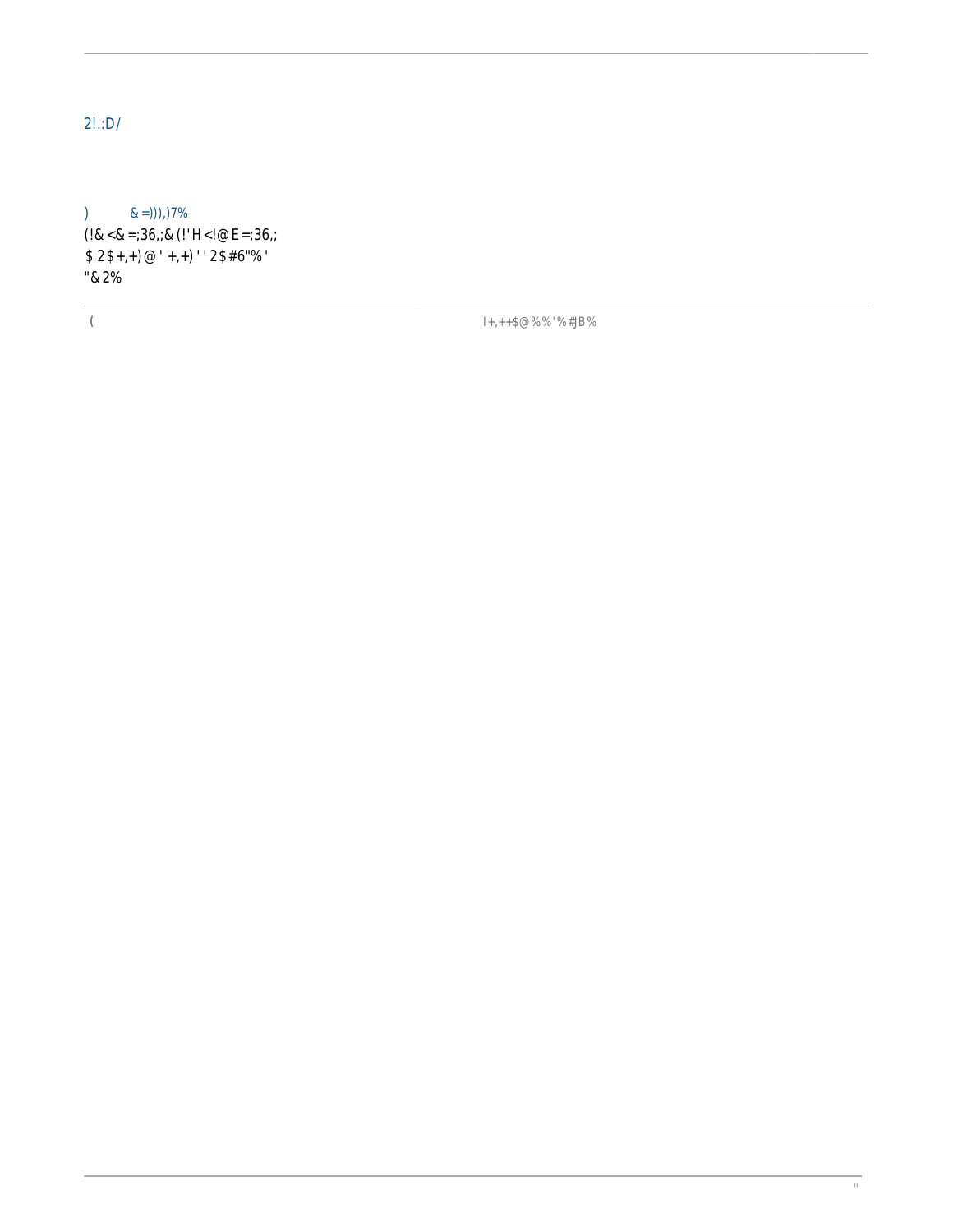## 2!.:D/

) & =))),)7%

(!& <& =;36,;& (!'H <!@E =;36,;
$ 2$ +,+)@ ' +,+) ' ' 2$ #6"% '
"& 2%

| | |
|---|---|
| ( | I+,++$@%%'%#JB% |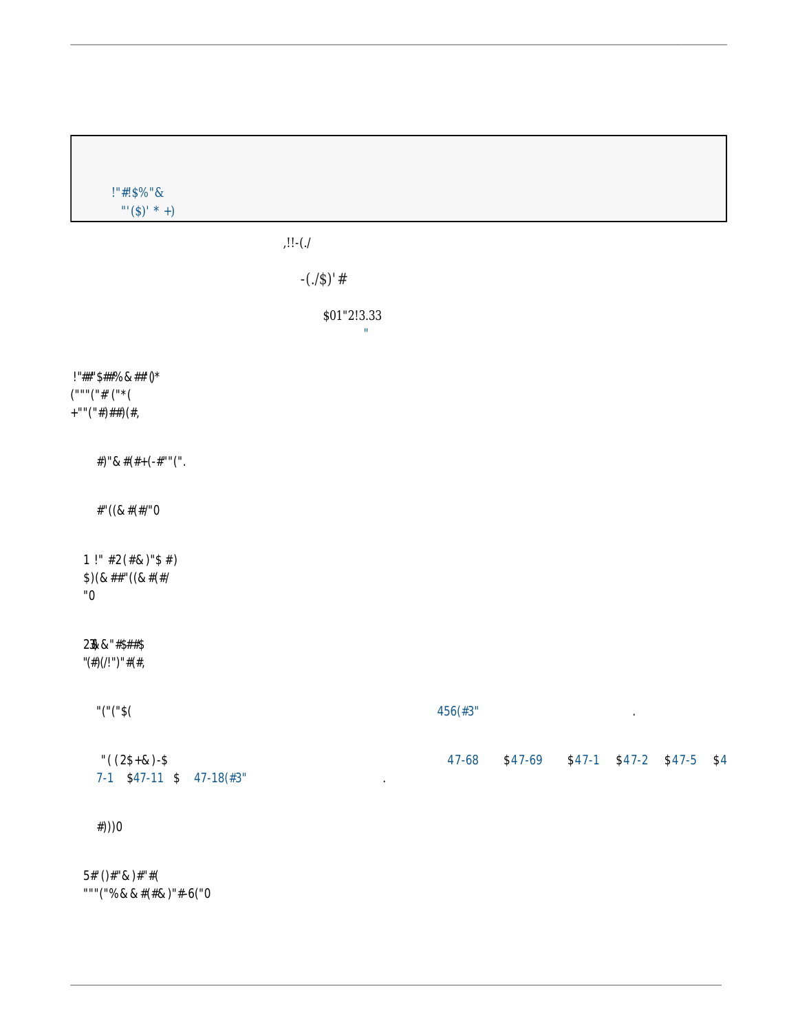!"#!$%"&

"'($)' * +)

,!!-(./

-(./$)' #

$01"2!3.33

"

!"##"$##%& ##'()*

("""("#'("*(

+""("#)##)(#,

#)"& #(#+(-#""(".

#"((& #(#/"0

1 !" #2(#&)"$ #)

$)(& ##"((& #(#/

"0

23)& "#$##$

"(#)(/!")"#(#,

"("("$( 456(#3" .

"((2$+&)-$ 47-68 $47-69 $47-1 $47-2 $47-5 $47-1 $47-11 $ 47-18(#3" .

#)))0

5#'()#"&)#"#(

"""("%&& #(#&)"#-6("0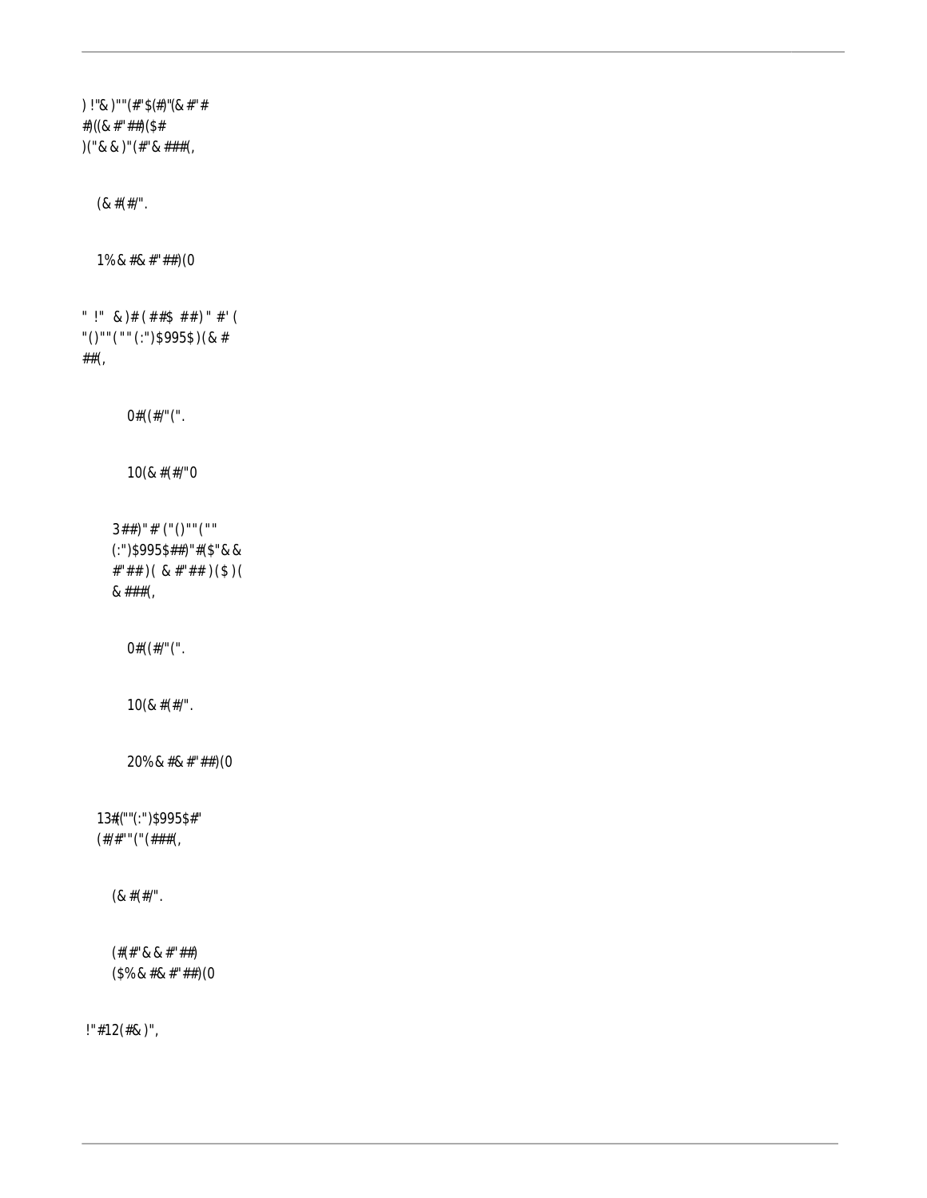) !"& )""(#"$(#)"(& #"#
#)((& #"##)($#
)("& & )"(#"& ###(,

(& #(#/".

1%& #& #"##)(0

" !"  & )# ( ##$  ##) " #' (
"()""(""(:")$995$)(& #
##(,

0#((#/"(".

10(& #(#/"0

3##)"#' ("()""(""
(:")$995$##)"#($"& &
#"##)( & #"##)($)(
& ###(,

0#((#/"(".

10(& #(#/".

20%& #& #"##)(0

13#(""(:")$995$#"
(#/#""("(###(,

(& #(#/".

(#(#"& & #"##)
($%& #& #"##)(0

!"#12(#& )",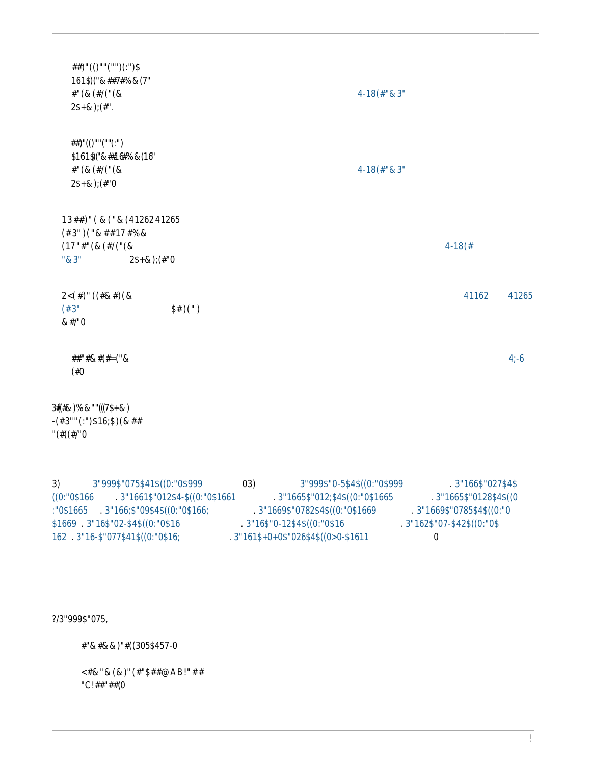##)"(()""("")(:")$
161$)("&##7#%&(7"
#"(&(#/("(& 4-18(#"&3"
2$+&);(#".

##)"(()""(""(:")
$161$)("&##16#%&(16"
#"(&(#/("(& 4-18(#"&3"
2$+&);(#"0

13 ##)"( &("&(41262 41265
(#3")("&##17 #%&
(17"#"(&(#/("(& 4-18(#
"&3" 2$+&);(#"0

2<(#)"((#&#)(& 41162 41265
(#3" $#)(")
&#/"0

##"#&#(#=("& 4;-6
(#0

3#(#&)%&""(((7$+&)
-(#3""(:")$16;$)(&##
"(#(#/"0

3) 3"999$"075$41$((0:"0$999 03) 3"999$"0-5$4$((0:"0$999 . 3"166$"027$4$((0:"0$166 . 3"1661$"012$4-$((0:"0$1661 . 3"1665$"012;$4$((0:"0$1665 . 3"1665$"0128$4$((0:"0$1665 . 3"166;$"09$4$((0:"0$166; . 3"1669$"0782$4$((0:"0$1669 . 3"1669$"0785$4$((0:"0$1669 . 3"16$"02-$4$((0:"0$16 . 3"16$"0-12$4$((0:"0$16 . 3"162$"07-$42$((0:"0$162 . 3"16-$"077$41$((0:"0$16; . 3"161$+0+0$"026$4$((0>0-$1611 0

?/3"999$"075,

#"&#&&)"#(305$457-0

<#&"&(&)"(#"$##@AB!"##
"C!##"##(0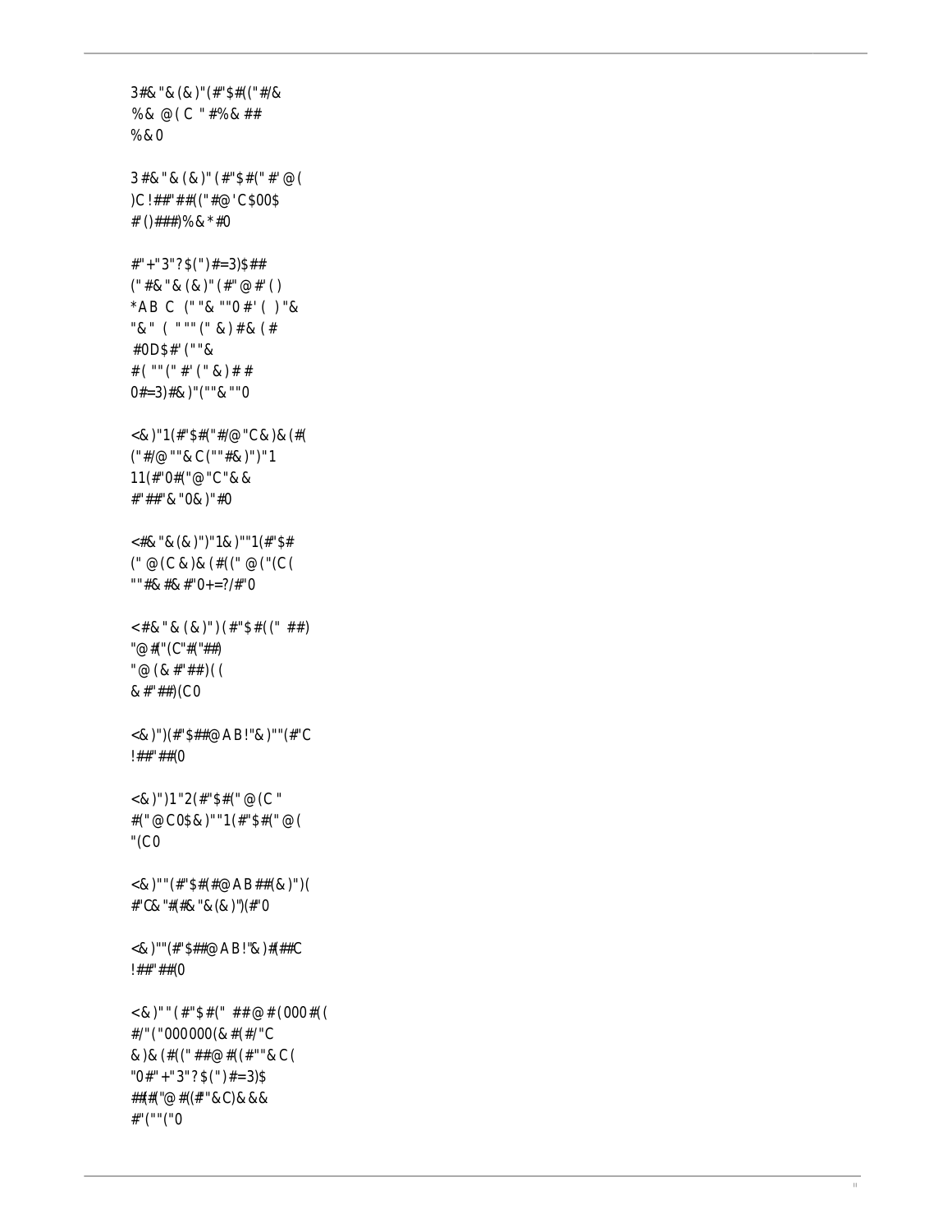3#& "& (& )"(#"$#(("#/&
%& @( C " #%& ##
%& 0

3 #& "& (& )" (#"$ #(" #' @(
)C !##"##(("#@ 'C$00$
#' ()###)%& * #0

#" +"3"? $(") #=3)$ ##
(" #& "& (& )" (#" @ #' ( )
*AB C (" "& ""0 #' ( ) "&
"& " ( " "" (" & ) #& ( #
#0D$ #' ("" &
# ( "" (" #' (" & ) # #
0#=3) #& )"(""& ""0

<& )"1(#"$#("#/@"C& )& (#(
("#/@ ""& C(""#& )")"1
11(#"0#("@"C"& &
#"##"& "0& )"#0

<#& "& (& )")"1& )""1(#"$#
(" @(C & )& (#(( " @("(C(
""#& #& #"0+=?/#"0

< #& "& (& ") ( #"$ #((" ##)
"@#("(C"#("##)
"@ (& #"##)((
& #"##)(C0

<& )")(#"$##@AB!"& )""(#"C
!##"##(0

<& )")1"2(#"$#("@(C "
#("@C0$& )""1(#"$#("@(
"(C0

<& )""(#"$#(#@AB##(& )")(
#"C& "#(#& "& (& )")(#"0

<& )""(#"$##@AB!"& )#(##C
!##"##(0

<& )" " ( #"$ #(" ##@ # (000 #((
#/"("000000(& #(#/"C
& )& (#((" ##@ #((#""& C(
"0#" +"3"? $(") #=3)$
##(#("@ #((#"& C)& &&
#"(""("0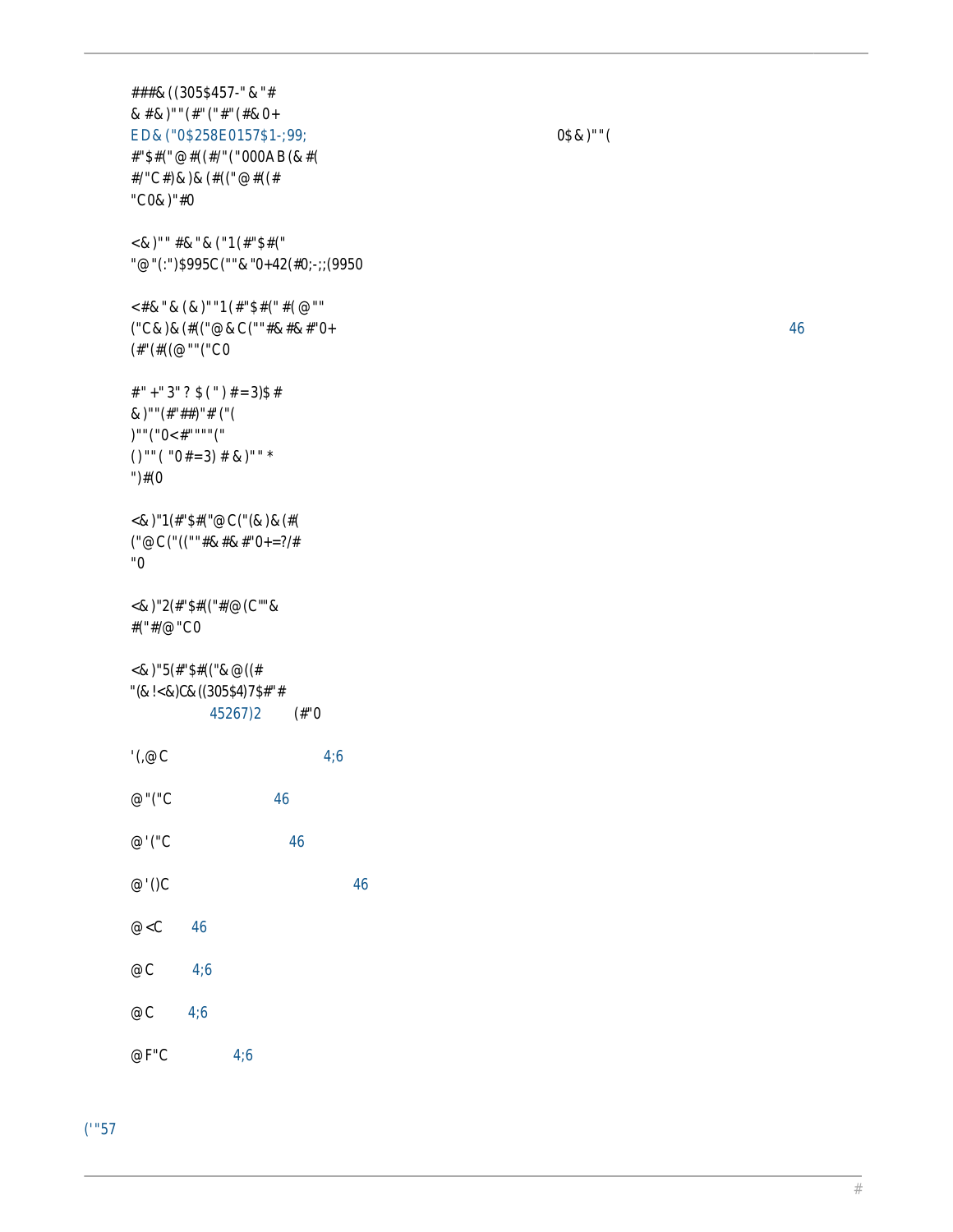###&((305$457-"&"#
&#&)""(#"(#"(#&0+
ED&("0$258E0157$1-;99; 0$&)""(
#"$#("@#((#/"("000AB(&#(
#/"C#)&)&(#(("@#((#
"C0&)"#0

<&)"" #&"&("1(#"$#("
"@"(:")$995C(""&"0+42(#0;-;;(9950

<#&"&(&)""1(#"$#(" #(@""
("C&)&(#(("@&C(""#&#&#"0+ 46
(#"(#((@""("C0

#" +" 3" ? $(" ) #=3)$ #
&)""(#"##)"#("(
)""("0<#"""("
()""( "0 #=3) # &)"" *
")#(0

<&)"1(#"$#("@C("(&)&(#(
("@C("((""#&#&#"0+=?/#
"0

<&)"2(#"$#("#/@(C""&
#("#/@"C0

<&)"5(#"$#("&@((#
"(&!<&)C&((305$4)7$#"#
45267)2 (#"0

'(,@C 4;6

@"("C 46

@'("C 46

@'()C 46

@<C 46

@C 4;6

@C 4;6

@F"C 4;6

('"57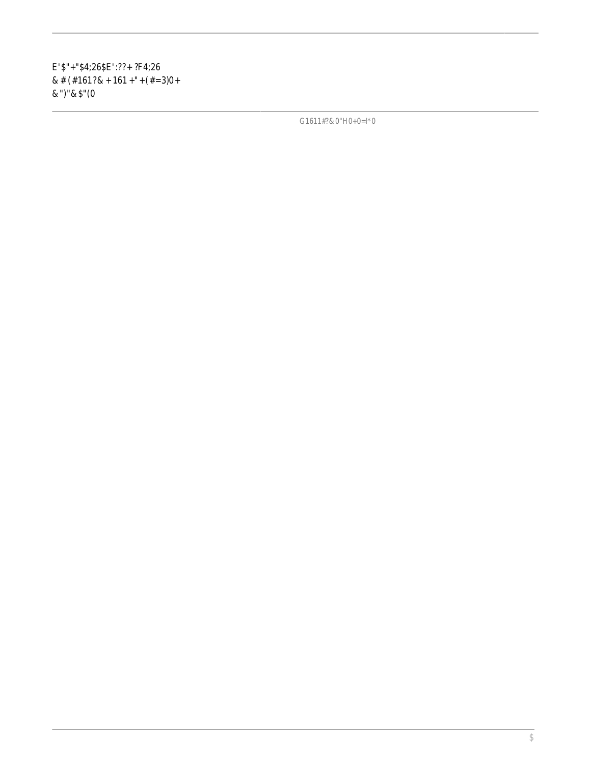E'$"+"$4;26$E':??+ ?F4;26
& # ( #161?& + 161 +" +( #=3)0+
& ")"& $"(0

G1611#?&0"H0+0=l*0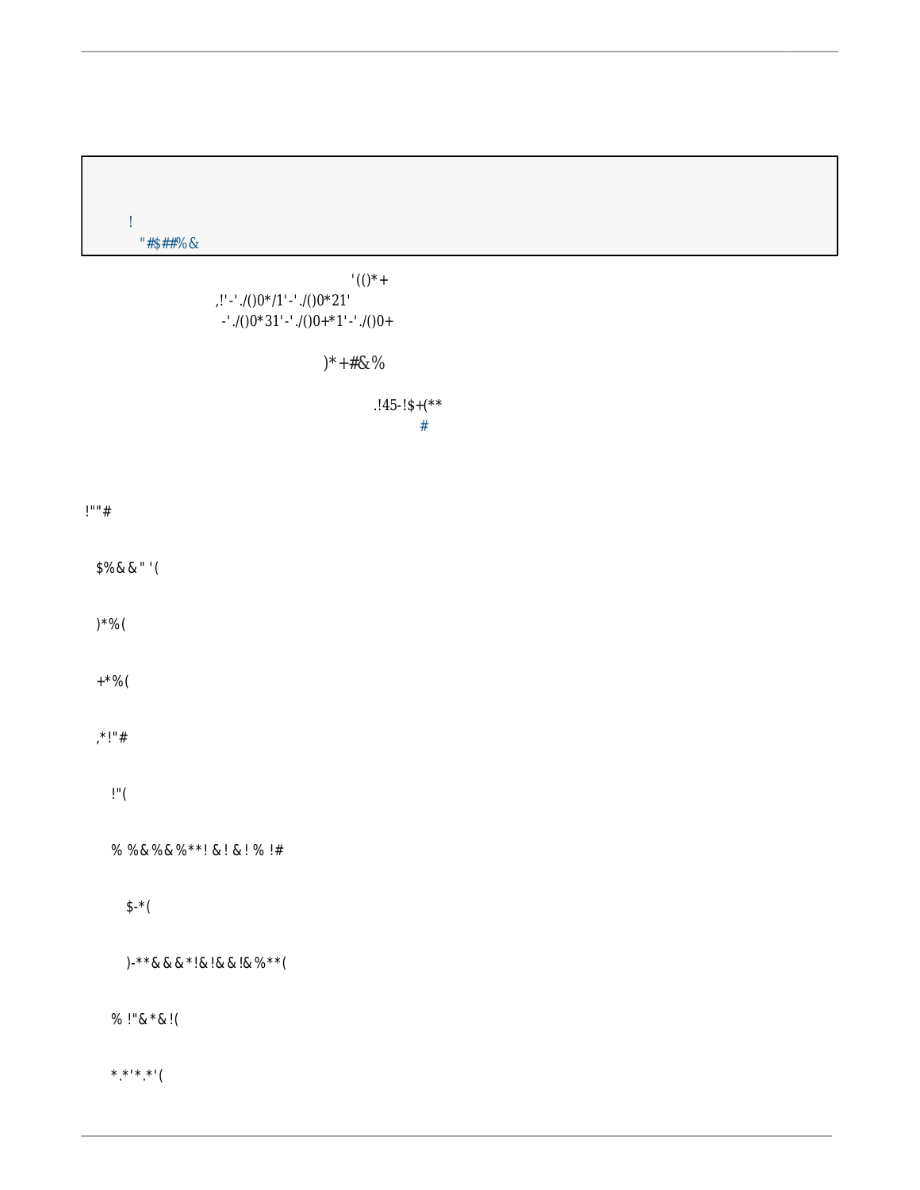!

"#$##%&

'(()*+

,!'-'./()0*/1'-'./()0*21'

-'./()0*31'-'./()0+*1'-'./()0+

)*+#&%

.!45-!$+(**

#

!""#

$%&&" '(

)*%(

+*%(

,*!"#

!"(

% %&%&%**! &! &! % !#

$-*(

)-**&&&*!&!&&!&%**(

% !"&*&!(

*.*'*.*'(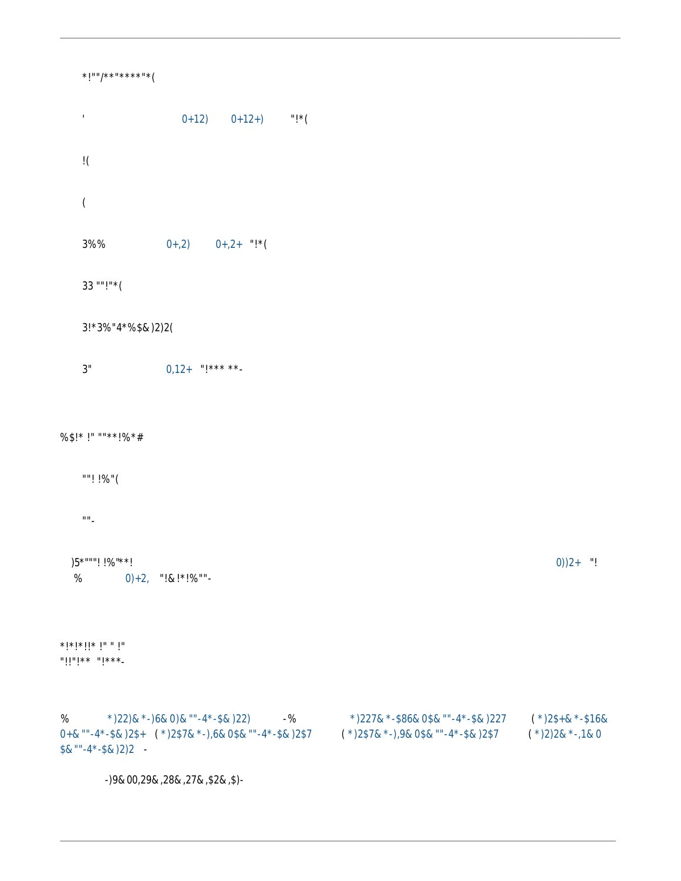*!""/**"****"*(

'                    0+12)    0+12+)    "!*(

!(

(

3%%          0+,2)    0+,2+   "!*(

33 ""!"*(

3!*3%"4*%$& )2)2(

3"            0,12+   "!*** **-

%$!* !" ""**!%*#

""! !%"(

""-

)5*"""! !%"**!                                                      0))2+   "!
%          0)+2,    "!& !*!%""-

*!*!*!!* !" " !"
"!!"!**  "!***-

%        * )22)& *-)6& 0)& ""-4*-$& )22)     -%         * )227& *-$86& 0$& ""-4*-$& )227     ( * )2$+& *-$16&
0+& ""-4*-$& )2$+   ( * )2$7& *-),6& 0$& ""-4*-$& )2$7     ( * )2$7& *-),9& 0$& ""-4*-$& )2$7     ( * )2)2& *-,1& 0
$& ""-4*-$& )2)2   -

-)9& 00,29& ,28& ,27& ,$2& ,$)-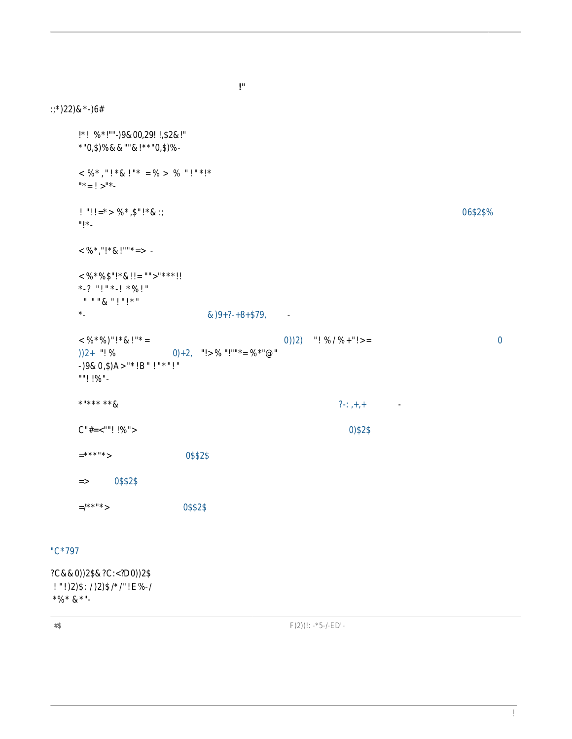!"

:;*)22)&*-)6#

!*! %*!""-)9&00,29! !,$2&!"
*"0,$)%&&""&!**"0,$)%-

< %*,"!*&!"* =% > % "!"*!*
"*=! >"*-

! "!!=*> %*,$"!*& :; 06$2$%
"!*-

< %*,"!*&!""*=> -

< %*%$"!*&!!= "">"***!!
*-? "!"*-! *%!"
" ""& "!"!*"
*- & )9+?-+8+$79, -

< %*%)"!*&!"* = 0))2) "! %/%+"!>= 0
))2+ "! % 0)+2, "!>% "!""*=%*"@"
-)9&0,$)A>"*!B" !"*"!"
""! !%"-

*"*** **& ?-: ,+,+ -

C"#=<""! !%"> 0)$2$

=***"*> 0$$2$

=> 0$$2$

=/**"*> 0$$2$

"C*797

?C&&0))2$&?C:<?D0))2$
! "!)2)$: /)2)$/*/"!E%-/
*%* &*"-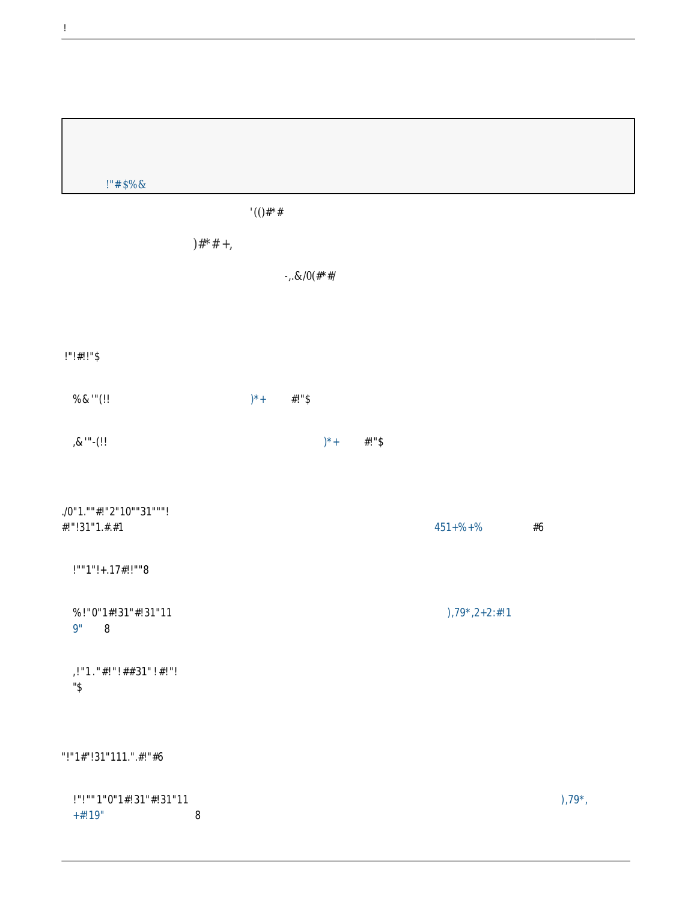!"#$%&

'(()#*#

)#*#+,

-,.&/0(#*#/

!"!#!"$

%&'"(!! )*+ #!"$

,&'"-(!! )*+ #!"$

./0"1.""#!"2"10""31"""!
#!"!31"1.#.#1 451+%+% #6

!""1"!+.17#!""8

%!"0"1#!31"#!31"11 ),79*,2+2:#!1
9" 8

,!"1."#!"!##31"!#!"!
"$

"!"1#"!31"111.".#!"#6

!"!""1"0"1#!31"#!31"11 ),79*,
+#!19" 8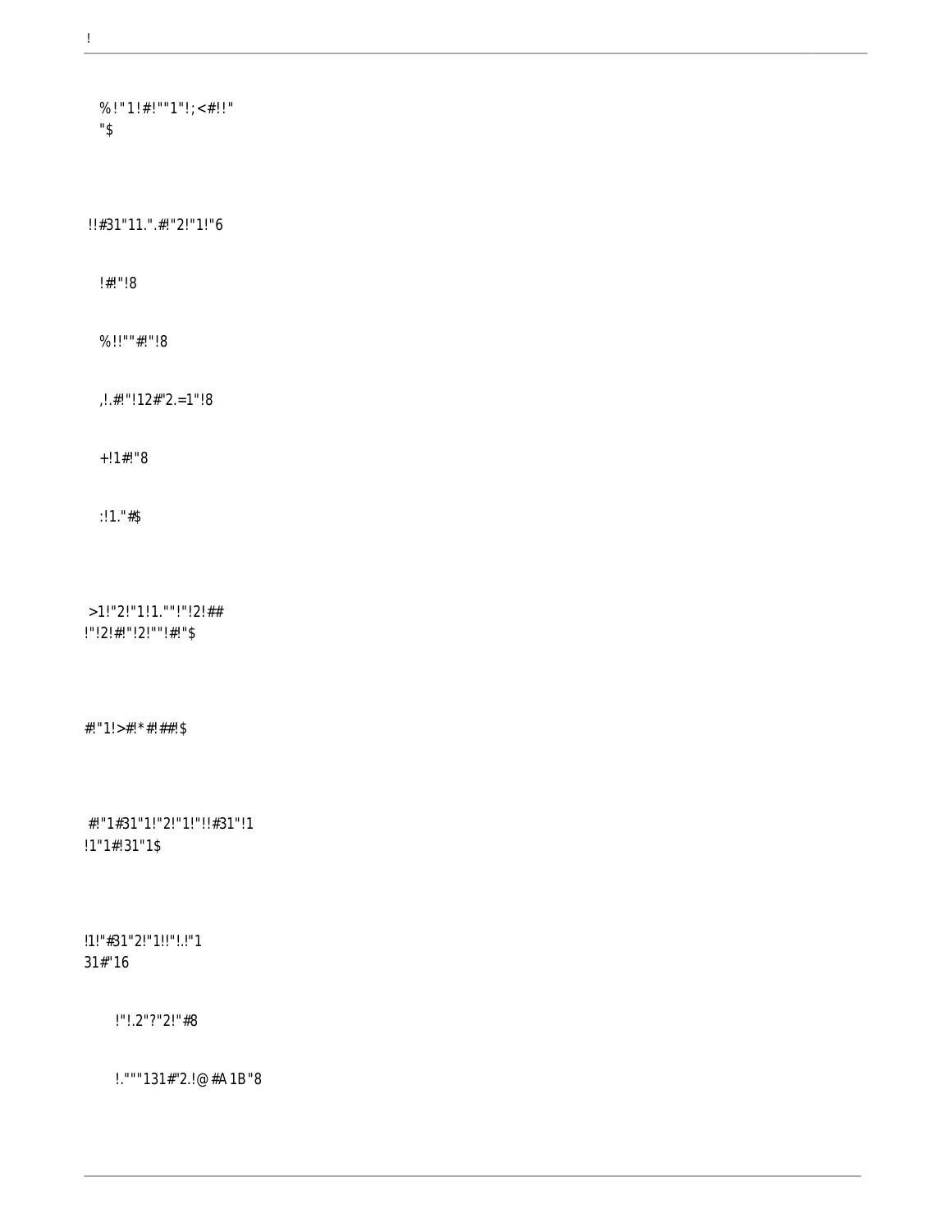% ! " 1 ! #! " " 1 " ! ; < #! ! "
" $

!! #31"11.".#!"2!"1!"6

! #!"!8

% ! ! " " #! " !8

,!.#!"!12#"2.=1"!8

+!1#!"8

:!1."#$

>1!"2!"1!1."" !"!2! ##
!"!2!#!"!2!""!#!"$

#!"1!>#!*#! ##!$

#!"1#31"1!"2!"1!"!!#31"!1
!1"1#!31"1$

!1!"#31"2!"1!!"!.!"1
31#"16

!"!.2"?"2!"#8

!."""131#"2.!@ #A 1B "8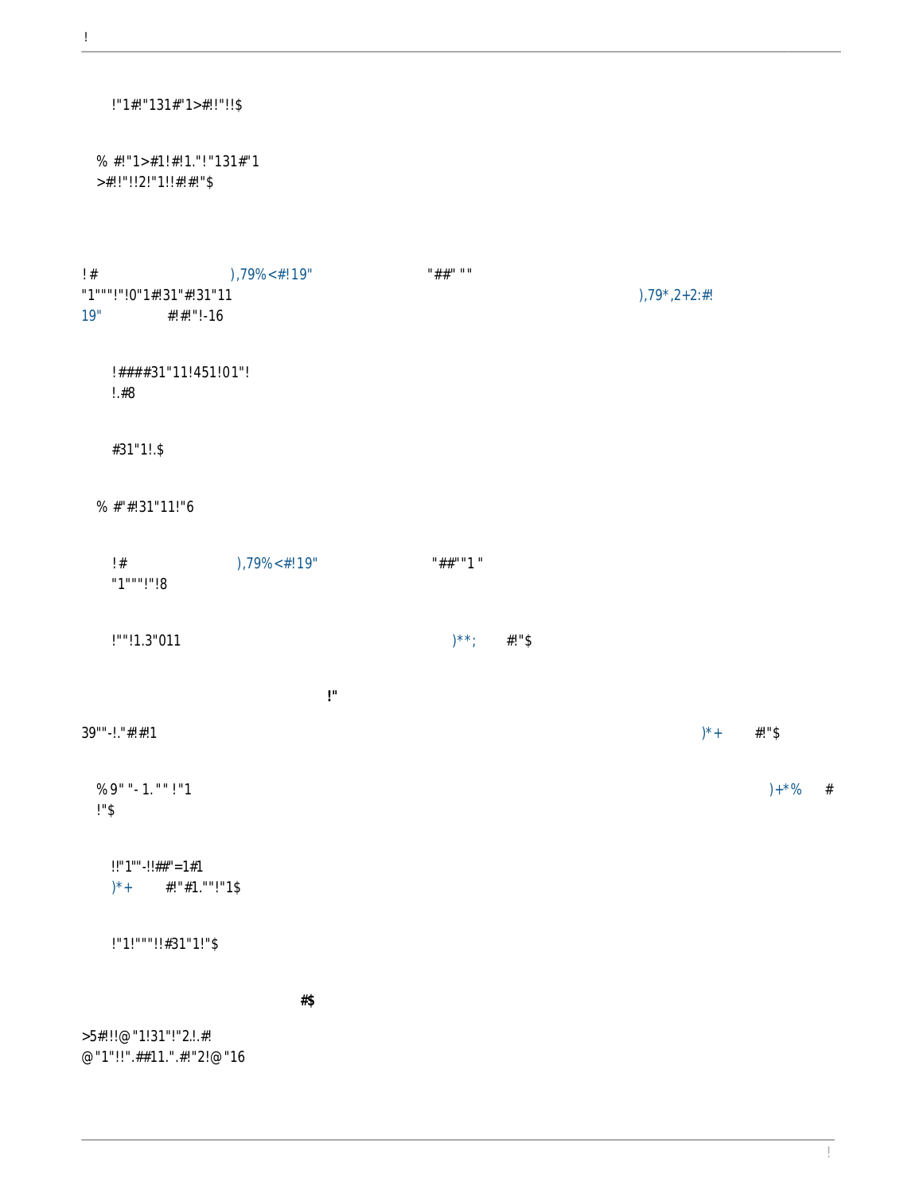!"1#!"131#"1>#!"!!$

% #!"1>#1!#!1."!"131#"1
>#!"!!2!"1!!#!#!"$

!# ),79%<#!19" "##" ""
"1"""!"!0"1#31"#31"11 ),79*,2+2:#!
19" #!#!"!-16

!####31"11!451!01"!
!.#8

#31"1!.$

% #"#!31"11!"6

!# ),79%<#!19" "##""1"
"1"""!"!8

!""!1.3"011 )**; #!"$

**!"**

39""-!."#!#1 )*+ #!"$

% 9" "- 1."" !"1 )+*% #
!"$

!!"1""-!!##"=1#1
)*+ #!"#1.""!"1$

!"1!"""!!#31"1!"$

**#$**

>5#!!@"1!31"!"2.!.#!
@"1"!!".##11.".#!"2!@"16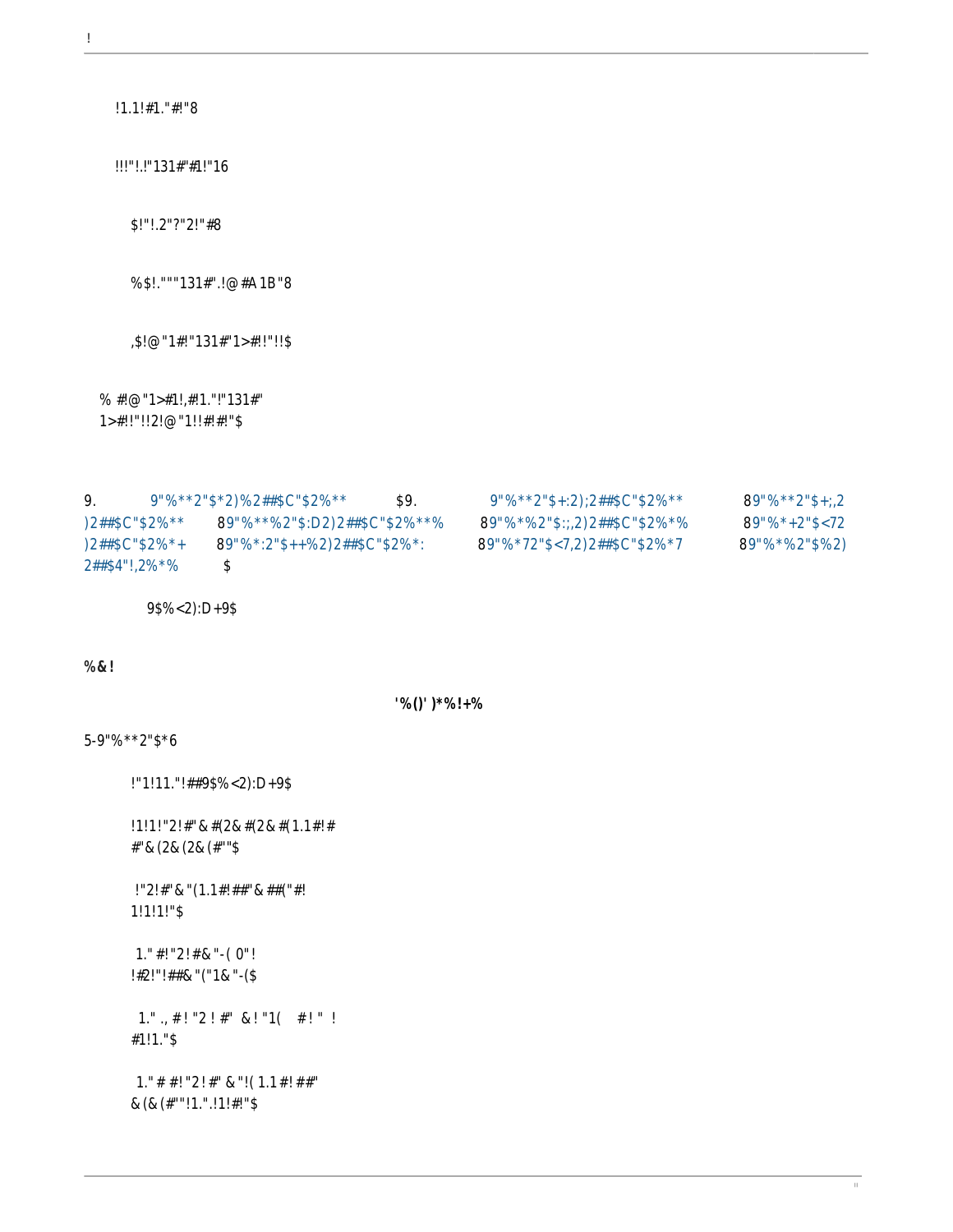!1.1!#1."#!"8

!!!"!.!"131#"#1!"16

$!"!.2"?"2!"#8

%$!."""131#".!@#A1B"8

,$!@"1#!"131#"1>#!"!!$

% #!@"1>#1!,#1."!"131#"
1>#!"!!2!@"1!!#!#!"$

9. 9"%**2"$*2)%2##$C"$2%** $9. 9"%**2"$+:2);2##$C"$2%** 89"%**2"$+;,2)2##$C"$2%** 89"%**%2"$:D2)2##$C"$2%**% 89"%*%2"$:;,2)2##$C"$2%*% 89"%*+2"$<72)2##$C"$2%*+ 89"%*:2"$++%2)2##$C"$2%*: 89"%*72"$<7,2)2##$C"$2%*7 89"%*%2"$%2)2##$4"!,2%*% $

9$%<2):D+9$

**%&!**

**'%()' )*%!+%**

5-9"%**2"$*6

!"1!11."!##9$%<2):D+9$

!1!1!"2!#"&#(2&#(2&#(1.1#!#
#"&(2&(2&(#""$

!"2!#"&"(1.1#!##"&##("#!
1!1!1!"$

1."#!"2!#&"-( 0"!
!#2!"!##&"("1&"-($

1." ., #!"2!#" &!"1( #!" !
#1!1."$

1."# #!"2!#" &"!( 1.1#!##"
&(&(#""!1.".!1#!"$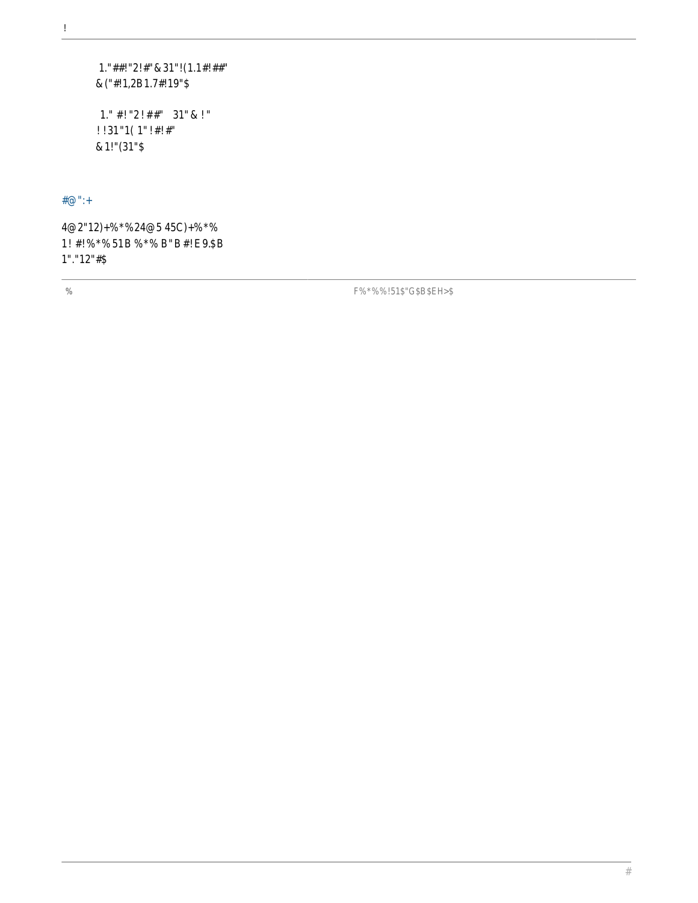1."##!"2!#"&31"!(1.1#!##"
&("#!1,2B1.7#!19"$

1." #!"2!##" 31"&!"
!!31"1( 1"!#!#"
&1!"(31"$

### #@":+

4@2"12)+%*%24@5 45C)+%*%
1! #!%*%51B %*% B"B #!E 9.$B
1"."12"#$

% F%*%%!51$"G$B$EH>$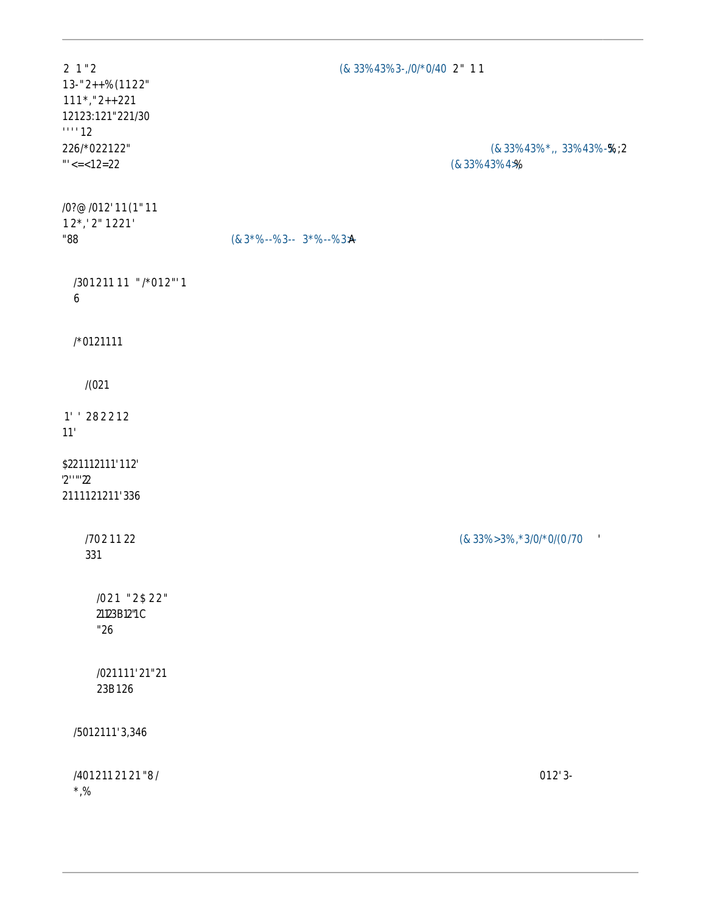2 1 "2 (& 33%43%3-,/0/*0/40 2" 1 1

13-"2++%(1122"

111*,"2++221

12123:121"221/30

' ' ' ' 12

226/*022122" (& 33%43%*,, 33%43%-%;2

"'<=<12=22 (& 33%43%4>%

/0?@/012'11(1"11

1 2*,'2"1221'

"88 (& 3*%--%3-- 3*%--%3>A

/301211 11 "/*012"'1

6

/*0121111

/(021

1' ' 28 2 2 1 2

11'

$221112111'112'

'2''"'22

2111121211'336

/70 2 11 22 (& 33%>3%,*3/0/*0/(0/70 '

331

/021 "2$22"

2112B12"1C

"26

/021111'21"21

23B126

/5012111'3,346

/401211 21 21 "8 / 012'3-

*,%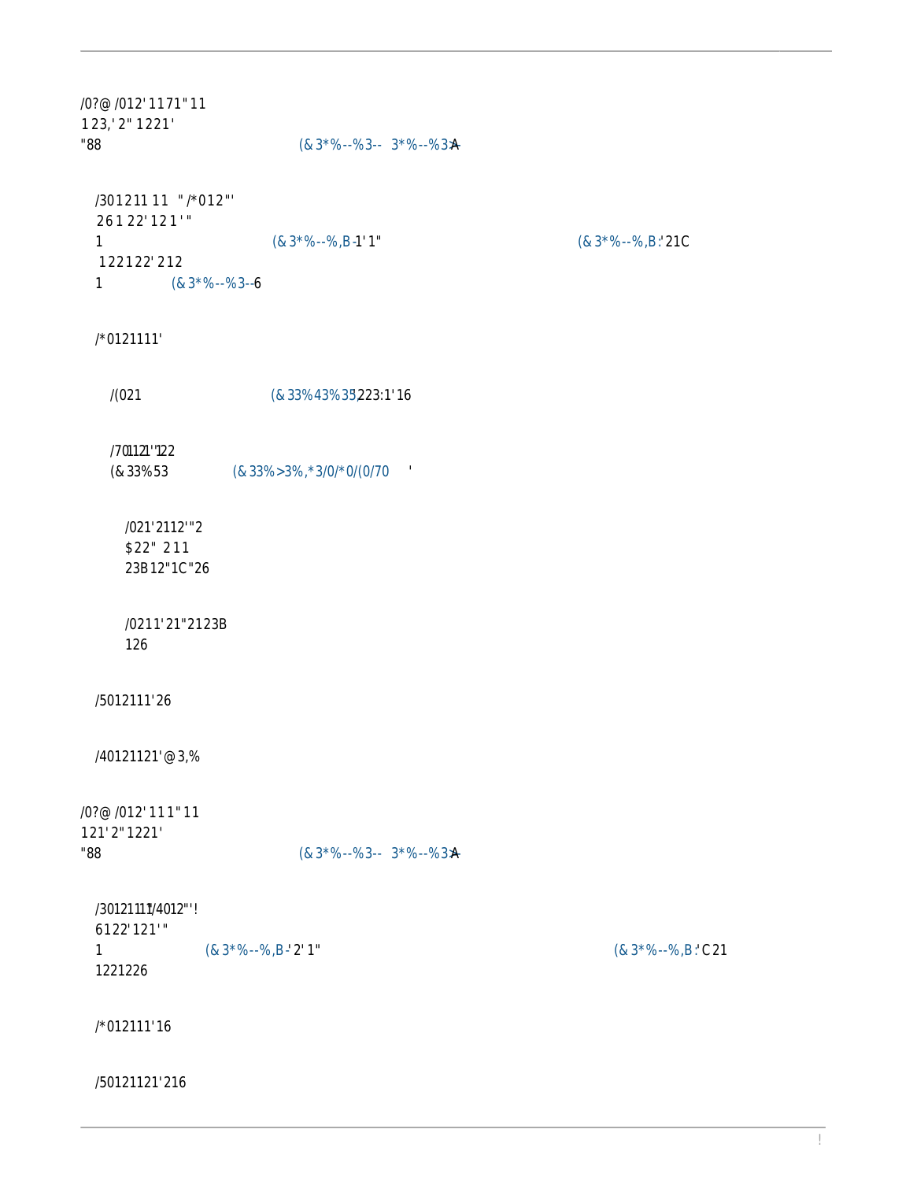/0?@ /012' 1171" 11
1 23,' 2" 1221'
"88 (& 3*%--%3-- 3*%--%3>A

/301211 11 " /*012"'
26 1 22' 12 1 ' "
1 (& 3*%--%,B-1' 1" (& 3*%--%,B:' 21C
1 22 1 22' 2 12
1 (& 3*%--%3--6

/*0121111'

/(021 (& 33%43%35,223:1' 16

/70112 1'"122
(& 33%53 (& 33%>3%,*3/0/*0/(0/70 '

/021' 2112'"2
$22" 211
23B12"1C"26

/0211' 21"2123B
126

/5012111' 26

/40121121'@3,%

/0?@ /012' 111" 11
121' 2" 1221'
"88 (& 3*%--%3-- 3*%--%3>A

/30121111/4012"'!
6122' 121' "
1 (& 3*%--%,B-' 2' 1" (& 3*%--%,B:' C21
1221226

/*012111' 16

/50121121' 216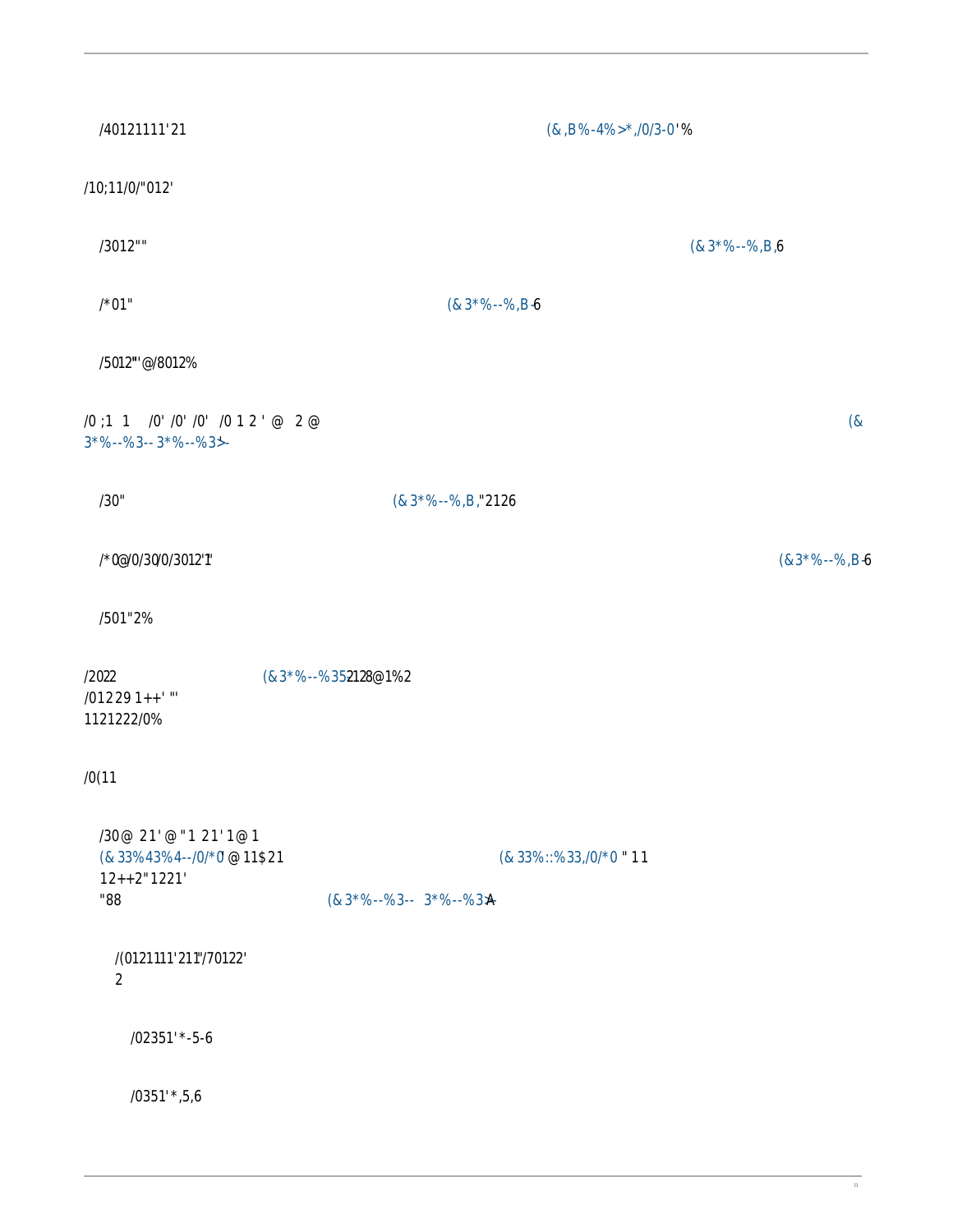/40121111'21 (&,B%-4%>*,/0/3-0'%

/10;11/0/"012'

/3012"" (&3*%--%,B,6

/*01" (&3*%--%,B-6

/5012"'@/8012%

/0 ;1 1 /0' /0' /0' /0 1 2 ' @ 2 @ (&
3*%--%3-- 3*%--%3>-

/30" (&3*%--%,B,"2126

/*0@/0/30/0/3012'1" (&3*%--%,B-6

/501"2%

/2022 (&3*%--%352128@1%2
/01229 1++' ""
1121222/0%

/0(11

/30@ 21'@"1 21'1@1
(&33%43%4--/0/*0'@11$21 (&33%::%33,/0/*0 " 11
12++2"1221'
"88 (&3*%--%3-- 3*%--%3A-

/(0121111'211"/70122'
2

/02351'*-5-6

/0351'*,5,6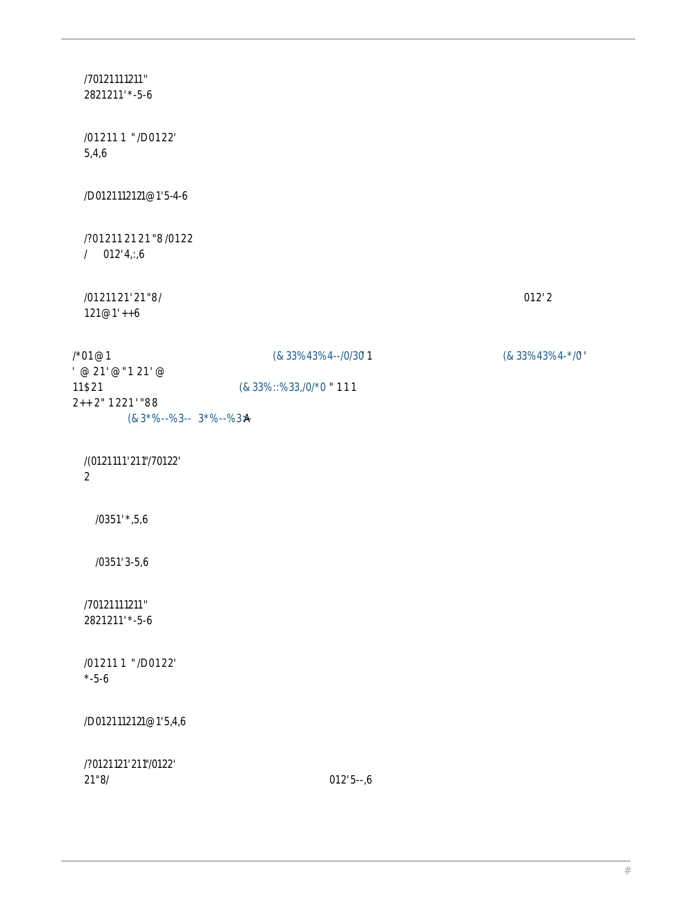/70121111211"
2821211'*-5-6

/01211 1 "/D0122'
5,4,6

/D0121112121@1'5-4-6

/?01211 21 21 "8 /0122
/ 012'4,:,6

/0121121'21"8/ 012'2
121@1'++6

/*01@1 (& 33%43%4--/0/30'1 (& 33%43%4-*/0'
' @ 21'@"1 21'@
11$21 (& 33%::%33,/0/*0 " 111
2++2" 1221'"88
(& 3*%--%3-- 3*%--%3A

/(0121111'211"/70122'
2

/0351'*,5,6

/0351'3-5,6

/70121111211"
2821211'*-5-6

/01211 1 "/D0122'
*-5-6

/D0121112121@1'5,4,6

/?0121121'211"/0122'
21"8/ 012'5--,6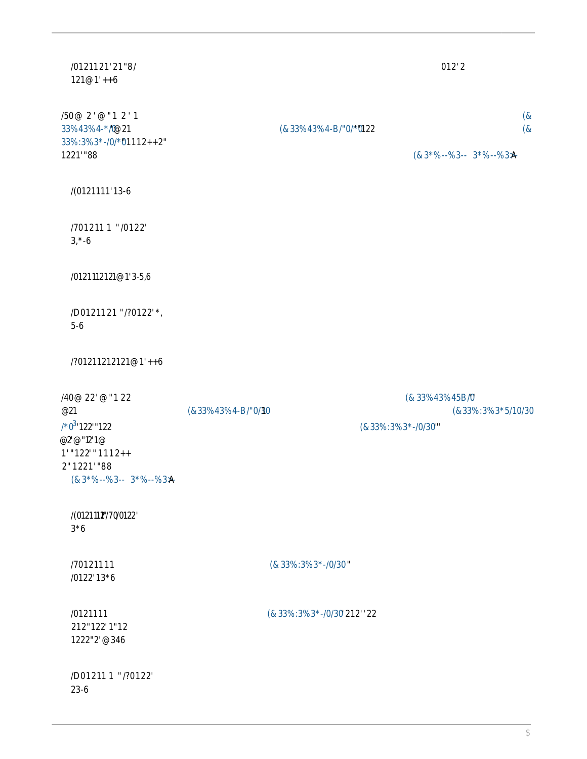/0121121'21"8/

012'2

121@1'++6

/50@ 2'@"1 2'1 (&
33%43%4-*/0@21 (&33%43%4-B/"0/*'0122 (&
33%:3%3*-/0/*0"1112++2"
1221'"88 (&3*%--%3-- 3*%--%3A

/(0121111'13-6

/701211 1 "/0122'
3,*-6

/01211121213-5,6

/D0121121 "/?0122'*,
5-6

/?01211212121@1'++6

/40@ 22'@"1 22 (&33%43%45B/"0
@21 (&33%43%4-B/"0/30 (&33%:3%3*5/10/30
/*0"122'"122 (&33%:3%3*-/0/30"'
@2'@"12'1@
1'"122'"1112++
2"1221'"88
(&3*%--%3-- 3*%--%3A

/(012112"/70/0122'
3*6

/70121111 (&33%:3%3*-/0/30"
/0122'13*6

/0121111 (&33%:3%3*-/0/30'212''22
212"122'1"12
1222"2'@346

/D01211 1 "/?0122'
23-6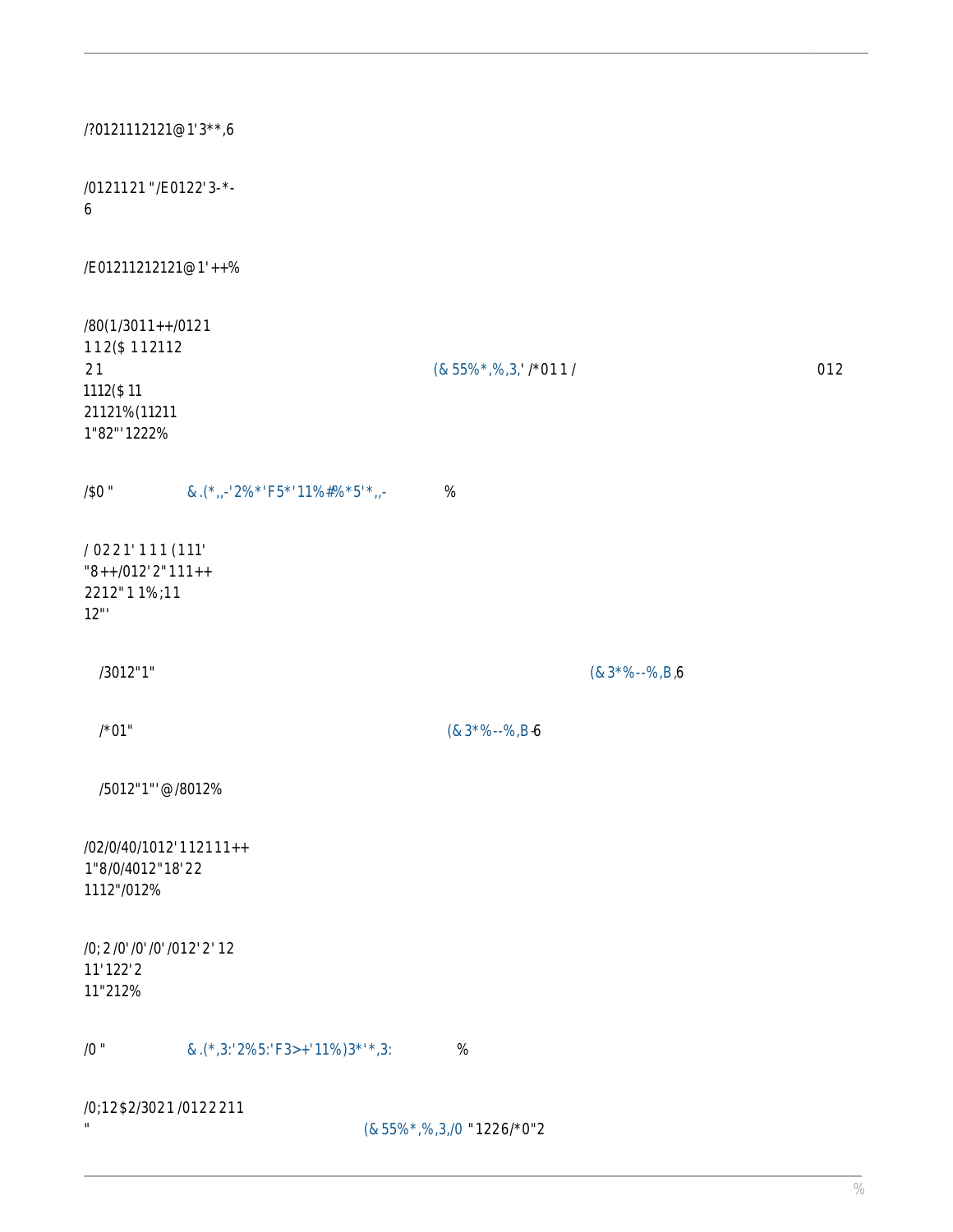/?0121112121@1'3**,6

/0121121 "/E0122'3-*-
6

/E01211212121@1'++%

/80(1/3011++/0121
112($ 112112
21 (& 55%*,%,3,' /*011 / 012
1112($ 11
21121%(11211
1"82"'1222%

/$0 " & .(*,,-'2%*'F5*'11%#%*5'*,,- %

/ 0221' 111 (111'
"8++/012'2"111++
2212"1 1%;11
12"'

/3012"1" (& 3*%--%,B ,6

/*01" (& 3*%--%,B -6

/5012"1"'@/8012%

/02/0/40/1012'112111++
1"8/0/4012"18'22
1112"/012%

/0;2/0'/0'/0'/012'2'12
11'122'2
11"212%

/0 " & .(*,3:'2%5:'F3>+'11%)3*'*,3: %

/0;12$2/3021/0122211
" (& 55%*,%,3,/0 "1226/*0"2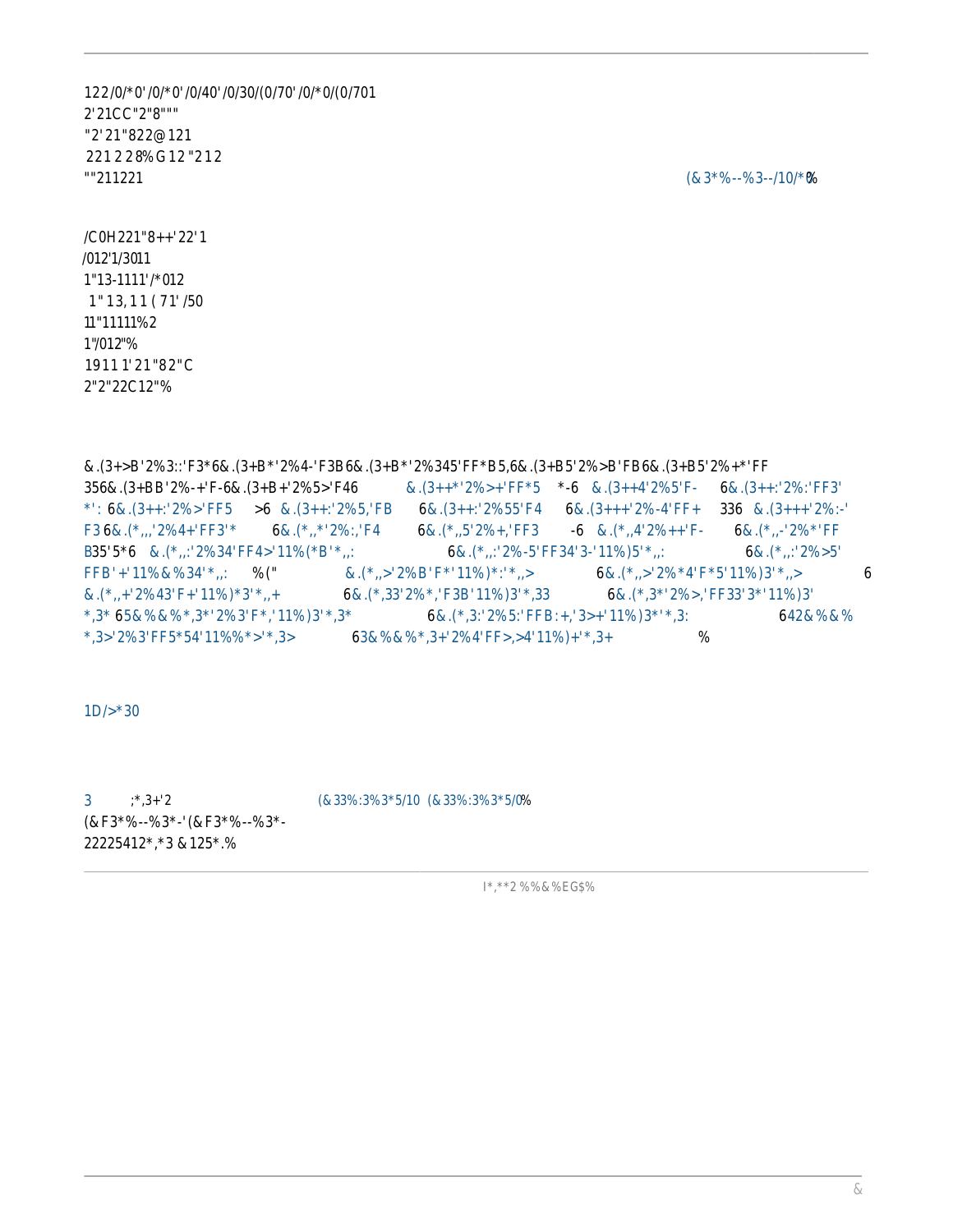122/0/*0'/0/*0'/0/40'/0/30/(0/70'/0/*0/(0/701
2'21CC"2"8"""
"2'21"822@121
221 2 28%G12 "212
""211221 (&3*%--%3--/10/*0%

/C0H221"8++'22'1
/012'1/3011
1"13-1111'/*012
1"13,11 ( 71'/50
11"11111%2
1"/012"%
1911 1'21"82"C
2"2"22C12"%

&.(3+>B'2%3::'F3*6&.(3+B*'2%4-'F3B6&.(3+B*'2%345'FF*B5,6&.(3+B5'2%>B'FB6&.(3+B5'2%+*'FF 356&.(3+BB'2%-+'F-6&.(3+B+'2%5>'F46 &.(3++*'2%>+'FF*5 *-6 &.(3++4'2%5'F- 6&.(3++:'2%:'FF3' *': 6&.(3++:'2%>'FF5 >6 &.(3++:'2%5,'FB 6&.(3++:'2%55'F4 6&.(3+++'2%-4'FF+ 336 &.(3+++'2%:-' F3 6&.(*,,,'2%4+'FF3'* 6&.(*,,*'2%:,'F4 6&.(*,,5'2%+,'FF3 -6 &.(*,,4'2%++'F- 6&.(*,,-'2%*'FF B35'5*6 &.(*,,:'2%34'FF4>'11%(*B'*,,: 6&.(*,,:'2%-5'FF34'3-'11%)5'*,,: 6&.(*,,:'2%>5' FFB'+'11%&%34'*,,: %(" &.(*,,>'2%B'F*'11%)*:'*,,> 6&.(*,,>'2%*4'F*5'11%)3'*,,> 6 &.(*,,+'2%43'F+'11%)*3'*,,+ 6&.(*,33'2%*,'F3B'11%)3'*,33 6&.(*,3*'2%>,'FF33'3*'11%)3' *,3* 65&%&%*,3*'2%3'F*,'11%)3'*,3* 6&.(*,3:'2%5:'FFB:+,'3>+'11%)3*'*,3: 642&%&% *,3>'2%3'FF5*54'11%%*>'*,3> 63&%&%*,3+'2%4'FF>,>4'11%)+'*,3+ %

1D/>*30

3 ;*,3+'2 (&33%:3%3*5/10 (&33%:3%3*5/0%
(&F3*%--%3*-'(&F3*%--%3*-
22225412*,*3 &125*.%

I*,**2 %%&%EG$%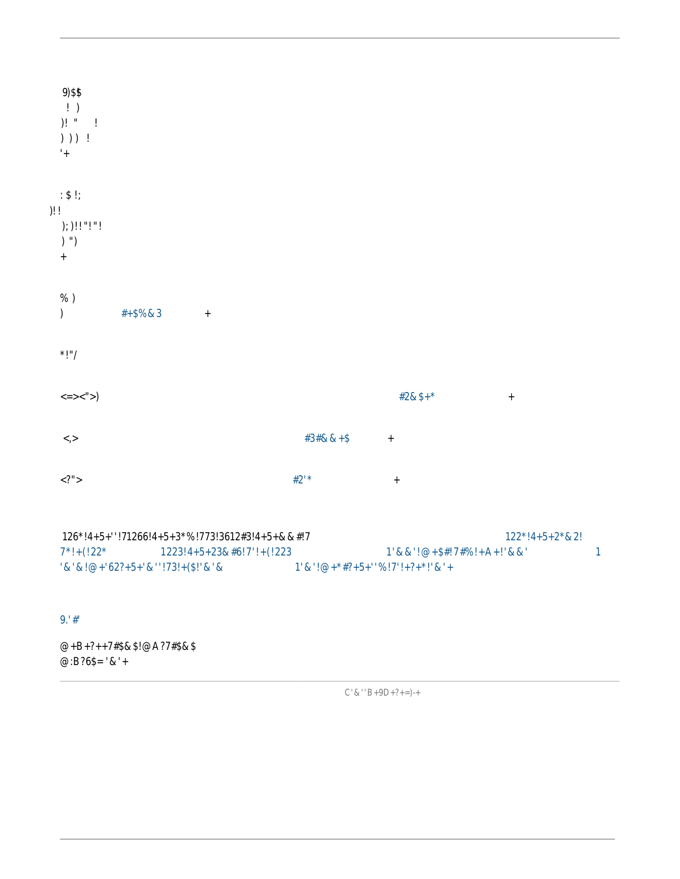9)$$
! )
)! " !
) ) ) !
'+

: $ !;
)! !
); )! ! "! "!
) ")
+

% )
) #+$%&3 +

*!"/

<=><">) #2&$+* +

<,> #3#&&+$ +

<?"> #2'* +

126*!4+5+''!71266!4+5+3*%!773!3612#3!4+5+&&#!7 122*!4+5+2*&2! 7*!+(!22* 1223!4+5+23&#6!7'!+(!223 1'&&'!@+$#!7#%!+A+!'&&' 1 '&'&!@+'62?+5+'&''!73!+($!'&'& 1'&'!@+*#?+5+''%!7'!+?+*!'&'+

9.'#

@+B+?++7#$&$!@A?7#$&$
@:B?6$='&'+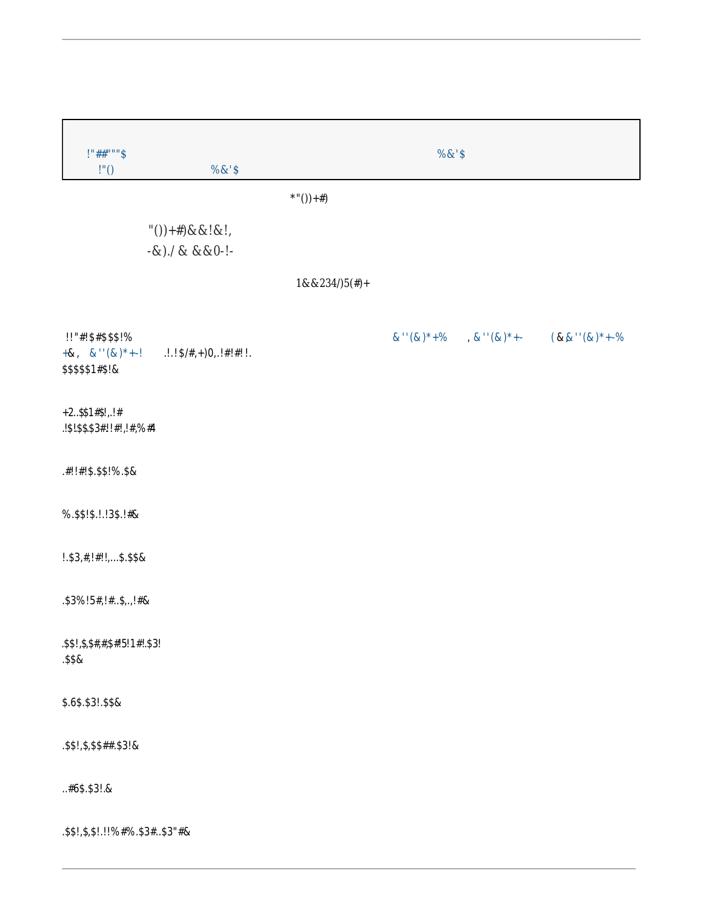!"##""$ %&'$
!"() %&'$

*"())+#)

"())+#)&&!&!,
-&)./ & &&0-!-

1&&234/)5(#)+

!!"#!$#$$!% &''(&)*+% , &''(&)*+- ( &,&''(&)*+-%
+&, &''(&)*+-! .!.!$/#,+)0,.!#!#!!.
$$$$$1#$!&

+2..$$1#$!,.!#
.!$!$$,$3#!!#!,!#,%#4

.#!!#!$.$$!%.$&

%.$$!$.!.!3$.!#&

!.$3,#,!#!!,...$.$$&

.$3%!5#,!#..$,.,!#&

.$$!,$,$#,#,$#!5!1#!.$3!
.$$&

$.6$.$3!.$$&

.$$!,$,$$##.$3!&

..#6$.$3!.&

.$$!,$,$!.!!%#%.$3#..$3"#&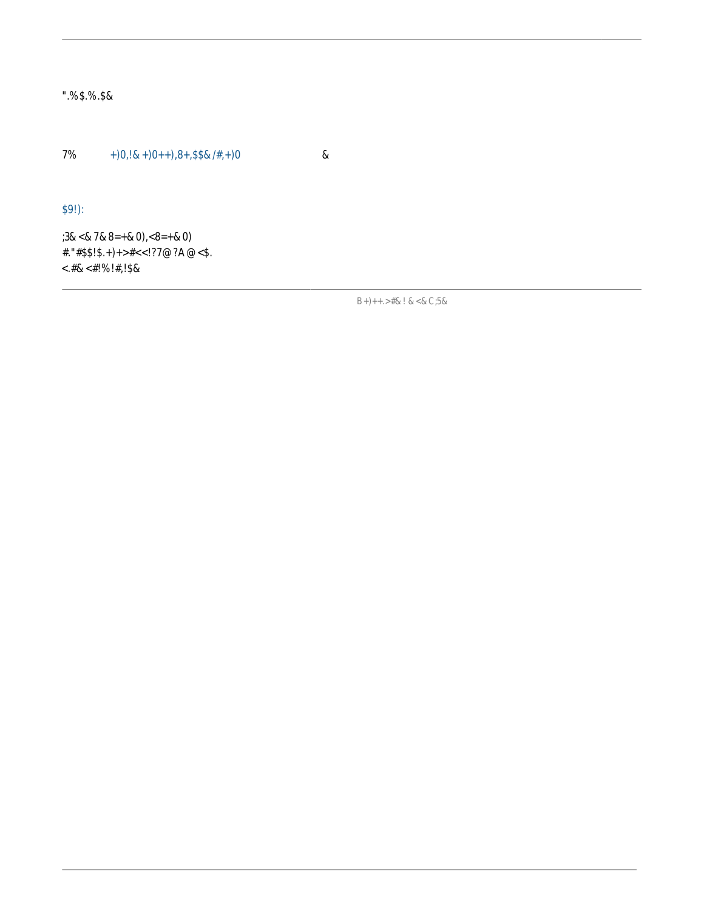".%$.%.$&

7% +)0,!& +)0++),8+,$$& /#,+)0 &

$9!):

;3& <& 7& 8=+& 0),<8=+& 0)
#."#$$!$.+)+>#<<!?7@?A@<$.
<.#& <#!%!#,!$&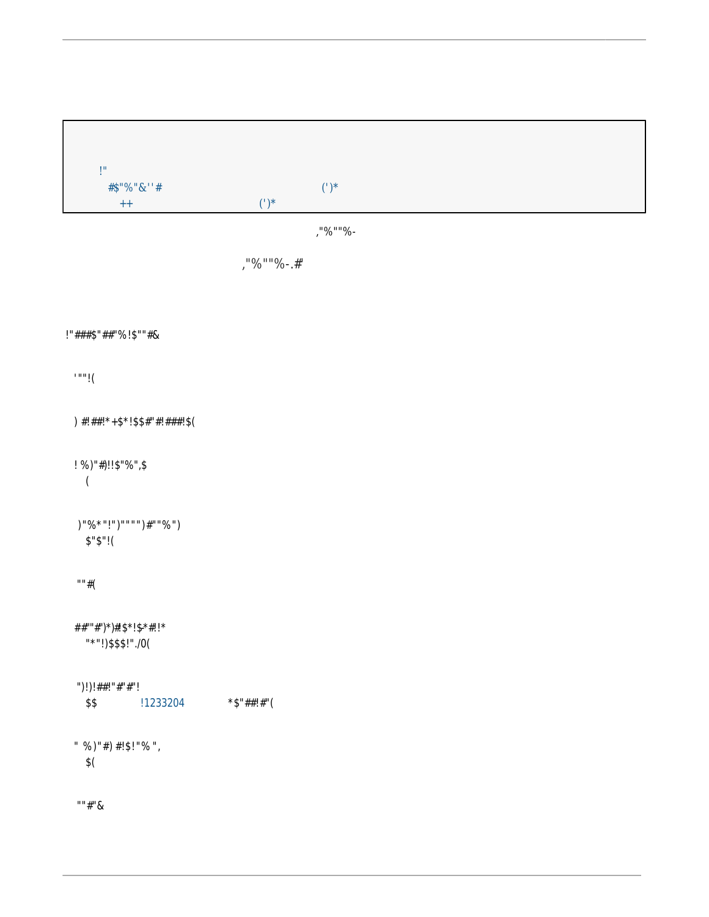```
!"
   #$"%"&''#                                   (')*
      ++                                 (')*
```

,"%""%-

,"%""%-.#"

!"###$"##"%!$""#&

'""!(

) #!##!*+$*!$$#"#!###!$(

! %)"#)!!$"%",$
(

)"%*"!")""")#""%")
$"$"!(

""#(

##""#")*)#$*!$*#!*
"*"!)$$$!"./0(

")!)!##!"#"#"!
$$ !1233204 *$"##!#"(

" %)"#) #!$!"% ",
$(

""#"&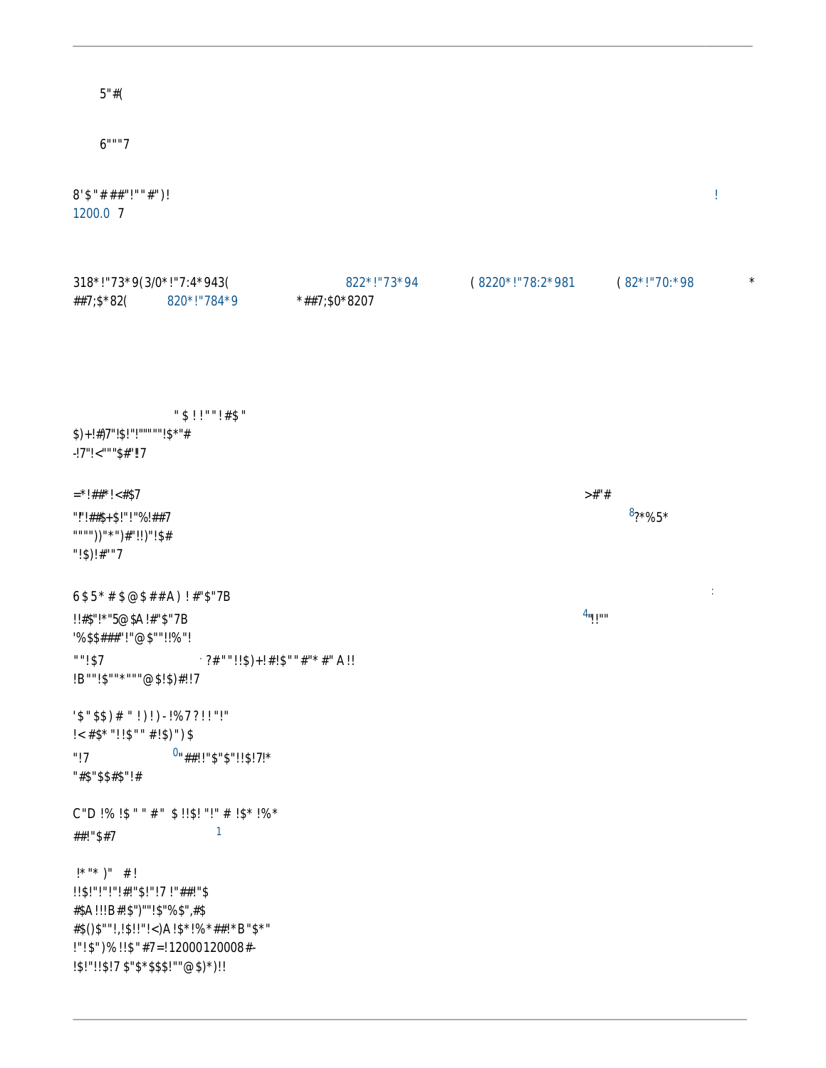5"#(

6"""7

8'$"###"!""#")! !
1200.0 7

318*!"73*9(3/0*!"7:4*943( 822*!"73*94 ( 8220*!"78:2*981 ( 82*!"70:*98 *
##7;$*82( 820*!"784*9 *##7;$0*8207

"$!!""!#$"
$)+!#)7"!$!"!"""""!$*"#
-!7"!<""$#"!!7

=*!##*!<#$7 >#"#
"!"!##$+$!"!"%!##7 [8]?*%5*
""""))"*")#"!!)"!$#
"!$)!#""7

6$5*#$@$##A)!#"$"7B :
!!#$"!*"5@$A!#"$"7B [4]"!!""
'%$$###"!"@$""!!%"!
""!$7 ?#""!!$)+!#!$""#"*#"A!!
!B""!$""*"""@$!$)#!!7

'$"$$)#"!)!)-!%7?!!"!"
!<#$*"!!$""#!$)")$
"!7 [0]"##!!"$"$"!!$!7!*
"#$"$$#$"!#

C"D !%!$""#" $!!$!"!"#!$*!%*
##!"$#7 [1]

!*"*)" #!
!!$!"!"!"!#!"$!"!7!"##!"$
#$A!!!B#!$")""!$"%$",#$
#$()$""!,!$!!"!<)A!$*!%*##!*B"$*"
!"!$")%!!$"#7=!12000120008#-
!$!"!!$!7 $"$*$$$!""@$)*)!!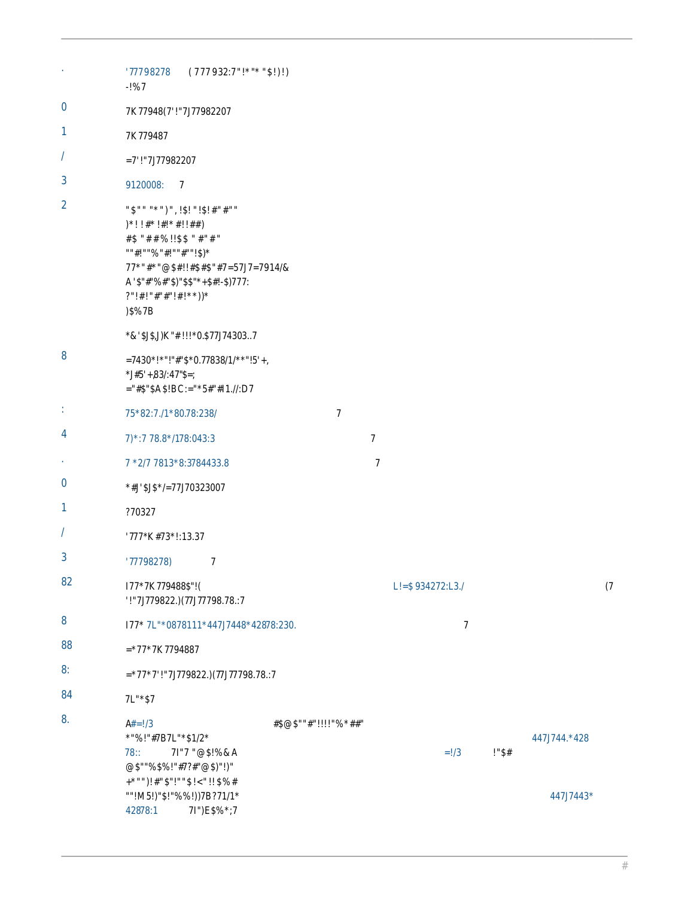·  '77798278 ( 777 932:7 " !* "* " $ ! ) ! )
-!%7

0  7K 77948(7' !" 7J 77982207

1  7K 779487

/  =7' !" 7J 77982207

3  9120008: 7

2  " $ " " "* " ) " , !$! " !$! #" #" "
)* ! ! #* !#!* #! ! ##)
#$ " # #% !!$$ " #" #"
" "#! " "% "#! " "#" "!$)*
77* " #* "@$#! !#$ #$ " #7 =57J7=7914/&
A '$"#"%#"$)"$$"*+$#!-$)777:
?"!#!"#"#"!#!**))*
)$%7B

*& '$J$,J)K "#!!!*0.$77J74303..7

8  =7430*!*"!"#"$*0.77838/1/**"!5' +,
*J#5' +,83/:47"$=;
="#$"$A$!BC:="*5#"#1.//:D7

:  75*82:7./1*80.78:238/ 7

4  7)*:7 78.8*/178:043:3 7

·  7 *2/7 7813*8:3784433.8 7

0  *#J '$J$*/=77J70323007

1  ?70327

/  '777*K #73*!:13.37

3  '77798278) 7

82  I77*7K 779488$"!( L!=$ 934272:L3./ (7
'!"7J779822.)(77J77798.78.:7

8  I77* 7L"*0878111*447J7448*428 78:230. 7

88  =*77*7K 7794887

8:  =*77*7'!"7J779822.)(77J77798.78.:7

84  7L"*$7

8.  A#=!/3 #$@$""#"!!!!"%*##"
*"%!"#7B7L"*$1/2* 447J744.*428
78:: 7I"7 "@$!%&A =!/3 !"$#
@$""%$%!"#7?#"@$)"!)"
+*"")!#"$"!""$!<"!!$%#
""!M5!)"$!"%%!))7B?71/1* 447J7443*
428 78:1 7I")E$%*;7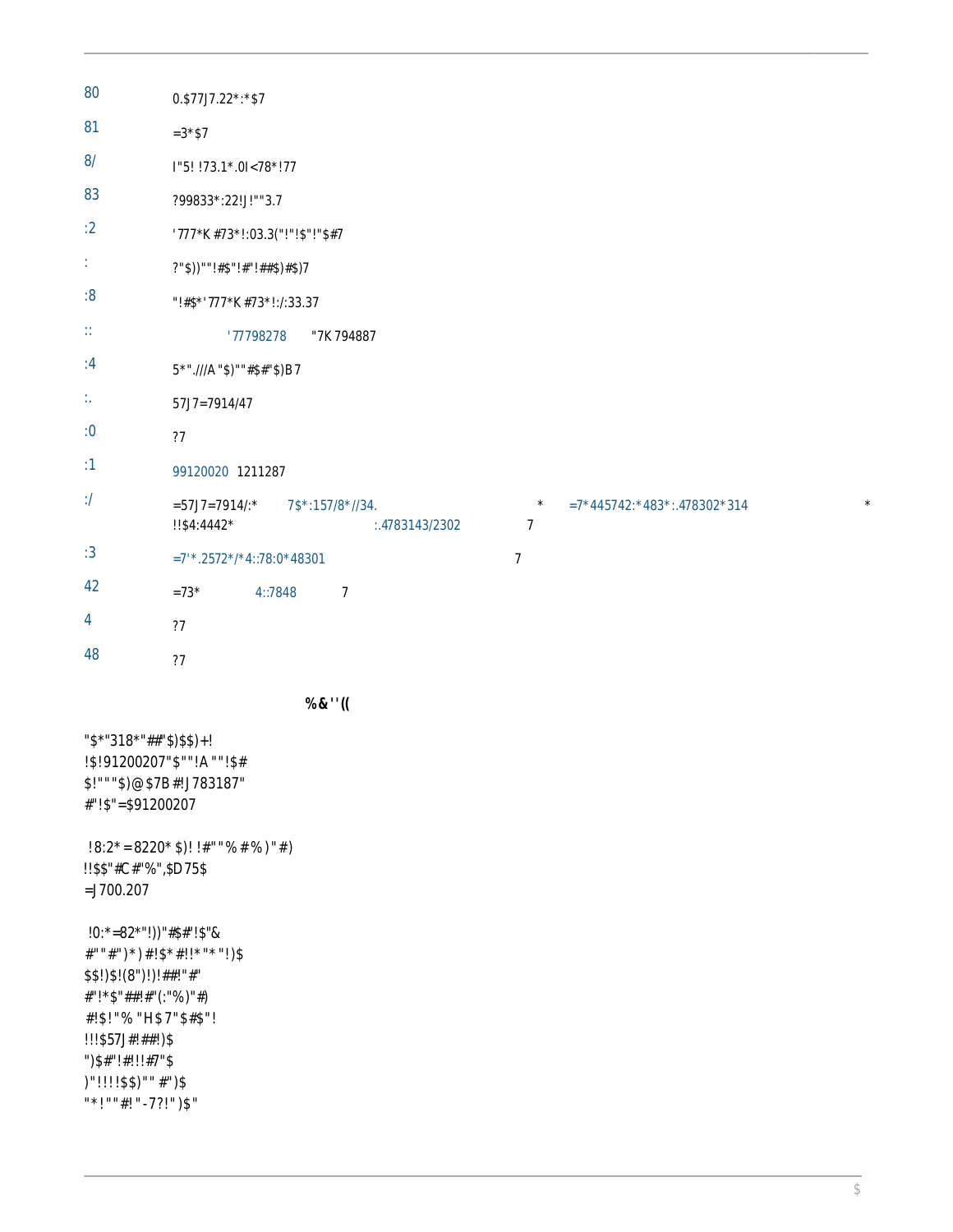80 0.$77J7.22*:*$7

81 =3*$7

8/ I"5! !73.1*.0I<78*!77

83 ?99833*:22!J!""3.7

:2 '777*K #73*!:03.3("!"!$"!"$#7

: ?"$))""!#$"!#"!##$)#$)7

:8 "!#$*'777*K #73*!:/:33.37

:: '77798278 "7K 794887

:4 5*".///A "$)""#$#"$)B7

:. 57J7=7914/47

:0 ?7

:1 99120020 1211287

:/ =57J7=7914/:* 7$*:157/8*//34. * =7*445742:*483*:.478302*314 * !!$4:4442* :.4783143/2302 7

:3 =7'*.2572*/*4::78:0*48301 7

42 =73* 4::7848 7

4 ?7

48 ?7

**%&''((**

"$*"318*"##"$)$$)+!
!$!91200207"$""!A ""!$#
$!"""$)@$7B #!J783187"
#"!$"=$91200207

!8:2* =8220* $)! !#""% #%)"#)
!!$$"#C#"%",$D75$
=J700.207

!0:*=82*"!))"#$#'!$"&
#"" #")*) #!$* #!!*"*"!)$
$$!)$!(8")!)!##!"#"
#"!*$"##!#"(:"%)"#)
#!$!"% "H$7"$#$"!
!!!$57J#!##!)$
")$#"!#!!!#7"$
)"!!!!$$)"" #")$
"*!""#!"-7?!")$"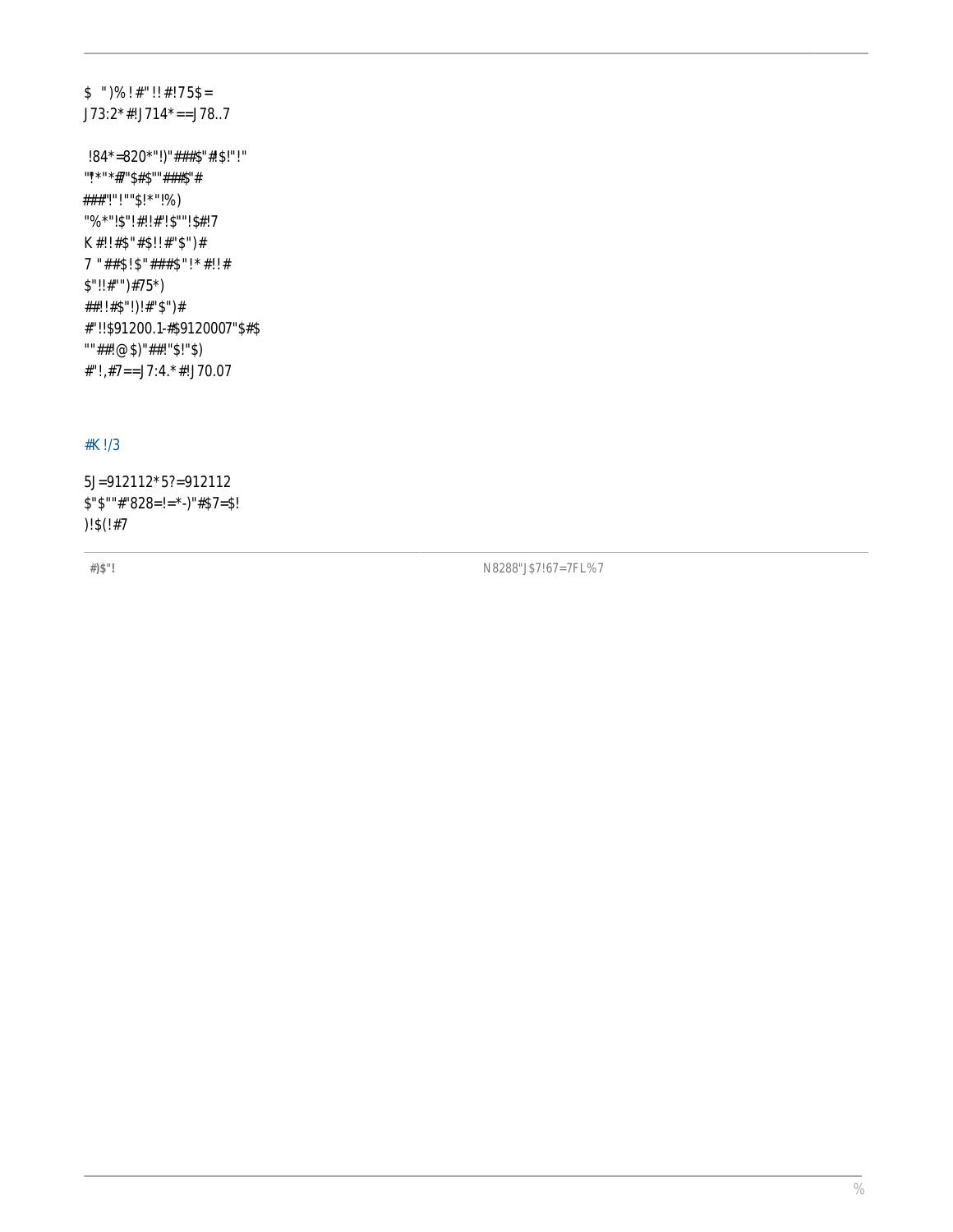$ ")% ! #" !! #!75$=
J73:2* #!J714*==J78..7

!84*=820*"!)"###$"#!$!"!"
"!*"*#"$#$""###$"#
###"!"!""$!*"!%)
"%*"!$"!#!#"!$""!$#!7
K #!!#$"#$!!#"$")#
7 "##$!$"###$"!*#!!#
$"!!#")#75*)
##!!#$"!)!#"$")#
#"!!$91200.1-#$9120007"$#$
""##!@$)"##!"$!"$)
#"!,#7==J7:4.*#!J70.07

## #K !/3

5J=912112*5?=912112
$"$""#"828=!=*-)"#$7=$!
)!$(!#7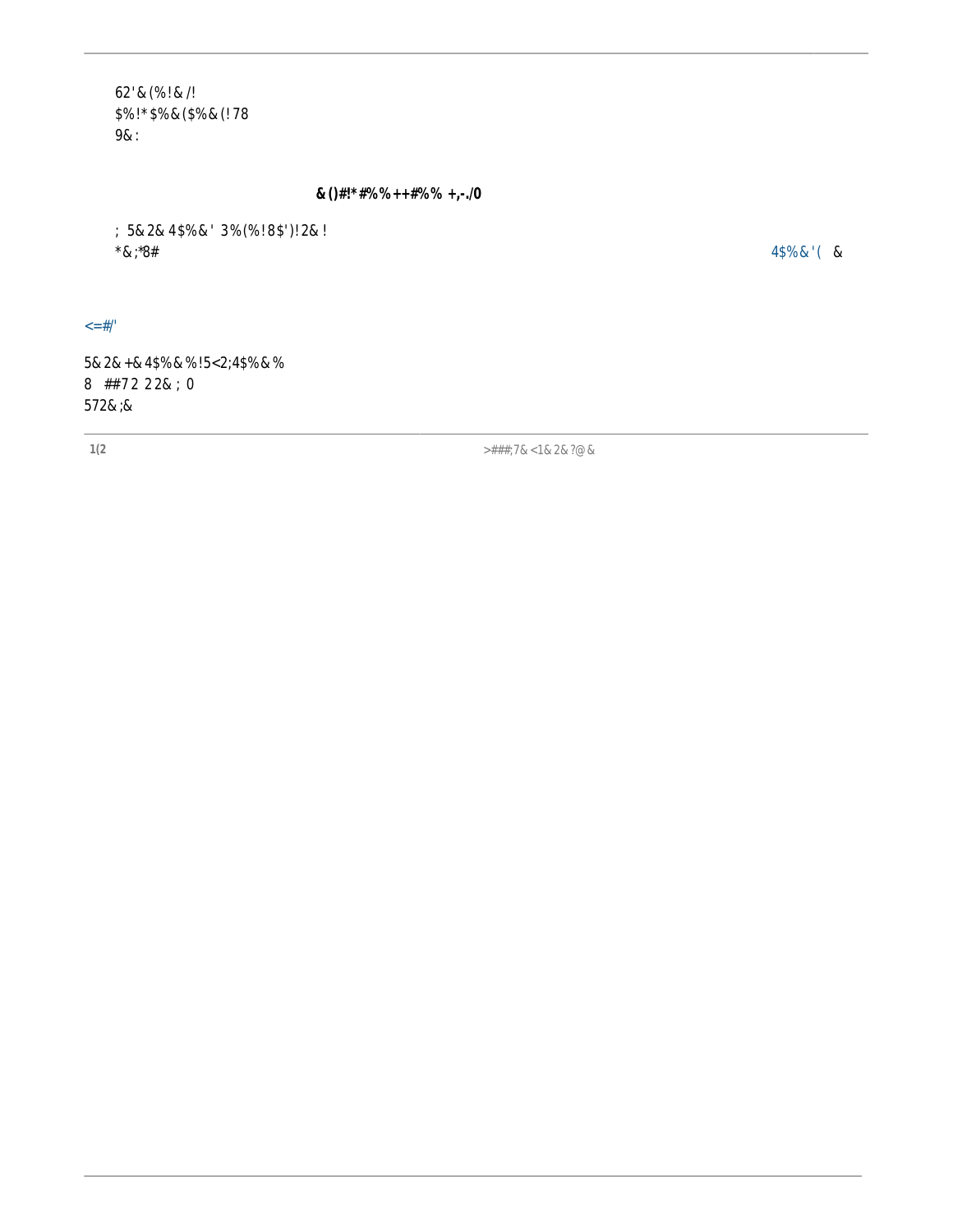62'&(%!&/!
$%!*$%&($%&(!78
9&:

**&()#!*#%%++#%% +,-./0**

; 5&2&4$%&' 3%(%!8$')!2&!
*&;*8# 4$%&'( &

<=#/'

5&2&+&4$%&%!5<2;4$%&%
8 ##72 22&; 0
572&;&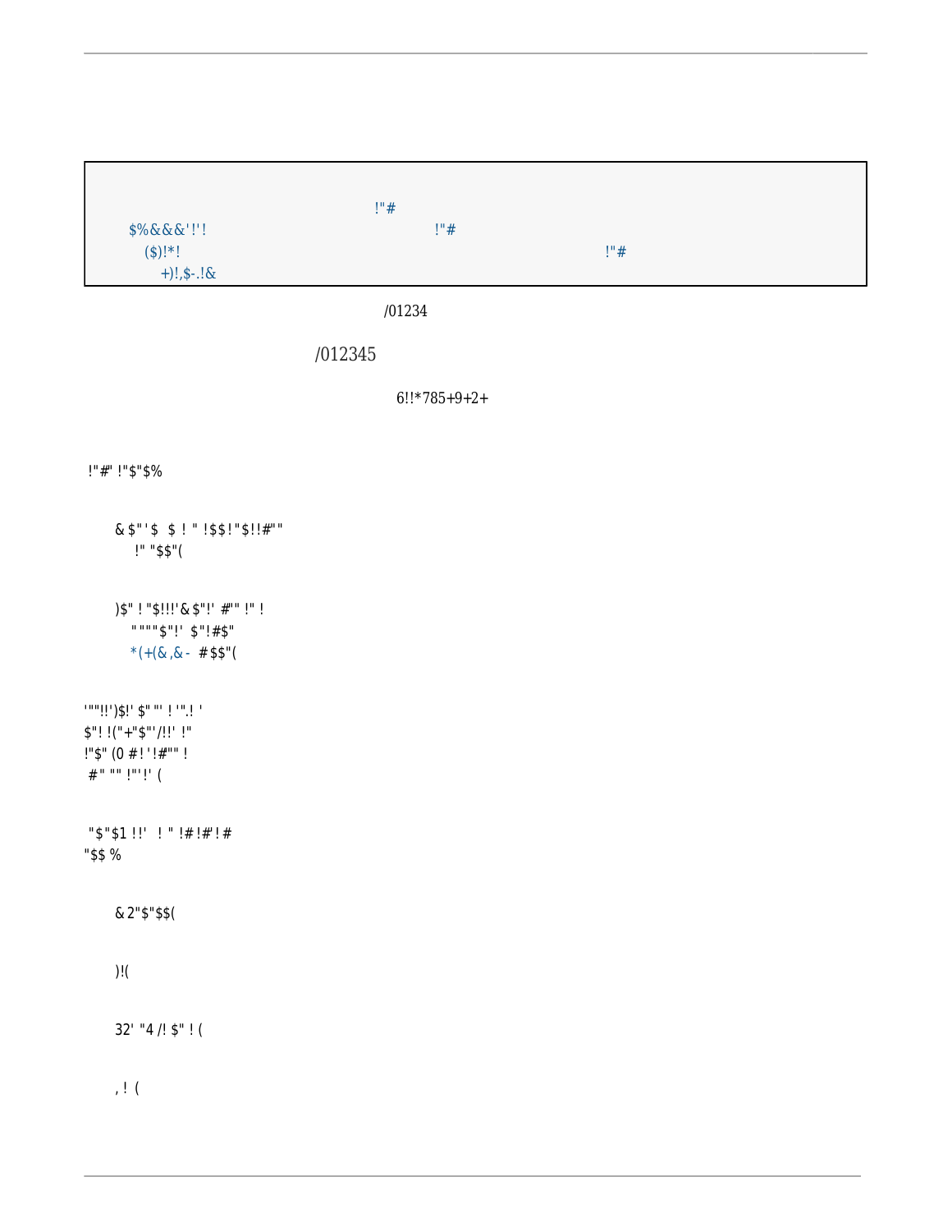!"#
$%&&&'!'!  !"#
($)!*!  !"#
+)!,$-.!&

/01234

/012345

6!!*785+9+2+

!"#' !"$"$%

& $"'$ $ ! " !$$!"$!!#""
!" "$$"(

)$" ! "$!!!'& $"!' #"" !" !
""""$"!' $"!#$"
*(+(& ,& - #$$"(

'""!!')$!' $" "' ! '".! '
$"! !("+"$"'/!!' !"
!"$" (0 #! '!#"" !
#" "" !"'!' (

"$"$1 !!' ! " !# !#' ! #
"$$ %

& 2"$"$$(

)!(

32' "4 /! $" ! (

, ! (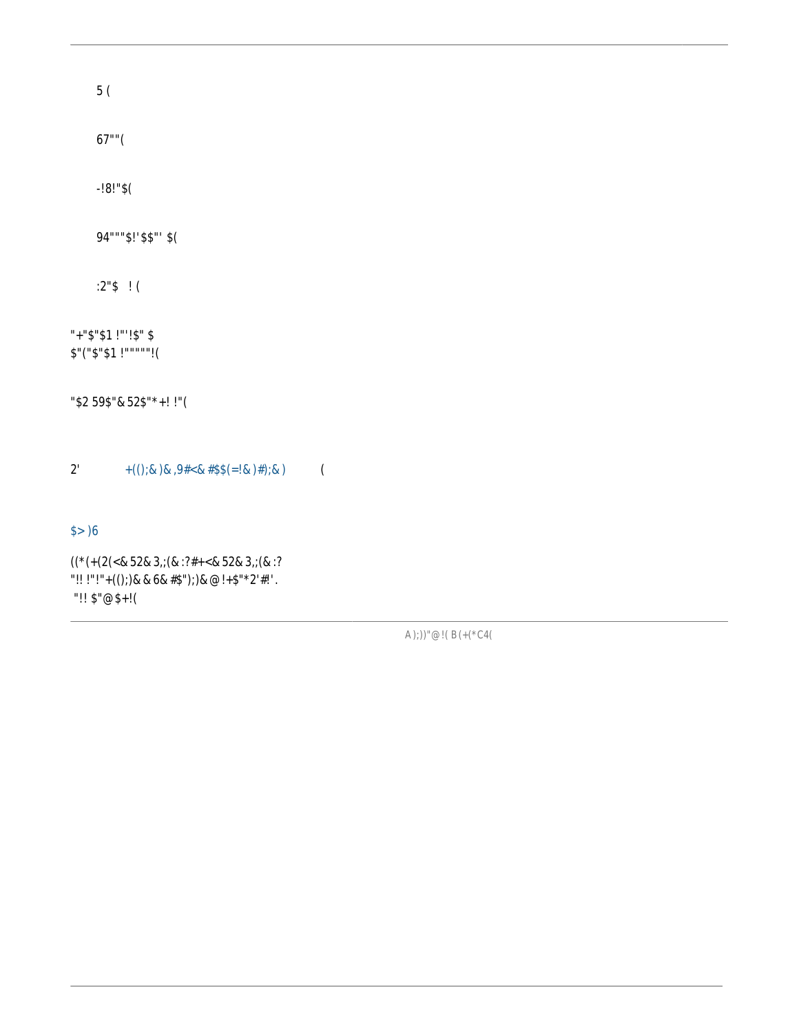5 (

67""(

-!8!"$(

94"""$!'$$"' $(

:2"$ ! (

"+"$"$1 !"'!$" $
$"("$"$1 !"""""!(

"$2 59$"&52$"*+! !"(

2' +(();&)&,9#<&#$$(=!&)#);&) (

$>)6

((*(+(2(<&52&3,;(&:?#+<&52&3,;(&:?
"!! !"!"+(();)&&6&#$");)&@!+$"*2'#!'.
"!! $"@$+!(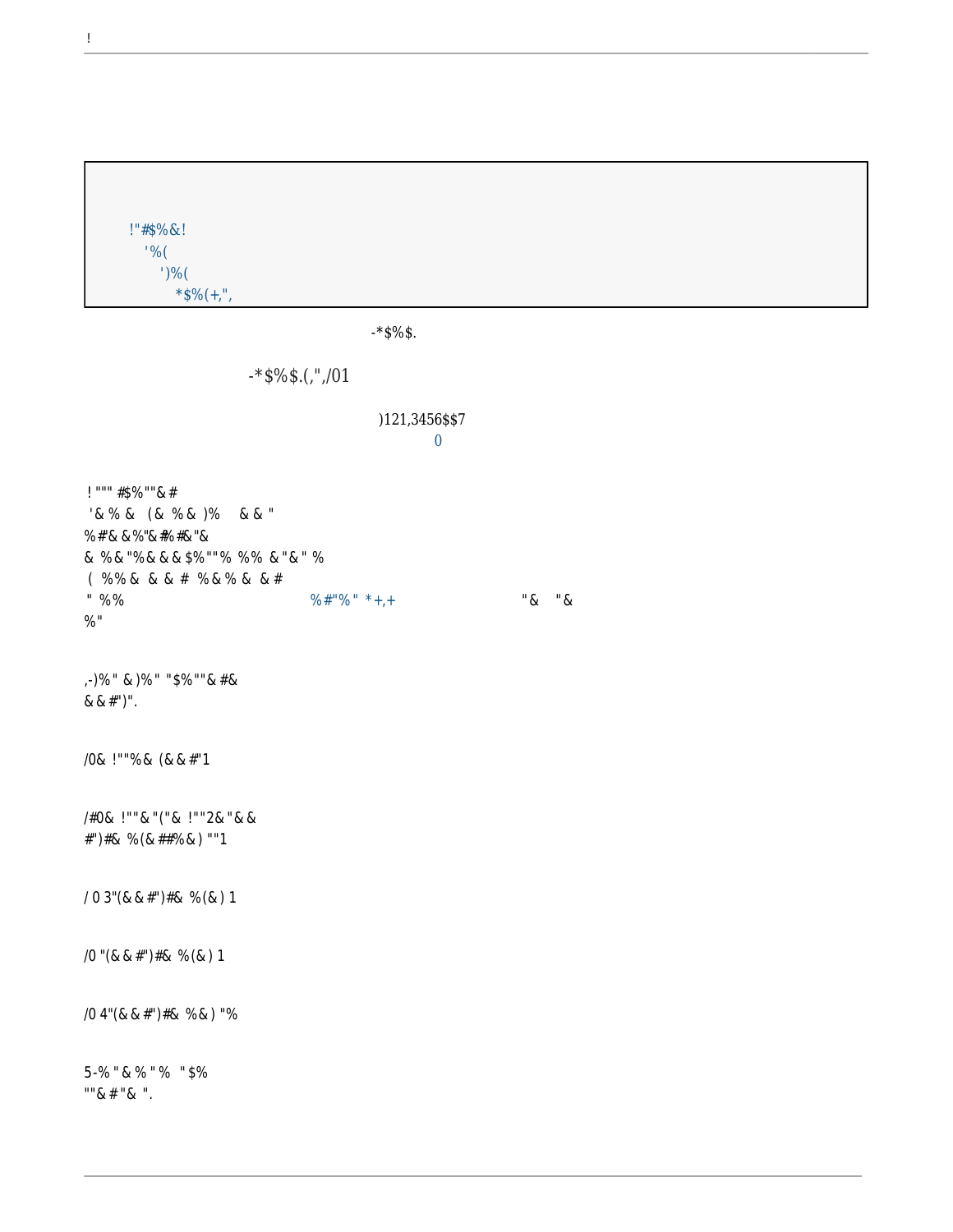!"#$%&!
 '%(
  ')%(
   *$%(+,",

-*$%$.

-*$%$.(,",/01

)121,3456$$7

0

! """ #$%""& #
 '& % &  (&  %&  )%   & & "
%#"& &%"&#%#&"&
&  %& "%& & & $%""%  %%  & "& " %
 (  %% &  & &  #  %& % &  & #
"  %%   %#"%"  *+,+   "&   "&
%"

,-)%" & )%"  "$%""& #&
& & #")".

/0& !""%& (& & #"1

/#0& !""& "("&  !""2& "& &
#")#&  %(& ##%& ) ""1

/ 0 3"(& & #")#&  %(& ) 1

/0 "(& & #")#&  %(& ) 1

/0 4"(& & #")#&  %& ) "%

5-% " & % " %   "$%
""& # "&  ".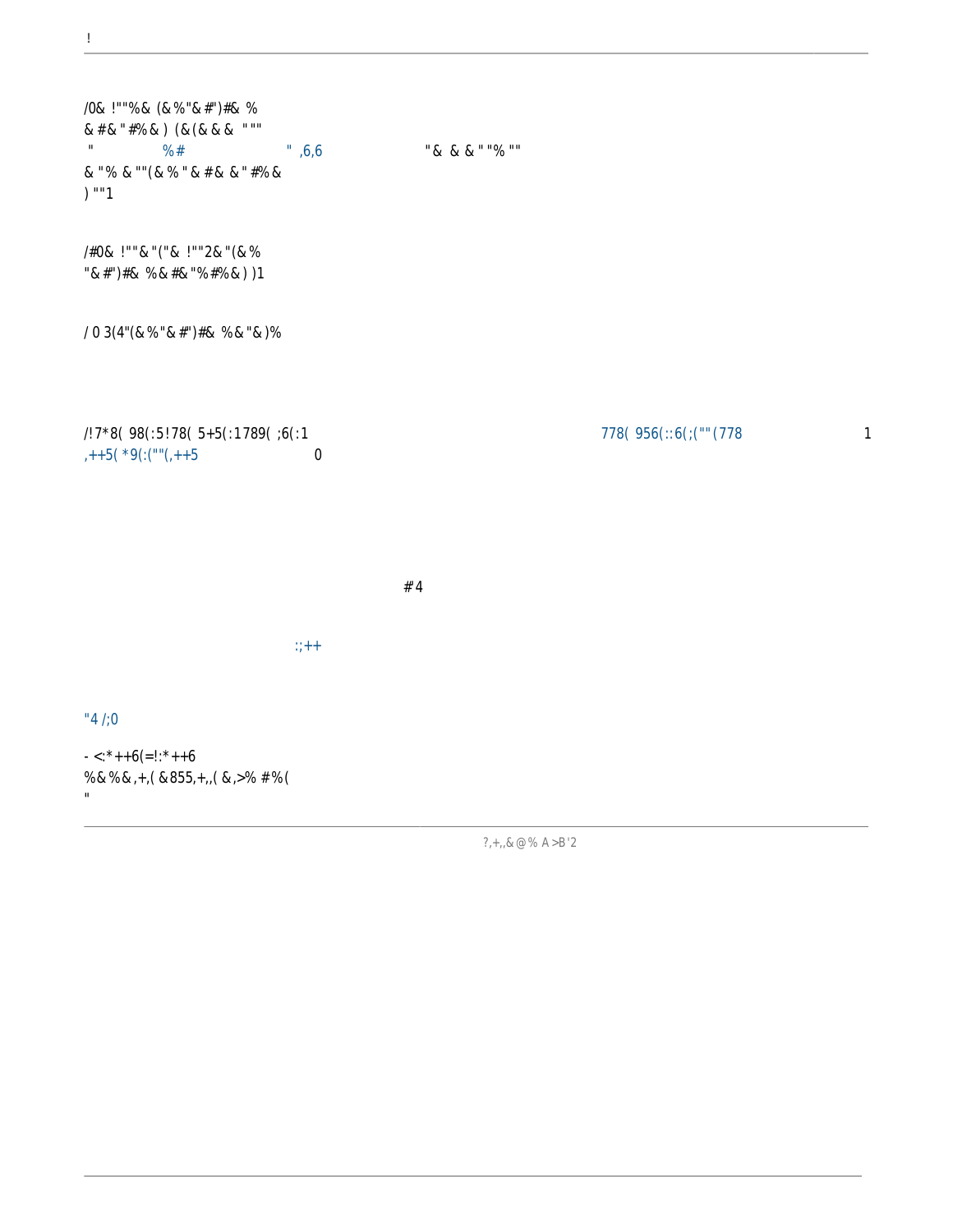/0& !""%& (&%"&#")#& %
& #&"#%&) (&(&&& """
" %# " ,6,6 "& & & ""% ""
& "% & ""(&%"&#& &"#%&
) ""1

/#0& !""&"("& !""2&"(&%
"&#")#& %&#&"%#%&) )1

/ 0 3(4"(&%"&#")#& %&"&)%

/!7*8( 98(:5!78( 5+5(:1789( ;6(:1 778( 956(::6(;(""(778 1
,++5( *9(:(""(,++5 0

#4

:;++

"4 /;0

- <:*++6(=!:*++6
%&%&,+,( &855,+,,( &,>% #%(
"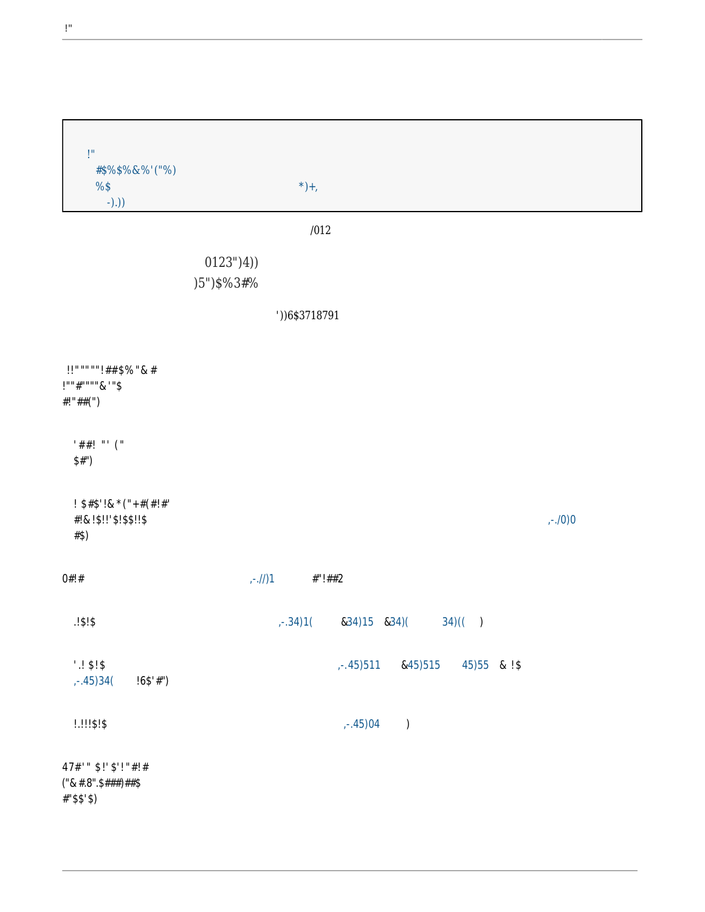!"
#$%$%&%'("%)
%$ *)+,
-).))

/012

0123")4))
)5")$%3#%

'))6$3718791

!!""""!##$%"& #
!""#"""&'"$
#!"##(")

'##! "' ("
$#")

! $#$'!&*("+#(#!#'
#!&!$!!'$!$$!!$ ,-./0)0
#$)

0#!# ,-.//)1 #"!##2

.!$!$ ,-.34)1( &34)15 &34)( 34)(( )

'.! $!$ ,-.45)511 &45)515 45)55 & !$
,-.45)34( !6$'#")

!.!!!$!$ ,-.45)04 )

47#'" $!'$!'"#!#
("&#.8".$###)##$
#"$$'$)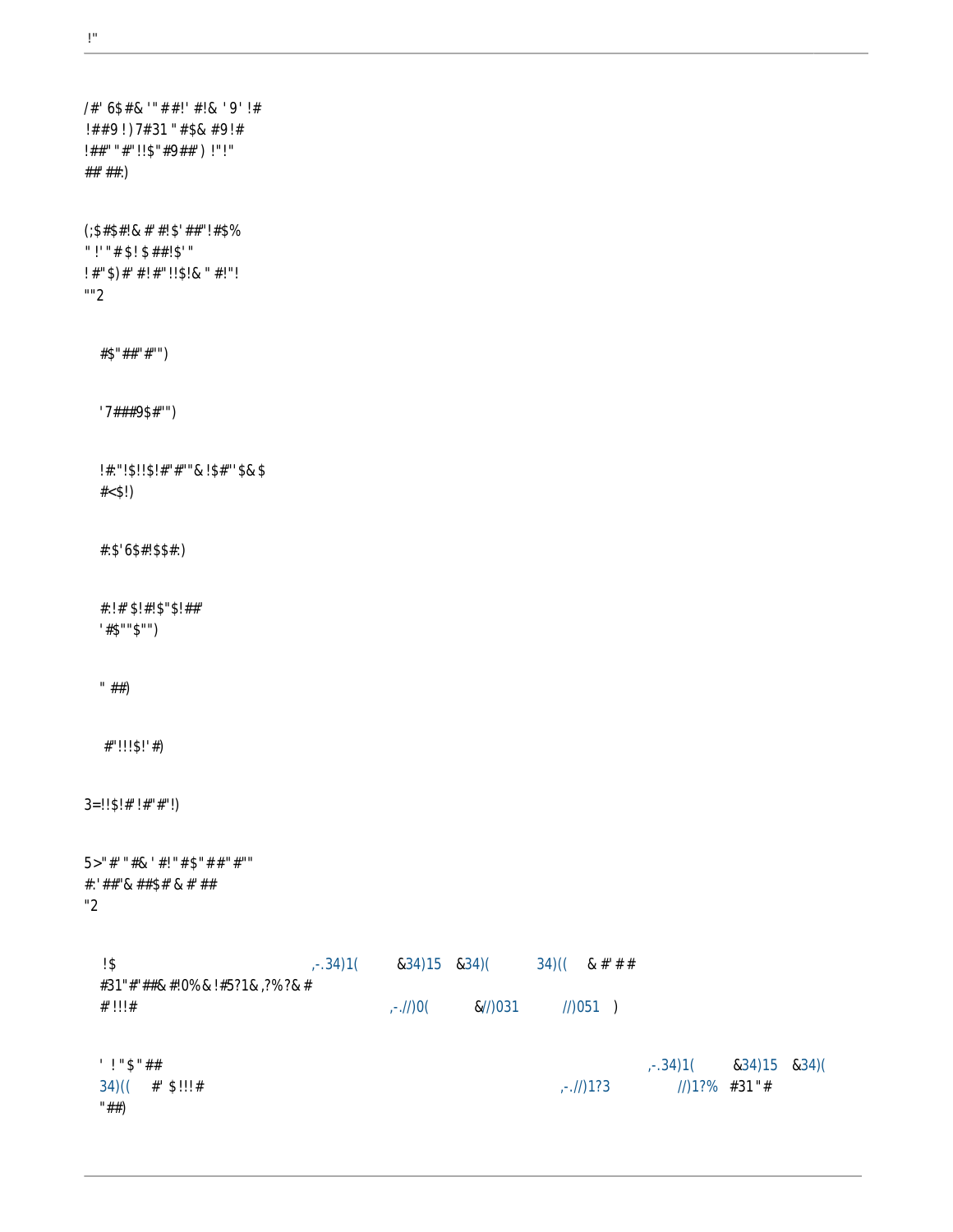/#' 6$ #& '" # #!' #!& ' 9' !#
!##9 !) 7#31 " #$& #9 !#
!##" "#" !!$"#9##' ) !"!"
## ##.)

(;$ #$#!& #' #!$' ##" ! #$%
" !' " # $! $ ##!$' "
! #" $) #' #! #" !!$!& " #!"!
""2

#$" ##" #" ")

' 7###9$#" ")

!#." !$!!$! #" #" "& !$#" '$& $
#<$!)

#.$' 6$#!$$#.)

#.! #' $! #!$" $! ##'
' #$" "$" ")

" ##)

#" !!!$!' #)

3=!!$! #' ! #" #" !)

5>" #' " #& ' #!" #$" ##" #" "
#.' ##" & ##$ #' & #' ##
"2

!$ ,-.34)1( &34)15 &34)( 34)(( & #' # #
#31" #" ##& #!0% & !#5?1& ,?% ?& #
#' !!!# ,-.//)0( &//)031 //)051 )

' ! " $" ## ,-.34)1( &34)15 &34)(
34)(( #' $!!! # ,-.//)1?3 //)1?% #31" #
"##)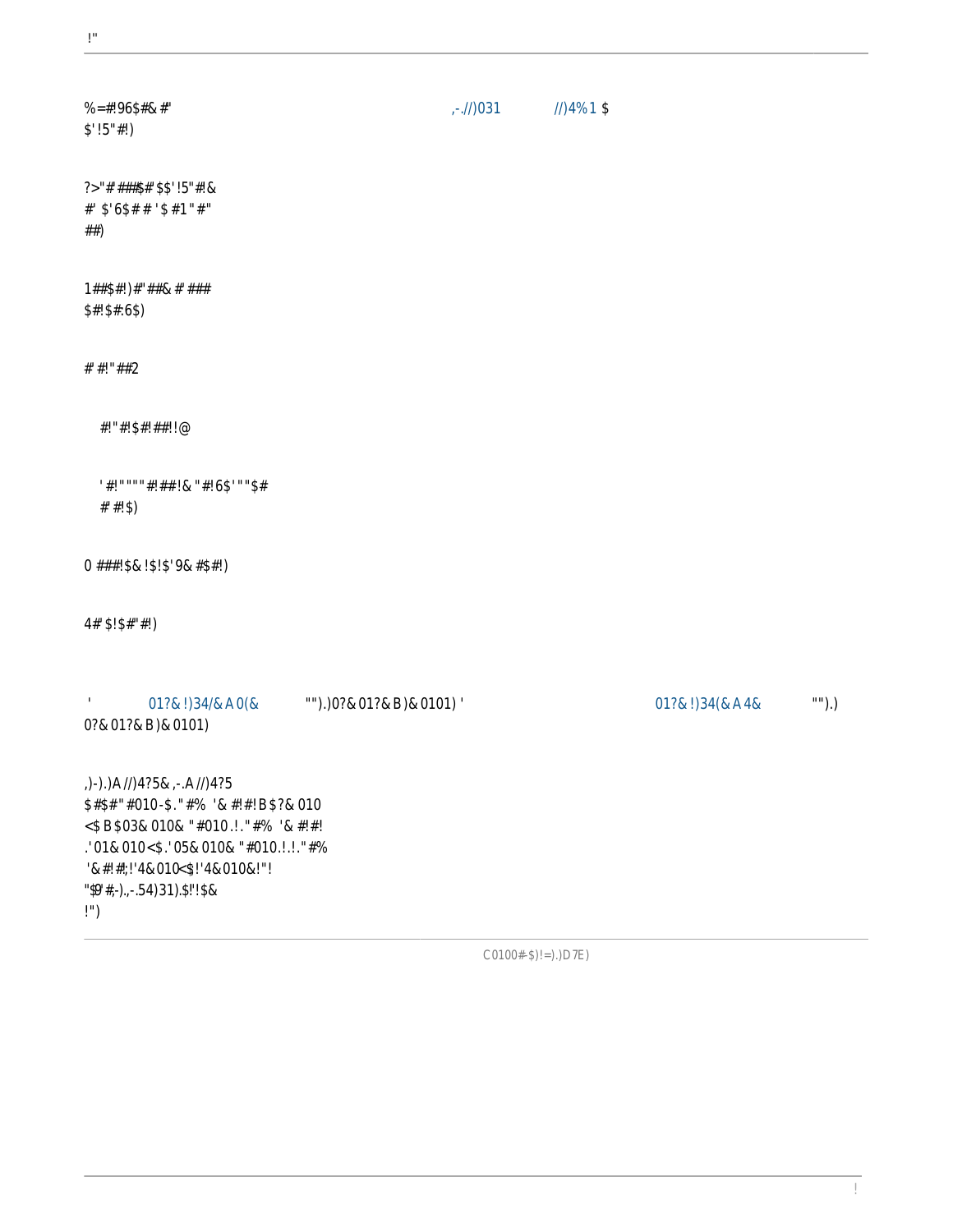%=#!96$#&#' ,-.//)031 //)4%1 $
$'!5"#!)

?>"####$#$$'!5"#!&
#' $'6$## '$#1"#"
##)

1##$#!)#"##&# ###
$#!$#.6$)

# #!"##2

#!"#!$#!##!!@

'#!""""#!##!&"#!6$'""$#
# #!$)

0 ###!$&!$!$'9& #$#!)

4#$!$#"#!)

' 01?&!)34/&A0(& "").)0?&01?&B)&0101) ' 01?&!)34(&A4& "").)0?&01?&B)&0101)

,)-).)A//)4?5&,-.A//)4?5
$#$#"#010-$."#% '&#!#!B$?&010
<$B$03&010&"#010.!."#% '&#!#!
.'01&010<$.'05&010&"#010.!.!."#%
'&#!#;!'4&010<$!'4&010&!"!
"$9'#,-).,-.54)31).$!'!$&
!")

C0100#$)!=).)D7E)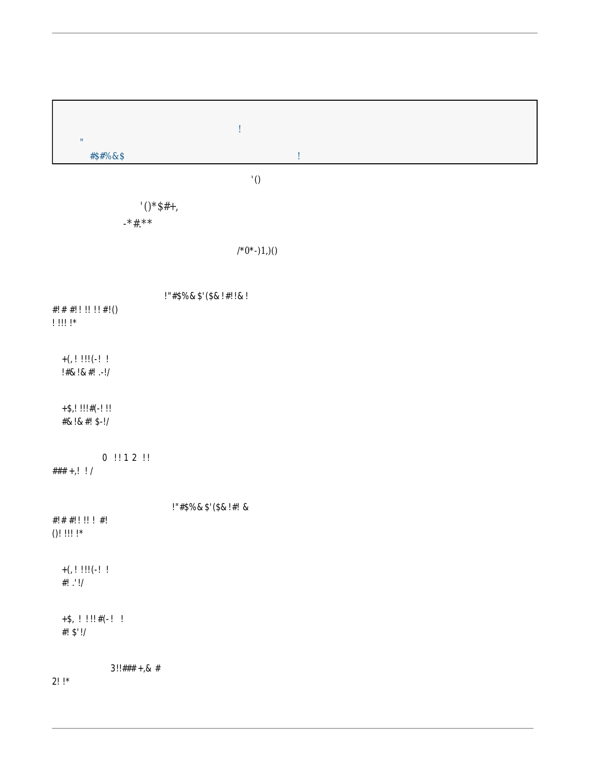!

"

#$#%&$ !

'()

'()*$#+,

-*#.**

/*0*-)1,)()

!"#$%&$'($&!#!!&!

#!##!!!!!!#!()

!!!!!*

+(,!!!!(-!!

!#&!&#!.-!/

+$,!!!!#(-!!!

#&!&#!$-!/

0 !!12 !!

###+,!!/

!"#$%&$'($&!#!&

#!##!!!!!#!

()!!!!!*

+(,!!!!(-!!

#!.'!/

+$,!!!!#(-!!

#!$'!/

3!!###+,&#

2!!*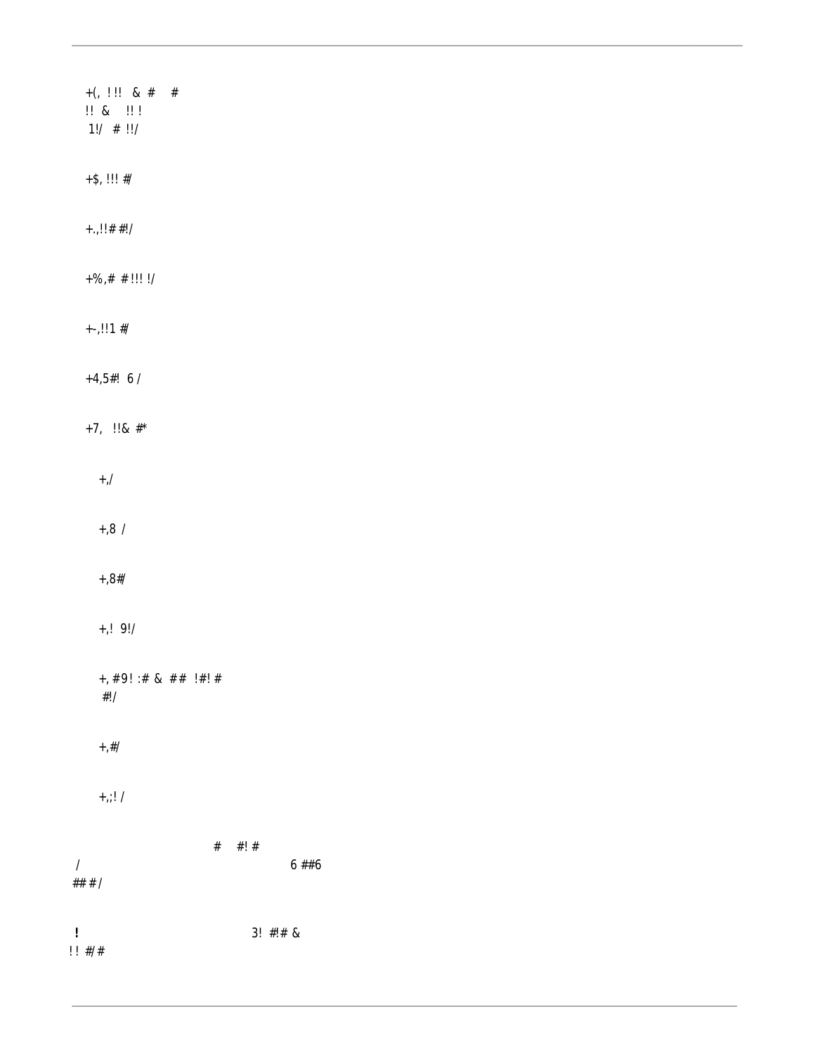+(, ! !! & # #
!! & !! !
1!/ # !!/

+$, !!! #/

+.,!!# #!/

+%,# # !!! !/

+-,!!1 #/

+4,5#! 6 /

+7, !!& #*

+,/

+,8 /

+,8#/

+,! 9!/

+, #9! :# & ## !#! #
#!/

+,#/

+,;! /

# #! #
/ 6 ##6
## # /

! 3! #!# &
! ! #/ #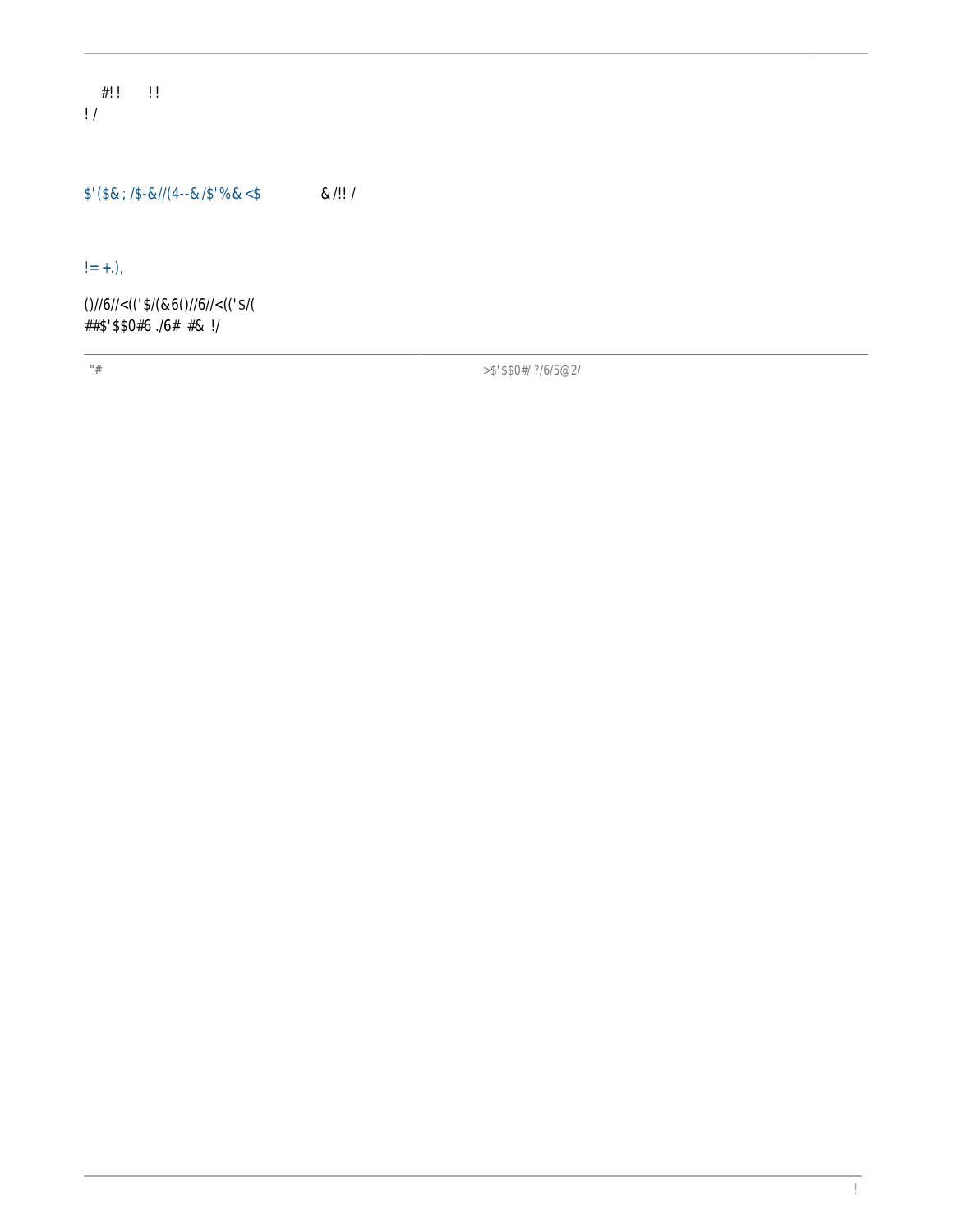#!!     !!
! /

$'($&; /$-&//(4--&/$'%&<$     &/!! /

!= +.),

()//6//<(('$/(&6()//6//<(('$/(
##$'$$0#6 ./6#  #& !/

| | |
|---|---|
| "# | >$'$$0#/ ?/6/5@2/ |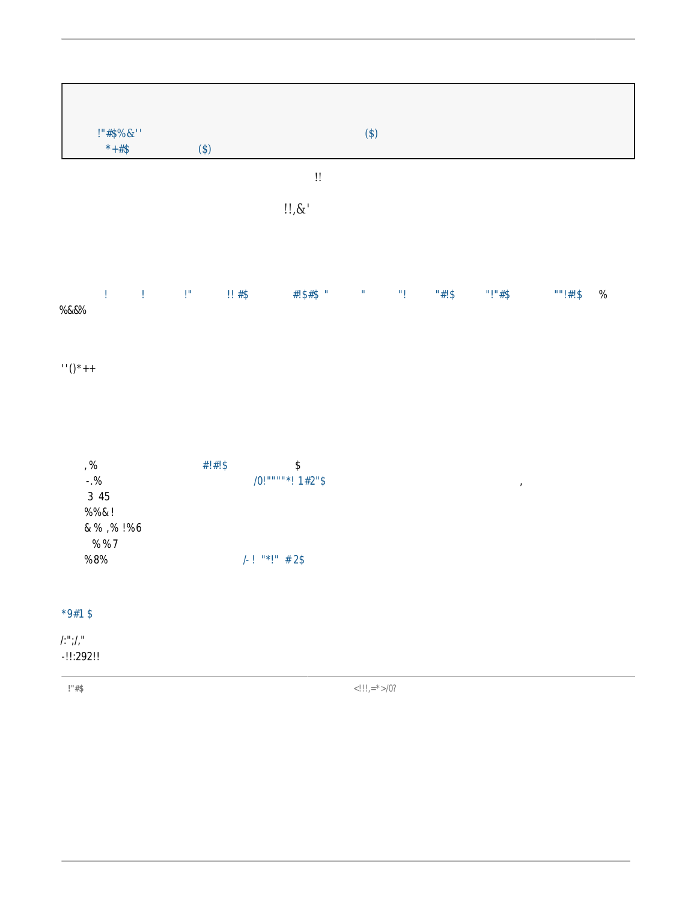!"#$%&'' ($)

*+#$ ($)

!!

!!,&'

! ! !" !! #$ #!$#$ " " "! "#!$ "!"#$ ""!#!$ %

%&&%

''()*++

- ,% #!#!$ $
- -.% /0!"""*! 1#2"$ ,
- 3 45
- %%&!
- &% ,% !%6
- %%7
- %8% /- ! "*!" #2$

*9#1 $

/:";/,"

-!!:292!!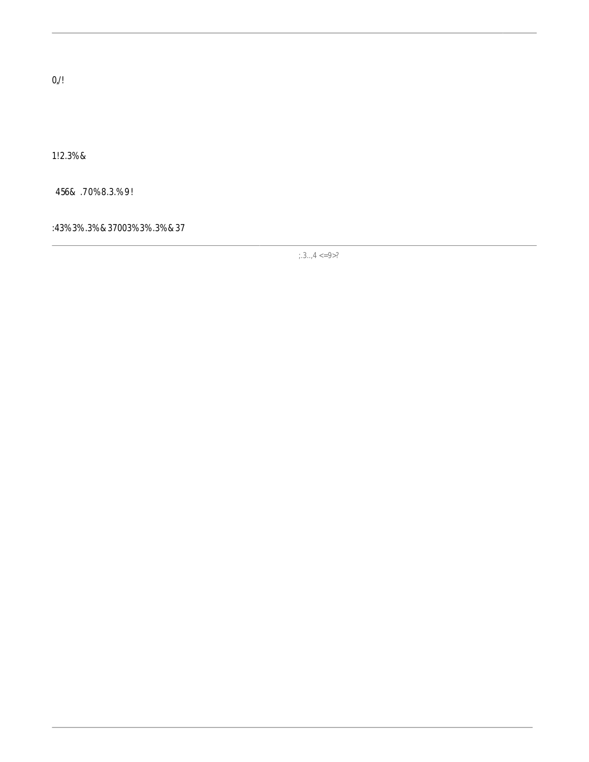0,/!

1!2.3%&

456& .70%8.3.%9!

:43%3%.3%&37003%3%.3%&37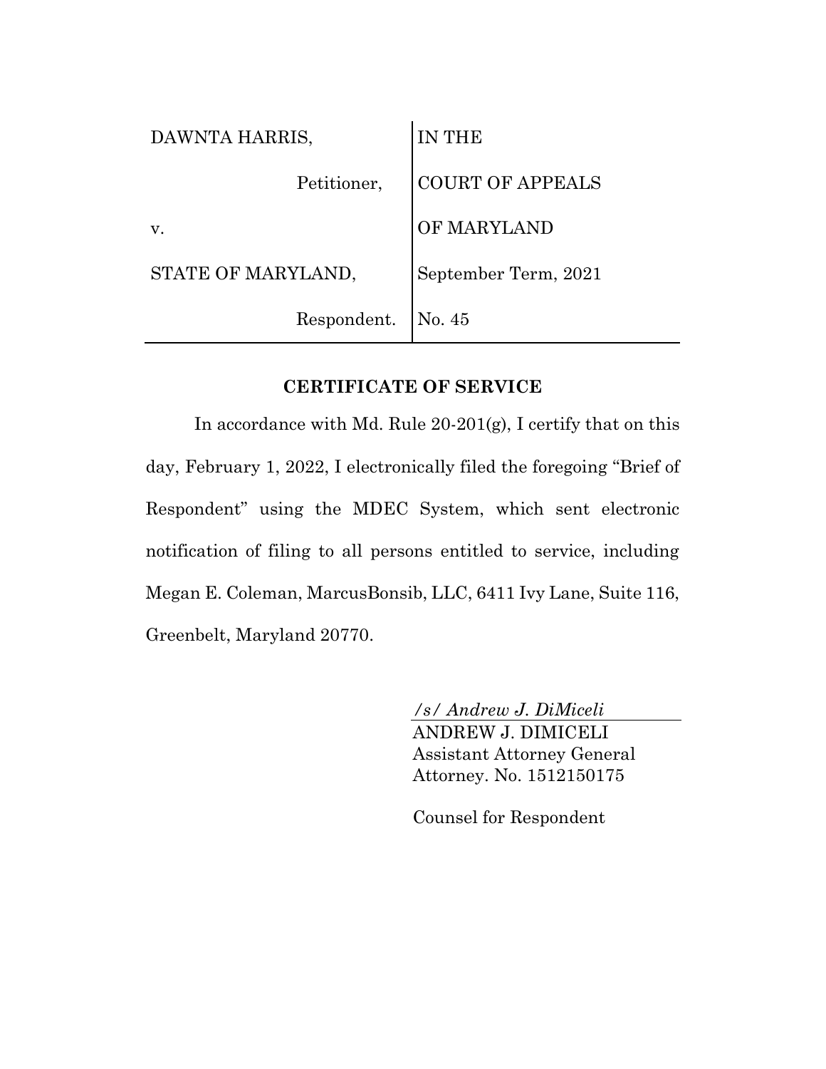| | |
|---|---|
| DAWNTA HARRIS, | IN THE |
| Petitioner, | COURT OF APPEALS |
| v. | OF MARYLAND |
| STATE OF MARYLAND, | September Term, 2021 |
| Respondent. | No. 45 |

**CERTIFICATE OF SERVICE**

In accordance with Md. Rule 20-201(g), I certify that on this day, February 1, 2022, I electronically filed the foregoing "Brief of Respondent" using the MDEC System, which sent electronic notification of filing to all persons entitled to service, including Megan E. Coleman, MarcusBonsib, LLC, 6411 Ivy Lane, Suite 116, Greenbelt, Maryland 20770.

*/s/ Andrew J. DiMiceli*
ANDREW J. DIMICELI
Assistant Attorney General
Attorney. No. 1512150175

Counsel for Respondent